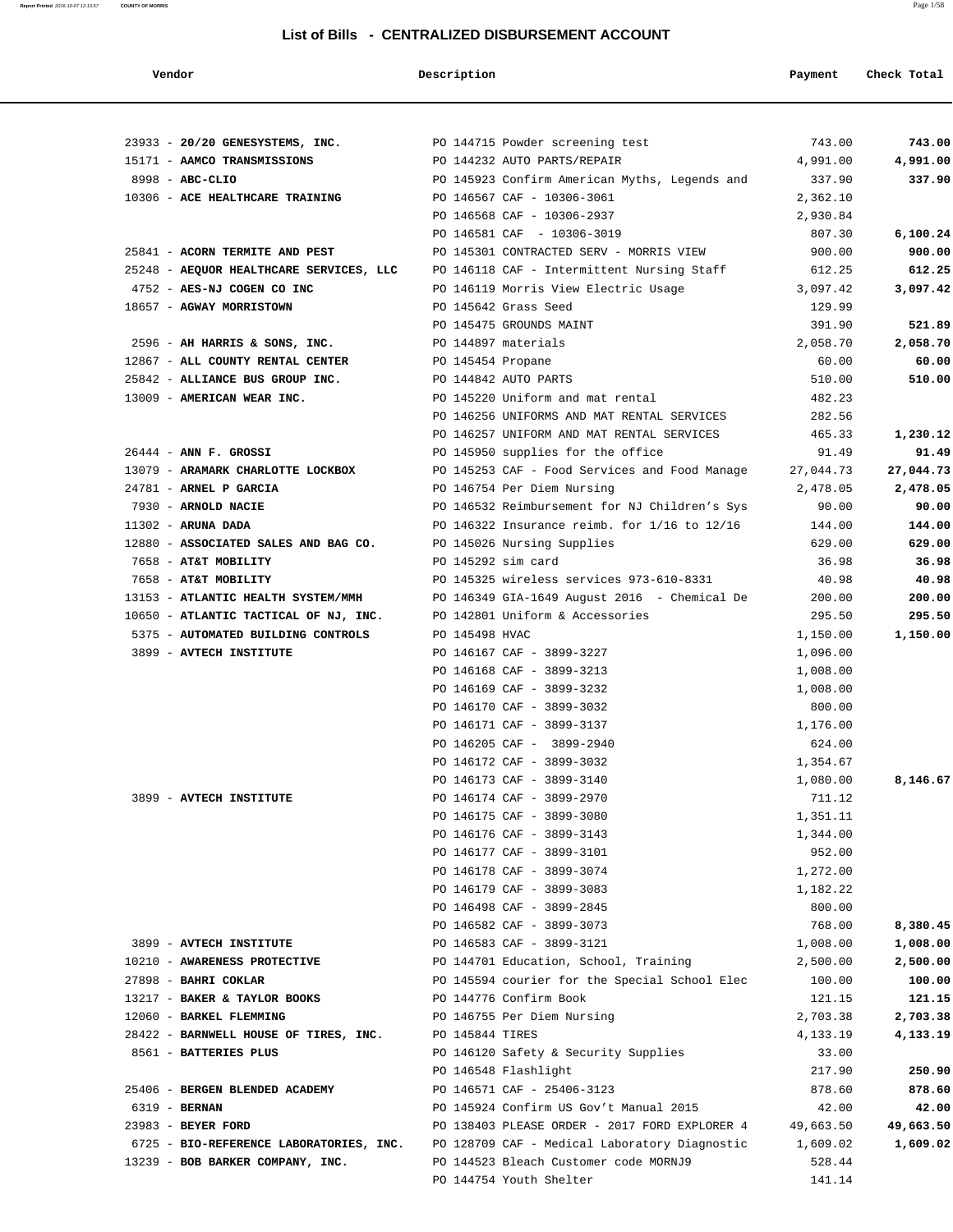# List of Bills - CENTRALIZED DISBURSEMENT ACCOUNT

| Vendor | Description | Payment | Check Total |
|---|---|---|---|
| 23933 - **20/20 GENESYSTEMS, INC.** | PO 144715 Powder screening test | 743.00 | **743.00** |
| 15171 - **AAMCO TRANSMISSIONS** | PO 144232 AUTO PARTS/REPAIR | 4,991.00 | **4,991.00** |
| 8998 - **ABC-CLIO** | PO 145923 Confirm American Myths, Legends and | 337.90 | **337.90** |
| 10306 - **ACE HEALTHCARE TRAINING** | PO 146567 CAF - 10306-3061 | 2,362.10 | |
| | PO 146568 CAF - 10306-2937 | 2,930.84 | |
| | PO 146581 CAF - 10306-3019 | 807.30 | **6,100.24** |
| 25841 - **ACORN TERMITE AND PEST** | PO 145301 CONTRACTED SERV - MORRIS VIEW | 900.00 | **900.00** |
| 25248 - **AEQUOR HEALTHCARE SERVICES, LLC** | PO 146118 CAF - Intermittent Nursing Staff | 612.25 | **612.25** |
| 4752 - **AES-NJ COGEN CO INC** | PO 146119 Morris View Electric Usage | 3,097.42 | **3,097.42** |
| 18657 - **AGWAY MORRISTOWN** | PO 145642 Grass Seed | 129.99 | |
| | PO 145475 GROUNDS MAINT | 391.90 | **521.89** |
| 2596 - **AH HARRIS & SONS, INC.** | PO 144897 materials | 2,058.70 | **2,058.70** |
| 12867 - **ALL COUNTY RENTAL CENTER** | PO 145454 Propane | 60.00 | **60.00** |
| 25842 - **ALLIANCE BUS GROUP INC.** | PO 144842 AUTO PARTS | 510.00 | **510.00** |
| 13009 - **AMERICAN WEAR INC.** | PO 145220 Uniform and mat rental | 482.23 | |
| | PO 146256 UNIFORMS AND MAT RENTAL SERVICES | 282.56 | |
| | PO 146257 UNIFORM AND MAT RENTAL SERVICES | 465.33 | **1,230.12** |
| 26444 - **ANN F. GROSSI** | PO 145950 supplies for the office | 91.49 | **91.49** |
| 13079 - **ARAMARK CHARLOTTE LOCKBOX** | PO 145253 CAF - Food Services and Food Manage | 27,044.73 | **27,044.73** |
| 24781 - **ARNEL P GARCIA** | PO 146754 Per Diem Nursing | 2,478.05 | **2,478.05** |
| 7930 - **ARNOLD NACIE** | PO 146532 Reimbursement for NJ Children's Sys | 90.00 | **90.00** |
| 11302 - **ARUNA DADA** | PO 146322 Insurance reimb. for 1/16 to 12/16 | 144.00 | **144.00** |
| 12880 - **ASSOCIATED SALES AND BAG CO.** | PO 145026 Nursing Supplies | 629.00 | **629.00** |
| 7658 - **AT&T MOBILITY** | PO 145292 sim card | 36.98 | **36.98** |
| 7658 - **AT&T MOBILITY** | PO 145325 wireless services 973-610-8331 | 40.98 | **40.98** |
| 13153 - **ATLANTIC HEALTH SYSTEM/MMH** | PO 146349 GIA-1649 August 2016 - Chemical De | 200.00 | **200.00** |
| 10650 - **ATLANTIC TACTICAL OF NJ, INC.** | PO 142801 Uniform & Accessories | 295.50 | **295.50** |
| 5375 - **AUTOMATED BUILDING CONTROLS** | PO 145498 HVAC | 1,150.00 | **1,150.00** |
| 3899 - **AVTECH INSTITUTE** | PO 146167 CAF - 3899-3227 | 1,096.00 | |
| | PO 146168 CAF - 3899-3213 | 1,008.00 | |
| | PO 146169 CAF - 3899-3232 | 1,008.00 | |
| | PO 146170 CAF - 3899-3032 | 800.00 | |
| | PO 146171 CAF - 3899-3137 | 1,176.00 | |
| | PO 146205 CAF - 3899-2940 | 624.00 | |
| | PO 146172 CAF - 3899-3032 | 1,354.67 | |
| | PO 146173 CAF - 3899-3140 | 1,080.00 | **8,146.67** |
| 3899 - **AVTECH INSTITUTE** | PO 146174 CAF - 3899-2970 | 711.12 | |
| | PO 146175 CAF - 3899-3080 | 1,351.11 | |
| | PO 146176 CAF - 3899-3143 | 1,344.00 | |
| | PO 146177 CAF - 3899-3101 | 952.00 | |
| | PO 146178 CAF - 3899-3074 | 1,272.00 | |
| | PO 146179 CAF - 3899-3083 | 1,182.22 | |
| | PO 146498 CAF - 3899-2845 | 800.00 | |
| | PO 146582 CAF - 3899-3073 | 768.00 | **8,380.45** |
| 3899 - **AVTECH INSTITUTE** | PO 146583 CAF - 3899-3121 | 1,008.00 | **1,008.00** |
| 10210 - **AWARENESS PROTECTIVE** | PO 144701 Education, School, Training | 2,500.00 | **2,500.00** |
| 27898 - **BAHRI COKLAR** | PO 145594 courier for the Special School Elec | 100.00 | **100.00** |
| 13217 - **BAKER & TAYLOR BOOKS** | PO 144776 Confirm Book | 121.15 | **121.15** |
| 12060 - **BARKEL FLEMMING** | PO 146755 Per Diem Nursing | 2,703.38 | **2,703.38** |
| 28422 - **BARNWELL HOUSE OF TIRES, INC.** | PO 145844 TIRES | 4,133.19 | **4,133.19** |
| 8561 - **BATTERIES PLUS** | PO 146120 Safety & Security Supplies | 33.00 | |
| | PO 146548 Flashlight | 217.90 | **250.90** |
| 25406 - **BERGEN BLENDED ACADEMY** | PO 146571 CAF - 25406-3123 | 878.60 | **878.60** |
| 6319 - **BERNAN** | PO 145924 Confirm US Gov't Manual 2015 | 42.00 | **42.00** |
| 23983 - **BEYER FORD** | PO 138403 PLEASE ORDER - 2017 FORD EXPLORER 4 | 49,663.50 | **49,663.50** |
| 6725 - **BIO-REFERENCE LABORATORIES, INC.** | PO 128709 CAF - Medical Laboratory Diagnostic | 1,609.02 | **1,609.02** |
| 13239 - **BOB BARKER COMPANY, INC.** | PO 144523 Bleach Customer code MORNJ9 | 528.44 | |
| | PO 144754 Youth Shelter | 141.14 | |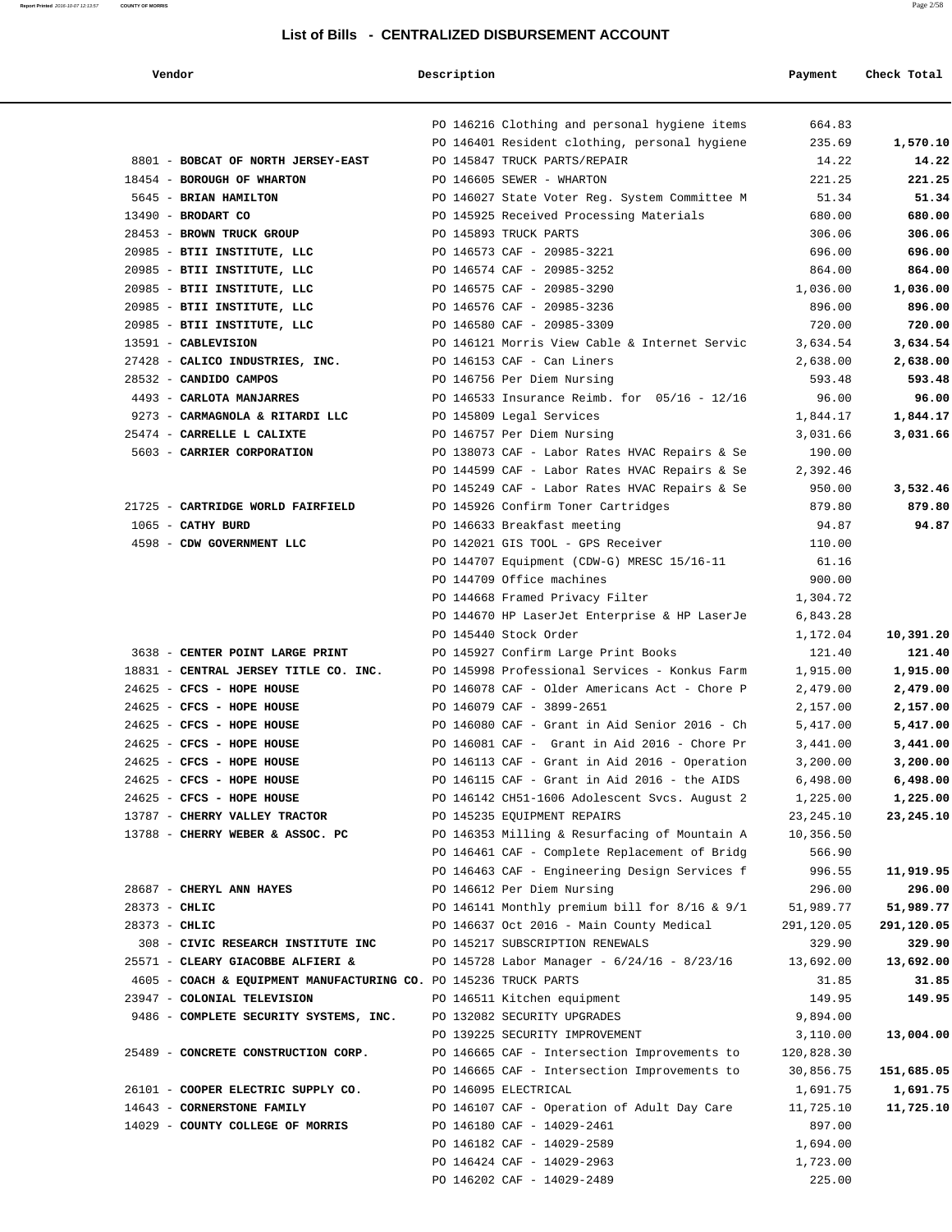## List of Bills - CENTRALIZED DISBURSEMENT ACCOUNT

| Vendor | Description | Payment | Check Total |
|---|---|---|---|
| | PO 146216 Clothing and personal hygiene items | 664.83 | |
| | PO 146401 Resident clothing, personal hygiene | 235.69 | **1,570.10** |
| 8801 - **BOBCAT OF NORTH JERSEY-EAST** | PO 145847 TRUCK PARTS/REPAIR | 14.22 | **14.22** |
| 18454 - **BOROUGH OF WHARTON** | PO 146605 SEWER - WHARTON | 221.25 | **221.25** |
| 5645 - **BRIAN HAMILTON** | PO 146027 State Voter Reg. System Committee M | 51.34 | **51.34** |
| 13490 - **BRODART CO** | PO 145925 Received Processing Materials | 680.00 | **680.00** |
| 28453 - **BROWN TRUCK GROUP** | PO 145893 TRUCK PARTS | 306.06 | **306.06** |
| 20985 - **BTII INSTITUTE, LLC** | PO 146573 CAF - 20985-3221 | 696.00 | **696.00** |
| 20985 - **BTII INSTITUTE, LLC** | PO 146574 CAF - 20985-3252 | 864.00 | **864.00** |
| 20985 - **BTII INSTITUTE, LLC** | PO 146575 CAF - 20985-3290 | 1,036.00 | **1,036.00** |
| 20985 - **BTII INSTITUTE, LLC** | PO 146576 CAF - 20985-3236 | 896.00 | **896.00** |
| 20985 - **BTII INSTITUTE, LLC** | PO 146580 CAF - 20985-3309 | 720.00 | **720.00** |
| 13591 - **CABLEVISION** | PO 146121 Morris View Cable & Internet Servic | 3,634.54 | **3,634.54** |
| 27428 - **CALICO INDUSTRIES, INC.** | PO 146153 CAF - Can Liners | 2,638.00 | **2,638.00** |
| 28532 - **CANDIDO CAMPOS** | PO 146756 Per Diem Nursing | 593.48 | **593.48** |
| 4493 - **CARLOTA MANJARRES** | PO 146533 Insurance Reimb. for 05/16 - 12/16 | 96.00 | **96.00** |
| 9273 - **CARMAGNOLA & RITARDI LLC** | PO 145809 Legal Services | 1,844.17 | **1,844.17** |
| 25474 - **CARRELLE L CALIXTE** | PO 146757 Per Diem Nursing | 3,031.66 | **3,031.66** |
| 5603 - **CARRIER CORPORATION** | PO 138073 CAF - Labor Rates HVAC Repairs & Se | 190.00 | |
| | PO 144599 CAF - Labor Rates HVAC Repairs & Se | 2,392.46 | |
| | PO 145249 CAF - Labor Rates HVAC Repairs & Se | 950.00 | **3,532.46** |
| 21725 - **CARTRIDGE WORLD FAIRFIELD** | PO 145926 Confirm Toner Cartridges | 879.80 | **879.80** |
| 1065 - **CATHY BURD** | PO 146633 Breakfast meeting | 94.87 | **94.87** |
| 4598 - **CDW GOVERNMENT LLC** | PO 142021 GIS TOOL - GPS Receiver | 110.00 | |
| | PO 144707 Equipment (CDW-G) MRESC 15/16-11 | 61.16 | |
| | PO 144709 Office machines | 900.00 | |
| | PO 144668 Framed Privacy Filter | 1,304.72 | |
| | PO 144670 HP LaserJet Enterprise & HP LaserJe | 6,843.28 | |
| | PO 145440 Stock Order | 1,172.04 | **10,391.20** |
| 3638 - **CENTER POINT LARGE PRINT** | PO 145927 Confirm Large Print Books | 121.40 | **121.40** |
| 18831 - **CENTRAL JERSEY TITLE CO. INC.** | PO 145998 Professional Services - Konkus Farm | 1,915.00 | **1,915.00** |
| 24625 - **CFCS - HOPE HOUSE** | PO 146078 CAF - Older Americans Act - Chore P | 2,479.00 | **2,479.00** |
| 24625 - **CFCS - HOPE HOUSE** | PO 146079 CAF - 3899-2651 | 2,157.00 | **2,157.00** |
| 24625 - **CFCS - HOPE HOUSE** | PO 146080 CAF - Grant in Aid Senior 2016 - Ch | 5,417.00 | **5,417.00** |
| 24625 - **CFCS - HOPE HOUSE** | PO 146081 CAF - Grant in Aid 2016 - Chore Pr | 3,441.00 | **3,441.00** |
| 24625 - **CFCS - HOPE HOUSE** | PO 146113 CAF - Grant in Aid 2016 - Operation | 3,200.00 | **3,200.00** |
| 24625 - **CFCS - HOPE HOUSE** | PO 146115 CAF - Grant in Aid 2016 - the AIDS | 6,498.00 | **6,498.00** |
| 24625 - **CFCS - HOPE HOUSE** | PO 146142 CH51-1606 Adolescent Svcs. August 2 | 1,225.00 | **1,225.00** |
| 13787 - **CHERRY VALLEY TRACTOR** | PO 145235 EQUIPMENT REPAIRS | 23,245.10 | **23,245.10** |
| 13788 - **CHERRY WEBER & ASSOC. PC** | PO 146353 Milling & Resurfacing of Mountain A | 10,356.50 | |
| | PO 146461 CAF - Complete Replacement of Bridg | 566.90 | |
| | PO 146463 CAF - Engineering Design Services f | 996.55 | **11,919.95** |
| 28687 - **CHERYL ANN HAYES** | PO 146612 Per Diem Nursing | 296.00 | **296.00** |
| 28373 - **CHLIC** | PO 146141 Monthly premium bill for 8/16 & 9/1 | 51,989.77 | **51,989.77** |
| 28373 - **CHLIC** | PO 146637 Oct 2016 - Main County Medical | 291,120.05 | **291,120.05** |
| 308 - **CIVIC RESEARCH INSTITUTE INC** | PO 145217 SUBSCRIPTION RENEWALS | 329.90 | **329.90** |
| 25571 - **CLEARY GIACOBBE ALFIERI &** | PO 145728 Labor Manager - 6/24/16 - 8/23/16 | 13,692.00 | **13,692.00** |
| 4605 - **COACH & EQUIPMENT MANUFACTURING CO.** | PO 145236 TRUCK PARTS | 31.85 | **31.85** |
| 23947 - **COLONIAL TELEVISION** | PO 146511 Kitchen equipment | 149.95 | **149.95** |
| 9486 - **COMPLETE SECURITY SYSTEMS, INC.** | PO 132082 SECURITY UPGRADES | 9,894.00 | |
| | PO 139225 SECURITY IMPROVEMENT | 3,110.00 | **13,004.00** |
| 25489 - **CONCRETE CONSTRUCTION CORP.** | PO 146665 CAF - Intersection Improvements to | 120,828.30 | |
| | PO 146665 CAF - Intersection Improvements to | 30,856.75 | **151,685.05** |
| 26101 - **COOPER ELECTRIC SUPPLY CO.** | PO 146095 ELECTRICAL | 1,691.75 | **1,691.75** |
| 14643 - **CORNERSTONE FAMILY** | PO 146107 CAF - Operation of Adult Day Care | 11,725.10 | **11,725.10** |
| 14029 - **COUNTY COLLEGE OF MORRIS** | PO 146180 CAF - 14029-2461 | 897.00 | |
| | PO 146182 CAF - 14029-2589 | 1,694.00 | |
| | PO 146424 CAF - 14029-2963 | 1,723.00 | |
| | PO 146202 CAF - 14029-2489 | 225.00 | |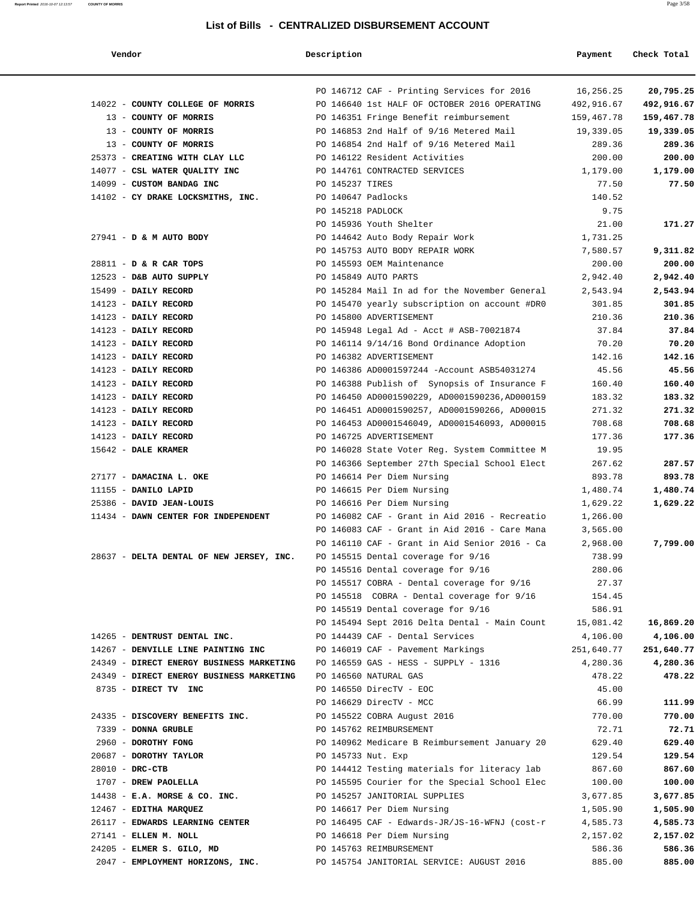## List of Bills - CENTRALIZED DISBURSEMENT ACCOUNT

| Vendor | Description | Payment | Check Total |
|---|---|---|---|
| | PO 146712 CAF - Printing Services for 2016 | 16,256.25 | **20,795.25** |
| 14022 - **COUNTY COLLEGE OF MORRIS** | PO 146640 1st HALF OF OCTOBER 2016 OPERATING | 492,916.67 | **492,916.67** |
| 13 - **COUNTY OF MORRIS** | PO 146351 Fringe Benefit reimbursement | 159,467.78 | **159,467.78** |
| 13 - **COUNTY OF MORRIS** | PO 146853 2nd Half of 9/16 Metered Mail | 19,339.05 | **19,339.05** |
| 13 - **COUNTY OF MORRIS** | PO 146854 2nd Half of 9/16 Metered Mail | 289.36 | **289.36** |
| 25373 - **CREATING WITH CLAY LLC** | PO 146122 Resident Activities | 200.00 | **200.00** |
| 14077 - **CSL WATER QUALITY INC** | PO 144761 CONTRACTED SERVICES | 1,179.00 | **1,179.00** |
| 14099 - **CUSTOM BANDAG INC** | PO 145237 TIRES | 77.50 | **77.50** |
| 14102 - **CY DRAKE LOCKSMITHS, INC.** | PO 140647 Padlocks | 140.52 | |
| | PO 145218 PADLOCK | 9.75 | |
| | PO 145936 Youth Shelter | 21.00 | **171.27** |
| 27941 - **D & M AUTO BODY** | PO 144642 Auto Body Repair Work | 1,731.25 | |
| | PO 145753 AUTO BODY REPAIR WORK | 7,580.57 | **9,311.82** |
| 28811 - **D & R CAR TOPS** | PO 145593 OEM Maintenance | 200.00 | **200.00** |
| 12523 - **D&B AUTO SUPPLY** | PO 145849 AUTO PARTS | 2,942.40 | **2,942.40** |
| 15499 - **DAILY RECORD** | PO 145284 Mail In ad for the November General | 2,543.94 | **2,543.94** |
| 14123 - **DAILY RECORD** | PO 145470 yearly subscription on account #DR0 | 301.85 | **301.85** |
| 14123 - **DAILY RECORD** | PO 145800 ADVERTISEMENT | 210.36 | **210.36** |
| 14123 - **DAILY RECORD** | PO 145948 Legal Ad - Acct # ASB-70021874 | 37.84 | **37.84** |
| 14123 - **DAILY RECORD** | PO 146114 9/14/16 Bond Ordinance Adoption | 70.20 | **70.20** |
| 14123 - **DAILY RECORD** | PO 146382 ADVERTISEMENT | 142.16 | **142.16** |
| 14123 - **DAILY RECORD** | PO 146386 AD0001597244 -Account ASB54031274 | 45.56 | **45.56** |
| 14123 - **DAILY RECORD** | PO 146388 Publish of Synopsis of Insurance F | 160.40 | **160.40** |
| 14123 - **DAILY RECORD** | PO 146450 AD0001590229, AD0001590236,AD000159 | 183.32 | **183.32** |
| 14123 - **DAILY RECORD** | PO 146451 AD0001590257, AD0001590266, AD00015 | 271.32 | **271.32** |
| 14123 - **DAILY RECORD** | PO 146453 AD0001546049, AD0001546093, AD00015 | 708.68 | **708.68** |
| 14123 - **DAILY RECORD** | PO 146725 ADVERTISEMENT | 177.36 | **177.36** |
| 15642 - **DALE KRAMER** | PO 146028 State Voter Reg. System Committee M | 19.95 | |
| | PO 146366 September 27th Special School Elect | 267.62 | **287.57** |
| 27177 - **DAMACINA L. OKE** | PO 146614 Per Diem Nursing | 893.78 | **893.78** |
| 11155 - **DANILO LAPID** | PO 146615 Per Diem Nursing | 1,480.74 | **1,480.74** |
| 25386 - **DAVID JEAN-LOUIS** | PO 146616 Per Diem Nursing | 1,629.22 | **1,629.22** |
| 11434 - **DAWN CENTER FOR INDEPENDENT** | PO 146082 CAF - Grant in Aid 2016 - Recreatio | 1,266.00 | |
| | PO 146083 CAF - Grant in Aid 2016 - Care Mana | 3,565.00 | |
| | PO 146110 CAF - Grant in Aid Senior 2016 - Ca | 2,968.00 | **7,799.00** |
| 28637 - **DELTA DENTAL OF NEW JERSEY, INC.** | PO 145515 Dental coverage for 9/16 | 738.99 | |
| | PO 145516 Dental coverage for 9/16 | 280.06 | |
| | PO 145517 COBRA - Dental coverage for 9/16 | 27.37 | |
| | PO 145518 COBRA - Dental coverage for 9/16 | 154.45 | |
| | PO 145519 Dental coverage for 9/16 | 586.91 | |
| | PO 145494 Sept 2016 Delta Dental - Main Count | 15,081.42 | **16,869.20** |
| 14265 - **DENTRUST DENTAL INC.** | PO 144439 CAF - Dental Services | 4,106.00 | **4,106.00** |
| 14267 - **DENVILLE LINE PAINTING INC** | PO 146019 CAF - Pavement Markings | 251,640.77 | **251,640.77** |
| 24349 - **DIRECT ENERGY BUSINESS MARKETING** | PO 146559 GAS - HESS - SUPPLY - 1316 | 4,280.36 | **4,280.36** |
| 24349 - **DIRECT ENERGY BUSINESS MARKETING** | PO 146560 NATURAL GAS | 478.22 | **478.22** |
| 8735 - **DIRECT TV INC** | PO 146550 DirecTV - EOC | 45.00 | |
| | PO 146629 DirecTV - MCC | 66.99 | **111.99** |
| 24335 - **DISCOVERY BENEFITS INC.** | PO 145522 COBRA August 2016 | 770.00 | **770.00** |
| 7339 - **DONNA GRUBLE** | PO 145762 REIMBURSEMENT | 72.71 | **72.71** |
| 2960 - **DOROTHY FONG** | PO 140962 Medicare B Reimbursement January 20 | 629.40 | **629.40** |
| 20687 - **DOROTHY TAYLOR** | PO 145733 Nut. Exp | 129.54 | **129.54** |
| 28010 - **DRC-CTB** | PO 144412 Testing materials for literacy lab | 867.60 | **867.60** |
| 1707 - **DREW PAOLELLA** | PO 145595 Courier for the Special School Elec | 100.00 | **100.00** |
| 14438 - **E.A. MORSE & CO. INC.** | PO 145257 JANITORIAL SUPPLIES | 3,677.85 | **3,677.85** |
| 12467 - **EDITHA MARQUEZ** | PO 146617 Per Diem Nursing | 1,505.90 | **1,505.90** |
| 26117 - **EDWARDS LEARNING CENTER** | PO 146495 CAF - Edwards-JR/JS-16-WFNJ (cost-r | 4,585.73 | **4,585.73** |
| 27141 - **ELLEN M. NOLL** | PO 146618 Per Diem Nursing | 2,157.02 | **2,157.02** |
| 24205 - **ELMER S. GILO, MD** | PO 145763 REIMBURSEMENT | 586.36 | **586.36** |
| 2047 - **EMPLOYMENT HORIZONS, INC.** | PO 145754 JANITORIAL SERVICE: AUGUST 2016 | 885.00 | **885.00** |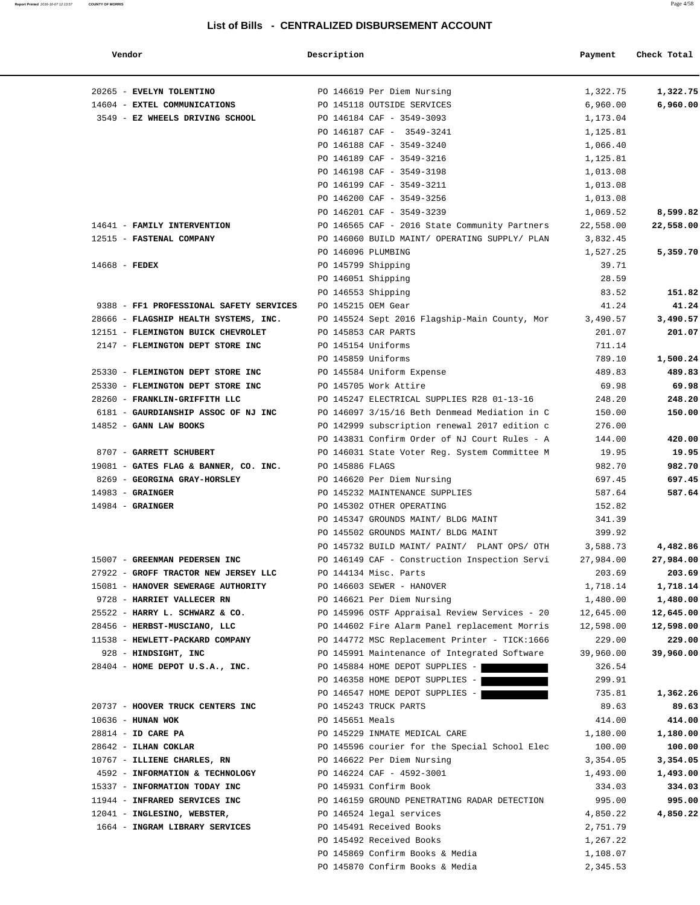# List of Bills - CENTRALIZED DISBURSEMENT ACCOUNT

| Vendor | Description | Payment | Check Total |
|---|---|---|---|
| 20265 - **EVELYN TOLENTINO** | PO 146619 Per Diem Nursing | 1,322.75 | **1,322.75** |
| 14604 - **EXTEL COMMUNICATIONS** | PO 145118 OUTSIDE SERVICES | 6,960.00 | **6,960.00** |
| 3549 - **EZ WHEELS DRIVING SCHOOL** | PO 146184 CAF - 3549-3093 | 1,173.04 | |
| | PO 146187 CAF - 3549-3241 | 1,125.81 | |
| | PO 146188 CAF - 3549-3240 | 1,066.40 | |
| | PO 146189 CAF - 3549-3216 | 1,125.81 | |
| | PO 146198 CAF - 3549-3198 | 1,013.08 | |
| | PO 146199 CAF - 3549-3211 | 1,013.08 | |
| | PO 146200 CAF - 3549-3256 | 1,013.08 | |
| | PO 146201 CAF - 3549-3239 | 1,069.52 | **8,599.82** |
| 14641 - **FAMILY INTERVENTION** | PO 146565 CAF - 2016 State Community Partners | 22,558.00 | **22,558.00** |
| 12515 - **FASTENAL COMPANY** | PO 146060 BUILD MAINT/ OPERATING SUPPLY/ PLAN | 3,832.45 | |
| | PO 146096 PLUMBING | 1,527.25 | **5,359.70** |
| 14668 - **FEDEX** | PO 145799 Shipping | 39.71 | |
| | PO 146051 Shipping | 28.59 | |
| | PO 146553 Shipping | 83.52 | **151.82** |
| 9388 - **FF1 PROFESSIONAL SAFETY SERVICES** | PO 145215 OEM Gear | 41.24 | **41.24** |
| 28666 - **FLAGSHIP HEALTH SYSTEMS, INC.** | PO 145524 Sept 2016 Flagship-Main County, Mor | 3,490.57 | **3,490.57** |
| 12151 - **FLEMINGTON BUICK CHEVROLET** | PO 145853 CAR PARTS | 201.07 | **201.07** |
| 2147 - **FLEMINGTON DEPT STORE INC** | PO 145154 Uniforms | 711.14 | |
| | PO 145859 Uniforms | 789.10 | **1,500.24** |
| 25330 - **FLEMINGTON DEPT STORE INC** | PO 145584 Uniform Expense | 489.83 | **489.83** |
| 25330 - **FLEMINGTON DEPT STORE INC** | PO 145705 Work Attire | 69.98 | **69.98** |
| 28260 - **FRANKLIN-GRIFFITH LLC** | PO 145247 ELECTRICAL SUPPLIES R28 01-13-16 | 248.20 | **248.20** |
| 6181 - **GAURDIANSHIP ASSOC OF NJ INC** | PO 146097 3/15/16 Beth Denmead Mediation in C | 150.00 | **150.00** |
| 14852 - **GANN LAW BOOKS** | PO 142999 subscription renewal 2017 edition c | 276.00 | |
| | PO 143831 Confirm Order of NJ Court Rules - A | 144.00 | **420.00** |
| 8707 - **GARRETT SCHUBERT** | PO 146031 State Voter Reg. System Committee M | 19.95 | **19.95** |
| 19081 - **GATES FLAG & BANNER, CO. INC.** | PO 145886 FLAGS | 982.70 | **982.70** |
| 8269 - **GEORGINA GRAY-HORSLEY** | PO 146620 Per Diem Nursing | 697.45 | **697.45** |
| 14983 - **GRAINGER** | PO 145232 MAINTENANCE SUPPLIES | 587.64 | **587.64** |
| 14984 - **GRAINGER** | PO 145302 OTHER OPERATING | 152.82 | |
| | PO 145347 GROUNDS MAINT/ BLDG MAINT | 341.39 | |
| | PO 145502 GROUNDS MAINT/ BLDG MAINT | 399.92 | |
| | PO 145732 BUILD MAINT/ PAINT/ PLANT OPS/ OTH | 3,588.73 | **4,482.86** |
| 15007 - **GREENMAN PEDERSEN INC** | PO 146149 CAF - Construction Inspection Servi | 27,984.00 | **27,984.00** |
| 27922 - **GROFF TRACTOR NEW JERSEY LLC** | PO 144134 Misc. Parts | 203.69 | **203.69** |
| 15081 - **HANOVER SEWERAGE AUTHORITY** | PO 146603 SEWER - HANOVER | 1,718.14 | **1,718.14** |
| 9728 - **HARRIET VALLECER RN** | PO 146621 Per Diem Nursing | 1,480.00 | **1,480.00** |
| 25522 - **HARRY L. SCHWARZ & CO.** | PO 145996 OSTF Appraisal Review Services - 20 | 12,645.00 | **12,645.00** |
| 28456 - **HERBST-MUSCIANO, LLC** | PO 144602 Fire Alarm Panel replacement Morris | 12,598.00 | **12,598.00** |
| 11538 - **HEWLETT-PACKARD COMPANY** | PO 144772 MSC Replacement Printer - TICK:1666 | 229.00 | **229.00** |
| 928 - **HINDSIGHT, INC** | PO 145991 Maintenance of Integrated Software | 39,960.00 | **39,960.00** |
| 28404 - **HOME DEPOT U.S.A., INC.** | PO 145884 HOME DEPOT SUPPLIES - | 326.54 | |
| | PO 146358 HOME DEPOT SUPPLIES - | 299.91 | |
| | PO 146547 HOME DEPOT SUPPLIES - | 735.81 | **1,362.26** |
| 20737 - **HOOVER TRUCK CENTERS INC** | PO 145243 TRUCK PARTS | 89.63 | **89.63** |
| 10636 - **HUNAN WOK** | PO 145651 Meals | 414.00 | **414.00** |
| 28814 - **ID CARE PA** | PO 145229 INMATE MEDICAL CARE | 1,180.00 | **1,180.00** |
| 28642 - **ILHAN COKLAR** | PO 145596 courier for the Special School Elec | 100.00 | **100.00** |
| 10767 - **ILLIENE CHARLES, RN** | PO 146622 Per Diem Nursing | 3,354.05 | **3,354.05** |
| 4592 - **INFORMATION & TECHNOLOGY** | PO 146224 CAF - 4592-3001 | 1,493.00 | **1,493.00** |
| 15337 - **INFORMATION TODAY INC** | PO 145931 Confirm Book | 334.03 | **334.03** |
| 11944 - **INFRARED SERVICES INC** | PO 146159 GROUND PENETRATING RADAR DETECTION | 995.00 | **995.00** |
| 12041 - **INGLESINO, WEBSTER,** | PO 146524 legal services | 4,850.22 | **4,850.22** |
| 1664 - **INGRAM LIBRARY SERVICES** | PO 145491 Received Books | 2,751.79 | |
| | PO 145492 Received Books | 1,267.22 | |
| | PO 145869 Confirm Books & Media | 1,108.07 | |
| | PO 145870 Confirm Books & Media | 2,345.53 | |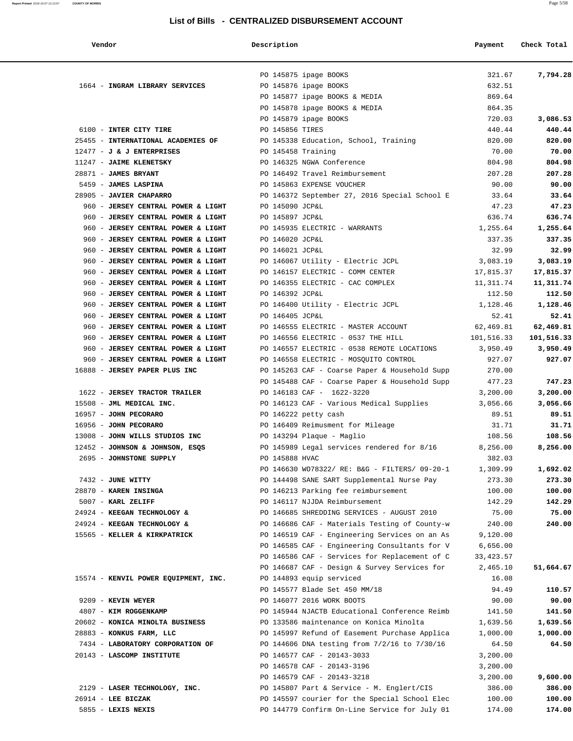## List of Bills - CENTRALIZED DISBURSEMENT ACCOUNT

| Vendor | Description | Payment | Check Total |
|---|---|---|---|
| | PO 145875 ipage BOOKS | 321.67 | 7,794.28 |
| 1664 - **INGRAM LIBRARY SERVICES** | PO 145876 ipage BOOKS | 632.51 | |
| | PO 145877 ipage BOOKS & MEDIA | 869.64 | |
| | PO 145878 ipage BOOKS & MEDIA | 864.35 | |
| | PO 145879 ipage BOOKS | 720.03 | 3,086.53 |
| 6100 - **INTER CITY TIRE** | PO 145856 TIRES | 440.44 | 440.44 |
| 25455 - **INTERNATIONAL ACADEMIES OF** | PO 145338 Education, School, Training | 820.00 | 820.00 |
| 12477 - **J & J ENTERPRISES** | PO 145458 Training | 70.00 | 70.00 |
| 11247 - **JAIME KLENETSKY** | PO 146325 NGWA Conference | 804.98 | 804.98 |
| 28871 - **JAMES BRYANT** | PO 146492 Travel Reimbursement | 207.28 | 207.28 |
| 5459 - **JAMES LASPINA** | PO 145863 EXPENSE VOUCHER | 90.00 | 90.00 |
| 28905 - **JAVIER CHAPARRO** | PO 146372 September 27, 2016 Special School E | 33.64 | 33.64 |
| 960 - **JERSEY CENTRAL POWER & LIGHT** | PO 145090 JCP&L | 47.23 | 47.23 |
| 960 - **JERSEY CENTRAL POWER & LIGHT** | PO 145897 JCP&L | 636.74 | 636.74 |
| 960 - **JERSEY CENTRAL POWER & LIGHT** | PO 145935 ELECTRIC - WARRANTS | 1,255.64 | 1,255.64 |
| 960 - **JERSEY CENTRAL POWER & LIGHT** | PO 146020 JCP&L | 337.35 | 337.35 |
| 960 - **JERSEY CENTRAL POWER & LIGHT** | PO 146021 JCP&L | 32.99 | 32.99 |
| 960 - **JERSEY CENTRAL POWER & LIGHT** | PO 146067 Utility - Electric JCPL | 3,083.19 | 3,083.19 |
| 960 - **JERSEY CENTRAL POWER & LIGHT** | PO 146157 ELECTRIC - COMM CENTER | 17,815.37 | 17,815.37 |
| 960 - **JERSEY CENTRAL POWER & LIGHT** | PO 146355 ELECTRIC - CAC COMPLEX | 11,311.74 | 11,311.74 |
| 960 - **JERSEY CENTRAL POWER & LIGHT** | PO 146392 JCP&L | 112.50 | 112.50 |
| 960 - **JERSEY CENTRAL POWER & LIGHT** | PO 146400 Utility - Electric JCPL | 1,128.46 | 1,128.46 |
| 960 - **JERSEY CENTRAL POWER & LIGHT** | PO 146405 JCP&L | 52.41 | 52.41 |
| 960 - **JERSEY CENTRAL POWER & LIGHT** | PO 146555 ELECTRIC - MASTER ACCOUNT | 62,469.81 | 62,469.81 |
| 960 - **JERSEY CENTRAL POWER & LIGHT** | PO 146556 ELECTRIC - 0537 THE HILL | 101,516.33 | 101,516.33 |
| 960 - **JERSEY CENTRAL POWER & LIGHT** | PO 146557 ELECTRIC - 0538 REMOTE LOCATIONS | 3,950.49 | 3,950.49 |
| 960 - **JERSEY CENTRAL POWER & LIGHT** | PO 146558 ELECTRIC - MOSQUITO CONTROL | 927.07 | 927.07 |
| 16888 - **JERSEY PAPER PLUS INC** | PO 145263 CAF - Coarse Paper & Household Supp | 270.00 | |
| | PO 145488 CAF - Coarse Paper & Household Supp | 477.23 | 747.23 |
| 1622 - **JERSEY TRACTOR TRAILER** | PO 146183 CAF - 1622-3220 | 3,200.00 | 3,200.00 |
| 15508 - **JML MEDICAL INC.** | PO 146123 CAF - Various Medical Supplies | 3,056.66 | 3,056.66 |
| 16957 - **JOHN PECORARO** | PO 146222 petty cash | 89.51 | 89.51 |
| 16956 - **JOHN PECORARO** | PO 146409 Reimusment for Mileage | 31.71 | 31.71 |
| 13008 - **JOHN WILLS STUDIOS INC** | PO 143294 Plaque - Maglio | 108.56 | 108.56 |
| 12452 - **JOHNSON & JOHNSON, ESQS** | PO 145989 Legal services rendered for 8/16 | 8,256.00 | 8,256.00 |
| 2695 - **JOHNSTONE SUPPLY** | PO 145888 HVAC | 382.03 | |
| | PO 146630 WO78322/ RE: B&G - FILTERS/ 09-20-1 | 1,309.99 | 1,692.02 |
| 7432 - **JUNE WITTY** | PO 144498 SANE SART Supplemental Nurse Pay | 273.30 | 273.30 |
| 28870 - **KAREN INSINGA** | PO 146213 Parking fee reimbursement | 100.00 | 100.00 |
| 5007 - **KARL ZELIFF** | PO 146117 NJJDA Reimbursement | 142.29 | 142.29 |
| 24924 - **KEEGAN TECHNOLOGY &** | PO 146685 SHREDDING SERVICES - AUGUST 2010 | 75.00 | 75.00 |
| 24924 - **KEEGAN TECHNOLOGY &** | PO 146686 CAF - Materials Testing of County-w | 240.00 | 240.00 |
| 15565 - **KELLER & KIRKPATRICK** | PO 146519 CAF - Engineering Services on an As | 9,120.00 | |
| | PO 146585 CAF - Engineering Consultants for V | 6,656.00 | |
| | PO 146586 CAF - Services for Replacement of C | 33,423.57 | |
| | PO 146687 CAF - Design & Survey Services for | 2,465.10 | 51,664.67 |
| 15574 - **KENVIL POWER EQUIPMENT, INC.** | PO 144893 equip serviced | 16.08 | |
| | PO 145577 Blade Set 450 MM/18 | 94.49 | 110.57 |
| 9209 - **KEVIN WEYER** | PO 146077 2016 WORK BOOTS | 90.00 | 90.00 |
| 4807 - **KIM ROGGENKAMP** | PO 145944 NJACTB Educational Conference Reimb | 141.50 | 141.50 |
| 20602 - **KONICA MINOLTA BUSINESS** | PO 133586 maintenance on Konica Minolta | 1,639.56 | 1,639.56 |
| 28883 - **KONKUS FARM, LLC** | PO 145997 Refund of Easement Purchase Applica | 1,000.00 | 1,000.00 |
| 7434 - **LABORATORY CORPORATION OF** | PO 144606 DNA testing from 7/2/16 to 7/30/16 | 64.50 | 64.50 |
| 20143 - **LASCOMP INSTITUTE** | PO 146577 CAF - 20143-3033 | 3,200.00 | |
| | PO 146578 CAF - 20143-3196 | 3,200.00 | |
| | PO 146579 CAF - 20143-3218 | 3,200.00 | 9,600.00 |
| 2129 - **LASER TECHNOLOGY, INC.** | PO 145807 Part & Service - M. Englert/CIS | 386.00 | 386.00 |
| 26914 - **LEE BICZAK** | PO 145597 courier for the Special School Elec | 100.00 | 100.00 |
| 5855 - **LEXIS NEXIS** | PO 144779 Confirm On-Line Service for July 01 | 174.00 | 174.00 |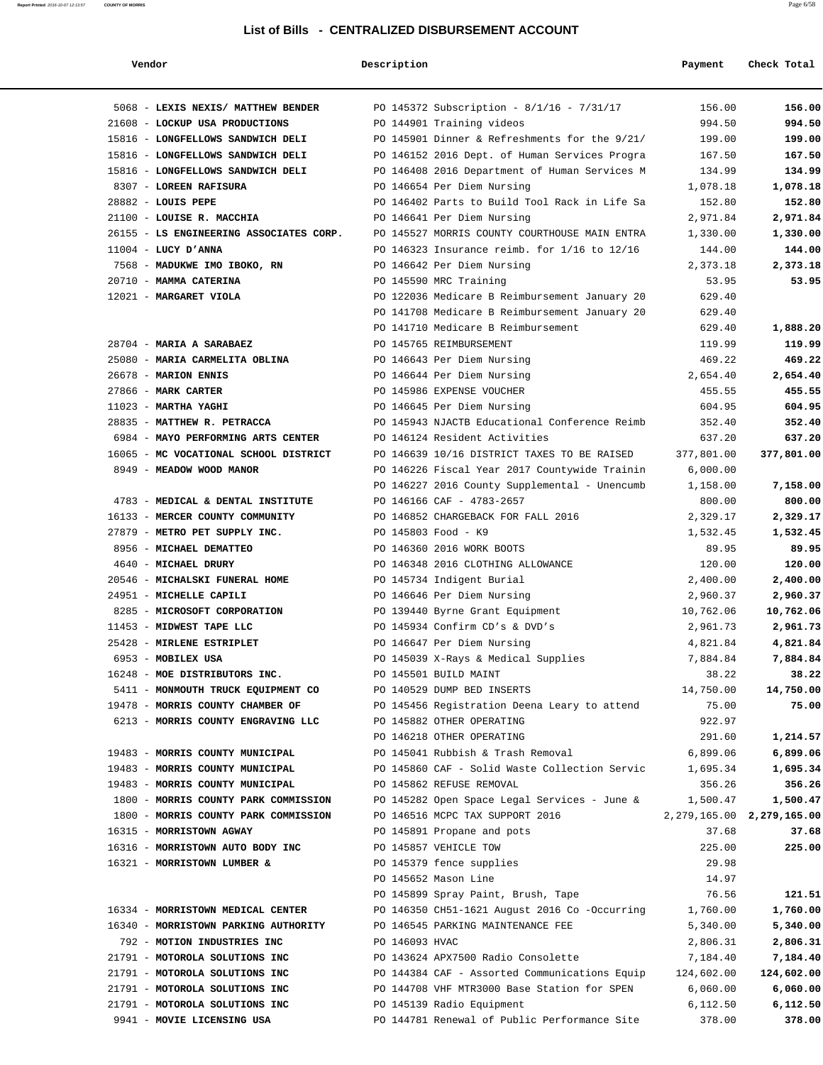## List of Bills - CENTRALIZED DISBURSEMENT ACCOUNT

| Vendor | Description | Payment | Check Total |
|---|---|---|---|
| 5068 - **LEXIS NEXIS/ MATTHEW BENDER** | PO 145372 Subscription - 8/1/16 - 7/31/17 | 156.00 | **156.00** |
| 21608 - **LOCKUP USA PRODUCTIONS** | PO 144901 Training videos | 994.50 | **994.50** |
| 15816 - **LONGFELLOWS SANDWICH DELI** | PO 145901 Dinner & Refreshments for the 9/21/ | 199.00 | **199.00** |
| 15816 - **LONGFELLOWS SANDWICH DELI** | PO 146152 2016 Dept. of Human Services Progra | 167.50 | **167.50** |
| 15816 - **LONGFELLOWS SANDWICH DELI** | PO 146408 2016 Department of Human Services M | 134.99 | **134.99** |
| 8307 - **LOREEN RAFISURA** | PO 146654 Per Diem Nursing | 1,078.18 | **1,078.18** |
| 28882 - **LOUIS PEPE** | PO 146402 Parts to Build Tool Rack in Life Sa | 152.80 | **152.80** |
| 21100 - **LOUISE R. MACCHIA** | PO 146641 Per Diem Nursing | 2,971.84 | **2,971.84** |
| 26155 - **LS ENGINEERING ASSOCIATES CORP.** | PO 145527 MORRIS COUNTY COURTHOUSE MAIN ENTRA | 1,330.00 | **1,330.00** |
| 11004 - **LUCY D'ANNA** | PO 146323 Insurance reimb. for 1/16 to 12/16 | 144.00 | **144.00** |
| 7568 - **MADUKWE IMO IBOKO, RN** | PO 146642 Per Diem Nursing | 2,373.18 | **2,373.18** |
| 20710 - **MAMMA CATERINA** | PO 145590 MRC Training | 53.95 | **53.95** |
| 12021 - **MARGARET VIOLA** | PO 122036 Medicare B Reimbursement January 20 | 629.40 | |
| | PO 141708 Medicare B Reimbursement January 20 | 629.40 | |
| | PO 141710 Medicare B Reimbursement | 629.40 | **1,888.20** |
| 28704 - **MARIA A SARABAEZ** | PO 145765 REIMBURSEMENT | 119.99 | **119.99** |
| 25080 - **MARIA CARMELITA OBLINA** | PO 146643 Per Diem Nursing | 469.22 | **469.22** |
| 26678 - **MARION ENNIS** | PO 146644 Per Diem Nursing | 2,654.40 | **2,654.40** |
| 27866 - **MARK CARTER** | PO 145986 EXPENSE VOUCHER | 455.55 | **455.55** |
| 11023 - **MARTHA YAGHI** | PO 146645 Per Diem Nursing | 604.95 | **604.95** |
| 28835 - **MATTHEW R. PETRACCA** | PO 145943 NJACTB Educational Conference Reimb | 352.40 | **352.40** |
| 6984 - **MAYO PERFORMING ARTS CENTER** | PO 146124 Resident Activities | 637.20 | **637.20** |
| 16065 - **MC VOCATIONAL SCHOOL DISTRICT** | PO 146639 10/16 DISTRICT TAXES TO BE RAISED | 377,801.00 | **377,801.00** |
| 8949 - **MEADOW WOOD MANOR** | PO 146226 Fiscal Year 2017 Countywide Trainin | 6,000.00 | |
| | PO 146227 2016 County Supplemental - Unencumb | 1,158.00 | **7,158.00** |
| 4783 - **MEDICAL & DENTAL INSTITUTE** | PO 146166 CAF - 4783-2657 | 800.00 | **800.00** |
| 16133 - **MERCER COUNTY COMMUNITY** | PO 146852 CHARGEBACK FOR FALL 2016 | 2,329.17 | **2,329.17** |
| 27879 - **METRO PET SUPPLY INC.** | PO 145803 Food - K9 | 1,532.45 | **1,532.45** |
| 8956 - **MICHAEL DEMATTEO** | PO 146360 2016 WORK BOOTS | 89.95 | **89.95** |
| 4640 - **MICHAEL DRURY** | PO 146348 2016 CLOTHING ALLOWANCE | 120.00 | **120.00** |
| 20546 - **MICHALSKI FUNERAL HOME** | PO 145734 Indigent Burial | 2,400.00 | **2,400.00** |
| 24951 - **MICHELLE CAPILI** | PO 146646 Per Diem Nursing | 2,960.37 | **2,960.37** |
| 8285 - **MICROSOFT CORPORATION** | PO 139440 Byrne Grant Equipment | 10,762.06 | **10,762.06** |
| 11453 - **MIDWEST TAPE LLC** | PO 145934 Confirm CD's & DVD's | 2,961.73 | **2,961.73** |
| 25428 - **MIRLENE ESTRIPLET** | PO 146647 Per Diem Nursing | 4,821.84 | **4,821.84** |
| 6953 - **MOBILEX USA** | PO 145039 X-Rays & Medical Supplies | 7,884.84 | **7,884.84** |
| 16248 - **MOE DISTRIBUTORS INC.** | PO 145501 BUILD MAINT | 38.22 | **38.22** |
| 5411 - **MONMOUTH TRUCK EQUIPMENT CO** | PO 140529 DUMP BED INSERTS | 14,750.00 | **14,750.00** |
| 19478 - **MORRIS COUNTY CHAMBER OF** | PO 145456 Registration Deena Leary to attend | 75.00 | **75.00** |
| 6213 - **MORRIS COUNTY ENGRAVING LLC** | PO 145882 OTHER OPERATING | 922.97 | |
| | PO 146218 OTHER OPERATING | 291.60 | **1,214.57** |
| 19483 - **MORRIS COUNTY MUNICIPAL** | PO 145041 Rubbish & Trash Removal | 6,899.06 | **6,899.06** |
| 19483 - **MORRIS COUNTY MUNICIPAL** | PO 145860 CAF - Solid Waste Collection Servic | 1,695.34 | **1,695.34** |
| 19483 - **MORRIS COUNTY MUNICIPAL** | PO 145862 REFUSE REMOVAL | 356.26 | **356.26** |
| 1800 - **MORRIS COUNTY PARK COMMISSION** | PO 145282 Open Space Legal Services - June & | 1,500.47 | **1,500.47** |
| 1800 - **MORRIS COUNTY PARK COMMISSION** | PO 146516 MCPC TAX SUPPORT 2016 | 2,279,165.00 | **2,279,165.00** |
| 16315 - **MORRISTOWN AGWAY** | PO 145891 Propane and pots | 37.68 | **37.68** |
| 16316 - **MORRISTOWN AUTO BODY INC** | PO 145857 VEHICLE TOW | 225.00 | **225.00** |
| 16321 - **MORRISTOWN LUMBER &** | PO 145379 fence supplies | 29.98 | |
| | PO 145652 Mason Line | 14.97 | |
| | PO 145899 Spray Paint, Brush, Tape | 76.56 | **121.51** |
| 16334 - **MORRISTOWN MEDICAL CENTER** | PO 146350 CH51-1621 August 2016 Co -Occurring | 1,760.00 | **1,760.00** |
| 16340 - **MORRISTOWN PARKING AUTHORITY** | PO 146545 PARKING MAINTENANCE FEE | 5,340.00 | **5,340.00** |
| 792 - **MOTION INDUSTRIES INC** | PO 146093 HVAC | 2,806.31 | **2,806.31** |
| 21791 - **MOTOROLA SOLUTIONS INC** | PO 143624 APX7500 Radio Consolette | 7,184.40 | **7,184.40** |
| 21791 - **MOTOROLA SOLUTIONS INC** | PO 144384 CAF - Assorted Communications Equip | 124,602.00 | **124,602.00** |
| 21791 - **MOTOROLA SOLUTIONS INC** | PO 144708 VHF MTR3000 Base Station for SPEN | 6,060.00 | **6,060.00** |
| 21791 - **MOTOROLA SOLUTIONS INC** | PO 145139 Radio Equipment | 6,112.50 | **6,112.50** |
| 9941 - **MOVIE LICENSING USA** | PO 144781 Renewal of Public Performance Site | 378.00 | **378.00** |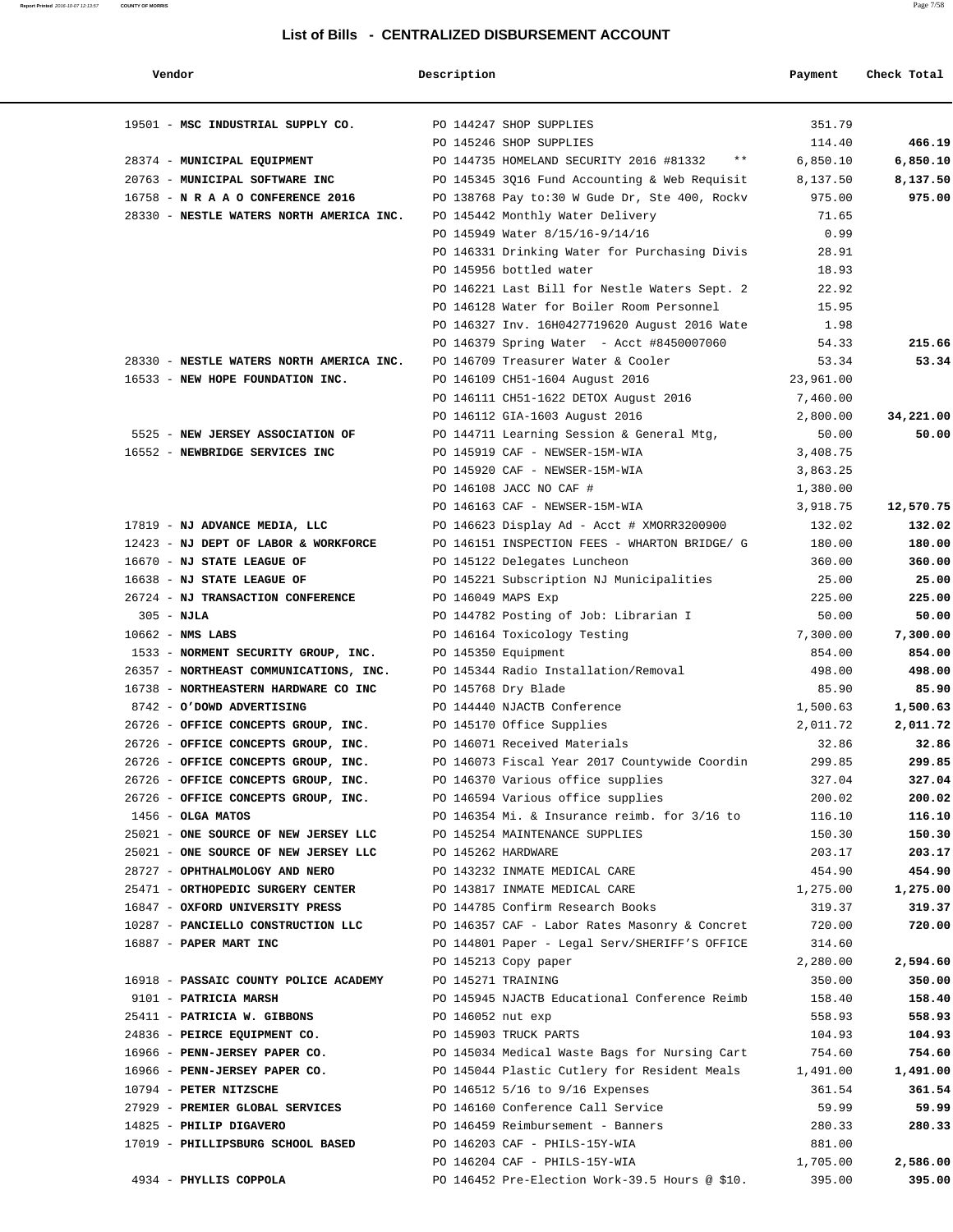## List of Bills - CENTRALIZED DISBURSEMENT ACCOUNT

| Vendor | Description | Payment | Check Total |
|---|---|---|---|
| 19501 - **MSC INDUSTRIAL SUPPLY CO.** | PO 144247 SHOP SUPPLIES | 351.79 | |
| | PO 145246 SHOP SUPPLIES | 114.40 | **466.19** |
| 28374 - **MUNICIPAL EQUIPMENT** | PO 144735 HOMELAND SECURITY 2016 #81332 ** | 6,850.10 | **6,850.10** |
| 20763 - **MUNICIPAL SOFTWARE INC** | PO 145345 3Q16 Fund Accounting & Web Requisit | 8,137.50 | **8,137.50** |
| 16758 - **N R A A O CONFERENCE 2016** | PO 138768 Pay to:30 W Gude Dr, Ste 400, Rockv | 975.00 | **975.00** |
| 28330 - **NESTLE WATERS NORTH AMERICA INC.** | PO 145442 Monthly Water Delivery | 71.65 | |
| | PO 145949 Water 8/15/16-9/14/16 | 0.99 | |
| | PO 146331 Drinking Water for Purchasing Divis | 28.91 | |
| | PO 145956 bottled water | 18.93 | |
| | PO 146221 Last Bill for Nestle Waters Sept. 2 | 22.92 | |
| | PO 146128 Water for Boiler Room Personnel | 15.95 | |
| | PO 146327 Inv. 16H0427719620 August 2016 Wate | 1.98 | |
| | PO 146379 Spring Water - Acct #8450007060 | 54.33 | **215.66** |
| 28330 - **NESTLE WATERS NORTH AMERICA INC.** | PO 146709 Treasurer Water & Cooler | 53.34 | **53.34** |
| 16533 - **NEW HOPE FOUNDATION INC.** | PO 146109 CH51-1604 August 2016 | 23,961.00 | |
| | PO 146111 CH51-1622 DETOX August 2016 | 7,460.00 | |
| | PO 146112 GIA-1603 August 2016 | 2,800.00 | **34,221.00** |
| 5525 - **NEW JERSEY ASSOCIATION OF** | PO 144711 Learning Session & General Mtg, | 50.00 | **50.00** |
| 16552 - **NEWBRIDGE SERVICES INC** | PO 145919 CAF - NEWSER-15M-WIA | 3,408.75 | |
| | PO 145920 CAF - NEWSER-15M-WIA | 3,863.25 | |
| | PO 146108 JACC NO CAF # | 1,380.00 | |
| | PO 146163 CAF - NEWSER-15M-WIA | 3,918.75 | **12,570.75** |
| 17819 - **NJ ADVANCE MEDIA, LLC** | PO 146623 Display Ad - Acct # XMORR3200900 | 132.02 | **132.02** |
| 12423 - **NJ DEPT OF LABOR & WORKFORCE** | PO 146151 INSPECTION FEES - WHARTON BRIDGE/ G | 180.00 | **180.00** |
| 16670 - **NJ STATE LEAGUE OF** | PO 145122 Delegates Luncheon | 360.00 | **360.00** |
| 16638 - **NJ STATE LEAGUE OF** | PO 145221 Subscription NJ Municipalities | 25.00 | **25.00** |
| 26724 - **NJ TRANSACTION CONFERENCE** | PO 146049 MAPS Exp | 225.00 | **225.00** |
| 305 - **NJLA** | PO 144782 Posting of Job: Librarian I | 50.00 | **50.00** |
| 10662 - **NMS LABS** | PO 146164 Toxicology Testing | 7,300.00 | **7,300.00** |
| 1533 - **NORMENT SECURITY GROUP, INC.** | PO 145350 Equipment | 854.00 | **854.00** |
| 26357 - **NORTHEAST COMMUNICATIONS, INC.** | PO 145344 Radio Installation/Removal | 498.00 | **498.00** |
| 16738 - **NORTHEASTERN HARDWARE CO INC** | PO 145768 Dry Blade | 85.90 | **85.90** |
| 8742 - **O'DOWD ADVERTISING** | PO 144440 NJACTB Conference | 1,500.63 | **1,500.63** |
| 26726 - **OFFICE CONCEPTS GROUP, INC.** | PO 145170 Office Supplies | 2,011.72 | **2,011.72** |
| 26726 - **OFFICE CONCEPTS GROUP, INC.** | PO 146071 Received Materials | 32.86 | **32.86** |
| 26726 - **OFFICE CONCEPTS GROUP, INC.** | PO 146073 Fiscal Year 2017 Countywide Coordin | 299.85 | **299.85** |
| 26726 - **OFFICE CONCEPTS GROUP, INC.** | PO 146370 Various office supplies | 327.04 | **327.04** |
| 26726 - **OFFICE CONCEPTS GROUP, INC.** | PO 146594 Various office supplies | 200.02 | **200.02** |
| 1456 - **OLGA MATOS** | PO 146354 Mi. & Insurance reimb. for 3/16 to | 116.10 | **116.10** |
| 25021 - **ONE SOURCE OF NEW JERSEY LLC** | PO 145254 MAINTENANCE SUPPLIES | 150.30 | **150.30** |
| 25021 - **ONE SOURCE OF NEW JERSEY LLC** | PO 145262 HARDWARE | 203.17 | **203.17** |
| 28727 - **OPHTHALMOLOGY AND NERO** | PO 143232 INMATE MEDICAL CARE | 454.90 | **454.90** |
| 25471 - **ORTHOPEDIC SURGERY CENTER** | PO 143817 INMATE MEDICAL CARE | 1,275.00 | **1,275.00** |
| 16847 - **OXFORD UNIVERSITY PRESS** | PO 144785 Confirm Research Books | 319.37 | **319.37** |
| 10287 - **PANCIELLO CONSTRUCTION LLC** | PO 146357 CAF - Labor Rates Masonry & Concret | 720.00 | **720.00** |
| 16887 - **PAPER MART INC** | PO 144801 Paper - Legal Serv/SHERIFF'S OFFICE | 314.60 | |
| | PO 145213 Copy paper | 2,280.00 | **2,594.60** |
| 16918 - **PASSAIC COUNTY POLICE ACADEMY** | PO 145271 TRAINING | 350.00 | **350.00** |
| 9101 - **PATRICIA MARSH** | PO 145945 NJACTB Educational Conference Reimb | 158.40 | **158.40** |
| 25411 - **PATRICIA W. GIBBONS** | PO 146052 nut exp | 558.93 | **558.93** |
| 24836 - **PEIRCE EQUIPMENT CO.** | PO 145903 TRUCK PARTS | 104.93 | **104.93** |
| 16966 - **PENN-JERSEY PAPER CO.** | PO 145034 Medical Waste Bags for Nursing Cart | 754.60 | **754.60** |
| 16966 - **PENN-JERSEY PAPER CO.** | PO 145044 Plastic Cutlery for Resident Meals | 1,491.00 | **1,491.00** |
| 10794 - **PETER NITZSCHE** | PO 146512 5/16 to 9/16 Expenses | 361.54 | **361.54** |
| 27929 - **PREMIER GLOBAL SERVICES** | PO 146160 Conference Call Service | 59.99 | **59.99** |
| 14825 - **PHILIP DIGAVERO** | PO 146459 Reimbursement - Banners | 280.33 | **280.33** |
| 17019 - **PHILLIPSBURG SCHOOL BASED** | PO 146203 CAF - PHILS-15Y-WIA | 881.00 | |
| | PO 146204 CAF - PHILS-15Y-WIA | 1,705.00 | **2,586.00** |
| 4934 - **PHYLLIS COPPOLA** | PO 146452 Pre-Election Work-39.5 Hours @ $10. | 395.00 | **395.00** |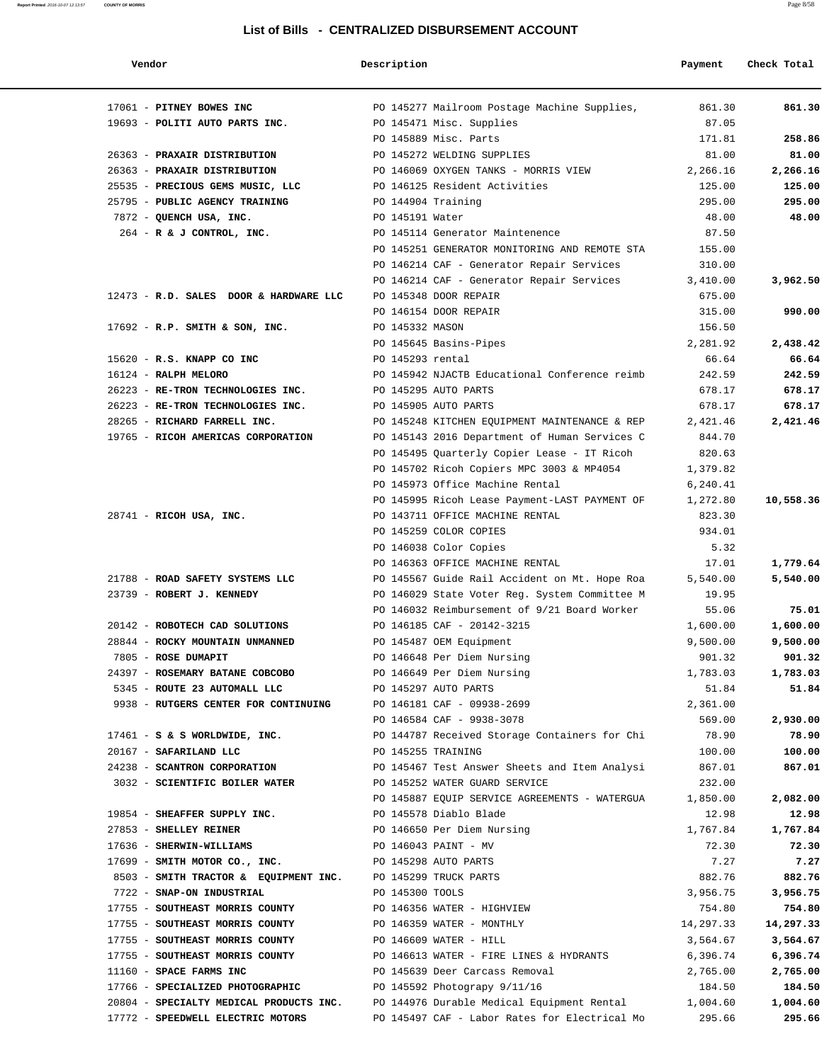# List of Bills - CENTRALIZED DISBURSEMENT ACCOUNT

| Vendor | Description | Payment | Check Total |
|---|---|---|---|
| 17061 - **PITNEY BOWES INC** | PO 145277 Mailroom Postage Machine Supplies, | 861.30 | **861.30** |
| 19693 - **POLITI AUTO PARTS INC.** | PO 145471 Misc. Supplies | 87.05 | |
| | PO 145889 Misc. Parts | 171.81 | **258.86** |
| 26363 - **PRAXAIR DISTRIBUTION** | PO 145272 WELDING SUPPLIES | 81.00 | **81.00** |
| 26363 - **PRAXAIR DISTRIBUTION** | PO 146069 OXYGEN TANKS - MORRIS VIEW | 2,266.16 | **2,266.16** |
| 25535 - **PRECIOUS GEMS MUSIC, LLC** | PO 146125 Resident Activities | 125.00 | **125.00** |
| 25795 - **PUBLIC AGENCY TRAINING** | PO 144904 Training | 295.00 | **295.00** |
| 7872 - **QUENCH USA, INC.** | PO 145191 Water | 48.00 | **48.00** |
| 264 - **R & J CONTROL, INC.** | PO 145114 Generator Maintenence | 87.50 | |
| | PO 145251 GENERATOR MONITORING AND REMOTE STA | 155.00 | |
| | PO 146214 CAF - Generator Repair Services | 310.00 | |
| | PO 146214 CAF - Generator Repair Services | 3,410.00 | **3,962.50** |
| 12473 - **R.D. SALES DOOR & HARDWARE LLC** | PO 145348 DOOR REPAIR | 675.00 | |
| | PO 146154 DOOR REPAIR | 315.00 | **990.00** |
| 17692 - **R.P. SMITH & SON, INC.** | PO 145332 MASON | 156.50 | |
| | PO 145645 Basins-Pipes | 2,281.92 | **2,438.42** |
| 15620 - **R.S. KNAPP CO INC** | PO 145293 rental | 66.64 | **66.64** |
| 16124 - **RALPH MELORO** | PO 145942 NJACTB Educational Conference reimb | 242.59 | **242.59** |
| 26223 - **RE-TRON TECHNOLOGIES INC.** | PO 145295 AUTO PARTS | 678.17 | **678.17** |
| 26223 - **RE-TRON TECHNOLOGIES INC.** | PO 145905 AUTO PARTS | 678.17 | **678.17** |
| 28265 - **RICHARD FARRELL INC.** | PO 145248 KITCHEN EQUIPMENT MAINTENANCE & REP | 2,421.46 | **2,421.46** |
| 19765 - **RICOH AMERICAS CORPORATION** | PO 145143 2016 Department of Human Services C | 844.70 | |
| | PO 145495 Quarterly Copier Lease - IT Ricoh | 820.63 | |
| | PO 145702 Ricoh Copiers MPC 3003 & MP4054 | 1,379.82 | |
| | PO 145973 Office Machine Rental | 6,240.41 | |
| | PO 145995 Ricoh Lease Payment-LAST PAYMENT OF | 1,272.80 | **10,558.36** |
| 28741 - **RICOH USA, INC.** | PO 143711 OFFICE MACHINE RENTAL | 823.30 | |
| | PO 145259 COLOR COPIES | 934.01 | |
| | PO 146038 Color Copies | 5.32 | |
| | PO 146363 OFFICE MACHINE RENTAL | 17.01 | **1,779.64** |
| 21788 - **ROAD SAFETY SYSTEMS LLC** | PO 145567 Guide Rail Accident on Mt. Hope Roa | 5,540.00 | **5,540.00** |
| 23739 - **ROBERT J. KENNEDY** | PO 146029 State Voter Reg. System Committee M | 19.95 | |
| | PO 146032 Reimbursement of 9/21 Board Worker | 55.06 | **75.01** |
| 20142 - **ROBOTECH CAD SOLUTIONS** | PO 146185 CAF - 20142-3215 | 1,600.00 | **1,600.00** |
| 28844 - **ROCKY MOUNTAIN UNMANNED** | PO 145487 OEM Equipment | 9,500.00 | **9,500.00** |
| 7805 - **ROSE DUMAPIT** | PO 146648 Per Diem Nursing | 901.32 | **901.32** |
| 24397 - **ROSEMARY BATANE COBCOBO** | PO 146649 Per Diem Nursing | 1,783.03 | **1,783.03** |
| 5345 - **ROUTE 23 AUTOMALL LLC** | PO 145297 AUTO PARTS | 51.84 | **51.84** |
| 9938 - **RUTGERS CENTER FOR CONTINUING** | PO 146181 CAF - 09938-2699 | 2,361.00 | |
| | PO 146584 CAF - 9938-3078 | 569.00 | **2,930.00** |
| 17461 - **S & S WORLDWIDE, INC.** | PO 144787 Received Storage Containers for Chi | 78.90 | **78.90** |
| 20167 - **SAFARILAND LLC** | PO 145255 TRAINING | 100.00 | **100.00** |
| 24238 - **SCANTRON CORPORATION** | PO 145467 Test Answer Sheets and Item Analysi | 867.01 | **867.01** |
| 3032 - **SCIENTIFIC BOILER WATER** | PO 145252 WATER GUARD SERVICE | 232.00 | |
| | PO 145887 EQUIP SERVICE AGREEMENTS - WATERGUA | 1,850.00 | **2,082.00** |
| 19854 - **SHEAFFER SUPPLY INC.** | PO 145578 Diablo Blade | 12.98 | **12.98** |
| 27853 - **SHELLEY REINER** | PO 146650 Per Diem Nursing | 1,767.84 | **1,767.84** |
| 17636 - **SHERWIN-WILLIAMS** | PO 146043 PAINT - MV | 72.30 | **72.30** |
| 17699 - **SMITH MOTOR CO., INC.** | PO 145298 AUTO PARTS | 7.27 | **7.27** |
| 8503 - **SMITH TRACTOR & EQUIPMENT INC.** | PO 145299 TRUCK PARTS | 882.76 | **882.76** |
| 7722 - **SNAP-ON INDUSTRIAL** | PO 145300 TOOLS | 3,956.75 | **3,956.75** |
| 17755 - **SOUTHEAST MORRIS COUNTY** | PO 146356 WATER - HIGHVIEW | 754.80 | **754.80** |
| 17755 - **SOUTHEAST MORRIS COUNTY** | PO 146359 WATER - MONTHLY | 14,297.33 | **14,297.33** |
| 17755 - **SOUTHEAST MORRIS COUNTY** | PO 146609 WATER - HILL | 3,564.67 | **3,564.67** |
| 17755 - **SOUTHEAST MORRIS COUNTY** | PO 146613 WATER - FIRE LINES & HYDRANTS | 6,396.74 | **6,396.74** |
| 11160 - **SPACE FARMS INC** | PO 145639 Deer Carcass Removal | 2,765.00 | **2,765.00** |
| 17766 - **SPECIALIZED PHOTOGRAPHIC** | PO 145592 Photograpy 9/11/16 | 184.50 | **184.50** |
| 20804 - **SPECIALTY MEDICAL PRODUCTS INC.** | PO 144976 Durable Medical Equipment Rental | 1,004.60 | **1,004.60** |
| 17772 - **SPEEDWELL ELECTRIC MOTORS** | PO 145497 CAF - Labor Rates for Electrical Mo | 295.66 | **295.66** |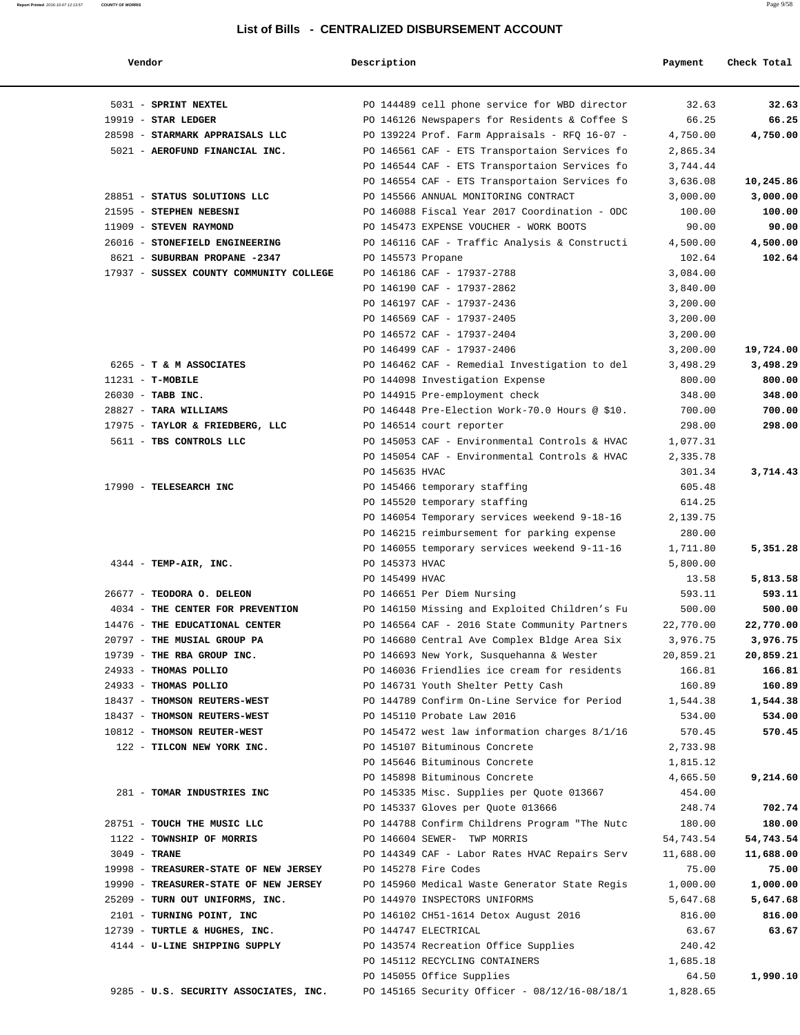## List of Bills - CENTRALIZED DISBURSEMENT ACCOUNT

| Vendor | Description | Payment | Check Total |
|---|---|---|---|
| 5031 - **SPRINT NEXTEL** | PO 144489 cell phone service for WBD director | 32.63 | **32.63** |
| 19919 - **STAR LEDGER** | PO 146126 Newspapers for Residents & Coffee S | 66.25 | **66.25** |
| 28598 - **STARMARK APPRAISALS LLC** | PO 139224 Prof. Farm Appraisals - RFQ 16-07 - | 4,750.00 | **4,750.00** |
| 5021 - **AEROFUND FINANCIAL INC.** | PO 146561 CAF - ETS Transportaion Services fo | 2,865.34 | |
| | PO 146544 CAF - ETS Transportaion Services fo | 3,744.44 | |
| | PO 146554 CAF - ETS Transportaion Services fo | 3,636.08 | **10,245.86** |
| 28851 - **STATUS SOLUTIONS LLC** | PO 145566 ANNUAL MONITORING CONTRACT | 3,000.00 | **3,000.00** |
| 21595 - **STEPHEN NEBESNI** | PO 146088 Fiscal Year 2017 Coordination - ODC | 100.00 | **100.00** |
| 11909 - **STEVEN RAYMOND** | PO 145473 EXPENSE VOUCHER - WORK BOOTS | 90.00 | **90.00** |
| 26016 - **STONEFIELD ENGINEERING** | PO 146116 CAF - Traffic Analysis & Constructi | 4,500.00 | **4,500.00** |
| 8621 - **SUBURBAN PROPANE -2347** | PO 145573 Propane | 102.64 | **102.64** |
| 17937 - **SUSSEX COUNTY COMMUNITY COLLEGE** | PO 146186 CAF - 17937-2788 | 3,084.00 | |
| | PO 146190 CAF - 17937-2862 | 3,840.00 | |
| | PO 146197 CAF - 17937-2436 | 3,200.00 | |
| | PO 146569 CAF - 17937-2405 | 3,200.00 | |
| | PO 146572 CAF - 17937-2404 | 3,200.00 | |
| | PO 146499 CAF - 17937-2406 | 3,200.00 | **19,724.00** |
| 6265 - **T & M ASSOCIATES** | PO 146462 CAF - Remedial Investigation to del | 3,498.29 | **3,498.29** |
| 11231 - **T-MOBILE** | PO 144098 Investigation Expense | 800.00 | **800.00** |
| 26030 - **TABB INC.** | PO 144915 Pre-employment check | 348.00 | **348.00** |
| 28827 - **TARA WILLIAMS** | PO 146448 Pre-Election Work-70.0 Hours @ $10. | 700.00 | **700.00** |
| 17975 - **TAYLOR & FRIEDBERG, LLC** | PO 146514 court reporter | 298.00 | **298.00** |
| 5611 - **TBS CONTROLS LLC** | PO 145053 CAF - Environmental Controls & HVAC | 1,077.31 | |
| | PO 145054 CAF - Environmental Controls & HVAC | 2,335.78 | |
| | PO 145635 HVAC | 301.34 | **3,714.43** |
| 17990 - **TELESEARCH INC** | PO 145466 temporary staffing | 605.48 | |
| | PO 145520 temporary staffing | 614.25 | |
| | PO 146054 Temporary services weekend 9-18-16 | 2,139.75 | |
| | PO 146215 reimbursement for parking expense | 280.00 | |
| | PO 146055 temporary services weekend 9-11-16 | 1,711.80 | **5,351.28** |
| 4344 - **TEMP-AIR, INC.** | PO 145373 HVAC | 5,800.00 | |
| | PO 145499 HVAC | 13.58 | **5,813.58** |
| 26677 - **TEODORA O. DELEON** | PO 146651 Per Diem Nursing | 593.11 | **593.11** |
| 4034 - **THE CENTER FOR PREVENTION** | PO 146150 Missing and Exploited Children's Fu | 500.00 | **500.00** |
| 14476 - **THE EDUCATIONAL CENTER** | PO 146564 CAF - 2016 State Community Partners | 22,770.00 | **22,770.00** |
| 20797 - **THE MUSIAL GROUP PA** | PO 146680 Central Ave Complex Bldge Area Six | 3,976.75 | **3,976.75** |
| 19739 - **THE RBA GROUP INC.** | PO 146693 New York, Susquehanna & Wester | 20,859.21 | **20,859.21** |
| 24933 - **THOMAS POLLIO** | PO 146036 Friendlies ice cream for residents | 166.81 | **166.81** |
| 24933 - **THOMAS POLLIO** | PO 146731 Youth Shelter Petty Cash | 160.89 | **160.89** |
| 18437 - **THOMSON REUTERS-WEST** | PO 144789 Confirm On-Line Service for Period | 1,544.38 | **1,544.38** |
| 18437 - **THOMSON REUTERS-WEST** | PO 145110 Probate Law 2016 | 534.00 | **534.00** |
| 10812 - **THOMSON REUTER-WEST** | PO 145472 west law information charges 8/1/16 | 570.45 | **570.45** |
| 122 - **TILCON NEW YORK INC.** | PO 145107 Bituminous Concrete | 2,733.98 | |
| | PO 145646 Bituminous Concrete | 1,815.12 | |
| | PO 145898 Bituminous Concrete | 4,665.50 | **9,214.60** |
| 281 - **TOMAR INDUSTRIES INC** | PO 145335 Misc. Supplies per Quote 013667 | 454.00 | |
| | PO 145337 Gloves per Quote 013666 | 248.74 | **702.74** |
| 28751 - **TOUCH THE MUSIC LLC** | PO 144788 Confirm Childrens Program "The Nutc | 180.00 | **180.00** |
| 1122 - **TOWNSHIP OF MORRIS** | PO 146604 SEWER- TWP MORRIS | 54,743.54 | **54,743.54** |
| 3049 - **TRANE** | PO 144349 CAF - Labor Rates HVAC Repairs Serv | 11,688.00 | **11,688.00** |
| 19998 - **TREASURER-STATE OF NEW JERSEY** | PO 145278 Fire Codes | 75.00 | **75.00** |
| 19990 - **TREASURER-STATE OF NEW JERSEY** | PO 145960 Medical Waste Generator State Regis | 1,000.00 | **1,000.00** |
| 25209 - **TURN OUT UNIFORMS, INC.** | PO 144970 INSPECTORS UNIFORMS | 5,647.68 | **5,647.68** |
| 2101 - **TURNING POINT, INC** | PO 146102 CH51-1614 Detox August 2016 | 816.00 | **816.00** |
| 12739 - **TURTLE & HUGHES, INC.** | PO 144747 ELECTRICAL | 63.67 | **63.67** |
| 4144 - **U-LINE SHIPPING SUPPLY** | PO 143574 Recreation Office Supplies | 240.42 | |
| | PO 145112 RECYCLING CONTAINERS | 1,685.18 | |
| | PO 145055 Office Supplies | 64.50 | **1,990.10** |
| 9285 - **U.S. SECURITY ASSOCIATES, INC.** | PO 145165 Security Officer - 08/12/16-08/18/1 | 1,828.65 | |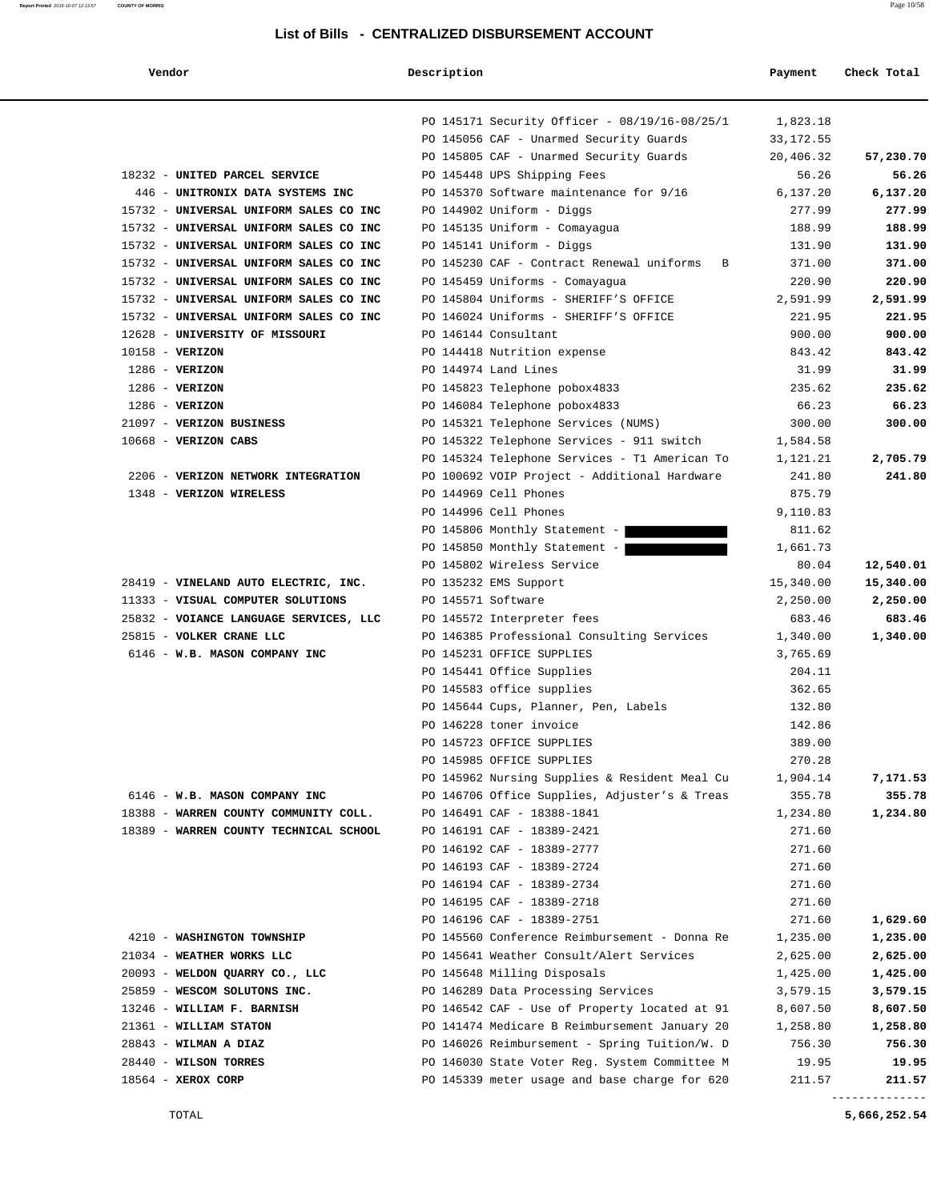## List of Bills - CENTRALIZED DISBURSEMENT ACCOUNT

| Vendor | Description | Payment | Check Total |
|---|---|---|---|
| | PO 145171 Security Officer - 08/19/16-08/25/1 | 1,823.18 | |
| | PO 145056 CAF - Unarmed Security Guards | 33,172.55 | |
| | PO 145805 CAF - Unarmed Security Guards | 20,406.32 | **57,230.70** |
| 18232 - **UNITED PARCEL SERVICE** | PO 145448 UPS Shipping Fees | 56.26 | **56.26** |
| 446 - **UNITRONIX DATA SYSTEMS INC** | PO 145370 Software maintenance for 9/16 | 6,137.20 | **6,137.20** |
| 15732 - **UNIVERSAL UNIFORM SALES CO INC** | PO 144902 Uniform - Diggs | 277.99 | **277.99** |
| 15732 - **UNIVERSAL UNIFORM SALES CO INC** | PO 145135 Uniform - Comayagua | 188.99 | **188.99** |
| 15732 - **UNIVERSAL UNIFORM SALES CO INC** | PO 145141 Uniform - Diggs | 131.90 | **131.90** |
| 15732 - **UNIVERSAL UNIFORM SALES CO INC** | PO 145230 CAF - Contract Renewal uniforms B | 371.00 | **371.00** |
| 15732 - **UNIVERSAL UNIFORM SALES CO INC** | PO 145459 Uniforms - Comayagua | 220.90 | **220.90** |
| 15732 - **UNIVERSAL UNIFORM SALES CO INC** | PO 145804 Uniforms - SHERIFF'S OFFICE | 2,591.99 | **2,591.99** |
| 15732 - **UNIVERSAL UNIFORM SALES CO INC** | PO 146024 Uniforms - SHERIFF'S OFFICE | 221.95 | **221.95** |
| 12628 - **UNIVERSITY OF MISSOURI** | PO 146144 Consultant | 900.00 | **900.00** |
| 10158 - **VERIZON** | PO 144418 Nutrition expense | 843.42 | **843.42** |
| 1286 - **VERIZON** | PO 144974 Land Lines | 31.99 | **31.99** |
| 1286 - **VERIZON** | PO 145823 Telephone pobox4833 | 235.62 | **235.62** |
| 1286 - **VERIZON** | PO 146084 Telephone pobox4833 | 66.23 | **66.23** |
| 21097 - **VERIZON BUSINESS** | PO 145321 Telephone Services (NUMS) | 300.00 | **300.00** |
| 10668 - **VERIZON CABS** | PO 145322 Telephone Services - 911 switch | 1,584.58 | |
| | PO 145324 Telephone Services - T1 American To | 1,121.21 | **2,705.79** |
| 2206 - **VERIZON NETWORK INTEGRATION** | PO 100692 VOIP Project - Additional Hardware | 241.80 | **241.80** |
| 1348 - **VERIZON WIRELESS** | PO 144969 Cell Phones | 875.79 | |
| | PO 144996 Cell Phones | 9,110.83 | |
| | PO 145806 Monthly Statement - | 811.62 | |
| | PO 145850 Monthly Statement - | 1,661.73 | |
| | PO 145802 Wireless Service | 80.04 | **12,540.01** |
| 28419 - **VINELAND AUTO ELECTRIC, INC.** | PO 135232 EMS Support | 15,340.00 | **15,340.00** |
| 11333 - **VISUAL COMPUTER SOLUTIONS** | PO 145571 Software | 2,250.00 | **2,250.00** |
| 25832 - **VOIANCE LANGUAGE SERVICES, LLC** | PO 145572 Interpreter fees | 683.46 | **683.46** |
| 25815 - **VOLKER CRANE LLC** | PO 146385 Professional Consulting Services | 1,340.00 | **1,340.00** |
| 6146 - **W.B. MASON COMPANY INC** | PO 145231 OFFICE SUPPLIES | 3,765.69 | |
| | PO 145441 Office Supplies | 204.11 | |
| | PO 145583 office supplies | 362.65 | |
| | PO 145644 Cups, Planner, Pen, Labels | 132.80 | |
| | PO 146228 toner invoice | 142.86 | |
| | PO 145723 OFFICE SUPPLIES | 389.00 | |
| | PO 145985 OFFICE SUPPLIES | 270.28 | |
| | PO 145962 Nursing Supplies & Resident Meal Cu | 1,904.14 | **7,171.53** |
| 6146 - **W.B. MASON COMPANY INC** | PO 146706 Office Supplies, Adjuster's & Treas | 355.78 | **355.78** |
| 18388 - **WARREN COUNTY COMMUNITY COLL.** | PO 146491 CAF - 18388-1841 | 1,234.80 | **1,234.80** |
| 18389 - **WARREN COUNTY TECHNICAL SCHOOL** | PO 146191 CAF - 18389-2421 | 271.60 | |
| | PO 146192 CAF - 18389-2777 | 271.60 | |
| | PO 146193 CAF - 18389-2724 | 271.60 | |
| | PO 146194 CAF - 18389-2734 | 271.60 | |
| | PO 146195 CAF - 18389-2718 | 271.60 | |
| | PO 146196 CAF - 18389-2751 | 271.60 | **1,629.60** |
| 4210 - **WASHINGTON TOWNSHIP** | PO 145560 Conference Reimbursement - Donna Re | 1,235.00 | **1,235.00** |
| 21034 - **WEATHER WORKS LLC** | PO 145641 Weather Consult/Alert Services | 2,625.00 | **2,625.00** |
| 20093 - **WELDON QUARRY CO., LLC** | PO 145648 Milling Disposals | 1,425.00 | **1,425.00** |
| 25859 - **WESCOM SOLUTONS INC.** | PO 146289 Data Processing Services | 3,579.15 | **3,579.15** |
| 13246 - **WILLIAM F. BARNISH** | PO 146542 CAF - Use of Property located at 91 | 8,607.50 | **8,607.50** |
| 21361 - **WILLIAM STATON** | PO 141474 Medicare B Reimbursement January 20 | 1,258.80 | **1,258.80** |
| 28843 - **WILMAN A DIAZ** | PO 146026 Reimbursement - Spring Tuition/W. D | 756.30 | **756.30** |
| 28440 - **WILSON TORRES** | PO 146030 State Voter Reg. System Committee M | 19.95 | **19.95** |
| 18564 - **XEROX CORP** | PO 145339 meter usage and base charge for 620 | 211.57 | **211.57** |
| TOTAL | | | **5,666,252.54** |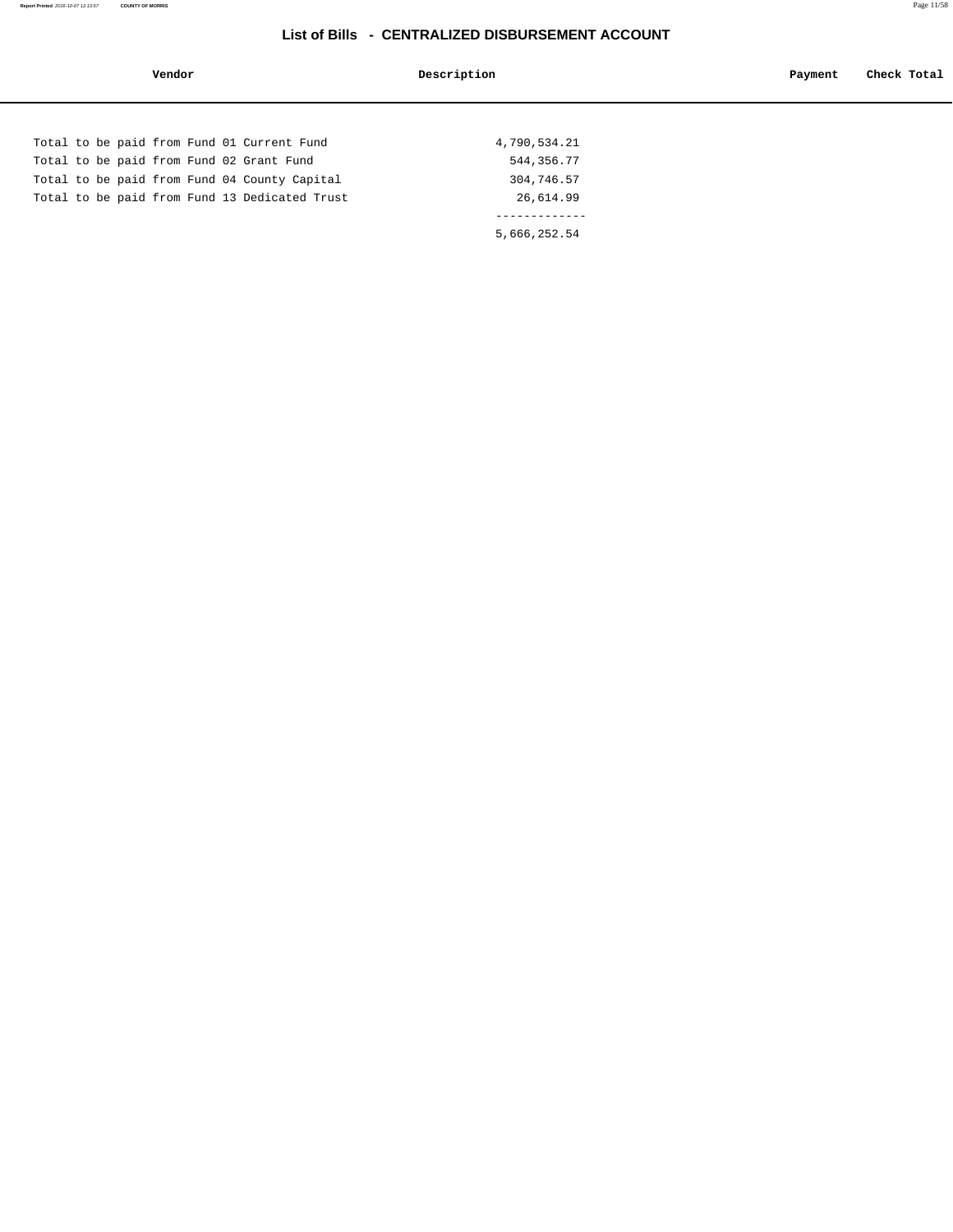## List of Bills - CENTRALIZED DISBURSEMENT ACCOUNT

| Vendor | Description | Payment | Check Total |
| --- | --- | --- | --- |

```
Total to be paid from Fund 01 Current Fund              4,790,534.21
Total to be paid from Fund 02 Grant Fund                  544,356.77
Total to be paid from Fund 04 County Capital              304,746.57
Total to be paid from Fund 13 Dedicated Trust              26,614.99
                                                       -------------
                                                        5,666,252.54
```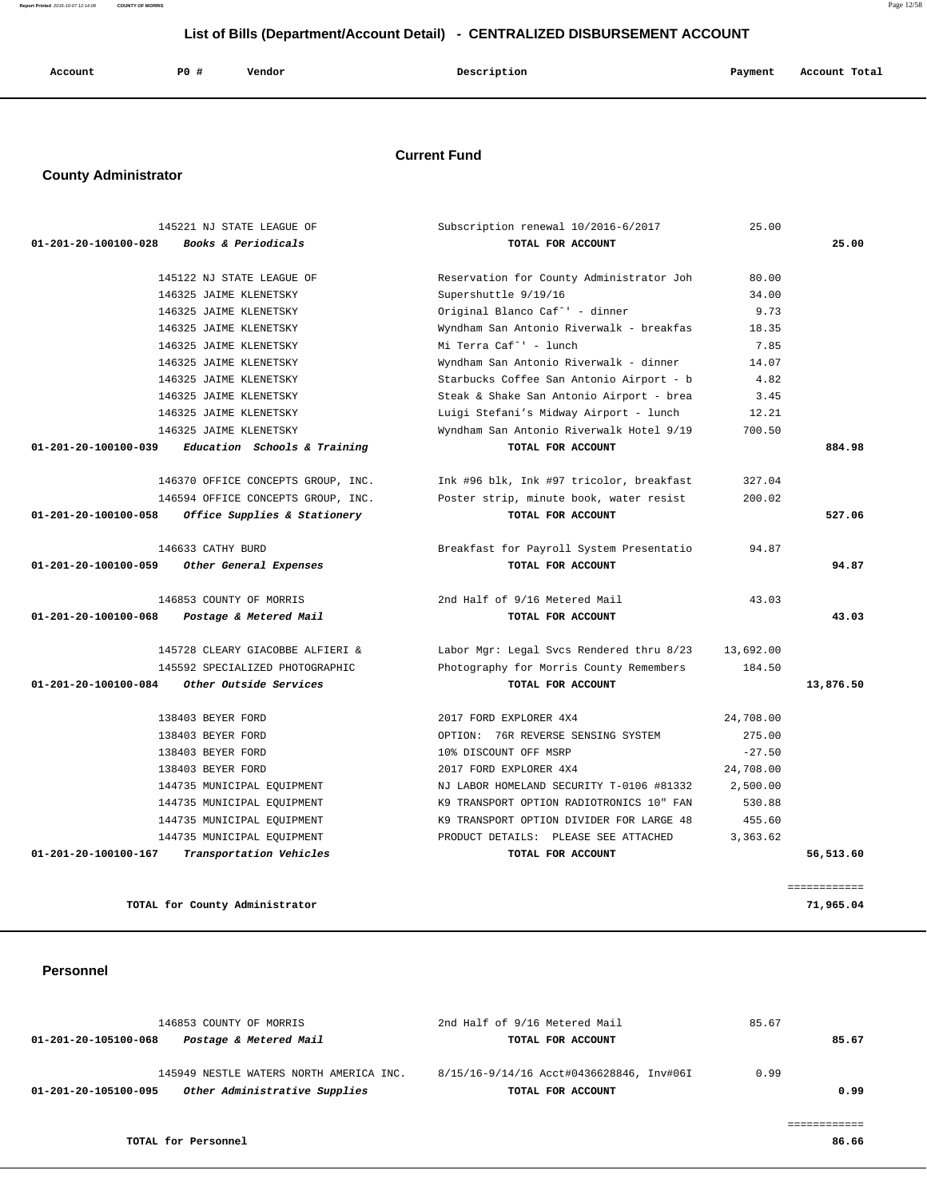# List of Bills (Department/Account Detail) - CENTRALIZED DISBURSEMENT ACCOUNT

## Current Fund

### County Administrator

| Account | PO # | Vendor | Description | Payment | Account Total |
|---|---|---|---|---|---|
| | 145221 | NJ STATE LEAGUE OF | Subscription renewal 10/2016-6/2017 | 25.00 | |
| 01-201-20-100100-028 | | *Books & Periodicals* | **TOTAL FOR ACCOUNT** | | **25.00** |
| | 145122 | NJ STATE LEAGUE OF | Reservation for County Administrator Joh | 80.00 | |
| | 146325 | JAIME KLENETSKY | Supershuttle 9/19/16 | 34.00 | |
| | 146325 | JAIME KLENETSKY | Original Blanco Cafˆ' - dinner | 9.73 | |
| | 146325 | JAIME KLENETSKY | Wyndham San Antonio Riverwalk - breakfas | 18.35 | |
| | 146325 | JAIME KLENETSKY | Mi Terra Cafˆ' - lunch | 7.85 | |
| | 146325 | JAIME KLENETSKY | Wyndham San Antonio Riverwalk - dinner | 14.07 | |
| | 146325 | JAIME KLENETSKY | Starbucks Coffee San Antonio Airport - b | 4.82 | |
| | 146325 | JAIME KLENETSKY | Steak & Shake San Antonio Airport - brea | 3.45 | |
| | 146325 | JAIME KLENETSKY | Luigi Stefani's Midway Airport - lunch | 12.21 | |
| | 146325 | JAIME KLENETSKY | Wyndham San Antonio Riverwalk Hotel 9/19 | 700.50 | |
| 01-201-20-100100-039 | | *Education Schools & Training* | **TOTAL FOR ACCOUNT** | | **884.98** |
| | 146370 | OFFICE CONCEPTS GROUP, INC. | Ink #96 blk, Ink #97 tricolor, breakfast | 327.04 | |
| | 146594 | OFFICE CONCEPTS GROUP, INC. | Poster strip, minute book, water resist | 200.02 | |
| 01-201-20-100100-058 | | *Office Supplies & Stationery* | **TOTAL FOR ACCOUNT** | | **527.06** |
| | 146633 | CATHY BURD | Breakfast for Payroll System Presentatio | 94.87 | |
| 01-201-20-100100-059 | | *Other General Expenses* | **TOTAL FOR ACCOUNT** | | **94.87** |
| | 146853 | COUNTY OF MORRIS | 2nd Half of 9/16 Metered Mail | 43.03 | |
| 01-201-20-100100-068 | | *Postage & Metered Mail* | **TOTAL FOR ACCOUNT** | | **43.03** |
| | 145728 | CLEARY GIACOBBE ALFIERI & | Labor Mgr: Legal Svcs Rendered thru 8/23 | 13,692.00 | |
| | 145592 | SPECIALIZED PHOTOGRAPHIC | Photography for Morris County Remembers | 184.50 | |
| 01-201-20-100100-084 | | *Other Outside Services* | **TOTAL FOR ACCOUNT** | | **13,876.50** |
| | 138403 | BEYER FORD | 2017 FORD EXPLORER 4X4 | 24,708.00 | |
| | 138403 | BEYER FORD | OPTION: 76R REVERSE SENSING SYSTEM | 275.00 | |
| | 138403 | BEYER FORD | 10% DISCOUNT OFF MSRP | -27.50 | |
| | 138403 | BEYER FORD | 2017 FORD EXPLORER 4X4 | 24,708.00 | |
| | 144735 | MUNICIPAL EQUIPMENT | NJ LABOR HOMELAND SECURITY T-0106 #81332 | 2,500.00 | |
| | 144735 | MUNICIPAL EQUIPMENT | K9 TRANSPORT OPTION RADIOTRONICS 10" FAN | 530.88 | |
| | 144735 | MUNICIPAL EQUIPMENT | K9 TRANSPORT OPTION DIVIDER FOR LARGE 48 | 455.60 | |
| | 144735 | MUNICIPAL EQUIPMENT | PRODUCT DETAILS: PLEASE SEE ATTACHED | 3,363.62 | |
| 01-201-20-100100-167 | | *Transportation Vehicles* | **TOTAL FOR ACCOUNT** | | **56,513.60** |

**TOTAL for County Administrator** — **71,965.04**

### Personnel

| Account | PO # | Vendor | Description | Payment | Account Total |
|---|---|---|---|---|---|
| | 146853 | COUNTY OF MORRIS | 2nd Half of 9/16 Metered Mail | 85.67 | |
| 01-201-20-105100-068 | | *Postage & Metered Mail* | **TOTAL FOR ACCOUNT** | | **85.67** |
| | 145949 | NESTLE WATERS NORTH AMERICA INC. | 8/15/16-9/14/16 Acct#0436628846, Inv#06I | 0.99 | |
| 01-201-20-105100-095 | | *Other Administrative Supplies* | **TOTAL FOR ACCOUNT** | | **0.99** |

**TOTAL for Personnel** — **86.66**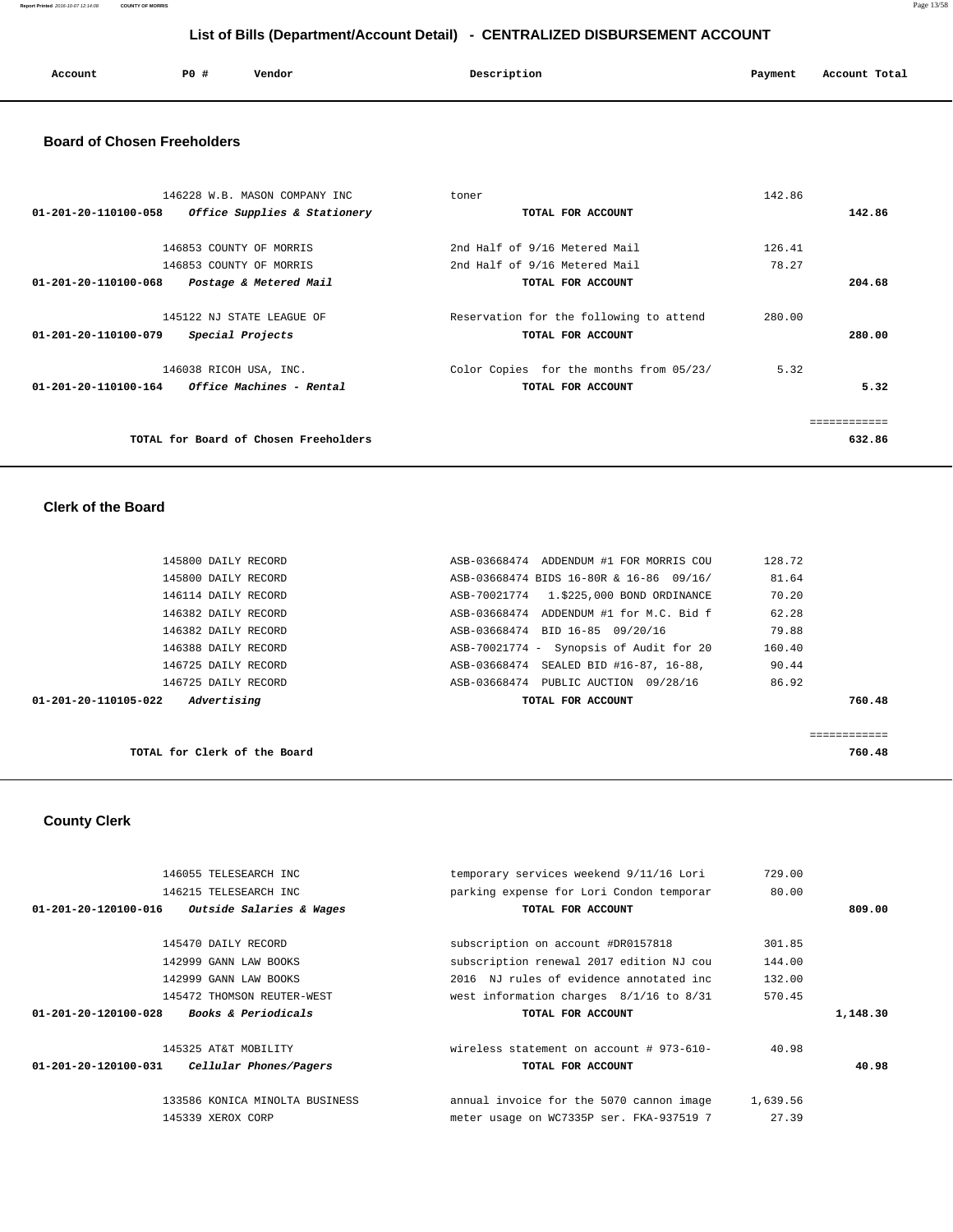## List of Bills (Department/Account Detail) - CENTRALIZED DISBURSEMENT ACCOUNT

| Account | PO # | Vendor | Description | Payment | Account Total |
|---|---|---|---|---|---|

### Board of Chosen Freeholders

| Account | PO # | Vendor | Description | Payment | Account Total |
|---|---|---|---|---|---|
| | 146228 | W.B. MASON COMPANY INC | toner | 142.86 | |
| 01-201-20-110100-058 | | *Office Supplies & Stationery* | TOTAL FOR ACCOUNT | | 142.86 |
| | 146853 | COUNTY OF MORRIS | 2nd Half of 9/16 Metered Mail | 126.41 | |
| | 146853 | COUNTY OF MORRIS | 2nd Half of 9/16 Metered Mail | 78.27 | |
| 01-201-20-110100-068 | | *Postage & Metered Mail* | TOTAL FOR ACCOUNT | | 204.68 |
| | 145122 | NJ STATE LEAGUE OF | Reservation for the following to attend | 280.00 | |
| 01-201-20-110100-079 | | *Special Projects* | TOTAL FOR ACCOUNT | | 280.00 |
| | 146038 | RICOH USA, INC. | Color Copies for the months from 05/23/ | 5.32 | |
| 01-201-20-110100-164 | | *Office Machines - Rental* | TOTAL FOR ACCOUNT | | 5.32 |
| | | TOTAL for Board of Chosen Freeholders | | | 632.86 |

### Clerk of the Board

| Account | PO # | Vendor | Description | Payment | Account Total |
|---|---|---|---|---|---|
| | 145800 | DAILY RECORD | ASB-03668474 ADDENDUM #1 FOR MORRIS COU | 128.72 | |
| | 145800 | DAILY RECORD | ASB-03668474 BIDS 16-80R & 16-86 09/16/ | 81.64 | |
| | 146114 | DAILY RECORD | ASB-70021774 1.$225,000 BOND ORDINANCE | 70.20 | |
| | 146382 | DAILY RECORD | ASB-03668474 ADDENDUM #1 for M.C. Bid f | 62.28 | |
| | 146382 | DAILY RECORD | ASB-03668474 BID 16-85 09/20/16 | 79.88 | |
| | 146388 | DAILY RECORD | ASB-70021774 - Synopsis of Audit for 20 | 160.40 | |
| | 146725 | DAILY RECORD | ASB-03668474 SEALED BID #16-87, 16-88, | 90.44 | |
| | 146725 | DAILY RECORD | ASB-03668474 PUBLIC AUCTION 09/28/16 | 86.92 | |
| 01-201-20-110105-022 | | *Advertising* | TOTAL FOR ACCOUNT | | 760.48 |
| | | TOTAL for Clerk of the Board | | | 760.48 |

### County Clerk

| Account | PO # | Vendor | Description | Payment | Account Total |
|---|---|---|---|---|---|
| | 146055 | TELESEARCH INC | temporary services weekend 9/11/16 Lori | 729.00 | |
| | 146215 | TELESEARCH INC | parking expense for Lori Condon temporar | 80.00 | |
| 01-201-20-120100-016 | | *Outside Salaries & Wages* | TOTAL FOR ACCOUNT | | 809.00 |
| | 145470 | DAILY RECORD | subscription on account #DR0157818 | 301.85 | |
| | 142999 | GANN LAW BOOKS | subscription renewal 2017 edition NJ cou | 144.00 | |
| | 142999 | GANN LAW BOOKS | 2016 NJ rules of evidence annotated inc | 132.00 | |
| | 145472 | THOMSON REUTER-WEST | west information charges 8/1/16 to 8/31 | 570.45 | |
| 01-201-20-120100-028 | | *Books & Periodicals* | TOTAL FOR ACCOUNT | | 1,148.30 |
| | 145325 | AT&T MOBILITY | wireless statement on account # 973-610- | 40.98 | |
| 01-201-20-120100-031 | | *Cellular Phones/Pagers* | TOTAL FOR ACCOUNT | | 40.98 |
| | 133586 | KONICA MINOLTA BUSINESS | annual invoice for the 5070 cannon image | 1,639.56 | |
| | 145339 | XEROX CORP | meter usage on WC7335P ser. FKA-937519 7 | 27.39 | |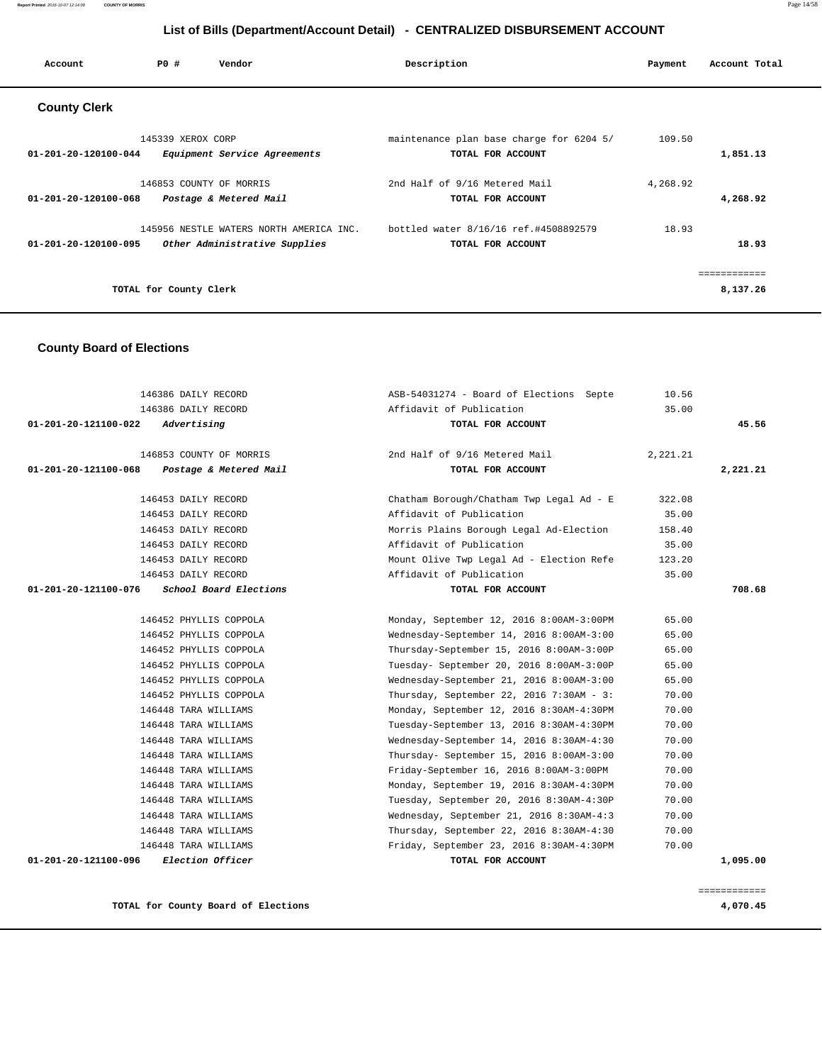# List of Bills (Department/Account Detail) - CENTRALIZED DISBURSEMENT ACCOUNT

| Account | PO # | Vendor | Description | Payment | Account Total |
|---|---|---|---|---|---|

## County Clerk

| Account | PO # | Vendor | Description | Payment | Account Total |
|---|---|---|---|---|---|
| | 145339 | XEROX CORP | maintenance plan base charge for 6204 5/ | 109.50 | |
| 01-201-20-120100-044 | | *Equipment Service Agreements* | TOTAL FOR ACCOUNT | | 1,851.13 |
| | 146853 | COUNTY OF MORRIS | 2nd Half of 9/16 Metered Mail | 4,268.92 | |
| 01-201-20-120100-068 | | *Postage & Metered Mail* | TOTAL FOR ACCOUNT | | 4,268.92 |
| | 145956 | NESTLE WATERS NORTH AMERICA INC. | bottled water 8/16/16 ref.#4508892579 | 18.93 | |
| 01-201-20-120100-095 | | *Other Administrative Supplies* | TOTAL FOR ACCOUNT | | 18.93 |
| | | | | | ============ |
| | | TOTAL for County Clerk | | | 8,137.26 |

## County Board of Elections

| Account | PO # | Vendor | Description | Payment | Account Total |
|---|---|---|---|---|---|
| | 146386 | DAILY RECORD | ASB-54031274 - Board of Elections Septe | 10.56 | |
| | 146386 | DAILY RECORD | Affidavit of Publication | 35.00 | |
| 01-201-20-121100-022 | | *Advertising* | TOTAL FOR ACCOUNT | | 45.56 |
| | 146853 | COUNTY OF MORRIS | 2nd Half of 9/16 Metered Mail | 2,221.21 | |
| 01-201-20-121100-068 | | *Postage & Metered Mail* | TOTAL FOR ACCOUNT | | 2,221.21 |
| | 146453 | DAILY RECORD | Chatham Borough/Chatham Twp Legal Ad - E | 322.08 | |
| | 146453 | DAILY RECORD | Affidavit of Publication | 35.00 | |
| | 146453 | DAILY RECORD | Morris Plains Borough Legal Ad-Election | 158.40 | |
| | 146453 | DAILY RECORD | Affidavit of Publication | 35.00 | |
| | 146453 | DAILY RECORD | Mount Olive Twp Legal Ad - Election Refe | 123.20 | |
| | 146453 | DAILY RECORD | Affidavit of Publication | 35.00 | |
| 01-201-20-121100-076 | | *School Board Elections* | TOTAL FOR ACCOUNT | | 708.68 |
| | 146452 | PHYLLIS COPPOLA | Monday, September 12, 2016 8:00AM-3:00PM | 65.00 | |
| | 146452 | PHYLLIS COPPOLA | Wednesday-September 14, 2016 8:00AM-3:00 | 65.00 | |
| | 146452 | PHYLLIS COPPOLA | Thursday-September 15, 2016 8:00AM-3:00P | 65.00 | |
| | 146452 | PHYLLIS COPPOLA | Tuesday- September 20, 2016 8:00AM-3:00P | 65.00 | |
| | 146452 | PHYLLIS COPPOLA | Wednesday-September 21, 2016 8:00AM-3:00 | 65.00 | |
| | 146452 | PHYLLIS COPPOLA | Thursday, September 22, 2016 7:30AM - 3: | 70.00 | |
| | 146448 | TARA WILLIAMS | Monday, September 12, 2016 8:30AM-4:30PM | 70.00 | |
| | 146448 | TARA WILLIAMS | Tuesday-September 13, 2016 8:30AM-4:30PM | 70.00 | |
| | 146448 | TARA WILLIAMS | Wednesday-September 14, 2016 8:30AM-4:30 | 70.00 | |
| | 146448 | TARA WILLIAMS | Thursday- September 15, 2016 8:00AM-3:00 | 70.00 | |
| | 146448 | TARA WILLIAMS | Friday-September 16, 2016 8:00AM-3:00PM | 70.00 | |
| | 146448 | TARA WILLIAMS | Monday, September 19, 2016 8:30AM-4:30PM | 70.00 | |
| | 146448 | TARA WILLIAMS | Tuesday, September 20, 2016 8:30AM-4:30P | 70.00 | |
| | 146448 | TARA WILLIAMS | Wednesday, September 21, 2016 8:30AM-4:3 | 70.00 | |
| | 146448 | TARA WILLIAMS | Thursday, September 22, 2016 8:30AM-4:30 | 70.00 | |
| | 146448 | TARA WILLIAMS | Friday, September 23, 2016 8:30AM-4:30PM | 70.00 | |
| 01-201-20-121100-096 | | *Election Officer* | TOTAL FOR ACCOUNT | | 1,095.00 |
| | | | | | ============ |
| | | TOTAL for County Board of Elections | | | 4,070.45 |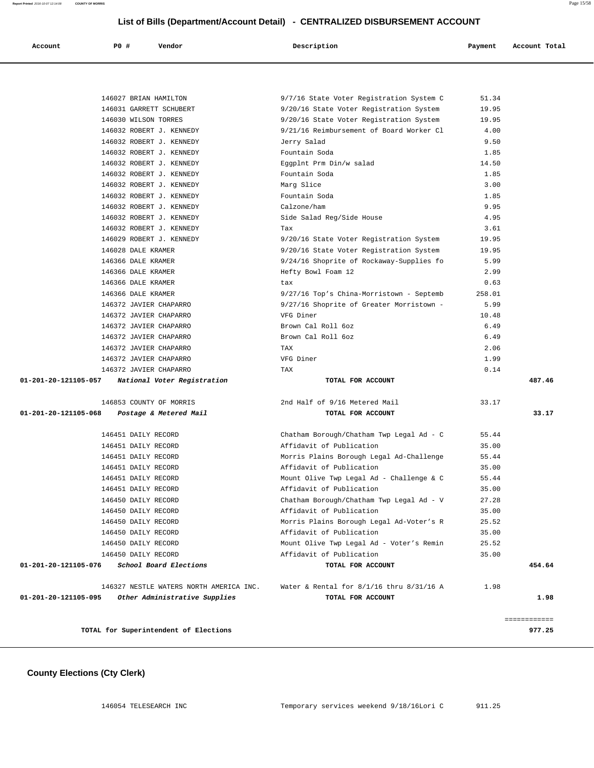## List of Bills (Department/Account Detail) - CENTRALIZED DISBURSEMENT ACCOUNT

| Account | PO # | Vendor | Description | Payment | Account Total |
|---|---|---|---|---|---|
| | 146027 | BRIAN HAMILTON | 9/7/16 State Voter Registration System C | 51.34 | |
| | 146031 | GARRETT SCHUBERT | 9/20/16 State Voter Registration System | 19.95 | |
| | 146030 | WILSON TORRES | 9/20/16 State Voter Registration System | 19.95 | |
| | 146032 | ROBERT J. KENNEDY | 9/21/16 Reimbursement of Board Worker Cl | 4.00 | |
| | 146032 | ROBERT J. KENNEDY | Jerry Salad | 9.50 | |
| | 146032 | ROBERT J. KENNEDY | Fountain Soda | 1.85 | |
| | 146032 | ROBERT J. KENNEDY | Eggplnt Prm Din/w salad | 14.50 | |
| | 146032 | ROBERT J. KENNEDY | Fountain Soda | 1.85 | |
| | 146032 | ROBERT J. KENNEDY | Marg Slice | 3.00 | |
| | 146032 | ROBERT J. KENNEDY | Fountain Soda | 1.85 | |
| | 146032 | ROBERT J. KENNEDY | Calzone/ham | 9.95 | |
| | 146032 | ROBERT J. KENNEDY | Side Salad Reg/Side House | 4.95 | |
| | 146032 | ROBERT J. KENNEDY | Tax | 3.61 | |
| | 146029 | ROBERT J. KENNEDY | 9/20/16 State Voter Registration System | 19.95 | |
| | 146028 | DALE KRAMER | 9/20/16 State Voter Registration System | 19.95 | |
| | 146366 | DALE KRAMER | 9/24/16 Shoprite of Rockaway-Supplies fo | 5.99 | |
| | 146366 | DALE KRAMER | Hefty Bowl Foam 12 | 2.99 | |
| | 146366 | DALE KRAMER | tax | 0.63 | |
| | 146366 | DALE KRAMER | 9/27/16 Top's China-Morristown - Septemb | 258.01 | |
| | 146372 | JAVIER CHAPARRO | 9/27/16 Shoprite of Greater Morristown - | 5.99 | |
| | 146372 | JAVIER CHAPARRO | VFG Diner | 10.48 | |
| | 146372 | JAVIER CHAPARRO | Brown Cal Roll 6oz | 6.49 | |
| | 146372 | JAVIER CHAPARRO | Brown Cal Roll 6oz | 6.49 | |
| | 146372 | JAVIER CHAPARRO | TAX | 2.06 | |
| | 146372 | JAVIER CHAPARRO | VFG Diner | 1.99 | |
| | 146372 | JAVIER CHAPARRO | TAX | 0.14 | |
| **01-201-20-121105-057** | | ***National Voter Registration*** | **TOTAL FOR ACCOUNT** | | **487.46** |
| | 146853 | COUNTY OF MORRIS | 2nd Half of 9/16 Metered Mail | 33.17 | |
| **01-201-20-121105-068** | | ***Postage & Metered Mail*** | **TOTAL FOR ACCOUNT** | | **33.17** |
| | 146451 | DAILY RECORD | Chatham Borough/Chatham Twp Legal Ad - C | 55.44 | |
| | 146451 | DAILY RECORD | Affidavit of Publication | 35.00 | |
| | 146451 | DAILY RECORD | Morris Plains Borough Legal Ad-Challenge | 55.44 | |
| | 146451 | DAILY RECORD | Affidavit of Publication | 35.00 | |
| | 146451 | DAILY RECORD | Mount Olive Twp Legal Ad - Challenge & C | 55.44 | |
| | 146451 | DAILY RECORD | Affidavit of Publication | 35.00 | |
| | 146450 | DAILY RECORD | Chatham Borough/Chatham Twp Legal Ad - V | 27.28 | |
| | 146450 | DAILY RECORD | Affidavit of Publication | 35.00 | |
| | 146450 | DAILY RECORD | Morris Plains Borough Legal Ad-Voter's R | 25.52 | |
| | 146450 | DAILY RECORD | Affidavit of Publication | 35.00 | |
| | 146450 | DAILY RECORD | Mount Olive Twp Legal Ad - Voter's Remin | 25.52 | |
| | 146450 | DAILY RECORD | Affidavit of Publication | 35.00 | |
| **01-201-20-121105-076** | | ***School Board Elections*** | **TOTAL FOR ACCOUNT** | | **454.64** |
| | 146327 | NESTLE WATERS NORTH AMERICA INC. | Water & Rental for 8/1/16 thru 8/31/16 A | 1.98 | |
| **01-201-20-121105-095** | | ***Other Administrative Supplies*** | **TOTAL FOR ACCOUNT** | | **1.98** |
| | | | | | ============ |
| **TOTAL for Superintendent of Elections** | | | | | **977.25** |

### County Elections (Cty Clerk)

| Account | PO # | Vendor | Description | Payment | Account Total |
|---|---|---|---|---|---|
| | 146054 | TELESEARCH INC | Temporary services weekend 9/18/16Lori C | 911.25 | |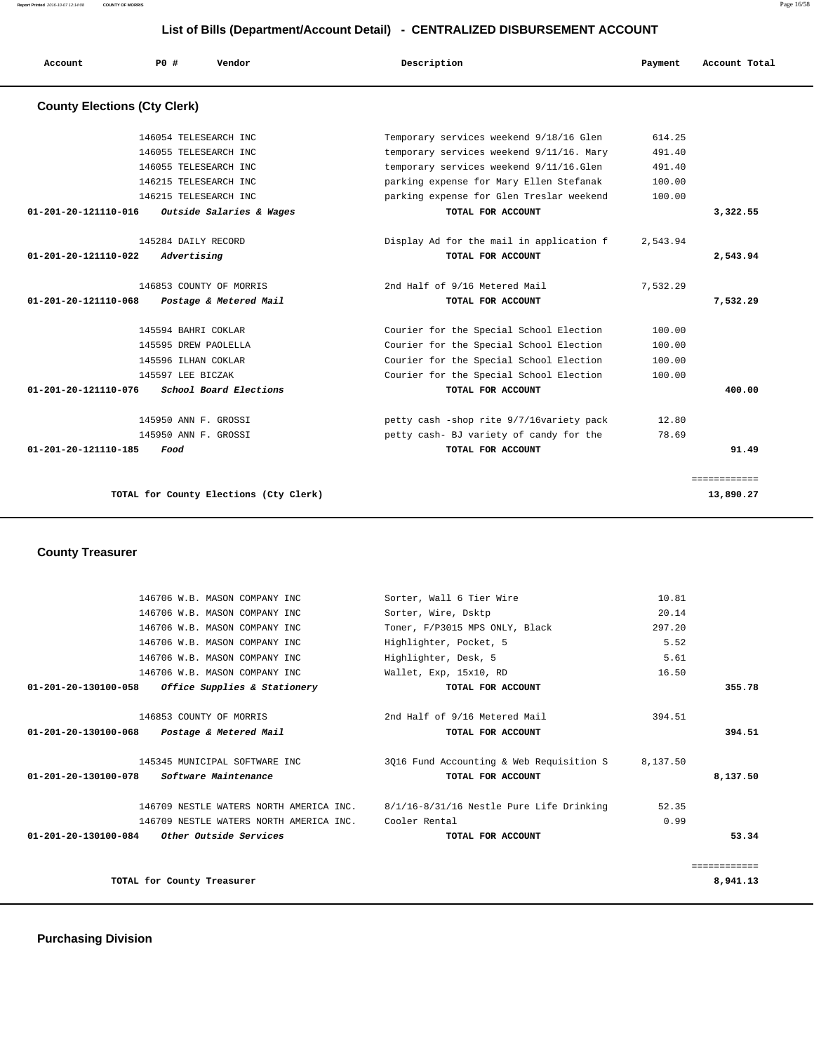## List of Bills (Department/Account Detail) - CENTRALIZED DISBURSEMENT ACCOUNT

| Account | PO # | Vendor | Description | Payment | Account Total |
|---|---|---|---|---|---|

### County Elections (Cty Clerk)

| Account | PO # | Vendor | Description | Payment | Account Total |
|---|---|---|---|---|---|
| | 146054 | TELESEARCH INC | Temporary services weekend 9/18/16 Glen | 614.25 | |
| | 146055 | TELESEARCH INC | temporary services weekend 9/11/16. Mary | 491.40 | |
| | 146055 | TELESEARCH INC | temporary services weekend 9/11/16.Glen | 491.40 | |
| | 146215 | TELESEARCH INC | parking expense for Mary Ellen Stefanak | 100.00 | |
| | 146215 | TELESEARCH INC | parking expense for Glen Treslar weekend | 100.00 | |
| **01-201-20-121110-016** | | ***Outside Salaries & Wages*** | **TOTAL FOR ACCOUNT** | | **3,322.55** |
| | 145284 | DAILY RECORD | Display Ad for the mail in application f | 2,543.94 | |
| **01-201-20-121110-022** | | ***Advertising*** | **TOTAL FOR ACCOUNT** | | **2,543.94** |
| | 146853 | COUNTY OF MORRIS | 2nd Half of 9/16 Metered Mail | 7,532.29 | |
| **01-201-20-121110-068** | | ***Postage & Metered Mail*** | **TOTAL FOR ACCOUNT** | | **7,532.29** |
| | 145594 | BAHRI COKLAR | Courier for the Special School Election | 100.00 | |
| | 145595 | DREW PAOLELLA | Courier for the Special School Election | 100.00 | |
| | 145596 | ILHAN COKLAR | Courier for the Special School Election | 100.00 | |
| | 145597 | LEE BICZAK | Courier for the Special School Election | 100.00 | |
| **01-201-20-121110-076** | | ***School Board Elections*** | **TOTAL FOR ACCOUNT** | | **400.00** |
| | 145950 | ANN F. GROSSI | petty cash -shop rite 9/7/16variety pack | 12.80 | |
| | 145950 | ANN F. GROSSI | petty cash- BJ variety of candy for the | 78.69 | |
| **01-201-20-121110-185** | | ***Food*** | **TOTAL FOR ACCOUNT** | | **91.49** |
| | | | | | ============ |
| | | **TOTAL for County Elections (Cty Clerk)** | | | **13,890.27** |

### County Treasurer

| Account | PO # | Vendor | Description | Payment | Account Total |
|---|---|---|---|---|---|
| | 146706 | W.B. MASON COMPANY INC | Sorter, Wall 6 Tier Wire | 10.81 | |
| | 146706 | W.B. MASON COMPANY INC | Sorter, Wire, Dsktp | 20.14 | |
| | 146706 | W.B. MASON COMPANY INC | Toner, F/P3015 MPS ONLY, Black | 297.20 | |
| | 146706 | W.B. MASON COMPANY INC | Highlighter, Pocket, 5 | 5.52 | |
| | 146706 | W.B. MASON COMPANY INC | Highlighter, Desk, 5 | 5.61 | |
| | 146706 | W.B. MASON COMPANY INC | Wallet, Exp, 15x10, RD | 16.50 | |
| **01-201-20-130100-058** | | ***Office Supplies & Stationery*** | **TOTAL FOR ACCOUNT** | | **355.78** |
| | 146853 | COUNTY OF MORRIS | 2nd Half of 9/16 Metered Mail | 394.51 | |
| **01-201-20-130100-068** | | ***Postage & Metered Mail*** | **TOTAL FOR ACCOUNT** | | **394.51** |
| | 145345 | MUNICIPAL SOFTWARE INC | 3Q16 Fund Accounting & Web Requisition S | 8,137.50 | |
| **01-201-20-130100-078** | | ***Software Maintenance*** | **TOTAL FOR ACCOUNT** | | **8,137.50** |
| | 146709 | NESTLE WATERS NORTH AMERICA INC. | 8/1/16-8/31/16 Nestle Pure Life Drinking | 52.35 | |
| | 146709 | NESTLE WATERS NORTH AMERICA INC. | Cooler Rental | 0.99 | |
| **01-201-20-130100-084** | | ***Other Outside Services*** | **TOTAL FOR ACCOUNT** | | **53.34** |
| | | | | | ============ |
| | | **TOTAL for County Treasurer** | | | **8,941.13** |

### Purchasing Division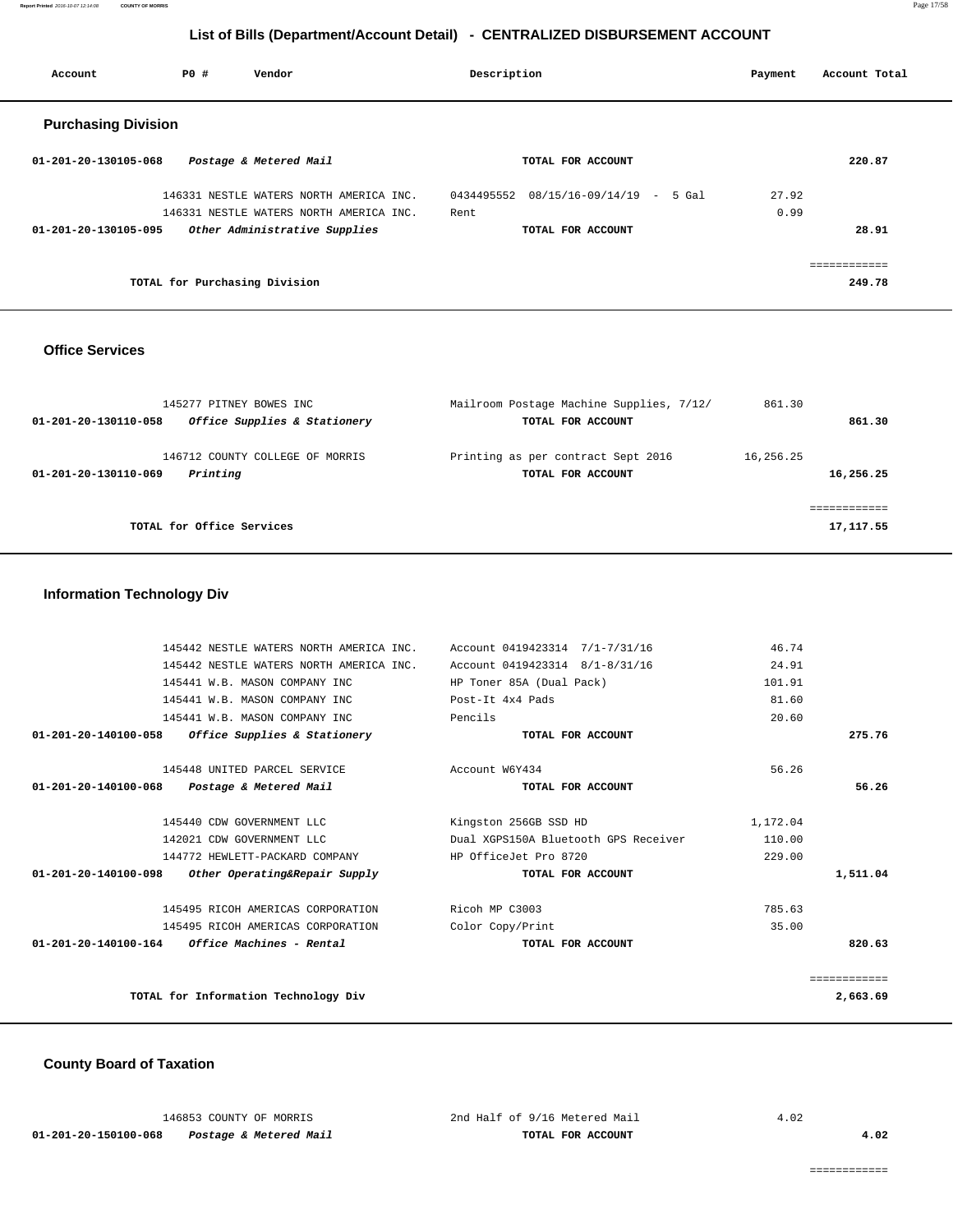# List of Bills (Department/Account Detail) - CENTRALIZED DISBURSEMENT ACCOUNT

| Account | PO # | Vendor | Description | Payment | Account Total |
|---|---|---|---|---|---|

## Purchasing Division

| Account | PO # | Vendor | Description | Payment | Account Total |
|---|---|---|---|---|---|
| 01-201-20-130105-068 | | *Postage & Metered Mail* | TOTAL FOR ACCOUNT | | 220.87 |
| | 146331 | NESTLE WATERS NORTH AMERICA INC. | 0434495552 08/15/16-09/14/19 - 5 Gal | 27.92 | |
| | 146331 | NESTLE WATERS NORTH AMERICA INC. | Rent | 0.99 | |
| 01-201-20-130105-095 | | *Other Administrative Supplies* | TOTAL FOR ACCOUNT | | 28.91 |
| | | | | | ============ |
| | | TOTAL for Purchasing Division | | | 249.78 |

## Office Services

| Account | PO # | Vendor | Description | Payment | Account Total |
|---|---|---|---|---|---|
| | 145277 | PITNEY BOWES INC | Mailroom Postage Machine Supplies, 7/12/ | 861.30 | |
| 01-201-20-130110-058 | | *Office Supplies & Stationery* | TOTAL FOR ACCOUNT | | 861.30 |
| | 146712 | COUNTY COLLEGE OF MORRIS | Printing as per contract Sept 2016 | 16,256.25 | |
| 01-201-20-130110-069 | | *Printing* | TOTAL FOR ACCOUNT | | 16,256.25 |
| | | | | | ============ |
| | | TOTAL for Office Services | | | 17,117.55 |

## Information Technology Div

| Account | PO # | Vendor | Description | Payment | Account Total |
|---|---|---|---|---|---|
| | 145442 | NESTLE WATERS NORTH AMERICA INC. | Account 0419423314 7/1-7/31/16 | 46.74 | |
| | 145442 | NESTLE WATERS NORTH AMERICA INC. | Account 0419423314 8/1-8/31/16 | 24.91 | |
| | 145441 | W.B. MASON COMPANY INC | HP Toner 85A (Dual Pack) | 101.91 | |
| | 145441 | W.B. MASON COMPANY INC | Post-It 4x4 Pads | 81.60 | |
| | 145441 | W.B. MASON COMPANY INC | Pencils | 20.60 | |
| 01-201-20-140100-058 | | *Office Supplies & Stationery* | TOTAL FOR ACCOUNT | | 275.76 |
| | 145448 | UNITED PARCEL SERVICE | Account W6Y434 | 56.26 | |
| 01-201-20-140100-068 | | *Postage & Metered Mail* | TOTAL FOR ACCOUNT | | 56.26 |
| | 145440 | CDW GOVERNMENT LLC | Kingston 256GB SSD HD | 1,172.04 | |
| | 142021 | CDW GOVERNMENT LLC | Dual XGPS150A Bluetooth GPS Receiver | 110.00 | |
| | 144772 | HEWLETT-PACKARD COMPANY | HP OfficeJet Pro 8720 | 229.00 | |
| 01-201-20-140100-098 | | *Other Operating&Repair Supply* | TOTAL FOR ACCOUNT | | 1,511.04 |
| | 145495 | RICOH AMERICAS CORPORATION | Ricoh MP C3003 | 785.63 | |
| | 145495 | RICOH AMERICAS CORPORATION | Color Copy/Print | 35.00 | |
| 01-201-20-140100-164 | | *Office Machines - Rental* | TOTAL FOR ACCOUNT | | 820.63 |
| | | | | | ============ |
| | | TOTAL for Information Technology Div | | | 2,663.69 |

## County Board of Taxation

| Account | PO # | Vendor | Description | Payment | Account Total |
|---|---|---|---|---|---|
| | 146853 | COUNTY OF MORRIS | 2nd Half of 9/16 Metered Mail | 4.02 | |
| 01-201-20-150100-068 | | *Postage & Metered Mail* | TOTAL FOR ACCOUNT | | 4.02 |
| | | | | | ============ |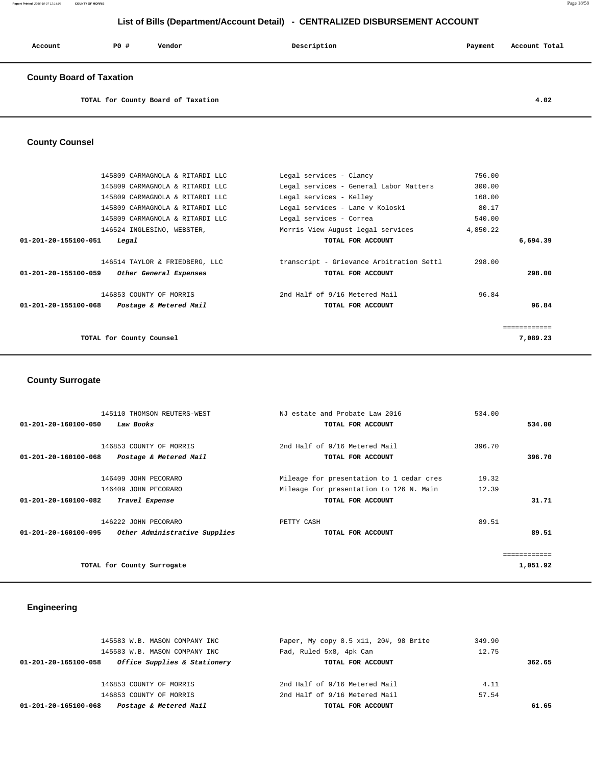## List of Bills (Department/Account Detail) - CENTRALIZED DISBURSEMENT ACCOUNT

| Account | PO # | Vendor | Description | Payment | Account Total |
|---|---|---|---|---|---|

### County Board of Taxation

| | | | | | |
|---|---|---|---|---|---|
| | | TOTAL for County Board of Taxation | | | 4.02 |

### County Counsel

| Account | PO # | Vendor | Description | Payment | Account Total |
|---|---|---|---|---|---|
| | 145809 | CARMAGNOLA & RITARDI LLC | Legal services - Clancy | 756.00 | |
| | 145809 | CARMAGNOLA & RITARDI LLC | Legal services - General Labor Matters | 300.00 | |
| | 145809 | CARMAGNOLA & RITARDI LLC | Legal services - Kelley | 168.00 | |
| | 145809 | CARMAGNOLA & RITARDI LLC | Legal services - Lane v Koloski | 80.17 | |
| | 145809 | CARMAGNOLA & RITARDI LLC | Legal services - Correa | 540.00 | |
| | 146524 | INGLESINO, WEBSTER, | Morris View August legal services | 4,850.22 | |
| **01-201-20-155100-051** | | *Legal* | TOTAL FOR ACCOUNT | | **6,694.39** |
| | 146514 | TAYLOR & FRIEDBERG, LLC | transcript - Grievance Arbitration Settl | 298.00 | |
| **01-201-20-155100-059** | | *Other General Expenses* | TOTAL FOR ACCOUNT | | **298.00** |
| | 146853 | COUNTY OF MORRIS | 2nd Half of 9/16 Metered Mail | 96.84 | |
| **01-201-20-155100-068** | | *Postage & Metered Mail* | TOTAL FOR ACCOUNT | | **96.84** |
| | | TOTAL for County Counsel | | | 7,089.23 |

### County Surrogate

| Account | PO # | Vendor | Description | Payment | Account Total |
|---|---|---|---|---|---|
| | 145110 | THOMSON REUTERS-WEST | NJ estate and Probate Law 2016 | 534.00 | |
| **01-201-20-160100-050** | | *Law Books* | TOTAL FOR ACCOUNT | | **534.00** |
| | 146853 | COUNTY OF MORRIS | 2nd Half of 9/16 Metered Mail | 396.70 | |
| **01-201-20-160100-068** | | *Postage & Metered Mail* | TOTAL FOR ACCOUNT | | **396.70** |
| | 146409 | JOHN PECORARO | Mileage for presentation to 1 cedar cres | 19.32 | |
| | 146409 | JOHN PECORARO | Mileage for presentation to 126 N. Main | 12.39 | |
| **01-201-20-160100-082** | | *Travel Expense* | TOTAL FOR ACCOUNT | | **31.71** |
| | 146222 | JOHN PECORARO | PETTY CASH | 89.51 | |
| **01-201-20-160100-095** | | *Other Administrative Supplies* | TOTAL FOR ACCOUNT | | **89.51** |
| | | TOTAL for County Surrogate | | | 1,051.92 |

### Engineering

| Account | PO # | Vendor | Description | Payment | Account Total |
|---|---|---|---|---|---|
| | 145583 | W.B. MASON COMPANY INC | Paper, My copy 8.5 x11, 20#, 98 Brite | 349.90 | |
| | 145583 | W.B. MASON COMPANY INC | Pad, Ruled 5x8, 4pk Can | 12.75 | |
| **01-201-20-165100-058** | | *Office Supplies & Stationery* | TOTAL FOR ACCOUNT | | **362.65** |
| | 146853 | COUNTY OF MORRIS | 2nd Half of 9/16 Metered Mail | 4.11 | |
| | 146853 | COUNTY OF MORRIS | 2nd Half of 9/16 Metered Mail | 57.54 | |
| **01-201-20-165100-068** | | *Postage & Metered Mail* | TOTAL FOR ACCOUNT | | **61.65** |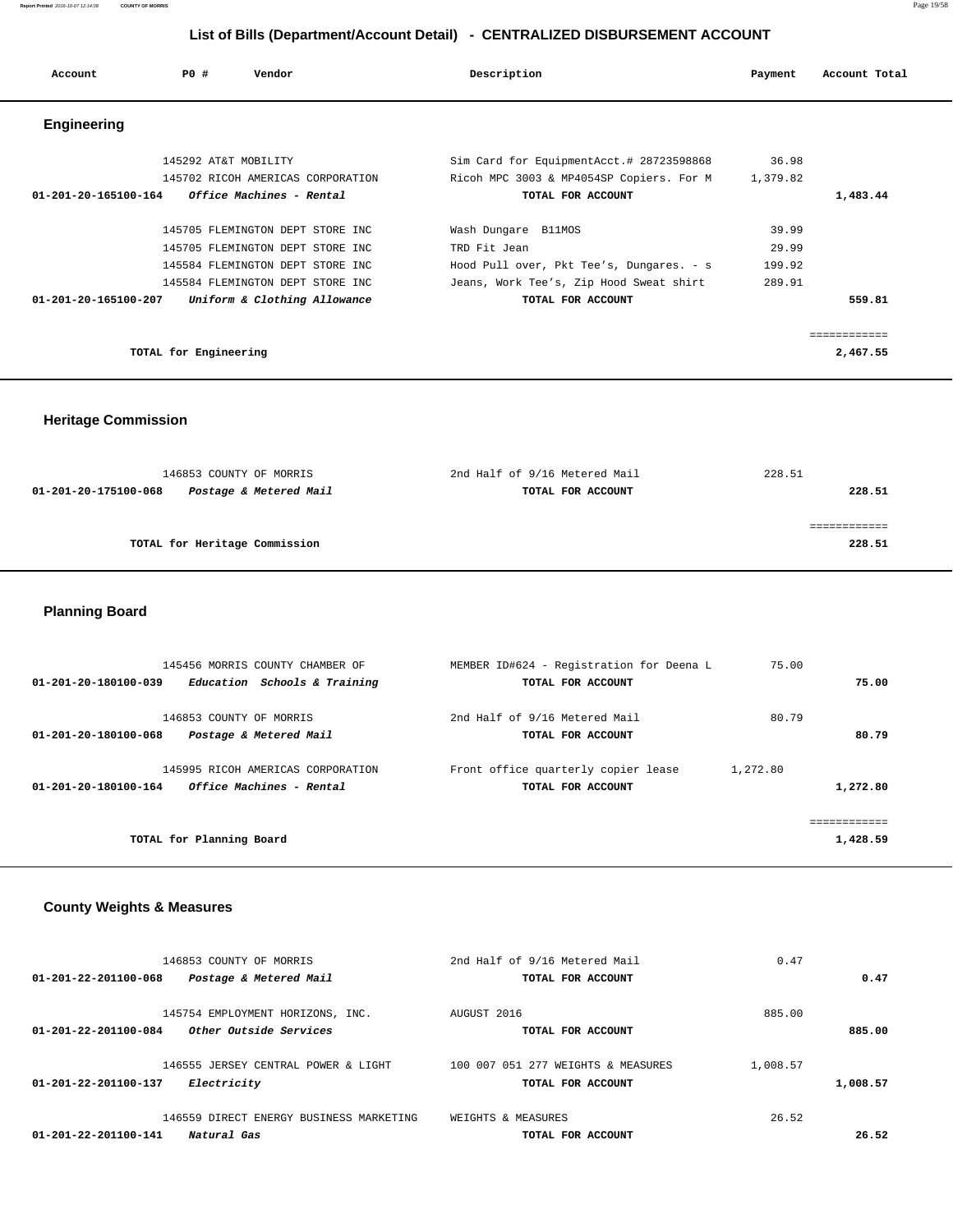# List of Bills (Department/Account Detail) - CENTRALIZED DISBURSEMENT ACCOUNT

| Account | PO # | Vendor | Description | Payment | Account Total |
|---|---|---|---|---|---|

## Engineering

| Account | PO # | Vendor | Description | Payment | Account Total |
|---|---|---|---|---|---|
| | 145292 | AT&T MOBILITY | Sim Card for EquipmentAcct.# 28723598868 | 36.98 | |
| | 145702 | RICOH AMERICAS CORPORATION | Ricoh MPC 3003 & MP4054SP Copiers. For M | 1,379.82 | |
| **01-201-20-165100-164** | | ***Office Machines - Rental*** | **TOTAL FOR ACCOUNT** | | **1,483.44** |
| | 145705 | FLEMINGTON DEPT STORE INC | Wash Dungare B11MOS | 39.99 | |
| | 145705 | FLEMINGTON DEPT STORE INC | TRD Fit Jean | 29.99 | |
| | 145584 | FLEMINGTON DEPT STORE INC | Hood Pull over, Pkt Tee's, Dungares. - s | 199.92 | |
| | 145584 | FLEMINGTON DEPT STORE INC | Jeans, Work Tee's, Zip Hood Sweat shirt | 289.91 | |
| **01-201-20-165100-207** | | ***Uniform & Clothing Allowance*** | **TOTAL FOR ACCOUNT** | | **559.81** |
| | | **TOTAL for Engineering** | | | **2,467.55** |

## Heritage Commission

| Account | PO # | Vendor | Description | Payment | Account Total |
|---|---|---|---|---|---|
| | 146853 | COUNTY OF MORRIS | 2nd Half of 9/16 Metered Mail | 228.51 | |
| **01-201-20-175100-068** | | ***Postage & Metered Mail*** | **TOTAL FOR ACCOUNT** | | **228.51** |
| | | **TOTAL for Heritage Commission** | | | **228.51** |

## Planning Board

| Account | PO # | Vendor | Description | Payment | Account Total |
|---|---|---|---|---|---|
| | 145456 | MORRIS COUNTY CHAMBER OF | MEMBER ID#624 - Registration for Deena L | 75.00 | |
| **01-201-20-180100-039** | | ***Education Schools & Training*** | **TOTAL FOR ACCOUNT** | | **75.00** |
| | 146853 | COUNTY OF MORRIS | 2nd Half of 9/16 Metered Mail | 80.79 | |
| **01-201-20-180100-068** | | ***Postage & Metered Mail*** | **TOTAL FOR ACCOUNT** | | **80.79** |
| | 145995 | RICOH AMERICAS CORPORATION | Front office quarterly copier lease | 1,272.80 | |
| **01-201-20-180100-164** | | ***Office Machines - Rental*** | **TOTAL FOR ACCOUNT** | | **1,272.80** |
| | | **TOTAL for Planning Board** | | | **1,428.59** |

## County Weights & Measures

| Account | PO # | Vendor | Description | Payment | Account Total |
|---|---|---|---|---|---|
| | 146853 | COUNTY OF MORRIS | 2nd Half of 9/16 Metered Mail | 0.47 | |
| **01-201-22-201100-068** | | ***Postage & Metered Mail*** | **TOTAL FOR ACCOUNT** | | **0.47** |
| | 145754 | EMPLOYMENT HORIZONS, INC. | AUGUST 2016 | 885.00 | |
| **01-201-22-201100-084** | | ***Other Outside Services*** | **TOTAL FOR ACCOUNT** | | **885.00** |
| | 146555 | JERSEY CENTRAL POWER & LIGHT | 100 007 051 277 WEIGHTS & MEASURES | 1,008.57 | |
| **01-201-22-201100-137** | | ***Electricity*** | **TOTAL FOR ACCOUNT** | | **1,008.57** |
| | 146559 | DIRECT ENERGY BUSINESS MARKETING | WEIGHTS & MEASURES | 26.52 | |
| **01-201-22-201100-141** | | ***Natural Gas*** | **TOTAL FOR ACCOUNT** | | **26.52** |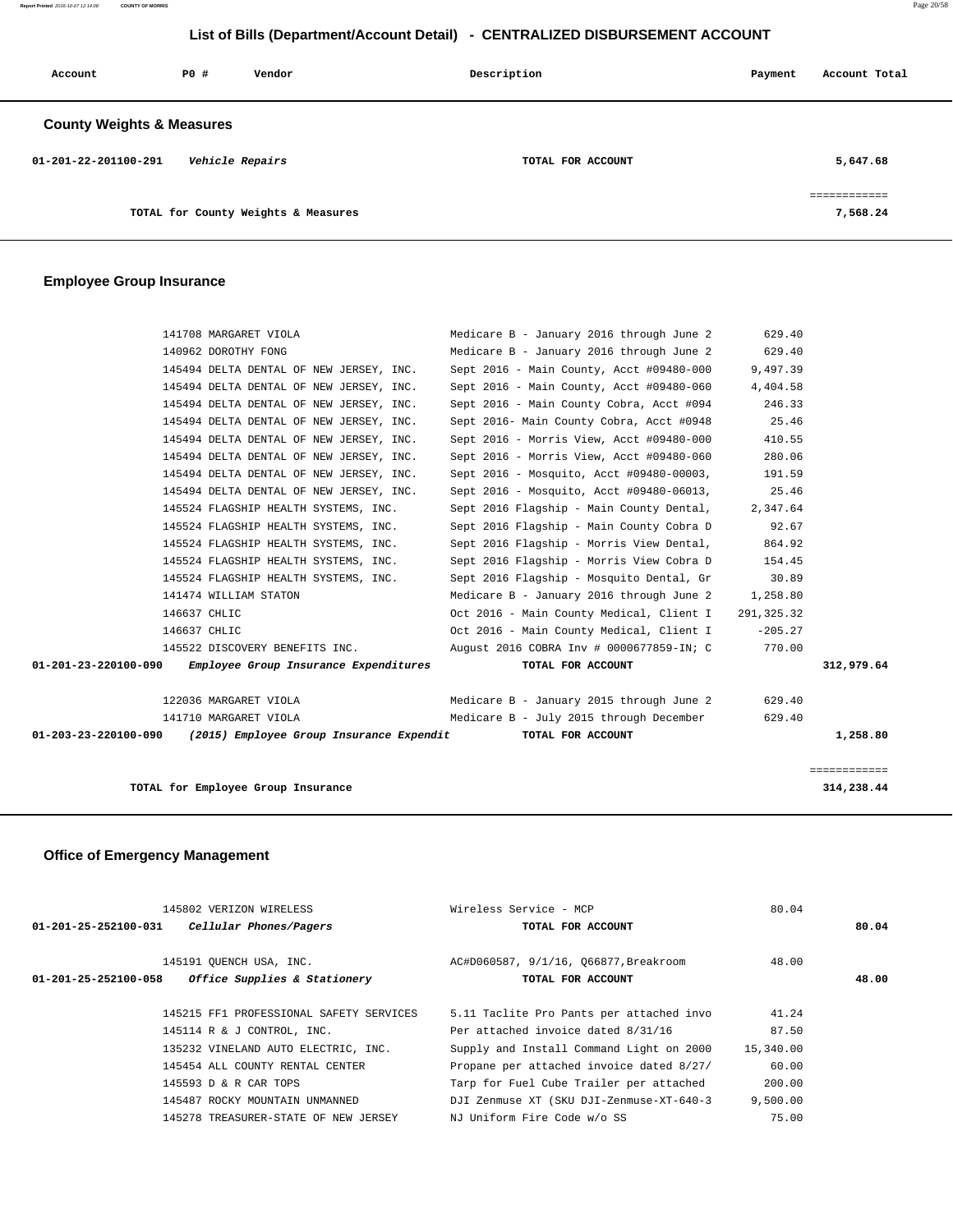## List of Bills (Department/Account Detail) - CENTRALIZED DISBURSEMENT ACCOUNT

| Account | PO # | Vendor | Description | Payment | Account Total |
|---|---|---|---|---|---|

### County Weights & Measures

| Account | PO # | Vendor | Description | Payment | Account Total |
|---|---|---|---|---|---|
| 01-201-22-201100-291 | | *Vehicle Repairs* | TOTAL FOR ACCOUNT | | 5,647.68 |
| | | | | | ============ |
| | | TOTAL for County Weights & Measures | | | 7,568.24 |

### Employee Group Insurance

| Account | PO # | Vendor | Description | Payment | Account Total |
|---|---|---|---|---|---|
| | 141708 | MARGARET VIOLA | Medicare B - January 2016 through June 2 | 629.40 | |
| | 140962 | DOROTHY FONG | Medicare B - January 2016 through June 2 | 629.40 | |
| | 145494 | DELTA DENTAL OF NEW JERSEY, INC. | Sept 2016 - Main County, Acct #09480-000 | 9,497.39 | |
| | 145494 | DELTA DENTAL OF NEW JERSEY, INC. | Sept 2016 - Main County, Acct #09480-060 | 4,404.58 | |
| | 145494 | DELTA DENTAL OF NEW JERSEY, INC. | Sept 2016 - Main County Cobra, Acct #094 | 246.33 | |
| | 145494 | DELTA DENTAL OF NEW JERSEY, INC. | Sept 2016- Main County Cobra, Acct #0948 | 25.46 | |
| | 145494 | DELTA DENTAL OF NEW JERSEY, INC. | Sept 2016 - Morris View, Acct #09480-000 | 410.55 | |
| | 145494 | DELTA DENTAL OF NEW JERSEY, INC. | Sept 2016 - Morris View, Acct #09480-060 | 280.06 | |
| | 145494 | DELTA DENTAL OF NEW JERSEY, INC. | Sept 2016 - Mosquito, Acct #09480-00003, | 191.59 | |
| | 145494 | DELTA DENTAL OF NEW JERSEY, INC. | Sept 2016 - Mosquito, Acct #09480-06013, | 25.46 | |
| | 145524 | FLAGSHIP HEALTH SYSTEMS, INC. | Sept 2016 Flagship - Main County Dental, | 2,347.64 | |
| | 145524 | FLAGSHIP HEALTH SYSTEMS, INC. | Sept 2016 Flagship - Main County Cobra D | 92.67 | |
| | 145524 | FLAGSHIP HEALTH SYSTEMS, INC. | Sept 2016 Flagship - Morris View Dental, | 864.92 | |
| | 145524 | FLAGSHIP HEALTH SYSTEMS, INC. | Sept 2016 Flagship - Morris View Cobra D | 154.45 | |
| | 145524 | FLAGSHIP HEALTH SYSTEMS, INC. | Sept 2016 Flagship - Mosquito Dental, Gr | 30.89 | |
| | 141474 | WILLIAM STATON | Medicare B - January 2016 through June 2 | 1,258.80 | |
| | 146637 | CHLIC | Oct 2016 - Main County Medical, Client I | 291,325.32 | |
| | 146637 | CHLIC | Oct 2016 - Main County Medical, Client I | -205.27 | |
| | 145522 | DISCOVERY BENEFITS INC. | August 2016 COBRA Inv # 0000677859-IN; C | 770.00 | |
| 01-201-23-220100-090 | | *Employee Group Insurance Expenditures* | TOTAL FOR ACCOUNT | | 312,979.64 |
| | 122036 | MARGARET VIOLA | Medicare B - January 2015 through June 2 | 629.40 | |
| | 141710 | MARGARET VIOLA | Medicare B - July 2015 through December | 629.40 | |
| 01-203-23-220100-090 | | *(2015) Employee Group Insurance Expendit* | TOTAL FOR ACCOUNT | | 1,258.80 |
| | | | | | ============ |
| | | TOTAL for Employee Group Insurance | | | 314,238.44 |

### Office of Emergency Management

| Account | PO # | Vendor | Description | Payment | Account Total |
|---|---|---|---|---|---|
| | 145802 | VERIZON WIRELESS | Wireless Service - MCP | 80.04 | |
| 01-201-25-252100-031 | | *Cellular Phones/Pagers* | TOTAL FOR ACCOUNT | | 80.04 |
| | 145191 | QUENCH USA, INC. | AC#D060587, 9/1/16, Q66877,Breakroom | 48.00 | |
| 01-201-25-252100-058 | | *Office Supplies & Stationery* | TOTAL FOR ACCOUNT | | 48.00 |
| | 145215 | FF1 PROFESSIONAL SAFETY SERVICES | 5.11 Taclite Pro Pants per attached invo | 41.24 | |
| | 145114 | R & J CONTROL, INC. | Per attached invoice dated 8/31/16 | 87.50 | |
| | 135232 | VINELAND AUTO ELECTRIC, INC. | Supply and Install Command Light on 2000 | 15,340.00 | |
| | 145454 | ALL COUNTY RENTAL CENTER | Propane per attached invoice dated 8/27/ | 60.00 | |
| | 145593 | D & R CAR TOPS | Tarp for Fuel Cube Trailer per attached | 200.00 | |
| | 145487 | ROCKY MOUNTAIN UNMANNED | DJI Zenmuse XT (SKU DJI-Zenmuse-XT-640-3 | 9,500.00 | |
| | 145278 | TREASURER-STATE OF NEW JERSEY | NJ Uniform Fire Code w/o SS | 75.00 | |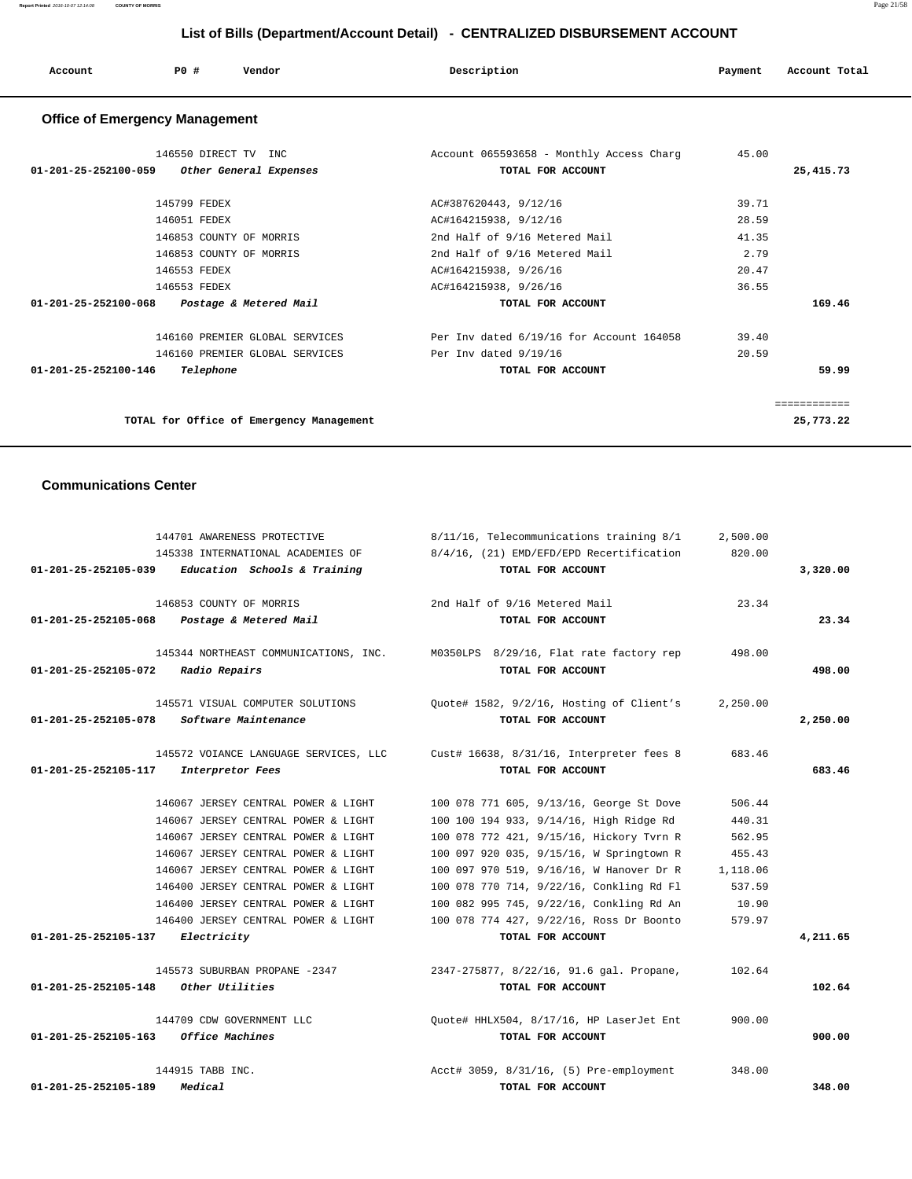## List of Bills (Department/Account Detail) - CENTRALIZED DISBURSEMENT ACCOUNT

| Account | PO # | Vendor | Description | Payment | Account Total |
|---|---|---|---|---|---|

### Office of Emergency Management

| Account | PO # | Vendor | Description | Payment | Account Total |
|---|---|---|---|---|---|
| | 146550 | DIRECT TV INC | Account 065593658 - Monthly Access Charg | 45.00 | |
| 01-201-25-252100-059 | | *Other General Expenses* | TOTAL FOR ACCOUNT | | 25,415.73 |
| | 145799 | FEDEX | AC#387620443, 9/12/16 | 39.71 | |
| | 146051 | FEDEX | AC#164215938, 9/12/16 | 28.59 | |
| | 146853 | COUNTY OF MORRIS | 2nd Half of 9/16 Metered Mail | 41.35 | |
| | 146853 | COUNTY OF MORRIS | 2nd Half of 9/16 Metered Mail | 2.79 | |
| | 146553 | FEDEX | AC#164215938, 9/26/16 | 20.47 | |
| | 146553 | FEDEX | AC#164215938, 9/26/16 | 36.55 | |
| 01-201-25-252100-068 | | *Postage & Metered Mail* | TOTAL FOR ACCOUNT | | 169.46 |
| | 146160 | PREMIER GLOBAL SERVICES | Per Inv dated 6/19/16 for Account 164058 | 39.40 | |
| | 146160 | PREMIER GLOBAL SERVICES | Per Inv dated 9/19/16 | 20.59 | |
| 01-201-25-252100-146 | | *Telephone* | TOTAL FOR ACCOUNT | | 59.99 |
| | | TOTAL for Office of Emergency Management | | | 25,773.22 |

### Communications Center

| Account | PO # | Vendor | Description | Payment | Account Total |
|---|---|---|---|---|---|
| | 144701 | AWARENESS PROTECTIVE | 8/11/16, Telecommunications training 8/1 | 2,500.00 | |
| | 145338 | INTERNATIONAL ACADEMIES OF | 8/4/16, (21) EMD/EFD/EPD Recertification | 820.00 | |
| 01-201-25-252105-039 | | *Education Schools & Training* | TOTAL FOR ACCOUNT | | 3,320.00 |
| | 146853 | COUNTY OF MORRIS | 2nd Half of 9/16 Metered Mail | 23.34 | |
| 01-201-25-252105-068 | | *Postage & Metered Mail* | TOTAL FOR ACCOUNT | | 23.34 |
| | 145344 | NORTHEAST COMMUNICATIONS, INC. | M0350LPS 8/29/16, Flat rate factory rep | 498.00 | |
| 01-201-25-252105-072 | | *Radio Repairs* | TOTAL FOR ACCOUNT | | 498.00 |
| | 145571 | VISUAL COMPUTER SOLUTIONS | Quote# 1582, 9/2/16, Hosting of Client's | 2,250.00 | |
| 01-201-25-252105-078 | | *Software Maintenance* | TOTAL FOR ACCOUNT | | 2,250.00 |
| | 145572 | VOIANCE LANGUAGE SERVICES, LLC | Cust# 16638, 8/31/16, Interpreter fees 8 | 683.46 | |
| 01-201-25-252105-117 | | *Interpretor Fees* | TOTAL FOR ACCOUNT | | 683.46 |
| | 146067 | JERSEY CENTRAL POWER & LIGHT | 100 078 771 605, 9/13/16, George St Dove | 506.44 | |
| | 146067 | JERSEY CENTRAL POWER & LIGHT | 100 100 194 933, 9/14/16, High Ridge Rd | 440.31 | |
| | 146067 | JERSEY CENTRAL POWER & LIGHT | 100 078 772 421, 9/15/16, Hickory Tvrn R | 562.95 | |
| | 146067 | JERSEY CENTRAL POWER & LIGHT | 100 097 920 035, 9/15/16, W Springtown R | 455.43 | |
| | 146067 | JERSEY CENTRAL POWER & LIGHT | 100 097 970 519, 9/16/16, W Hanover Dr R | 1,118.06 | |
| | 146400 | JERSEY CENTRAL POWER & LIGHT | 100 078 770 714, 9/22/16, Conkling Rd Fl | 537.59 | |
| | 146400 | JERSEY CENTRAL POWER & LIGHT | 100 082 995 745, 9/22/16, Conkling Rd An | 10.90 | |
| | 146400 | JERSEY CENTRAL POWER & LIGHT | 100 078 774 427, 9/22/16, Ross Dr Boonto | 579.97 | |
| 01-201-25-252105-137 | | *Electricity* | TOTAL FOR ACCOUNT | | 4,211.65 |
| | 145573 | SUBURBAN PROPANE -2347 | 2347-275877, 8/22/16, 91.6 gal. Propane, | 102.64 | |
| 01-201-25-252105-148 | | *Other Utilities* | TOTAL FOR ACCOUNT | | 102.64 |
| | 144709 | CDW GOVERNMENT LLC | Quote# HHLX504, 8/17/16, HP LaserJet Ent | 900.00 | |
| 01-201-25-252105-163 | | *Office Machines* | TOTAL FOR ACCOUNT | | 900.00 |
| | 144915 | TABB INC. | Acct# 3059, 8/31/16, (5) Pre-employment | 348.00 | |
| 01-201-25-252105-189 | | *Medical* | TOTAL FOR ACCOUNT | | 348.00 |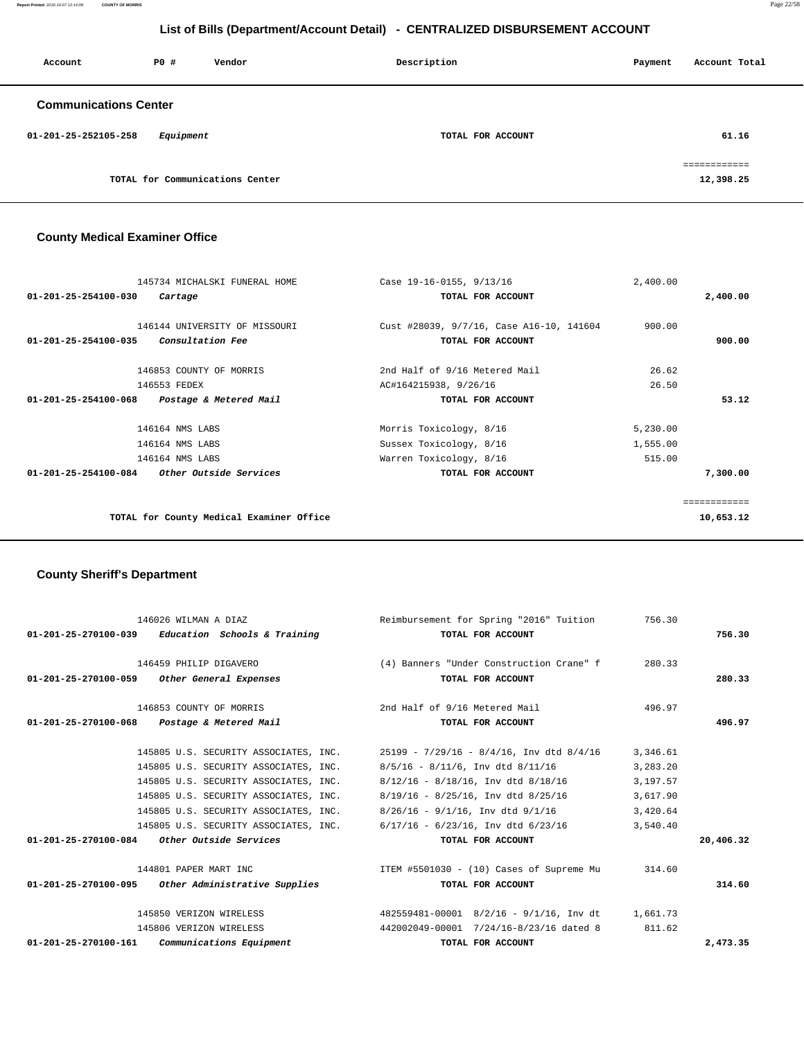## List of Bills (Department/Account Detail) - CENTRALIZED DISBURSEMENT ACCOUNT

| Account | PO # | Vendor | Description | Payment | Account Total |
|---|---|---|---|---|---|

### Communications Center

| Account | PO # | Vendor | Description | Payment | Account Total |
|---|---|---|---|---|---|
| 01-201-25-252105-258 | | *Equipment* | TOTAL FOR ACCOUNT | | 61.16 |
| | | | | | ============ |
| | | TOTAL for Communications Center | | | 12,398.25 |

### County Medical Examiner Office

| Account | PO # | Vendor | Description | Payment | Account Total |
|---|---|---|---|---|---|
| | 145734 | MICHALSKI FUNERAL HOME | Case 19-16-0155, 9/13/16 | 2,400.00 | |
| 01-201-25-254100-030 | | *Cartage* | TOTAL FOR ACCOUNT | | 2,400.00 |
| | 146144 | UNIVERSITY OF MISSOURI | Cust #28039, 9/7/16, Case A16-10, 141604 | 900.00 | |
| 01-201-25-254100-035 | | *Consultation Fee* | TOTAL FOR ACCOUNT | | 900.00 |
| | 146853 | COUNTY OF MORRIS | 2nd Half of 9/16 Metered Mail | 26.62 | |
| | 146553 | FEDEX | AC#164215938, 9/26/16 | 26.50 | |
| 01-201-25-254100-068 | | *Postage & Metered Mail* | TOTAL FOR ACCOUNT | | 53.12 |
| | 146164 | NMS LABS | Morris Toxicology, 8/16 | 5,230.00 | |
| | 146164 | NMS LABS | Sussex Toxicology, 8/16 | 1,555.00 | |
| | 146164 | NMS LABS | Warren Toxicology, 8/16 | 515.00 | |
| 01-201-25-254100-084 | | *Other Outside Services* | TOTAL FOR ACCOUNT | | 7,300.00 |
| | | | | | ============ |
| | | TOTAL for County Medical Examiner Office | | | 10,653.12 |

### County Sheriff's Department

| Account | PO # | Vendor | Description | Payment | Account Total |
|---|---|---|---|---|---|
| | 146026 | WILMAN A DIAZ | Reimbursement for Spring "2016" Tuition | 756.30 | |
| 01-201-25-270100-039 | | *Education Schools & Training* | TOTAL FOR ACCOUNT | | 756.30 |
| | 146459 | PHILIP DIGAVERO | (4) Banners "Under Construction Crane" f | 280.33 | |
| 01-201-25-270100-059 | | *Other General Expenses* | TOTAL FOR ACCOUNT | | 280.33 |
| | 146853 | COUNTY OF MORRIS | 2nd Half of 9/16 Metered Mail | 496.97 | |
| 01-201-25-270100-068 | | *Postage & Metered Mail* | TOTAL FOR ACCOUNT | | 496.97 |
| | 145805 | U.S. SECURITY ASSOCIATES, INC. | 25199 - 7/29/16 - 8/4/16, Inv dtd 8/4/16 | 3,346.61 | |
| | 145805 | U.S. SECURITY ASSOCIATES, INC. | 8/5/16 - 8/11/6, Inv dtd 8/11/16 | 3,283.20 | |
| | 145805 | U.S. SECURITY ASSOCIATES, INC. | 8/12/16 - 8/18/16, Inv dtd 8/18/16 | 3,197.57 | |
| | 145805 | U.S. SECURITY ASSOCIATES, INC. | 8/19/16 - 8/25/16, Inv dtd 8/25/16 | 3,617.90 | |
| | 145805 | U.S. SECURITY ASSOCIATES, INC. | 8/26/16 - 9/1/16, Inv dtd 9/1/16 | 3,420.64 | |
| | 145805 | U.S. SECURITY ASSOCIATES, INC. | 6/17/16 - 6/23/16, Inv dtd 6/23/16 | 3,540.40 | |
| 01-201-25-270100-084 | | *Other Outside Services* | TOTAL FOR ACCOUNT | | 20,406.32 |
| | 144801 | PAPER MART INC | ITEM #5501030 - (10) Cases of Supreme Mu | 314.60 | |
| 01-201-25-270100-095 | | *Other Administrative Supplies* | TOTAL FOR ACCOUNT | | 314.60 |
| | 145850 | VERIZON WIRELESS | 482559481-00001 8/2/16 - 9/1/16, Inv dt | 1,661.73 | |
| | 145806 | VERIZON WIRELESS | 442002049-00001 7/24/16-8/23/16 dated 8 | 811.62 | |
| 01-201-25-270100-161 | | *Communications Equipment* | TOTAL FOR ACCOUNT | | 2,473.35 |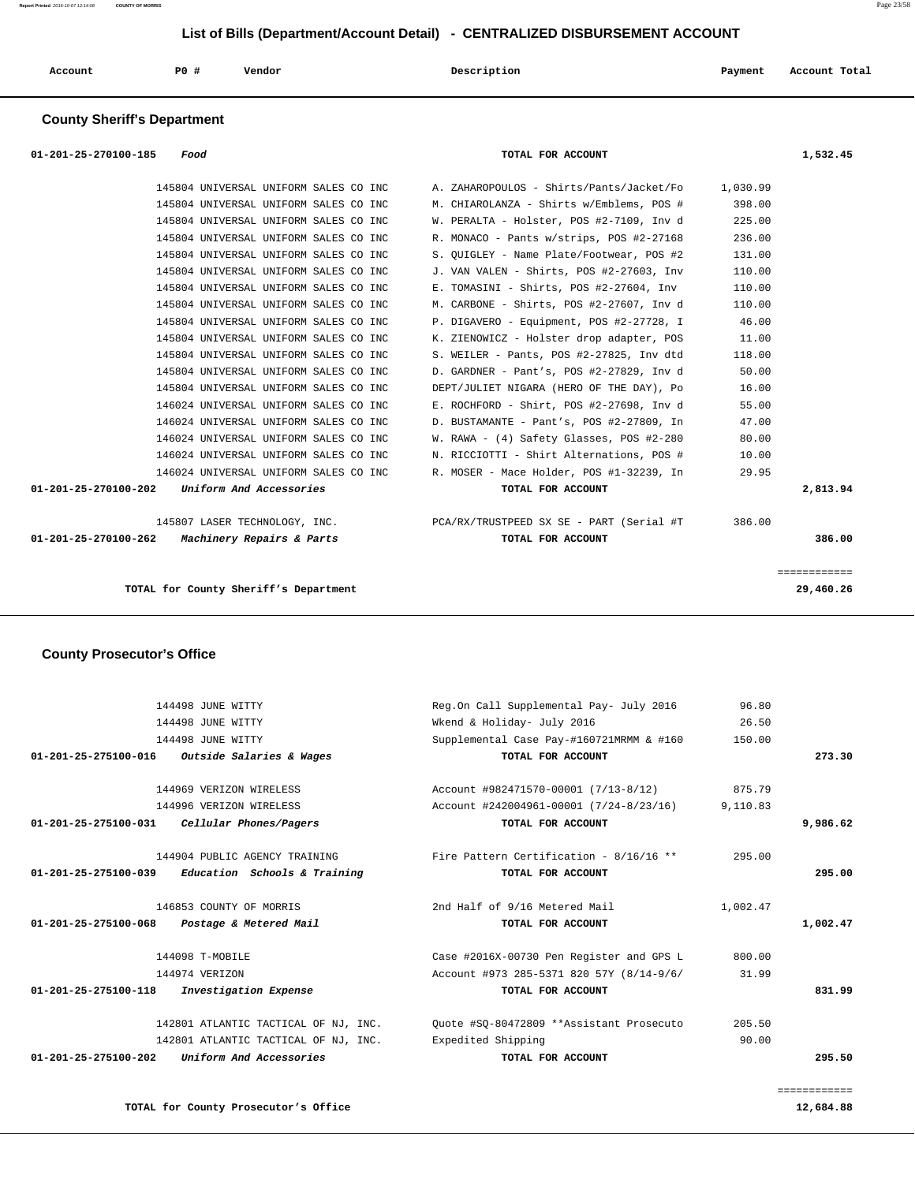## List of Bills (Department/Account Detail) - CENTRALIZED DISBURSEMENT ACCOUNT

| Account | PO # | Vendor | Description | Payment | Account Total |
|---|---|---|---|---|---|

### County Sheriff's Department

| Account | PO # | Vendor | Description | Payment | Account Total |
|---|---|---|---|---|---|
| 01-201-25-270100-185 *Food* | | | TOTAL FOR ACCOUNT | | 1,532.45 |
| | 145804 | UNIVERSAL UNIFORM SALES CO INC | A. ZAHAROPOULOS - Shirts/Pants/Jacket/Fo | 1,030.99 | |
| | 145804 | UNIVERSAL UNIFORM SALES CO INC | M. CHIAROLANZA - Shirts w/Emblems, POS # | 398.00 | |
| | 145804 | UNIVERSAL UNIFORM SALES CO INC | W. PERALTA - Holster, POS #2-7109, Inv d | 225.00 | |
| | 145804 | UNIVERSAL UNIFORM SALES CO INC | R. MONACO - Pants w/strips, POS #2-27168 | 236.00 | |
| | 145804 | UNIVERSAL UNIFORM SALES CO INC | S. QUIGLEY - Name Plate/Footwear, POS #2 | 131.00 | |
| | 145804 | UNIVERSAL UNIFORM SALES CO INC | J. VAN VALEN - Shirts, POS #2-27603, Inv | 110.00 | |
| | 145804 | UNIVERSAL UNIFORM SALES CO INC | E. TOMASINI - Shirts, POS #2-27604, Inv | 110.00 | |
| | 145804 | UNIVERSAL UNIFORM SALES CO INC | M. CARBONE - Shirts, POS #2-27607, Inv d | 110.00 | |
| | 145804 | UNIVERSAL UNIFORM SALES CO INC | P. DIGAVERO - Equipment, POS #2-27728, I | 46.00 | |
| | 145804 | UNIVERSAL UNIFORM SALES CO INC | K. ZIENOWICZ - Holster drop adapter, POS | 11.00 | |
| | 145804 | UNIVERSAL UNIFORM SALES CO INC | S. WEILER - Pants, POS #2-27825, Inv dtd | 118.00 | |
| | 145804 | UNIVERSAL UNIFORM SALES CO INC | D. GARDNER - Pant's, POS #2-27829, Inv d | 50.00 | |
| | 145804 | UNIVERSAL UNIFORM SALES CO INC | DEPT/JULIET NIGARA (HERO OF THE DAY), Po | 16.00 | |
| | 146024 | UNIVERSAL UNIFORM SALES CO INC | E. ROCHFORD - Shirt, POS #2-27698, Inv d | 55.00 | |
| | 146024 | UNIVERSAL UNIFORM SALES CO INC | D. BUSTAMANTE - Pant's, POS #2-27809, In | 47.00 | |
| | 146024 | UNIVERSAL UNIFORM SALES CO INC | W. RAWA - (4) Safety Glasses, POS #2-280 | 80.00 | |
| | 146024 | UNIVERSAL UNIFORM SALES CO INC | N. RICCIOTTI - Shirt Alternations, POS # | 10.00 | |
| | 146024 | UNIVERSAL UNIFORM SALES CO INC | R. MOSER - Mace Holder, POS #1-32239, In | 29.95 | |
| 01-201-25-270100-202 *Uniform And Accessories* | | | TOTAL FOR ACCOUNT | | 2,813.94 |
| | 145807 | LASER TECHNOLOGY, INC. | PCA/RX/TRUSTPEED SX SE - PART (Serial #T | 386.00 | |
| 01-201-25-270100-262 *Machinery Repairs & Parts* | | | TOTAL FOR ACCOUNT | | 386.00 |
| | | TOTAL for County Sheriff's Department | | | 29,460.26 |

### County Prosecutor's Office

| Account | PO # | Vendor | Description | Payment | Account Total |
|---|---|---|---|---|---|
| | 144498 | JUNE WITTY | Reg.On Call Supplemental Pay- July 2016 | 96.80 | |
| | 144498 | JUNE WITTY | Wkend & Holiday- July 2016 | 26.50 | |
| | 144498 | JUNE WITTY | Supplemental Case Pay-#160721MRMM & #160 | 150.00 | |
| 01-201-25-275100-016 *Outside Salaries & Wages* | | | TOTAL FOR ACCOUNT | | 273.30 |
| | 144969 | VERIZON WIRELESS | Account #982471570-00001 (7/13-8/12) | 875.79 | |
| | 144996 | VERIZON WIRELESS | Account #242004961-00001 (7/24-8/23/16) | 9,110.83 | |
| 01-201-25-275100-031 *Cellular Phones/Pagers* | | | TOTAL FOR ACCOUNT | | 9,986.62 |
| | 144904 | PUBLIC AGENCY TRAINING | Fire Pattern Certification - 8/16/16 ** | 295.00 | |
| 01-201-25-275100-039 *Education Schools & Training* | | | TOTAL FOR ACCOUNT | | 295.00 |
| | 146853 | COUNTY OF MORRIS | 2nd Half of 9/16 Metered Mail | 1,002.47 | |
| 01-201-25-275100-068 *Postage & Metered Mail* | | | TOTAL FOR ACCOUNT | | 1,002.47 |
| | 144098 | T-MOBILE | Case #2016X-00730 Pen Register and GPS L | 800.00 | |
| | 144974 | VERIZON | Account #973 285-5371 820 57Y (8/14-9/6/ | 31.99 | |
| 01-201-25-275100-118 *Investigation Expense* | | | TOTAL FOR ACCOUNT | | 831.99 |
| | 142801 | ATLANTIC TACTICAL OF NJ, INC. | Quote #SQ-80472809 **Assistant Prosecuto | 205.50 | |
| | 142801 | ATLANTIC TACTICAL OF NJ, INC. | Expedited Shipping | 90.00 | |
| 01-201-25-275100-202 *Uniform And Accessories* | | | TOTAL FOR ACCOUNT | | 295.50 |
| | | TOTAL for County Prosecutor's Office | | | 12,684.88 |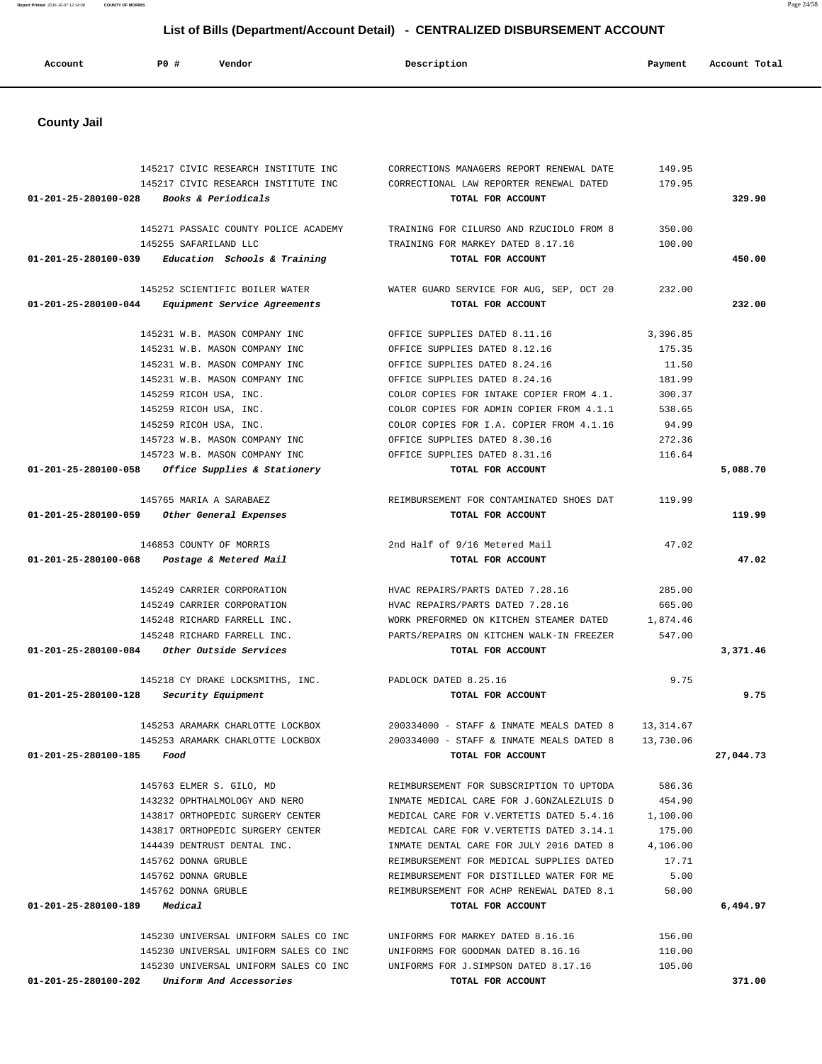# List of Bills (Department/Account Detail) - CENTRALIZED DISBURSEMENT ACCOUNT

| Account | PO # | Vendor | Description | Payment | Account Total |
|---|---|---|---|---|---|

## County Jail

| Account | PO # | Vendor | Description | Payment | Account Total |
|---|---|---|---|---|---|
| | 145217 | CIVIC RESEARCH INSTITUTE INC | CORRECTIONS MANAGERS REPORT RENEWAL DATE | 149.95 | |
| | 145217 | CIVIC RESEARCH INSTITUTE INC | CORRECTIONAL LAW REPORTER RENEWAL DATED | 179.95 | |
| **01-201-25-280100-028** | | *Books & Periodicals* | **TOTAL FOR ACCOUNT** | | **329.90** |
| | 145271 | PASSAIC COUNTY POLICE ACADEMY | TRAINING FOR CILURSO AND RZUCIDLO FROM 8 | 350.00 | |
| | 145255 | SAFARILAND LLC | TRAINING FOR MARKEY DATED 8.17.16 | 100.00 | |
| **01-201-25-280100-039** | | *Education Schools & Training* | **TOTAL FOR ACCOUNT** | | **450.00** |
| | 145252 | SCIENTIFIC BOILER WATER | WATER GUARD SERVICE FOR AUG, SEP, OCT 20 | 232.00 | |
| **01-201-25-280100-044** | | *Equipment Service Agreements* | **TOTAL FOR ACCOUNT** | | **232.00** |
| | 145231 | W.B. MASON COMPANY INC | OFFICE SUPPLIES DATED 8.11.16 | 3,396.85 | |
| | 145231 | W.B. MASON COMPANY INC | OFFICE SUPPLIES DATED 8.12.16 | 175.35 | |
| | 145231 | W.B. MASON COMPANY INC | OFFICE SUPPLIES DATED 8.24.16 | 11.50 | |
| | 145231 | W.B. MASON COMPANY INC | OFFICE SUPPLIES DATED 8.24.16 | 181.99 | |
| | 145259 | RICOH USA, INC. | COLOR COPIES FOR INTAKE COPIER FROM 4.1. | 300.37 | |
| | 145259 | RICOH USA, INC. | COLOR COPIES FOR ADMIN COPIER FROM 4.1.1 | 538.65 | |
| | 145259 | RICOH USA, INC. | COLOR COPIES FOR I.A. COPIER FROM 4.1.16 | 94.99 | |
| | 145723 | W.B. MASON COMPANY INC | OFFICE SUPPLIES DATED 8.30.16 | 272.36 | |
| | 145723 | W.B. MASON COMPANY INC | OFFICE SUPPLIES DATED 8.31.16 | 116.64 | |
| **01-201-25-280100-058** | | *Office Supplies & Stationery* | **TOTAL FOR ACCOUNT** | | **5,088.70** |
| | 145765 | MARIA A SARABAEZ | REIMBURSEMENT FOR CONTAMINATED SHOES DAT | 119.99 | |
| **01-201-25-280100-059** | | *Other General Expenses* | **TOTAL FOR ACCOUNT** | | **119.99** |
| | 146853 | COUNTY OF MORRIS | 2nd Half of 9/16 Metered Mail | 47.02 | |
| **01-201-25-280100-068** | | *Postage & Metered Mail* | **TOTAL FOR ACCOUNT** | | **47.02** |
| | 145249 | CARRIER CORPORATION | HVAC REPAIRS/PARTS DATED 7.28.16 | 285.00 | |
| | 145249 | CARRIER CORPORATION | HVAC REPAIRS/PARTS DATED 7.28.16 | 665.00 | |
| | 145248 | RICHARD FARRELL INC. | WORK PREFORMED ON KITCHEN STEAMER DATED | 1,874.46 | |
| | 145248 | RICHARD FARRELL INC. | PARTS/REPAIRS ON KITCHEN WALK-IN FREEZER | 547.00 | |
| **01-201-25-280100-084** | | *Other Outside Services* | **TOTAL FOR ACCOUNT** | | **3,371.46** |
| | 145218 | CY DRAKE LOCKSMITHS, INC. | PADLOCK DATED 8.25.16 | 9.75 | |
| **01-201-25-280100-128** | | *Security Equipment* | **TOTAL FOR ACCOUNT** | | **9.75** |
| | 145253 | ARAMARK CHARLOTTE LOCKBOX | 200334000 - STAFF & INMATE MEALS DATED 8 | 13,314.67 | |
| | 145253 | ARAMARK CHARLOTTE LOCKBOX | 200334000 - STAFF & INMATE MEALS DATED 8 | 13,730.06 | |
| **01-201-25-280100-185** | | *Food* | **TOTAL FOR ACCOUNT** | | **27,044.73** |
| | 145763 | ELMER S. GILO, MD | REIMBURSEMENT FOR SUBSCRIPTION TO UPTODA | 586.36 | |
| | 143232 | OPHTHALMOLOGY AND NERO | INMATE MEDICAL CARE FOR J.GONZALEZLUIS D | 454.90 | |
| | 143817 | ORTHOPEDIC SURGERY CENTER | MEDICAL CARE FOR V.VERTETIS DATED 5.4.16 | 1,100.00 | |
| | 143817 | ORTHOPEDIC SURGERY CENTER | MEDICAL CARE FOR V.VERTETIS DATED 3.14.1 | 175.00 | |
| | 144439 | DENTRUST DENTAL INC. | INMATE DENTAL CARE FOR JULY 2016 DATED 8 | 4,106.00 | |
| | 145762 | DONNA GRUBLE | REIMBURSEMENT FOR MEDICAL SUPPLIES DATED | 17.71 | |
| | 145762 | DONNA GRUBLE | REIMBURSEMENT FOR DISTILLED WATER FOR ME | 5.00 | |
| | 145762 | DONNA GRUBLE | REIMBURSEMENT FOR ACHP RENEWAL DATED 8.1 | 50.00 | |
| **01-201-25-280100-189** | | *Medical* | **TOTAL FOR ACCOUNT** | | **6,494.97** |
| | 145230 | UNIVERSAL UNIFORM SALES CO INC | UNIFORMS FOR MARKEY DATED 8.16.16 | 156.00 | |
| | 145230 | UNIVERSAL UNIFORM SALES CO INC | UNIFORMS FOR GOODMAN DATED 8.16.16 | 110.00 | |
| | 145230 | UNIVERSAL UNIFORM SALES CO INC | UNIFORMS FOR J.SIMPSON DATED 8.17.16 | 105.00 | |
| **01-201-25-280100-202** | | *Uniform And Accessories* | **TOTAL FOR ACCOUNT** | | **371.00** |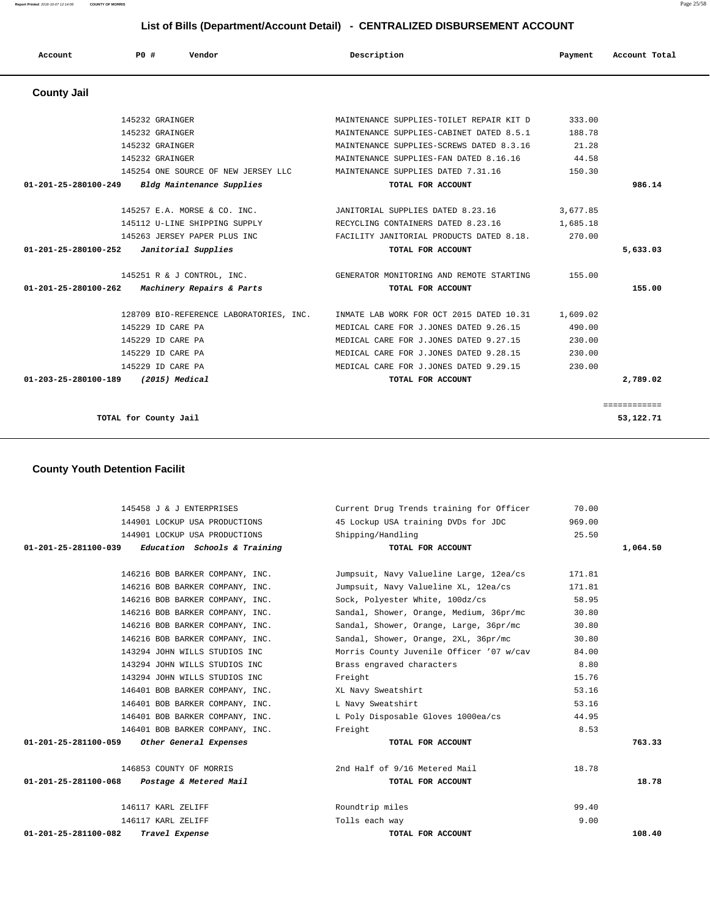# List of Bills (Department/Account Detail) - CENTRALIZED DISBURSEMENT ACCOUNT

| Account | P0 # | Vendor | Description | Payment | Account Total |
|---|---|---|---|---|---|

## County Jail

| Account | P0 # | Vendor | Description | Payment | Account Total |
|---|---|---|---|---|---|
| | 145232 | GRAINGER | MAINTENANCE SUPPLIES-TOILET REPAIR KIT D | 333.00 | |
| | 145232 | GRAINGER | MAINTENANCE SUPPLIES-CABINET DATED 8.5.1 | 188.78 | |
| | 145232 | GRAINGER | MAINTENANCE SUPPLIES-SCREWS DATED 8.3.16 | 21.28 | |
| | 145232 | GRAINGER | MAINTENANCE SUPPLIES-FAN DATED 8.16.16 | 44.58 | |
| | 145254 | ONE SOURCE OF NEW JERSEY LLC | MAINTENANCE SUPPLIES DATED 7.31.16 | 150.30 | |
| **01-201-25-280100-249** | | ***Bldg Maintenance Supplies*** | **TOTAL FOR ACCOUNT** | | **986.14** |
| | 145257 | E.A. MORSE & CO. INC. | JANITORIAL SUPPLIES DATED 8.23.16 | 3,677.85 | |
| | 145112 | U-LINE SHIPPING SUPPLY | RECYCLING CONTAINERS DATED 8.23.16 | 1,685.18 | |
| | 145263 | JERSEY PAPER PLUS INC | FACILITY JANITORIAL PRODUCTS DATED 8.18. | 270.00 | |
| **01-201-25-280100-252** | | ***Janitorial Supplies*** | **TOTAL FOR ACCOUNT** | | **5,633.03** |
| | 145251 | R & J CONTROL, INC. | GENERATOR MONITORING AND REMOTE STARTING | 155.00 | |
| **01-201-25-280100-262** | | ***Machinery Repairs & Parts*** | **TOTAL FOR ACCOUNT** | | **155.00** |
| | 128709 | BIO-REFERENCE LABORATORIES, INC. | INMATE LAB WORK FOR OCT 2015 DATED 10.31 | 1,609.02 | |
| | 145229 | ID CARE PA | MEDICAL CARE FOR J.JONES DATED 9.26.15 | 490.00 | |
| | 145229 | ID CARE PA | MEDICAL CARE FOR J.JONES DATED 9.27.15 | 230.00 | |
| | 145229 | ID CARE PA | MEDICAL CARE FOR J.JONES DATED 9.28.15 | 230.00 | |
| | 145229 | ID CARE PA | MEDICAL CARE FOR J.JONES DATED 9.29.15 | 230.00 | |
| **01-203-25-280100-189** | | ***(2015) Medical*** | **TOTAL FOR ACCOUNT** | | **2,789.02** |
| | | | | | ============ |
| | | **TOTAL for County Jail** | | | **53,122.71** |

## County Youth Detention Facilit

| Account | P0 # | Vendor | Description | Payment | Account Total |
|---|---|---|---|---|---|
| | 145458 | J & J ENTERPRISES | Current Drug Trends training for Officer | 70.00 | |
| | 144901 | LOCKUP USA PRODUCTIONS | 45 Lockup USA training DVDs for JDC | 969.00 | |
| | 144901 | LOCKUP USA PRODUCTIONS | Shipping/Handling | 25.50 | |
| **01-201-25-281100-039** | | ***Education Schools & Training*** | **TOTAL FOR ACCOUNT** | | **1,064.50** |
| | 146216 | BOB BARKER COMPANY, INC. | Jumpsuit, Navy Valueline Large, 12ea/cs | 171.81 | |
| | 146216 | BOB BARKER COMPANY, INC. | Jumpsuit, Navy Valueline XL, 12ea/cs | 171.81 | |
| | 146216 | BOB BARKER COMPANY, INC. | Sock, Polyester White, 100dz/cs | 58.95 | |
| | 146216 | BOB BARKER COMPANY, INC. | Sandal, Shower, Orange, Medium, 36pr/mc | 30.80 | |
| | 146216 | BOB BARKER COMPANY, INC. | Sandal, Shower, Orange, Large, 36pr/mc | 30.80 | |
| | 146216 | BOB BARKER COMPANY, INC. | Sandal, Shower, Orange, 2XL, 36pr/mc | 30.80 | |
| | 143294 | JOHN WILLS STUDIOS INC | Morris County Juvenile Officer '07 w/cav | 84.00 | |
| | 143294 | JOHN WILLS STUDIOS INC | Brass engraved characters | 8.80 | |
| | 143294 | JOHN WILLS STUDIOS INC | Freight | 15.76 | |
| | 146401 | BOB BARKER COMPANY, INC. | XL Navy Sweatshirt | 53.16 | |
| | 146401 | BOB BARKER COMPANY, INC. | L Navy Sweatshirt | 53.16 | |
| | 146401 | BOB BARKER COMPANY, INC. | L Poly Disposable Gloves 1000ea/cs | 44.95 | |
| | 146401 | BOB BARKER COMPANY, INC. | Freight | 8.53 | |
| **01-201-25-281100-059** | | ***Other General Expenses*** | **TOTAL FOR ACCOUNT** | | **763.33** |
| | 146853 | COUNTY OF MORRIS | 2nd Half of 9/16 Metered Mail | 18.78 | |
| **01-201-25-281100-068** | | ***Postage & Metered Mail*** | **TOTAL FOR ACCOUNT** | | **18.78** |
| | 146117 | KARL ZELIFF | Roundtrip miles | 99.40 | |
| | 146117 | KARL ZELIFF | Tolls each way | 9.00 | |
| **01-201-25-281100-082** | | ***Travel Expense*** | **TOTAL FOR ACCOUNT** | | **108.40** |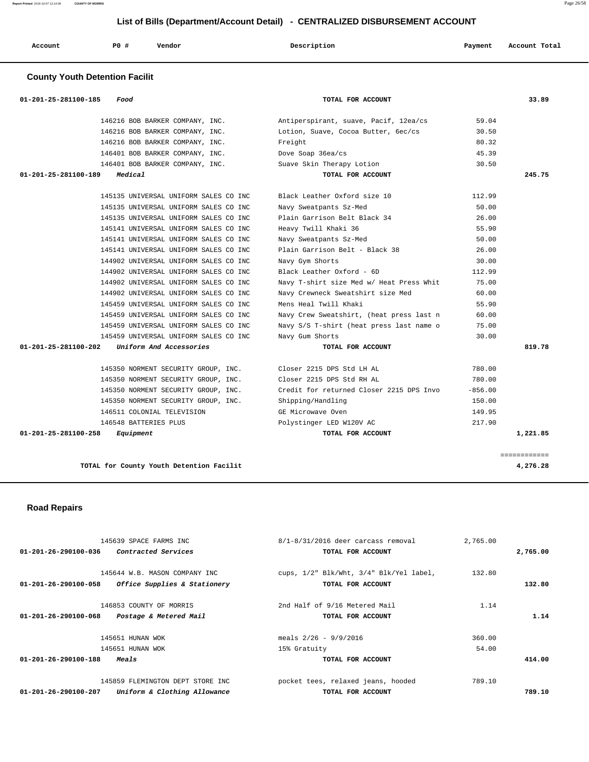## List of Bills (Department/Account Detail) - CENTRALIZED DISBURSEMENT ACCOUNT

| Account | PO # | Vendor | Description | Payment | Account Total |
|---|---|---|---|---|---|

### County Youth Detention Facilit

| Account | PO # | Vendor | Description | Payment | Account Total |
|---|---|---|---|---|---|
| 01-201-25-281100-185 *Food* | | | TOTAL FOR ACCOUNT | | 33.89 |
| | 146216 | BOB BARKER COMPANY, INC. | Antiperspirant, suave, Pacif, 12ea/cs | 59.04 | |
| | 146216 | BOB BARKER COMPANY, INC. | Lotion, Suave, Cocoa Butter, 6ec/cs | 30.50 | |
| | 146216 | BOB BARKER COMPANY, INC. | Freight | 80.32 | |
| | 146401 | BOB BARKER COMPANY, INC. | Dove Soap 36ea/cs | 45.39 | |
| | 146401 | BOB BARKER COMPANY, INC. | Suave Skin Therapy Lotion | 30.50 | |
| 01-201-25-281100-189 *Medical* | | | TOTAL FOR ACCOUNT | | 245.75 |
| | 145135 | UNIVERSAL UNIFORM SALES CO INC | Black Leather Oxford size 10 | 112.99 | |
| | 145135 | UNIVERSAL UNIFORM SALES CO INC | Navy Sweatpants Sz-Med | 50.00 | |
| | 145135 | UNIVERSAL UNIFORM SALES CO INC | Plain Garrison Belt Black 34 | 26.00 | |
| | 145141 | UNIVERSAL UNIFORM SALES CO INC | Heavy Twill Khaki 36 | 55.90 | |
| | 145141 | UNIVERSAL UNIFORM SALES CO INC | Navy Sweatpants Sz-Med | 50.00 | |
| | 145141 | UNIVERSAL UNIFORM SALES CO INC | Plain Garrison Belt - Black 38 | 26.00 | |
| | 144902 | UNIVERSAL UNIFORM SALES CO INC | Navy Gym Shorts | 30.00 | |
| | 144902 | UNIVERSAL UNIFORM SALES CO INC | Black Leather Oxford - 6D | 112.99 | |
| | 144902 | UNIVERSAL UNIFORM SALES CO INC | Navy T-shirt size Med w/ Heat Press Whit | 75.00 | |
| | 144902 | UNIVERSAL UNIFORM SALES CO INC | Navy Crewneck Sweatshirt size Med | 60.00 | |
| | 145459 | UNIVERSAL UNIFORM SALES CO INC | Mens Heal Twill Khaki | 55.90 | |
| | 145459 | UNIVERSAL UNIFORM SALES CO INC | Navy Crew Sweatshirt, (heat press last n | 60.00 | |
| | 145459 | UNIVERSAL UNIFORM SALES CO INC | Navy S/S T-shirt (heat press last name o | 75.00 | |
| | 145459 | UNIVERSAL UNIFORM SALES CO INC | Navy Gum Shorts | 30.00 | |
| 01-201-25-281100-202 *Uniform And Accessories* | | | TOTAL FOR ACCOUNT | | 819.78 |
| | 145350 | NORMENT SECURITY GROUP, INC. | Closer 2215 DPS Std LH AL | 780.00 | |
| | 145350 | NORMENT SECURITY GROUP, INC. | Closer 2215 DPS Std RH AL | 780.00 | |
| | 145350 | NORMENT SECURITY GROUP, INC. | Credit for returned Closer 2215 DPS Invo | -856.00 | |
| | 145350 | NORMENT SECURITY GROUP, INC. | Shipping/Handling | 150.00 | |
| | 146511 | COLONIAL TELEVISION | GE Microwave Oven | 149.95 | |
| | 146548 | BATTERIES PLUS | Polystinger LED W120V AC | 217.90 | |
| 01-201-25-281100-258 *Equipment* | | | TOTAL FOR ACCOUNT | | 1,221.85 |
| | | TOTAL for County Youth Detention Facilit | | | 4,276.28 |

### Road Repairs

| Account | PO # | Vendor | Description | Payment | Account Total |
|---|---|---|---|---|---|
| | 145639 | SPACE FARMS INC | 8/1-8/31/2016 deer carcass removal | 2,765.00 | |
| 01-201-26-290100-036 *Contracted Services* | | | TOTAL FOR ACCOUNT | | 2,765.00 |
| | 145644 | W.B. MASON COMPANY INC | cups, 1/2" Blk/Wht, 3/4" Blk/Yel label, | 132.80 | |
| 01-201-26-290100-058 *Office Supplies & Stationery* | | | TOTAL FOR ACCOUNT | | 132.80 |
| | 146853 | COUNTY OF MORRIS | 2nd Half of 9/16 Metered Mail | 1.14 | |
| 01-201-26-290100-068 *Postage & Metered Mail* | | | TOTAL FOR ACCOUNT | | 1.14 |
| | 145651 | HUNAN WOK | meals 2/26 - 9/9/2016 | 360.00 | |
| | 145651 | HUNAN WOK | 15% Gratuity | 54.00 | |
| 01-201-26-290100-188 *Meals* | | | TOTAL FOR ACCOUNT | | 414.00 |
| | 145859 | FLEMINGTON DEPT STORE INC | pocket tees, relaxed jeans, hooded | 789.10 | |
| 01-201-26-290100-207 *Uniform & Clothing Allowance* | | | TOTAL FOR ACCOUNT | | 789.10 |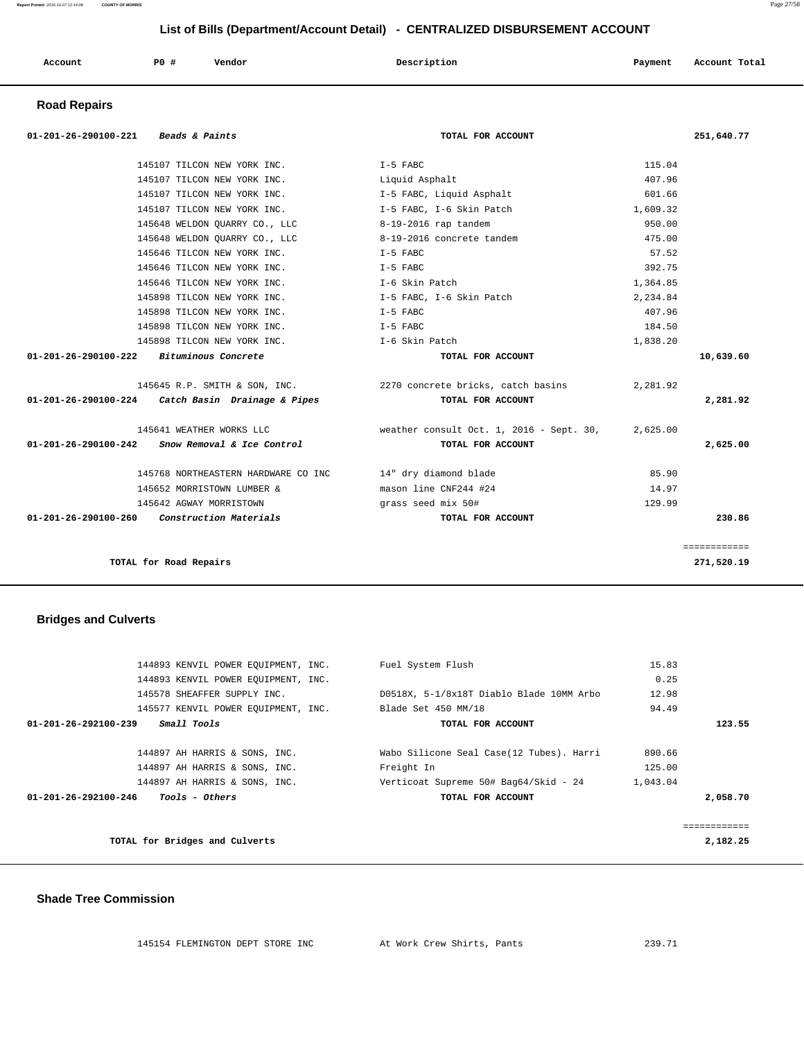## List of Bills (Department/Account Detail) - CENTRALIZED DISBURSEMENT ACCOUNT

| Account | PO # | Vendor | Description | Payment | Account Total |
|---|---|---|---|---|---|

### Road Repairs

| Account | PO # | Vendor | Description | Payment | Account Total |
|---|---|---|---|---|---|
| 01-201-26-290100-221 | | *Beads & Paints* | TOTAL FOR ACCOUNT | | 251,640.77 |
| | 145107 | TILCON NEW YORK INC. | I-5 FABC | 115.04 | |
| | 145107 | TILCON NEW YORK INC. | Liquid Asphalt | 407.96 | |
| | 145107 | TILCON NEW YORK INC. | I-5 FABC, Liquid Asphalt | 601.66 | |
| | 145107 | TILCON NEW YORK INC. | I-5 FABC, I-6 Skin Patch | 1,609.32 | |
| | 145648 | WELDON QUARRY CO., LLC | 8-19-2016 rap tandem | 950.00 | |
| | 145648 | WELDON QUARRY CO., LLC | 8-19-2016 concrete tandem | 475.00 | |
| | 145646 | TILCON NEW YORK INC. | I-5 FABC | 57.52 | |
| | 145646 | TILCON NEW YORK INC. | I-5 FABC | 392.75 | |
| | 145646 | TILCON NEW YORK INC. | I-6 Skin Patch | 1,364.85 | |
| | 145898 | TILCON NEW YORK INC. | I-5 FABC, I-6 Skin Patch | 2,234.84 | |
| | 145898 | TILCON NEW YORK INC. | I-5 FABC | 407.96 | |
| | 145898 | TILCON NEW YORK INC. | I-5 FABC | 184.50 | |
| | 145898 | TILCON NEW YORK INC. | I-6 Skin Patch | 1,838.20 | |
| 01-201-26-290100-222 | | *Bituminous Concrete* | TOTAL FOR ACCOUNT | | 10,639.60 |
| | 145645 | R.P. SMITH & SON, INC. | 2270 concrete bricks, catch basins | 2,281.92 | |
| 01-201-26-290100-224 | | *Catch Basin Drainage & Pipes* | TOTAL FOR ACCOUNT | | 2,281.92 |
| | 145641 | WEATHER WORKS LLC | weather consult Oct. 1, 2016 - Sept. 30, | 2,625.00 | |
| 01-201-26-290100-242 | | *Snow Removal & Ice Control* | TOTAL FOR ACCOUNT | | 2,625.00 |
| | 145768 | NORTHEASTERN HARDWARE CO INC | 14" dry diamond blade | 85.90 | |
| | 145652 | MORRISTOWN LUMBER & | mason line CNF244 #24 | 14.97 | |
| | 145642 | AGWAY MORRISTOWN | grass seed mix 50# | 129.99 | |
| 01-201-26-290100-260 | | *Construction Materials* | TOTAL FOR ACCOUNT | | 230.86 |
| | | | | | ============ |
| | | **TOTAL for Road Repairs** | | | 271,520.19 |

### Bridges and Culverts

| Account | PO # | Vendor | Description | Payment | Account Total |
|---|---|---|---|---|---|
| | 144893 | KENVIL POWER EQUIPMENT, INC. | Fuel System Flush | 15.83 | |
| | 144893 | KENVIL POWER EQUIPMENT, INC. | | 0.25 | |
| | 145578 | SHEAFFER SUPPLY INC. | D0518X, 5-1/8x18T Diablo Blade 10MM Arbo | 12.98 | |
| | 145577 | KENVIL POWER EQUIPMENT, INC. | Blade Set 450 MM/18 | 94.49 | |
| 01-201-26-292100-239 | | *Small Tools* | TOTAL FOR ACCOUNT | | 123.55 |
| | 144897 | AH HARRIS & SONS, INC. | Wabo Silicone Seal Case(12 Tubes). Harri | 890.66 | |
| | 144897 | AH HARRIS & SONS, INC. | Freight In | 125.00 | |
| | 144897 | AH HARRIS & SONS, INC. | Verticoat Supreme 50# Bag64/Skid - 24 | 1,043.04 | |
| 01-201-26-292100-246 | | *Tools - Others* | TOTAL FOR ACCOUNT | | 2,058.70 |
| | | | | | ============ |
| | | **TOTAL for Bridges and Culverts** | | | 2,182.25 |

### Shade Tree Commission

| Account | PO # | Vendor | Description | Payment | Account Total |
|---|---|---|---|---|---|
| | 145154 | FLEMINGTON DEPT STORE INC | At Work Crew Shirts, Pants | 239.71 | |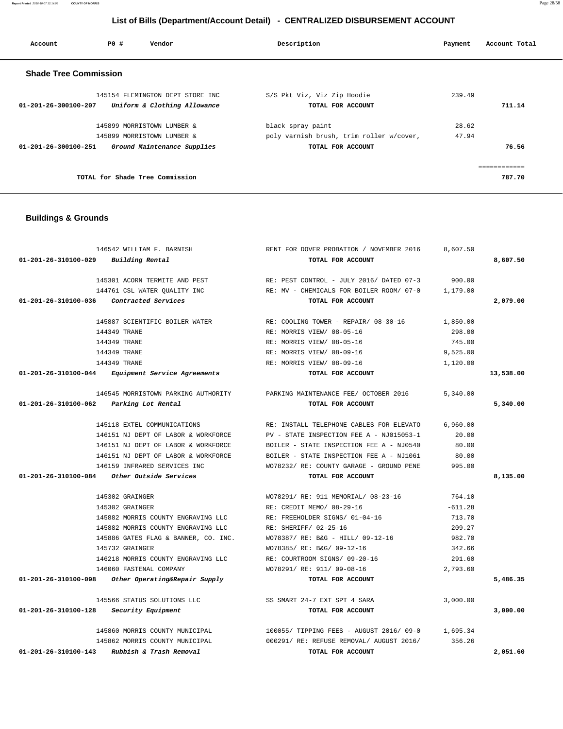## List of Bills (Department/Account Detail) - CENTRALIZED DISBURSEMENT ACCOUNT

| Account | PO # | Vendor | Description | Payment | Account Total |
|---|---|---|---|---|---|

### Shade Tree Commission

| Account | PO # | Vendor | Description | Payment | Account Total |
|---|---|---|---|---|---|
| | 145154 | FLEMINGTON DEPT STORE INC | S/S Pkt Viz, Viz Zip Hoodie | 239.49 | |
| 01-201-26-300100-207 | | *Uniform & Clothing Allowance* | TOTAL FOR ACCOUNT | | 711.14 |
| | 145899 | MORRISTOWN LUMBER & | black spray paint | 28.62 | |
| | 145899 | MORRISTOWN LUMBER & | poly varnish brush, trim roller w/cover, | 47.94 | |
| 01-201-26-300100-251 | | *Ground Maintenance Supplies* | TOTAL FOR ACCOUNT | | 76.56 |
| | | TOTAL for Shade Tree Commission | | | 787.70 |

### Buildings & Grounds

| Account | PO # | Vendor | Description | Payment | Account Total |
|---|---|---|---|---|---|
| | 146542 | WILLIAM F. BARNISH | RENT FOR DOVER PROBATION / NOVEMBER 2016 | 8,607.50 | |
| 01-201-26-310100-029 | | *Building Rental* | TOTAL FOR ACCOUNT | | 8,607.50 |
| | 145301 | ACORN TERMITE AND PEST | RE: PEST CONTROL - JULY 2016/ DATED 07-3 | 900.00 | |
| | 144761 | CSL WATER QUALITY INC | RE: MV - CHEMICALS FOR BOILER ROOM/ 07-0 | 1,179.00 | |
| 01-201-26-310100-036 | | *Contracted Services* | TOTAL FOR ACCOUNT | | 2,079.00 |
| | 145887 | SCIENTIFIC BOILER WATER | RE: COOLING TOWER - REPAIR/ 08-30-16 | 1,850.00 | |
| | 144349 | TRANE | RE: MORRIS VIEW/ 08-05-16 | 298.00 | |
| | 144349 | TRANE | RE: MORRIS VIEW/ 08-05-16 | 745.00 | |
| | 144349 | TRANE | RE: MORRIS VIEW/ 08-09-16 | 9,525.00 | |
| | 144349 | TRANE | RE: MORRIS VIEW/ 08-09-16 | 1,120.00 | |
| 01-201-26-310100-044 | | *Equipment Service Agreements* | TOTAL FOR ACCOUNT | | 13,538.00 |
| | 146545 | MORRISTOWN PARKING AUTHORITY | PARKING MAINTENANCE FEE/ OCTOBER 2016 | 5,340.00 | |
| 01-201-26-310100-062 | | *Parking Lot Rental* | TOTAL FOR ACCOUNT | | 5,340.00 |
| | 145118 | EXTEL COMMUNICATIONS | RE: INSTALL TELEPHONE CABLES FOR ELEVATO | 6,960.00 | |
| | 146151 | NJ DEPT OF LABOR & WORKFORCE | PV - STATE INSPECTION FEE A - NJ015053-1 | 20.00 | |
| | 146151 | NJ DEPT OF LABOR & WORKFORCE | BOILER - STATE INSPECTION FEE A - NJ0540 | 80.00 | |
| | 146151 | NJ DEPT OF LABOR & WORKFORCE | BOILER - STATE INSPECTION FEE A - NJ1061 | 80.00 | |
| | 146159 | INFRARED SERVICES INC | WO78232/ RE: COUNTY GARAGE - GROUND PENE | 995.00 | |
| 01-201-26-310100-084 | | *Other Outside Services* | TOTAL FOR ACCOUNT | | 8,135.00 |
| | 145302 | GRAINGER | WO78291/ RE: 911 MEMORIAL/ 08-23-16 | 764.10 | |
| | 145302 | GRAINGER | RE: CREDIT MEMO/ 08-29-16 | -611.28 | |
| | 145882 | MORRIS COUNTY ENGRAVING LLC | RE: FREEHOLDER SIGNS/ 01-04-16 | 713.70 | |
| | 145882 | MORRIS COUNTY ENGRAVING LLC | RE: SHERIFF/ 02-25-16 | 209.27 | |
| | 145886 | GATES FLAG & BANNER, CO. INC. | WO78387/ RE: B&G - HILL/ 09-12-16 | 982.70 | |
| | 145732 | GRAINGER | WO78385/ RE: B&G/ 09-12-16 | 342.66 | |
| | 146218 | MORRIS COUNTY ENGRAVING LLC | RE: COURTROOM SIGNS/ 09-20-16 | 291.60 | |
| | 146060 | FASTENAL COMPANY | WO78291/ RE: 911/ 09-08-16 | 2,793.60 | |
| 01-201-26-310100-098 | | *Other Operating&Repair Supply* | TOTAL FOR ACCOUNT | | 5,486.35 |
| | 145566 | STATUS SOLUTIONS LLC | SS SMART 24-7 EXT SPT 4 SARA | 3,000.00 | |
| 01-201-26-310100-128 | | *Security Equipment* | TOTAL FOR ACCOUNT | | 3,000.00 |
| | 145860 | MORRIS COUNTY MUNICIPAL | 100055/ TIPPING FEES - AUGUST 2016/ 09-0 | 1,695.34 | |
| | 145862 | MORRIS COUNTY MUNICIPAL | 000291/ RE: REFUSE REMOVAL/ AUGUST 2016/ | 356.26 | |
| 01-201-26-310100-143 | | *Rubbish & Trash Removal* | TOTAL FOR ACCOUNT | | 2,051.60 |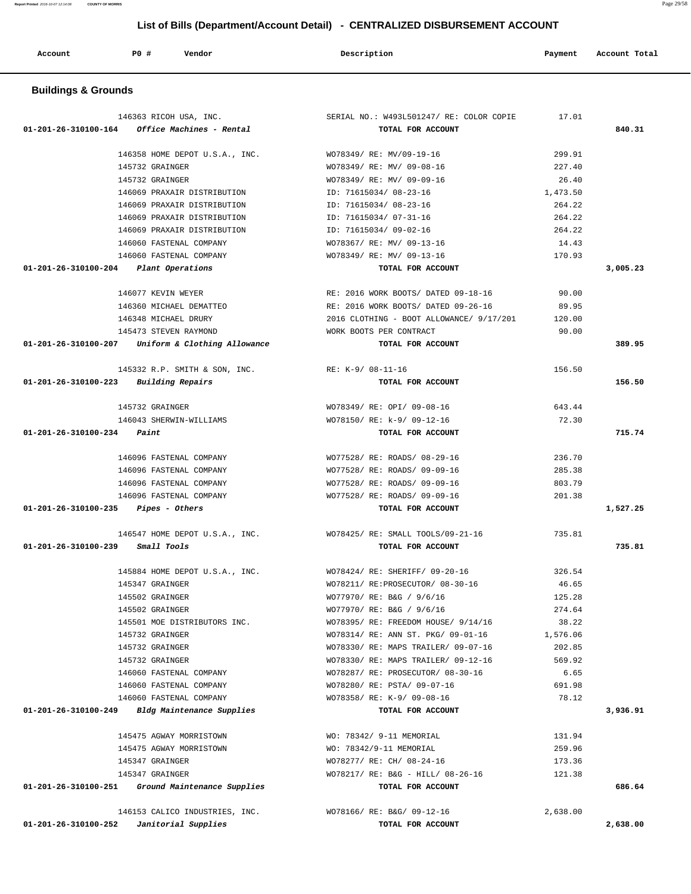## List of Bills (Department/Account Detail) - CENTRALIZED DISBURSEMENT ACCOUNT

| Account | PO # | Vendor | Description | Payment | Account Total |
|---|---|---|---|---|---|

### Buildings & Grounds

| Account | PO # | Vendor | Description | Payment | Account Total |
|---|---|---|---|---|---|
| | 146363 | RICOH USA, INC. | SERIAL NO.: W493L501247/ RE: COLOR COPIE | 17.01 | |
| 01-201-26-310100-164 | | *Office Machines - Rental* | TOTAL FOR ACCOUNT | | 840.31 |
| | 146358 | HOME DEPOT U.S.A., INC. | WO78349/ RE: MV/09-19-16 | 299.91 | |
| | 145732 | GRAINGER | WO78349/ RE: MV/ 09-08-16 | 227.40 | |
| | 145732 | GRAINGER | WO78349/ RE: MV/ 09-09-16 | 26.40 | |
| | 146069 | PRAXAIR DISTRIBUTION | ID: 71615034/ 08-23-16 | 1,473.50 | |
| | 146069 | PRAXAIR DISTRIBUTION | ID: 71615034/ 08-23-16 | 264.22 | |
| | 146069 | PRAXAIR DISTRIBUTION | ID: 71615034/ 07-31-16 | 264.22 | |
| | 146069 | PRAXAIR DISTRIBUTION | ID: 71615034/ 09-02-16 | 264.22 | |
| | 146060 | FASTENAL COMPANY | WO78367/ RE: MV/ 09-13-16 | 14.43 | |
| | 146060 | FASTENAL COMPANY | WO78349/ RE: MV/ 09-13-16 | 170.93 | |
| 01-201-26-310100-204 | | *Plant Operations* | TOTAL FOR ACCOUNT | | 3,005.23 |
| | 146077 | KEVIN WEYER | RE: 2016 WORK BOOTS/ DATED 09-18-16 | 90.00 | |
| | 146360 | MICHAEL DEMATTEO | RE: 2016 WORK BOOTS/ DATED 09-26-16 | 89.95 | |
| | 146348 | MICHAEL DRURY | 2016 CLOTHING - BOOT ALLOWANCE/ 9/17/201 | 120.00 | |
| | 145473 | STEVEN RAYMOND | WORK BOOTS PER CONTRACT | 90.00 | |
| 01-201-26-310100-207 | | *Uniform & Clothing Allowance* | TOTAL FOR ACCOUNT | | 389.95 |
| | 145332 | R.P. SMITH & SON, INC. | RE: K-9/ 08-11-16 | 156.50 | |
| 01-201-26-310100-223 | | *Building Repairs* | TOTAL FOR ACCOUNT | | 156.50 |
| | 145732 | GRAINGER | WO78349/ RE: OPI/ 09-08-16 | 643.44 | |
| | 146043 | SHERWIN-WILLIAMS | WO78150/ RE: k-9/ 09-12-16 | 72.30 | |
| 01-201-26-310100-234 | | *Paint* | TOTAL FOR ACCOUNT | | 715.74 |
| | 146096 | FASTENAL COMPANY | WO77528/ RE: ROADS/ 08-29-16 | 236.70 | |
| | 146096 | FASTENAL COMPANY | WO77528/ RE: ROADS/ 09-09-16 | 285.38 | |
| | 146096 | FASTENAL COMPANY | WO77528/ RE: ROADS/ 09-09-16 | 803.79 | |
| | 146096 | FASTENAL COMPANY | WO77528/ RE: ROADS/ 09-09-16 | 201.38 | |
| 01-201-26-310100-235 | | *Pipes - Others* | TOTAL FOR ACCOUNT | | 1,527.25 |
| | 146547 | HOME DEPOT U.S.A., INC. | WO78425/ RE: SMALL TOOLS/09-21-16 | 735.81 | |
| 01-201-26-310100-239 | | *Small Tools* | TOTAL FOR ACCOUNT | | 735.81 |
| | 145884 | HOME DEPOT U.S.A., INC. | WO78424/ RE: SHERIFF/ 09-20-16 | 326.54 | |
| | 145347 | GRAINGER | WO78211/ RE:PROSECUTOR/ 08-30-16 | 46.65 | |
| | 145502 | GRAINGER | WO77970/ RE: B&G / 9/6/16 | 125.28 | |
| | 145502 | GRAINGER | WO77970/ RE: B&G / 9/6/16 | 274.64 | |
| | 145501 | MOE DISTRIBUTORS INC. | WO78395/ RE: FREEDOM HOUSE/ 9/14/16 | 38.22 | |
| | 145732 | GRAINGER | WO78314/ RE: ANN ST. PKG/ 09-01-16 | 1,576.06 | |
| | 145732 | GRAINGER | WO78330/ RE: MAPS TRAILER/ 09-07-16 | 202.85 | |
| | 145732 | GRAINGER | WO78330/ RE: MAPS TRAILER/ 09-12-16 | 569.92 | |
| | 146060 | FASTENAL COMPANY | WO78287/ RE: PROSECUTOR/ 08-30-16 | 6.65 | |
| | 146060 | FASTENAL COMPANY | WO78280/ RE: PSTA/ 09-07-16 | 691.98 | |
| | 146060 | FASTENAL COMPANY | WO78358/ RE: K-9/ 09-08-16 | 78.12 | |
| 01-201-26-310100-249 | | *Bldg Maintenance Supplies* | TOTAL FOR ACCOUNT | | 3,936.91 |
| | 145475 | AGWAY MORRISTOWN | WO: 78342/ 9-11 MEMORIAL | 131.94 | |
| | 145475 | AGWAY MORRISTOWN | WO: 78342/9-11 MEMORIAL | 259.96 | |
| | 145347 | GRAINGER | WO78277/ RE: CH/ 08-24-16 | 173.36 | |
| | 145347 | GRAINGER | WO78217/ RE: B&G - HILL/ 08-26-16 | 121.38 | |
| 01-201-26-310100-251 | | *Ground Maintenance Supplies* | TOTAL FOR ACCOUNT | | 686.64 |
| | 146153 | CALICO INDUSTRIES, INC. | WO78166/ RE: B&G/ 09-12-16 | 2,638.00 | |
| 01-201-26-310100-252 | | *Janitorial Supplies* | TOTAL FOR ACCOUNT | | 2,638.00 |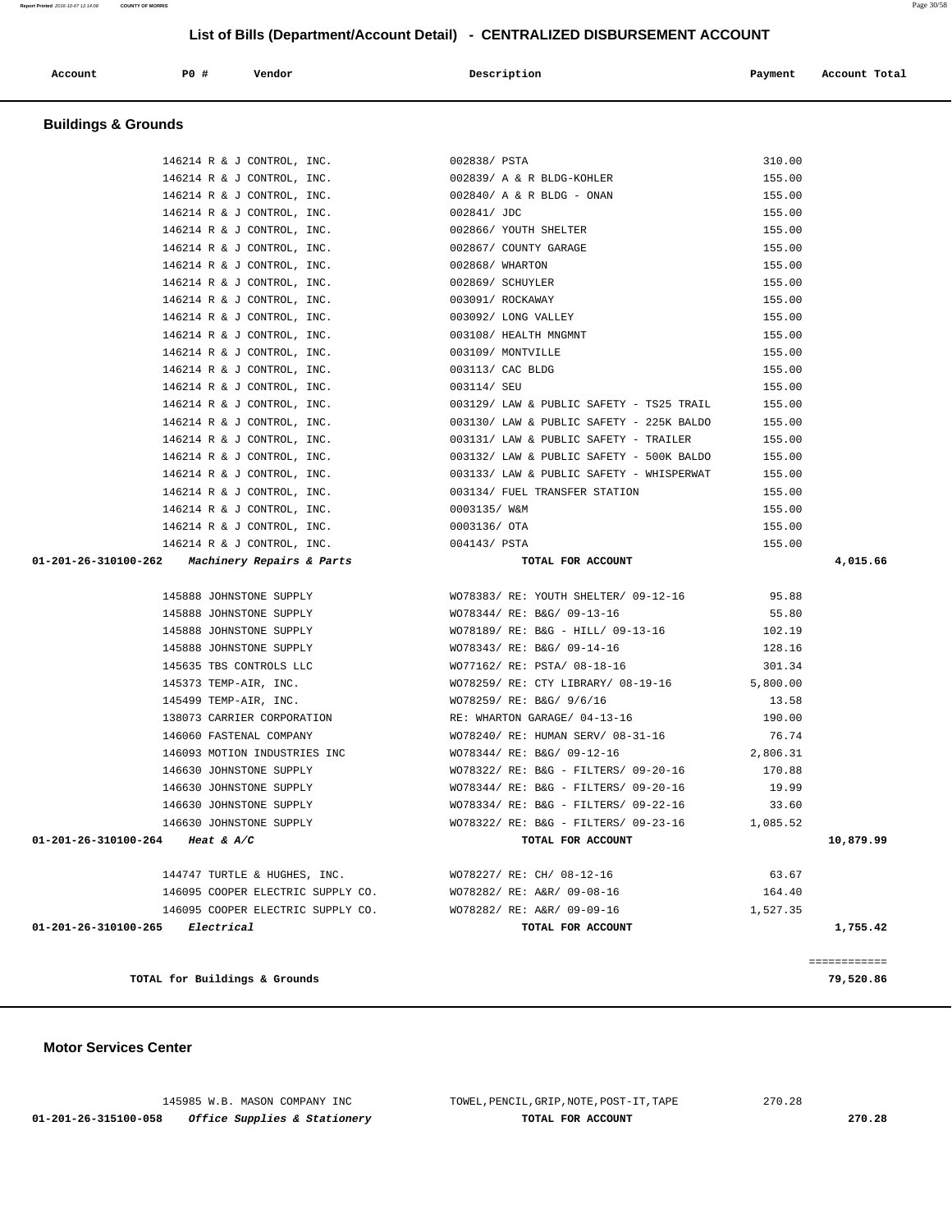## List of Bills (Department/Account Detail) - CENTRALIZED DISBURSEMENT ACCOUNT

| Account | PO # | Vendor | Description | Payment | Account Total |
|---|---|---|---|---|---|

### Buildings & Grounds

| Account | PO # | Vendor | Description | Payment | Account Total |
|---|---|---|---|---|---|
| | 146214 | R & J CONTROL, INC. | 002838/ PSTA | 310.00 | |
| | 146214 | R & J CONTROL, INC. | 002839/ A & R BLDG-KOHLER | 155.00 | |
| | 146214 | R & J CONTROL, INC. | 002840/ A & R BLDG - ONAN | 155.00 | |
| | 146214 | R & J CONTROL, INC. | 002841/ JDC | 155.00 | |
| | 146214 | R & J CONTROL, INC. | 002866/ YOUTH SHELTER | 155.00 | |
| | 146214 | R & J CONTROL, INC. | 002867/ COUNTY GARAGE | 155.00 | |
| | 146214 | R & J CONTROL, INC. | 002868/ WHARTON | 155.00 | |
| | 146214 | R & J CONTROL, INC. | 002869/ SCHUYLER | 155.00 | |
| | 146214 | R & J CONTROL, INC. | 003091/ ROCKAWAY | 155.00 | |
| | 146214 | R & J CONTROL, INC. | 003092/ LONG VALLEY | 155.00 | |
| | 146214 | R & J CONTROL, INC. | 003108/ HEALTH MNGMNT | 155.00 | |
| | 146214 | R & J CONTROL, INC. | 003109/ MONTVILLE | 155.00 | |
| | 146214 | R & J CONTROL, INC. | 003113/ CAC BLDG | 155.00 | |
| | 146214 | R & J CONTROL, INC. | 003114/ SEU | 155.00 | |
| | 146214 | R & J CONTROL, INC. | 003129/ LAW & PUBLIC SAFETY - TS25 TRAIL | 155.00 | |
| | 146214 | R & J CONTROL, INC. | 003130/ LAW & PUBLIC SAFETY - 225K BALDO | 155.00 | |
| | 146214 | R & J CONTROL, INC. | 003131/ LAW & PUBLIC SAFETY - TRAILER | 155.00 | |
| | 146214 | R & J CONTROL, INC. | 003132/ LAW & PUBLIC SAFETY - 500K BALDO | 155.00 | |
| | 146214 | R & J CONTROL, INC. | 003133/ LAW & PUBLIC SAFETY - WHISPERWAT | 155.00 | |
| | 146214 | R & J CONTROL, INC. | 003134/ FUEL TRANSFER STATION | 155.00 | |
| | 146214 | R & J CONTROL, INC. | 0003135/ W&M | 155.00 | |
| | 146214 | R & J CONTROL, INC. | 0003136/ OTA | 155.00 | |
| | 146214 | R & J CONTROL, INC. | 004143/ PSTA | 155.00 | |
| **01-201-26-310100-262** | | ***Machinery Repairs & Parts*** | **TOTAL FOR ACCOUNT** | | **4,015.66** |
| | 145888 | JOHNSTONE SUPPLY | WO78383/ RE: YOUTH SHELTER/ 09-12-16 | 95.88 | |
| | 145888 | JOHNSTONE SUPPLY | WO78344/ RE: B&G/ 09-13-16 | 55.80 | |
| | 145888 | JOHNSTONE SUPPLY | WO78189/ RE: B&G - HILL/ 09-13-16 | 102.19 | |
| | 145888 | JOHNSTONE SUPPLY | WO78343/ RE: B&G/ 09-14-16 | 128.16 | |
| | 145635 | TBS CONTROLS LLC | WO77162/ RE: PSTA/ 08-18-16 | 301.34 | |
| | 145373 | TEMP-AIR, INC. | WO78259/ RE: CTY LIBRARY/ 08-19-16 | 5,800.00 | |
| | 145499 | TEMP-AIR, INC. | WO78259/ RE: B&G/ 9/6/16 | 13.58 | |
| | 138073 | CARRIER CORPORATION | RE: WHARTON GARAGE/ 04-13-16 | 190.00 | |
| | 146060 | FASTENAL COMPANY | WO78240/ RE: HUMAN SERV/ 08-31-16 | 76.74 | |
| | 146093 | MOTION INDUSTRIES INC | WO78344/ RE: B&G/ 09-12-16 | 2,806.31 | |
| | 146630 | JOHNSTONE SUPPLY | WO78322/ RE: B&G - FILTERS/ 09-20-16 | 170.88 | |
| | 146630 | JOHNSTONE SUPPLY | WO78344/ RE: B&G - FILTERS/ 09-20-16 | 19.99 | |
| | 146630 | JOHNSTONE SUPPLY | WO78334/ RE: B&G - FILTERS/ 09-22-16 | 33.60 | |
| | 146630 | JOHNSTONE SUPPLY | WO78322/ RE: B&G - FILTERS/ 09-23-16 | 1,085.52 | |
| **01-201-26-310100-264** | | ***Heat & A/C*** | **TOTAL FOR ACCOUNT** | | **10,879.99** |
| | 144747 | TURTLE & HUGHES, INC. | WO78227/ RE: CH/ 08-12-16 | 63.67 | |
| | 146095 | COOPER ELECTRIC SUPPLY CO. | WO78282/ RE: A&R/ 09-08-16 | 164.40 | |
| | 146095 | COOPER ELECTRIC SUPPLY CO. | WO78282/ RE: A&R/ 09-09-16 | 1,527.35 | |
| **01-201-26-310100-265** | | ***Electrical*** | **TOTAL FOR ACCOUNT** | | **1,755.42** |
| | | | | | ============ |
| | | **TOTAL for Buildings & Grounds** | | | **79,520.86** |

### Motor Services Center

| Account | PO # | Vendor | Description | Payment | Account Total |
|---|---|---|---|---|---|
| | 145985 | W.B. MASON COMPANY INC | TOWEL,PENCIL,GRIP,NOTE,POST-IT,TAPE | 270.28 | |
| **01-201-26-315100-058** | | ***Office Supplies & Stationery*** | **TOTAL FOR ACCOUNT** | | **270.28** |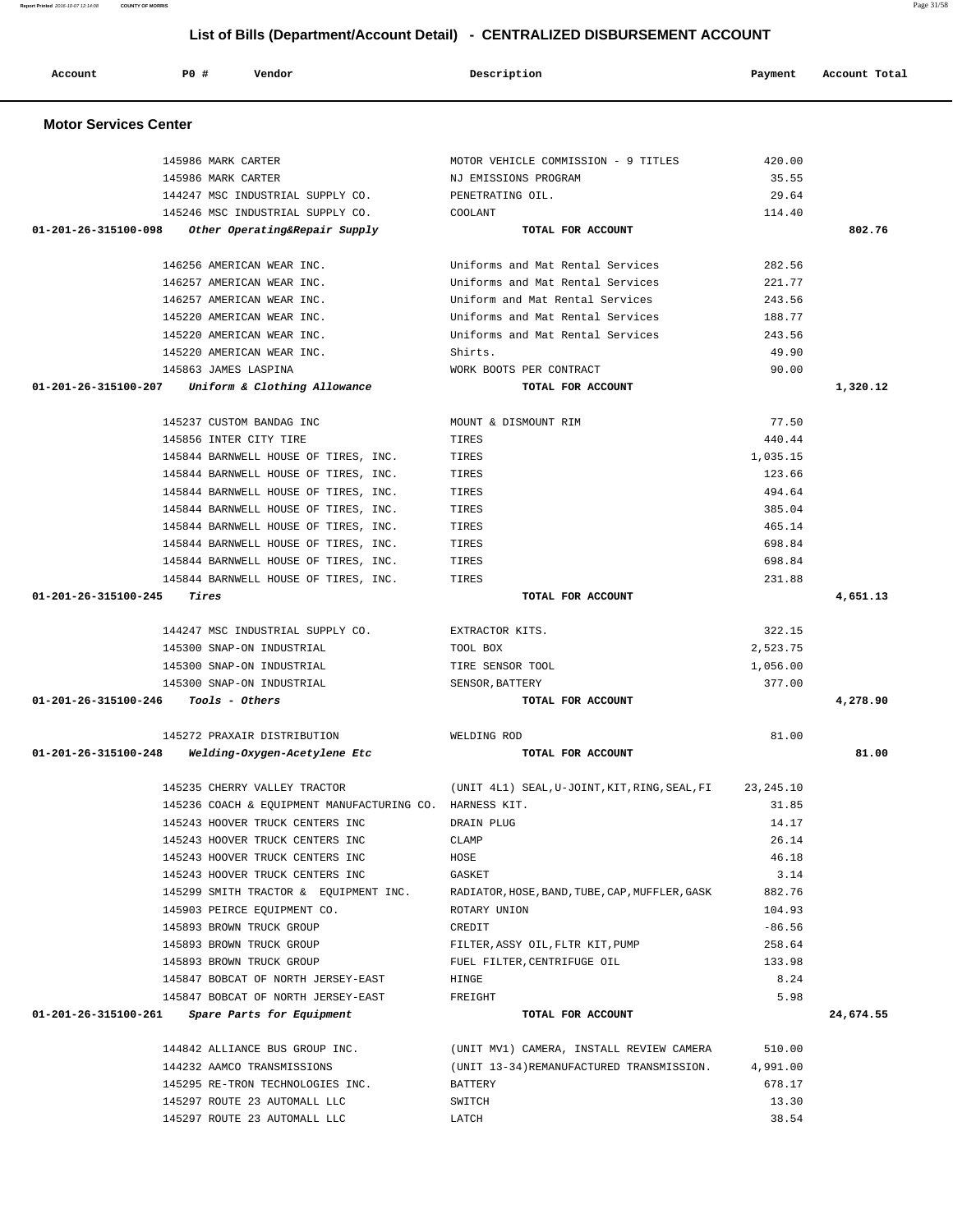## List of Bills (Department/Account Detail) - CENTRALIZED DISBURSEMENT ACCOUNT

| Account | PO # | Vendor | Description | Payment | Account Total |
|---|---|---|---|---|---|

### Motor Services Center

| Account | PO # | Vendor | Description | Payment | Account Total |
|---|---|---|---|---|---|
| | 145986 | MARK CARTER | MOTOR VEHICLE COMMISSION - 9 TITLES | 420.00 | |
| | 145986 | MARK CARTER | NJ EMISSIONS PROGRAM | 35.55 | |
| | 144247 | MSC INDUSTRIAL SUPPLY CO. | PENETRATING OIL. | 29.64 | |
| | 145246 | MSC INDUSTRIAL SUPPLY CO. | COOLANT | 114.40 | |
| **01-201-26-315100-098** | | ***Other Operating&Repair Supply*** | **TOTAL FOR ACCOUNT** | | **802.76** |
| | 146256 | AMERICAN WEAR INC. | Uniforms and Mat Rental Services | 282.56 | |
| | 146257 | AMERICAN WEAR INC. | Uniforms and Mat Rental Services | 221.77 | |
| | 146257 | AMERICAN WEAR INC. | Uniform and Mat Rental Services | 243.56 | |
| | 145220 | AMERICAN WEAR INC. | Uniforms and Mat Rental Services | 188.77 | |
| | 145220 | AMERICAN WEAR INC. | Uniforms and Mat Rental Services | 243.56 | |
| | 145220 | AMERICAN WEAR INC. | Shirts. | 49.90 | |
| | 145863 | JAMES LASPINA | WORK BOOTS PER CONTRACT | 90.00 | |
| **01-201-26-315100-207** | | ***Uniform & Clothing Allowance*** | **TOTAL FOR ACCOUNT** | | **1,320.12** |
| | 145237 | CUSTOM BANDAG INC | MOUNT & DISMOUNT RIM | 77.50 | |
| | 145856 | INTER CITY TIRE | TIRES | 440.44 | |
| | 145844 | BARNWELL HOUSE OF TIRES, INC. | TIRES | 1,035.15 | |
| | 145844 | BARNWELL HOUSE OF TIRES, INC. | TIRES | 123.66 | |
| | 145844 | BARNWELL HOUSE OF TIRES, INC. | TIRES | 494.64 | |
| | 145844 | BARNWELL HOUSE OF TIRES, INC. | TIRES | 385.04 | |
| | 145844 | BARNWELL HOUSE OF TIRES, INC. | TIRES | 465.14 | |
| | 145844 | BARNWELL HOUSE OF TIRES, INC. | TIRES | 698.84 | |
| | 145844 | BARNWELL HOUSE OF TIRES, INC. | TIRES | 698.84 | |
| | 145844 | BARNWELL HOUSE OF TIRES, INC. | TIRES | 231.88 | |
| **01-201-26-315100-245** | | ***Tires*** | **TOTAL FOR ACCOUNT** | | **4,651.13** |
| | 144247 | MSC INDUSTRIAL SUPPLY CO. | EXTRACTOR KITS. | 322.15 | |
| | 145300 | SNAP-ON INDUSTRIAL | TOOL BOX | 2,523.75 | |
| | 145300 | SNAP-ON INDUSTRIAL | TIRE SENSOR TOOL | 1,056.00 | |
| | 145300 | SNAP-ON INDUSTRIAL | SENSOR,BATTERY | 377.00 | |
| **01-201-26-315100-246** | | ***Tools - Others*** | **TOTAL FOR ACCOUNT** | | **4,278.90** |
| | 145272 | PRAXAIR DISTRIBUTION | WELDING ROD | 81.00 | |
| **01-201-26-315100-248** | | ***Welding-Oxygen-Acetylene Etc*** | **TOTAL FOR ACCOUNT** | | **81.00** |
| | 145235 | CHERRY VALLEY TRACTOR | (UNIT 4L1) SEAL,U-JOINT,KIT,RING,SEAL,FI | 23,245.10 | |
| | 145236 | COACH & EQUIPMENT MANUFACTURING CO. | HARNESS KIT. | 31.85 | |
| | 145243 | HOOVER TRUCK CENTERS INC | DRAIN PLUG | 14.17 | |
| | 145243 | HOOVER TRUCK CENTERS INC | CLAMP | 26.14 | |
| | 145243 | HOOVER TRUCK CENTERS INC | HOSE | 46.18 | |
| | 145243 | HOOVER TRUCK CENTERS INC | GASKET | 3.14 | |
| | 145299 | SMITH TRACTOR & EQUIPMENT INC. | RADIATOR,HOSE,BAND,TUBE,CAP,MUFFLER,GASK | 882.76 | |
| | 145903 | PEIRCE EQUIPMENT CO. | ROTARY UNION | 104.93 | |
| | 145893 | BROWN TRUCK GROUP | CREDIT | -86.56 | |
| | 145893 | BROWN TRUCK GROUP | FILTER,ASSY OIL,FLTR KIT,PUMP | 258.64 | |
| | 145893 | BROWN TRUCK GROUP | FUEL FILTER,CENTRIFUGE OIL | 133.98 | |
| | 145847 | BOBCAT OF NORTH JERSEY-EAST | HINGE | 8.24 | |
| | 145847 | BOBCAT OF NORTH JERSEY-EAST | FREIGHT | 5.98 | |
| **01-201-26-315100-261** | | ***Spare Parts for Equipment*** | **TOTAL FOR ACCOUNT** | | **24,674.55** |
| | 144842 | ALLIANCE BUS GROUP INC. | (UNIT MV1) CAMERA, INSTALL REVIEW CAMERA | 510.00 | |
| | 144232 | AAMCO TRANSMISSIONS | (UNIT 13-34)REMANUFACTURED TRANSMISSION. | 4,991.00 | |
| | 145295 | RE-TRON TECHNOLOGIES INC. | BATTERY | 678.17 | |
| | 145297 | ROUTE 23 AUTOMALL LLC | SWITCH | 13.30 | |
| | 145297 | ROUTE 23 AUTOMALL LLC | LATCH | 38.54 | |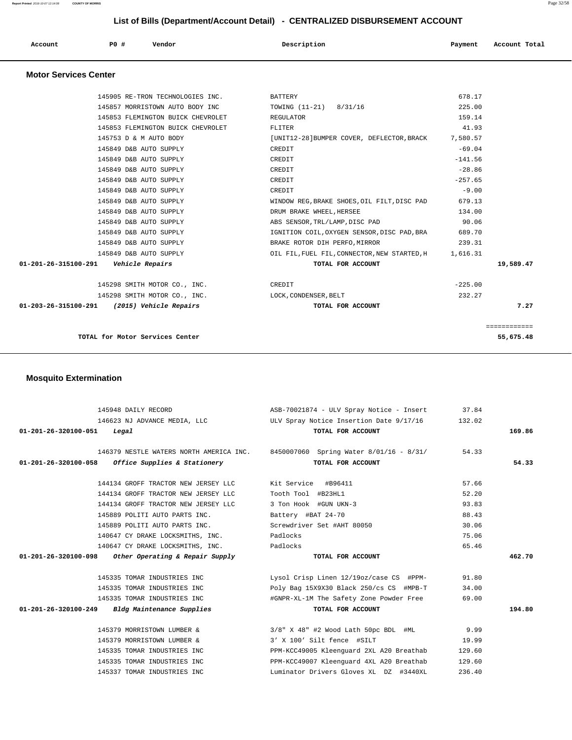# List of Bills (Department/Account Detail) - CENTRALIZED DISBURSEMENT ACCOUNT

| Account | PO # | Vendor | Description | Payment | Account Total |
|---|---|---|---|---|---|

## Motor Services Center

| Account | PO # | Vendor | Description | Payment | Account Total |
|---|---|---|---|---|---|
| | 145905 | RE-TRON TECHNOLOGIES INC. | BATTERY | 678.17 | |
| | 145857 | MORRISTOWN AUTO BODY INC | TOWING (11-21) 8/31/16 | 225.00 | |
| | 145853 | FLEMINGTON BUICK CHEVROLET | REGULATOR | 159.14 | |
| | 145853 | FLEMINGTON BUICK CHEVROLET | FLITER | 41.93 | |
| | 145753 | D & M AUTO BODY | [UNIT12-28]BUMPER COVER, DEFLECTOR,BRACK | 7,580.57 | |
| | 145849 | D&B AUTO SUPPLY | CREDIT | -69.04 | |
| | 145849 | D&B AUTO SUPPLY | CREDIT | -141.56 | |
| | 145849 | D&B AUTO SUPPLY | CREDIT | -28.86 | |
| | 145849 | D&B AUTO SUPPLY | CREDIT | -257.65 | |
| | 145849 | D&B AUTO SUPPLY | CREDIT | -9.00 | |
| | 145849 | D&B AUTO SUPPLY | WINDOW REG,BRAKE SHOES,OIL FILT,DISC PAD | 679.13 | |
| | 145849 | D&B AUTO SUPPLY | DRUM BRAKE WHEEL,HERSEE | 134.00 | |
| | 145849 | D&B AUTO SUPPLY | ABS SENSOR,TRL/LAMP,DISC PAD | 90.06 | |
| | 145849 | D&B AUTO SUPPLY | IGNITION COIL,OXYGEN SENSOR,DISC PAD,BRA | 689.70 | |
| | 145849 | D&B AUTO SUPPLY | BRAKE ROTOR DIH PERFO,MIRROR | 239.31 | |
| | 145849 | D&B AUTO SUPPLY | OIL FIL,FUEL FIL,CONNECTOR,NEW STARTED,H | 1,616.31 | |
| **01-201-26-315100-291** | | ***Vehicle Repairs*** | **TOTAL FOR ACCOUNT** | | **19,589.47** |
| | 145298 | SMITH MOTOR CO., INC. | CREDIT | -225.00 | |
| | 145298 | SMITH MOTOR CO., INC. | LOCK,CONDENSER,BELT | 232.27 | |
| **01-203-26-315100-291** | | ***(2015) Vehicle Repairs*** | **TOTAL FOR ACCOUNT** | | **7.27** |
| | | | | | ============ |
| | | **TOTAL for Motor Services Center** | | | **55,675.48** |

## Mosquito Extermination

| Account | PO # | Vendor | Description | Payment | Account Total |
|---|---|---|---|---|---|
| | 145948 | DAILY RECORD | ASB-70021874 - ULV Spray Notice - Insert | 37.84 | |
| | 146623 | NJ ADVANCE MEDIA, LLC | ULV Spray Notice Insertion Date 9/17/16 | 132.02 | |
| **01-201-26-320100-051** | | ***Legal*** | **TOTAL FOR ACCOUNT** | | **169.86** |
| | 146379 | NESTLE WATERS NORTH AMERICA INC. | 8450007060 Spring Water 8/01/16 - 8/31/ | 54.33 | |
| **01-201-26-320100-058** | | ***Office Supplies & Stationery*** | **TOTAL FOR ACCOUNT** | | **54.33** |
| | 144134 | GROFF TRACTOR NEW JERSEY LLC | Kit Service #B96411 | 57.66 | |
| | 144134 | GROFF TRACTOR NEW JERSEY LLC | Tooth Tool #B23HL1 | 52.20 | |
| | 144134 | GROFF TRACTOR NEW JERSEY LLC | 3 Ton Hook #GUN UKN-3 | 93.83 | |
| | 145889 | POLITI AUTO PARTS INC. | Battery #BAT 24-70 | 88.43 | |
| | 145889 | POLITI AUTO PARTS INC. | Screwdriver Set #AHT 80050 | 30.06 | |
| | 140647 | CY DRAKE LOCKSMITHS, INC. | Padlocks | 75.06 | |
| | 140647 | CY DRAKE LOCKSMITHS, INC. | Padlocks | 65.46 | |
| **01-201-26-320100-098** | | ***Other Operating & Repair Supply*** | **TOTAL FOR ACCOUNT** | | **462.70** |
| | 145335 | TOMAR INDUSTRIES INC | Lysol Crisp Linen 12/19oz/case CS #PPM- | 91.80 | |
| | 145335 | TOMAR INDUSTRIES INC | Poly Bag 15X9X30 Black 250/cs CS #MPB-T | 34.00 | |
| | 145335 | TOMAR INDUSTRIES INC | #GNPR-XL-1M The Safety Zone Powder Free | 69.00 | |
| **01-201-26-320100-249** | | ***Bldg Maintenance Supplies*** | **TOTAL FOR ACCOUNT** | | **194.80** |
| | 145379 | MORRISTOWN LUMBER & | 3/8" X 48" #2 Wood Lath 50pc BDL #ML | 9.99 | |
| | 145379 | MORRISTOWN LUMBER & | 3' X 100' Silt fence #SILT | 19.99 | |
| | 145335 | TOMAR INDUSTRIES INC | PPM-KCC49005 Kleenguard 2XL A20 Breathab | 129.60 | |
| | 145335 | TOMAR INDUSTRIES INC | PPM-KCC49007 Kleenguard 4XL A20 Breathab | 129.60 | |
| | 145337 | TOMAR INDUSTRIES INC | Luminator Drivers Gloves XL DZ #3440XL | 236.40 | |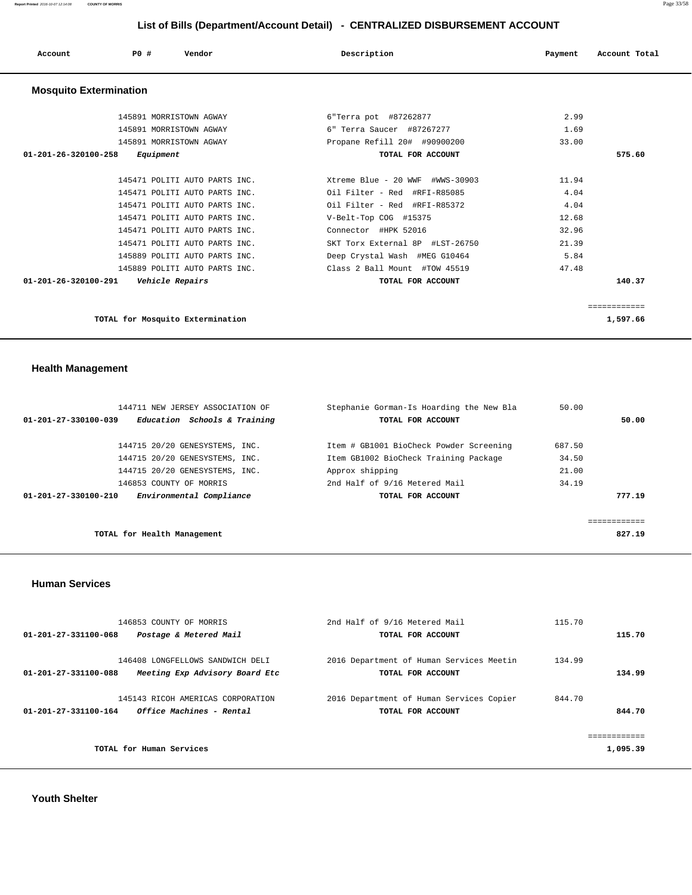# List of Bills (Department/Account Detail) - CENTRALIZED DISBURSEMENT ACCOUNT

| Account | PO # | Vendor | Description | Payment | Account Total |
|---|---|---|---|---|---|

## Mosquito Extermination

| Account | PO # | Vendor | Description | Payment | Account Total |
|---|---|---|---|---|---|
| | 145891 | MORRISTOWN AGWAY | 6"Terra pot #87262877 | 2.99 | |
| | 145891 | MORRISTOWN AGWAY | 6" Terra Saucer #87267277 | 1.69 | |
| | 145891 | MORRISTOWN AGWAY | Propane Refill 20# #90900200 | 33.00 | |
| 01-201-26-320100-258 | | *Equipment* | TOTAL FOR ACCOUNT | | 575.60 |
| | 145471 | POLITI AUTO PARTS INC. | Xtreme Blue - 20 WWF #WWS-30903 | 11.94 | |
| | 145471 | POLITI AUTO PARTS INC. | Oil Filter - Red #RFI-R85085 | 4.04 | |
| | 145471 | POLITI AUTO PARTS INC. | Oil Filter - Red #RFI-R85372 | 4.04 | |
| | 145471 | POLITI AUTO PARTS INC. | V-Belt-Top COG #15375 | 12.68 | |
| | 145471 | POLITI AUTO PARTS INC. | Connector #HPK 52016 | 32.96 | |
| | 145471 | POLITI AUTO PARTS INC. | SKT Torx External 8P #LST-26750 | 21.39 | |
| | 145889 | POLITI AUTO PARTS INC. | Deep Crystal Wash #MEG G10464 | 5.84 | |
| | 145889 | POLITI AUTO PARTS INC. | Class 2 Ball Mount #TOW 45519 | 47.48 | |
| 01-201-26-320100-291 | | *Vehicle Repairs* | TOTAL FOR ACCOUNT | | 140.37 |
| | | TOTAL for Mosquito Extermination | | | 1,597.66 |

## Health Management

| Account | PO # | Vendor | Description | Payment | Account Total |
|---|---|---|---|---|---|
| | 144711 | NEW JERSEY ASSOCIATION OF | Stephanie Gorman-Is Hoarding the New Bla | 50.00 | |
| 01-201-27-330100-039 | | *Education Schools & Training* | TOTAL FOR ACCOUNT | | 50.00 |
| | 144715 | 20/20 GENESYSTEMS, INC. | Item # GB1001 BioCheck Powder Screening | 687.50 | |
| | 144715 | 20/20 GENESYSTEMS, INC. | Item GB1002 BioCheck Training Package | 34.50 | |
| | 144715 | 20/20 GENESYSTEMS, INC. | Approx shipping | 21.00 | |
| | 146853 | COUNTY OF MORRIS | 2nd Half of 9/16 Metered Mail | 34.19 | |
| 01-201-27-330100-210 | | *Environmental Compliance* | TOTAL FOR ACCOUNT | | 777.19 |
| | | TOTAL for Health Management | | | 827.19 |

## Human Services

| Account | PO # | Vendor | Description | Payment | Account Total |
|---|---|---|---|---|---|
| | 146853 | COUNTY OF MORRIS | 2nd Half of 9/16 Metered Mail | 115.70 | |
| 01-201-27-331100-068 | | *Postage & Metered Mail* | TOTAL FOR ACCOUNT | | 115.70 |
| | 146408 | LONGFELLOWS SANDWICH DELI | 2016 Department of Human Services Meetin | 134.99 | |
| 01-201-27-331100-088 | | *Meeting Exp Advisory Board Etc* | TOTAL FOR ACCOUNT | | 134.99 |
| | 145143 | RICOH AMERICAS CORPORATION | 2016 Department of Human Services Copier | 844.70 | |
| 01-201-27-331100-164 | | *Office Machines - Rental* | TOTAL FOR ACCOUNT | | 844.70 |
| | | TOTAL for Human Services | | | 1,095.39 |

## Youth Shelter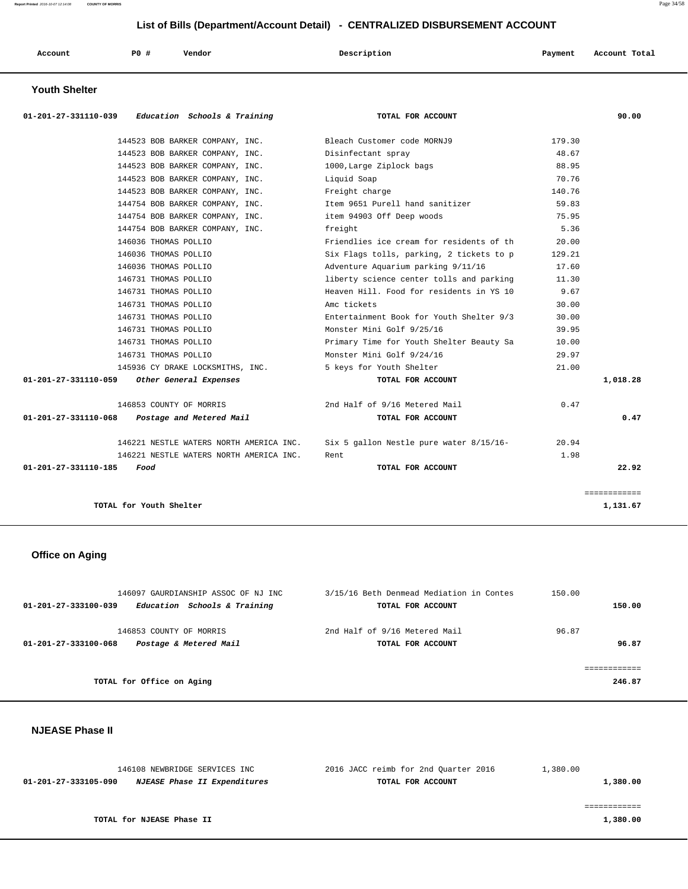# List of Bills (Department/Account Detail) - CENTRALIZED DISBURSEMENT ACCOUNT

| Account | PO # | Vendor | Description | Payment | Account Total |
|---|---|---|---|---|---|

## Youth Shelter

| Account | PO # | Vendor | Description | Payment | Account Total |
|---|---|---|---|---|---|
| 01-201-27-331110-039 | | *Education Schools & Training* | TOTAL FOR ACCOUNT | | 90.00 |
| | 144523 | BOB BARKER COMPANY, INC. | Bleach Customer code MORNJ9 | 179.30 | |
| | 144523 | BOB BARKER COMPANY, INC. | Disinfectant spray | 48.67 | |
| | 144523 | BOB BARKER COMPANY, INC. | 1000,Large Ziplock bags | 88.95 | |
| | 144523 | BOB BARKER COMPANY, INC. | Liquid Soap | 70.76 | |
| | 144523 | BOB BARKER COMPANY, INC. | Freight charge | 140.76 | |
| | 144754 | BOB BARKER COMPANY, INC. | Item 9651 Purell hand sanitizer | 59.83 | |
| | 144754 | BOB BARKER COMPANY, INC. | item 94903 Off Deep woods | 75.95 | |
| | 144754 | BOB BARKER COMPANY, INC. | freight | 5.36 | |
| | 146036 | THOMAS POLLIO | Friendlies ice cream for residents of th | 20.00 | |
| | 146036 | THOMAS POLLIO | Six Flags tolls, parking, 2 tickets to p | 129.21 | |
| | 146036 | THOMAS POLLIO | Adventure Aquarium parking 9/11/16 | 17.60 | |
| | 146731 | THOMAS POLLIO | liberty science center tolls and parking | 11.30 | |
| | 146731 | THOMAS POLLIO | Heaven Hill. Food for residents in YS 10 | 9.67 | |
| | 146731 | THOMAS POLLIO | Amc tickets | 30.00 | |
| | 146731 | THOMAS POLLIO | Entertainment Book for Youth Shelter 9/3 | 30.00 | |
| | 146731 | THOMAS POLLIO | Monster Mini Golf 9/25/16 | 39.95 | |
| | 146731 | THOMAS POLLIO | Primary Time for Youth Shelter Beauty Sa | 10.00 | |
| | 146731 | THOMAS POLLIO | Monster Mini Golf 9/24/16 | 29.97 | |
| | 145936 | CY DRAKE LOCKSMITHS, INC. | 5 keys for Youth Shelter | 21.00 | |
| 01-201-27-331110-059 | | *Other General Expenses* | TOTAL FOR ACCOUNT | | 1,018.28 |
| | 146853 | COUNTY OF MORRIS | 2nd Half of 9/16 Metered Mail | 0.47 | |
| 01-201-27-331110-068 | | *Postage and Metered Mail* | TOTAL FOR ACCOUNT | | 0.47 |
| | 146221 | NESTLE WATERS NORTH AMERICA INC. | Six 5 gallon Nestle pure water 8/15/16- | 20.94 | |
| | 146221 | NESTLE WATERS NORTH AMERICA INC. | Rent | 1.98 | |
| 01-201-27-331110-185 | | *Food* | TOTAL FOR ACCOUNT | | 22.92 |
| | | | | | ============ |
| | | TOTAL for Youth Shelter | | | 1,131.67 |

## Office on Aging

| Account | PO # | Vendor | Description | Payment | Account Total |
|---|---|---|---|---|---|
| | 146097 | GAURDIANSHIP ASSOC OF NJ INC | 3/15/16 Beth Denmead Mediation in Contes | 150.00 | |
| 01-201-27-333100-039 | | *Education Schools & Training* | TOTAL FOR ACCOUNT | | 150.00 |
| | 146853 | COUNTY OF MORRIS | 2nd Half of 9/16 Metered Mail | 96.87 | |
| 01-201-27-333100-068 | | *Postage & Metered Mail* | TOTAL FOR ACCOUNT | | 96.87 |
| | | | | | ============ |
| | | TOTAL for Office on Aging | | | 246.87 |

## NJEASE Phase II

| Account | PO # | Vendor | Description | Payment | Account Total |
|---|---|---|---|---|---|
| | 146108 | NEWBRIDGE SERVICES INC | 2016 JACC reimb for 2nd Quarter 2016 | 1,380.00 | |
| 01-201-27-333105-090 | | *NJEASE Phase II Expenditures* | TOTAL FOR ACCOUNT | | 1,380.00 |
| | | | | | ============ |
| | | TOTAL for NJEASE Phase II | | | 1,380.00 |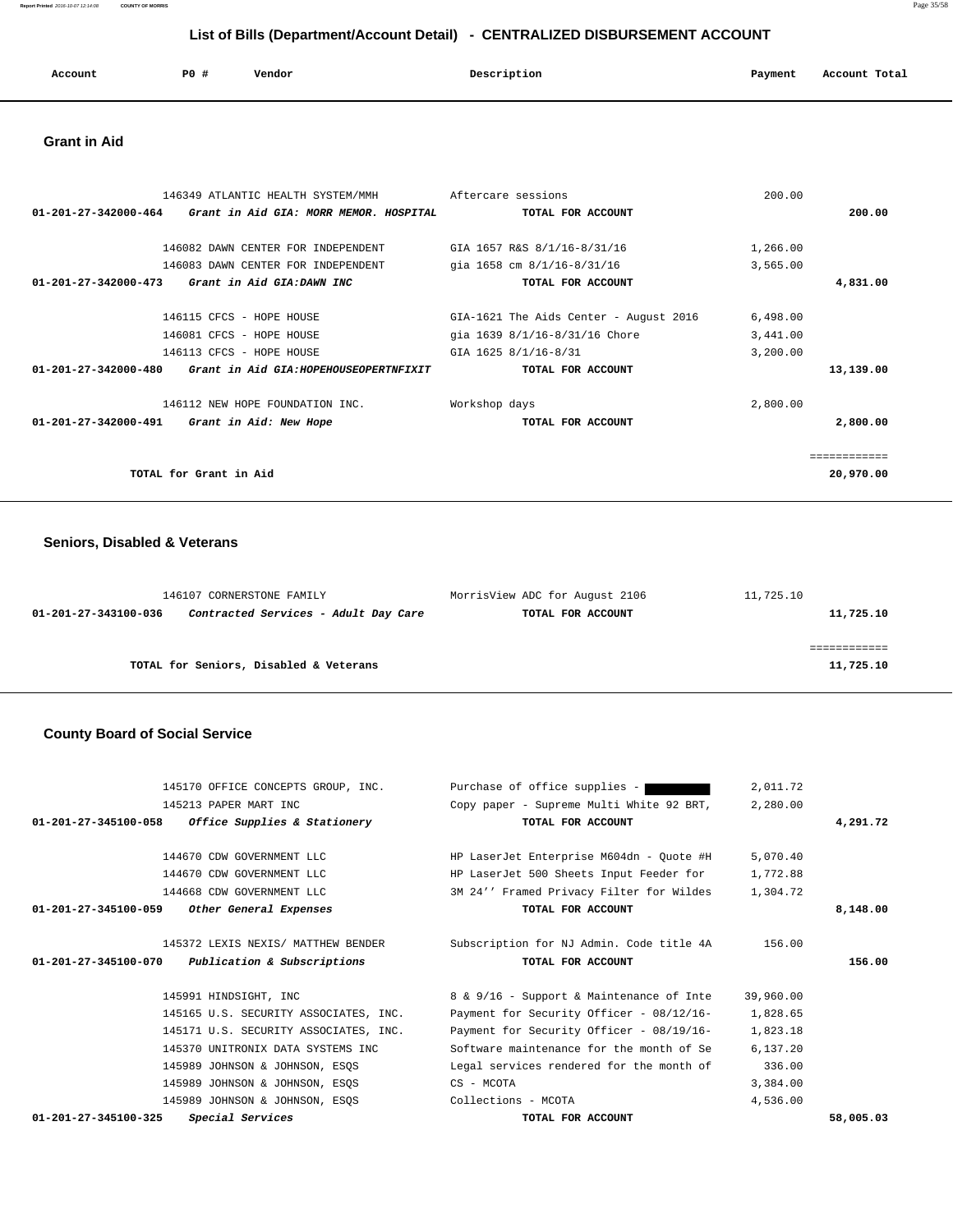# List of Bills (Department/Account Detail) - CENTRALIZED DISBURSEMENT ACCOUNT

| Account | PO # | Vendor | Description | Payment | Account Total |
|---|---|---|---|---|---|

## Grant in Aid

| Account | PO # | Vendor | Description | Payment | Account Total |
|---|---|---|---|---|---|
| | 146349 | ATLANTIC HEALTH SYSTEM/MMH | Aftercare sessions | 200.00 | |
| **01-201-27-342000-464** | | ***Grant in Aid GIA: MORR MEMOR. HOSPITAL*** | **TOTAL FOR ACCOUNT** | | **200.00** |
| | 146082 | DAWN CENTER FOR INDEPENDENT | GIA 1657 R&S 8/1/16-8/31/16 | 1,266.00 | |
| | 146083 | DAWN CENTER FOR INDEPENDENT | gia 1658 cm 8/1/16-8/31/16 | 3,565.00 | |
| **01-201-27-342000-473** | | ***Grant in Aid GIA:DAWN INC*** | **TOTAL FOR ACCOUNT** | | **4,831.00** |
| | 146115 | CFCS - HOPE HOUSE | GIA-1621 The Aids Center - August 2016 | 6,498.00 | |
| | 146081 | CFCS - HOPE HOUSE | gia 1639 8/1/16-8/31/16 Chore | 3,441.00 | |
| | 146113 | CFCS - HOPE HOUSE | GIA 1625 8/1/16-8/31 | 3,200.00 | |
| **01-201-27-342000-480** | | ***Grant in Aid GIA:HOPEHOUSEOPERTNFIXIT*** | **TOTAL FOR ACCOUNT** | | **13,139.00** |
| | 146112 | NEW HOPE FOUNDATION INC. | Workshop days | 2,800.00 | |
| **01-201-27-342000-491** | | ***Grant in Aid: New Hope*** | **TOTAL FOR ACCOUNT** | | **2,800.00** |
| | | | | | ============ |
| | | **TOTAL for Grant in Aid** | | | **20,970.00** |

## Seniors, Disabled & Veterans

| Account | PO # | Vendor | Description | Payment | Account Total |
|---|---|---|---|---|---|
| | 146107 | CORNERSTONE FAMILY | MorrisView ADC for August 2106 | 11,725.10 | |
| **01-201-27-343100-036** | | ***Contracted Services - Adult Day Care*** | **TOTAL FOR ACCOUNT** | | **11,725.10** |
| | | | | | ============ |
| | | **TOTAL for Seniors, Disabled & Veterans** | | | **11,725.10** |

## County Board of Social Service

| Account | PO # | Vendor | Description | Payment | Account Total |
|---|---|---|---|---|---|
| | 145170 | OFFICE CONCEPTS GROUP, INC. | Purchase of office supplies - | 2,011.72 | |
| | 145213 | PAPER MART INC | Copy paper - Supreme Multi White 92 BRT, | 2,280.00 | |
| **01-201-27-345100-058** | | ***Office Supplies & Stationery*** | **TOTAL FOR ACCOUNT** | | **4,291.72** |
| | 144670 | CDW GOVERNMENT LLC | HP LaserJet Enterprise M604dn - Quote #H | 5,070.40 | |
| | 144670 | CDW GOVERNMENT LLC | HP LaserJet 500 Sheets Input Feeder for | 1,772.88 | |
| | 144668 | CDW GOVERNMENT LLC | 3M 24'' Framed Privacy Filter for Wildes | 1,304.72 | |
| **01-201-27-345100-059** | | ***Other General Expenses*** | **TOTAL FOR ACCOUNT** | | **8,148.00** |
| | 145372 | LEXIS NEXIS/ MATTHEW BENDER | Subscription for NJ Admin. Code title 4A | 156.00 | |
| **01-201-27-345100-070** | | ***Publication & Subscriptions*** | **TOTAL FOR ACCOUNT** | | **156.00** |
| | 145991 | HINDSIGHT, INC | 8 & 9/16 - Support & Maintenance of Inte | 39,960.00 | |
| | 145165 | U.S. SECURITY ASSOCIATES, INC. | Payment for Security Officer - 08/12/16- | 1,828.65 | |
| | 145171 | U.S. SECURITY ASSOCIATES, INC. | Payment for Security Officer - 08/19/16- | 1,823.18 | |
| | 145370 | UNITRONIX DATA SYSTEMS INC | Software maintenance for the month of Se | 6,137.20 | |
| | 145989 | JOHNSON & JOHNSON, ESQS | Legal services rendered for the month of | 336.00 | |
| | 145989 | JOHNSON & JOHNSON, ESQS | CS - MCOTA | 3,384.00 | |
| | 145989 | JOHNSON & JOHNSON, ESQS | Collections - MCOTA | 4,536.00 | |
| **01-201-27-345100-325** | | ***Special Services*** | **TOTAL FOR ACCOUNT** | | **58,005.03** |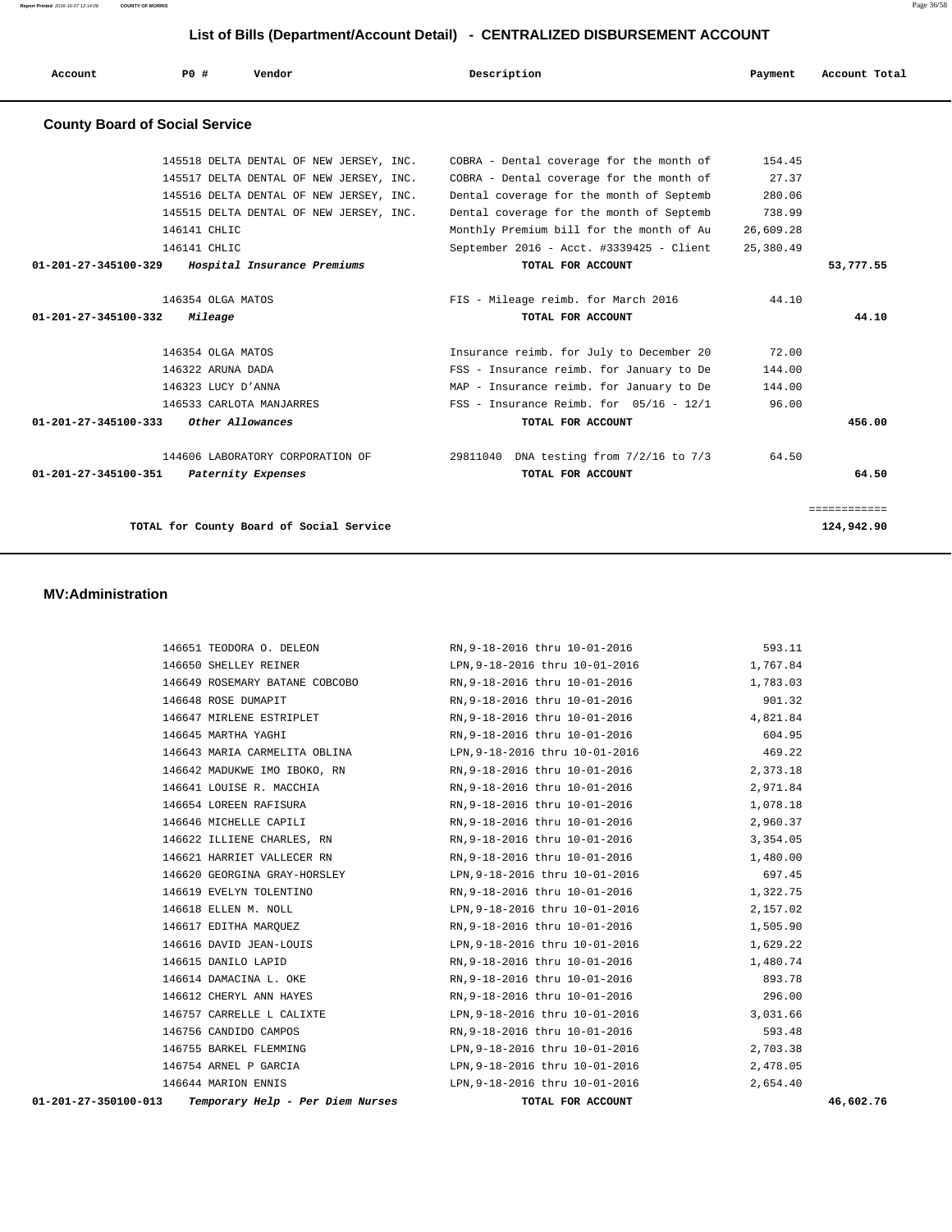## List of Bills (Department/Account Detail) - CENTRALIZED DISBURSEMENT ACCOUNT

| Account | PO # | Vendor | Description | Payment | Account Total |
|---|---|---|---|---|---|

### County Board of Social Service

| Account | PO # | Vendor | Description | Payment | Account Total |
|---|---|---|---|---|---|
| | 145518 | DELTA DENTAL OF NEW JERSEY, INC. | COBRA - Dental coverage for the month of | 154.45 | |
| | 145517 | DELTA DENTAL OF NEW JERSEY, INC. | COBRA - Dental coverage for the month of | 27.37 | |
| | 145516 | DELTA DENTAL OF NEW JERSEY, INC. | Dental coverage for the month of Septemb | 280.06 | |
| | 145515 | DELTA DENTAL OF NEW JERSEY, INC. | Dental coverage for the month of Septemb | 738.99 | |
| | 146141 | CHLIC | Monthly Premium bill for the month of Au | 26,609.28 | |
| | 146141 | CHLIC | September 2016 - Acct. #3339425 - Client | 25,380.49 | |
| **01-201-27-345100-329** | | *Hospital Insurance Premiums* | **TOTAL FOR ACCOUNT** | | **53,777.55** |
| | 146354 | OLGA MATOS | FIS - Mileage reimb. for March 2016 | 44.10 | |
| **01-201-27-345100-332** | | *Mileage* | **TOTAL FOR ACCOUNT** | | **44.10** |
| | 146354 | OLGA MATOS | Insurance reimb. for July to December 20 | 72.00 | |
| | 146322 | ARUNA DADA | FSS - Insurance reimb. for January to De | 144.00 | |
| | 146323 | LUCY D'ANNA | MAP - Insurance reimb. for January to De | 144.00 | |
| | 146533 | CARLOTA MANJARRES | FSS - Insurance Reimb. for 05/16 - 12/1 | 96.00 | |
| **01-201-27-345100-333** | | *Other Allowances* | **TOTAL FOR ACCOUNT** | | **456.00** |
| | 144606 | LABORATORY CORPORATION OF | 29811040 DNA testing from 7/2/16 to 7/3 | 64.50 | |
| **01-201-27-345100-351** | | *Paternity Expenses* | **TOTAL FOR ACCOUNT** | | **64.50** |
| | | | | | ============ |
| | | **TOTAL for County Board of Social Service** | | | **124,942.90** |

### MV:Administration

| Account | PO # | Vendor | Description | Payment | Account Total |
|---|---|---|---|---|---|
| | 146651 | TEODORA O. DELEON | RN,9-18-2016 thru 10-01-2016 | 593.11 | |
| | 146650 | SHELLEY REINER | LPN,9-18-2016 thru 10-01-2016 | 1,767.84 | |
| | 146649 | ROSEMARY BATANE COBCOBO | RN,9-18-2016 thru 10-01-2016 | 1,783.03 | |
| | 146648 | ROSE DUMAPIT | RN,9-18-2016 thru 10-01-2016 | 901.32 | |
| | 146647 | MIRLENE ESTRIPLET | RN,9-18-2016 thru 10-01-2016 | 4,821.84 | |
| | 146645 | MARTHA YAGHI | RN,9-18-2016 thru 10-01-2016 | 604.95 | |
| | 146643 | MARIA CARMELITA OBLINA | LPN,9-18-2016 thru 10-01-2016 | 469.22 | |
| | 146642 | MADUKWE IMO IBOKO, RN | RN,9-18-2016 thru 10-01-2016 | 2,373.18 | |
| | 146641 | LOUISE R. MACCHIA | RN,9-18-2016 thru 10-01-2016 | 2,971.84 | |
| | 146654 | LOREEN RAFISURA | RN,9-18-2016 thru 10-01-2016 | 1,078.18 | |
| | 146646 | MICHELLE CAPILI | RN,9-18-2016 thru 10-01-2016 | 2,960.37 | |
| | 146622 | ILLIENE CHARLES, RN | RN,9-18-2016 thru 10-01-2016 | 3,354.05 | |
| | 146621 | HARRIET VALLECER RN | RN,9-18-2016 thru 10-01-2016 | 1,480.00 | |
| | 146620 | GEORGINA GRAY-HORSLEY | LPN,9-18-2016 thru 10-01-2016 | 697.45 | |
| | 146619 | EVELYN TOLENTINO | RN,9-18-2016 thru 10-01-2016 | 1,322.75 | |
| | 146618 | ELLEN M. NOLL | LPN,9-18-2016 thru 10-01-2016 | 2,157.02 | |
| | 146617 | EDITHA MARQUEZ | RN,9-18-2016 thru 10-01-2016 | 1,505.90 | |
| | 146616 | DAVID JEAN-LOUIS | LPN,9-18-2016 thru 10-01-2016 | 1,629.22 | |
| | 146615 | DANILO LAPID | RN,9-18-2016 thru 10-01-2016 | 1,480.74 | |
| | 146614 | DAMACINA L. OKE | RN,9-18-2016 thru 10-01-2016 | 893.78 | |
| | 146612 | CHERYL ANN HAYES | RN,9-18-2016 thru 10-01-2016 | 296.00 | |
| | 146757 | CARRELLE L CALIXTE | LPN,9-18-2016 thru 10-01-2016 | 3,031.66 | |
| | 146756 | CANDIDO CAMPOS | RN,9-18-2016 thru 10-01-2016 | 593.48 | |
| | 146755 | BARKEL FLEMMING | LPN,9-18-2016 thru 10-01-2016 | 2,703.38 | |
| | 146754 | ARNEL P GARCIA | LPN,9-18-2016 thru 10-01-2016 | 2,478.05 | |
| | 146644 | MARION ENNIS | LPN,9-18-2016 thru 10-01-2016 | 2,654.40 | |
| **01-201-27-350100-013** | | *Temporary Help - Per Diem Nurses* | **TOTAL FOR ACCOUNT** | | **46,602.76** |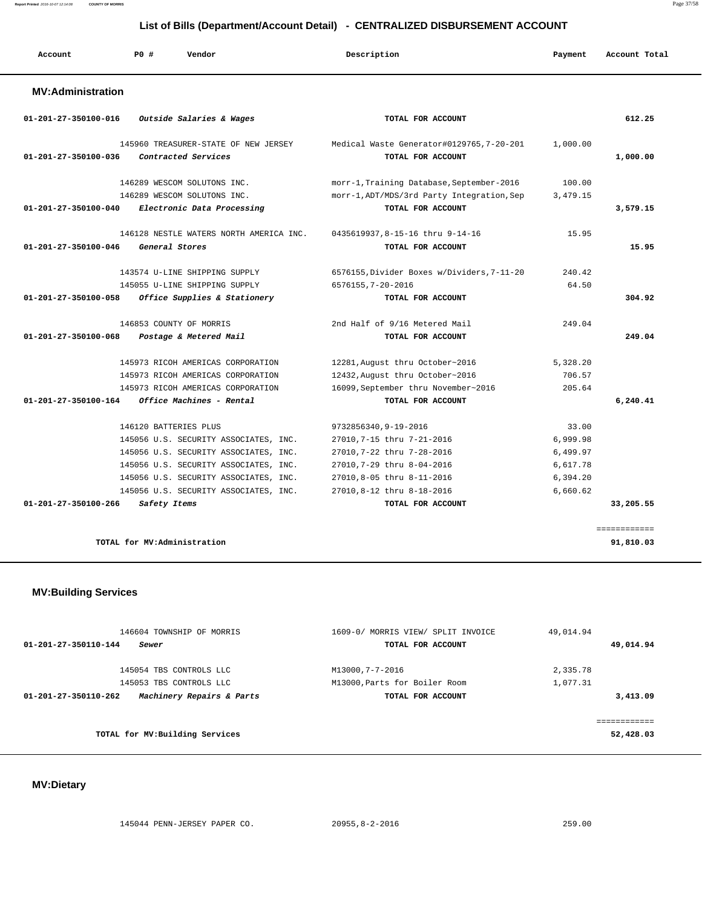# List of Bills (Department/Account Detail) - CENTRALIZED DISBURSEMENT ACCOUNT

| Account | PO # | Vendor | Description | Payment | Account Total |
|---|---|---|---|---|---|

## MV:Administration

| Account | PO # | Vendor | Description | Payment | Account Total |
|---|---|---|---|---|---|
| 01-201-27-350100-016 | | *Outside Salaries & Wages* | TOTAL FOR ACCOUNT | | 612.25 |
| | 145960 | TREASURER-STATE OF NEW JERSEY | Medical Waste Generator#0129765,7-20-201 | 1,000.00 | |
| 01-201-27-350100-036 | | *Contracted Services* | TOTAL FOR ACCOUNT | | 1,000.00 |
| | 146289 | WESCOM SOLUTONS INC. | morr-1,Training Database,September-2016 | 100.00 | |
| | 146289 | WESCOM SOLUTONS INC. | morr-1,ADT/MDS/3rd Party Integration,Sep | 3,479.15 | |
| 01-201-27-350100-040 | | *Electronic Data Processing* | TOTAL FOR ACCOUNT | | 3,579.15 |
| | 146128 | NESTLE WATERS NORTH AMERICA INC. | 0435619937,8-15-16 thru 9-14-16 | 15.95 | |
| 01-201-27-350100-046 | | *General Stores* | TOTAL FOR ACCOUNT | | 15.95 |
| | 143574 | U-LINE SHIPPING SUPPLY | 6576155,Divider Boxes w/Dividers,7-11-20 | 240.42 | |
| | 145055 | U-LINE SHIPPING SUPPLY | 6576155,7-20-2016 | 64.50 | |
| 01-201-27-350100-058 | | *Office Supplies & Stationery* | TOTAL FOR ACCOUNT | | 304.92 |
| | 146853 | COUNTY OF MORRIS | 2nd Half of 9/16 Metered Mail | 249.04 | |
| 01-201-27-350100-068 | | *Postage & Metered Mail* | TOTAL FOR ACCOUNT | | 249.04 |
| | 145973 | RICOH AMERICAS CORPORATION | 12281,August thru October~2016 | 5,328.20 | |
| | 145973 | RICOH AMERICAS CORPORATION | 12432,August thru October~2016 | 706.57 | |
| | 145973 | RICOH AMERICAS CORPORATION | 16099,September thru November~2016 | 205.64 | |
| 01-201-27-350100-164 | | *Office Machines - Rental* | TOTAL FOR ACCOUNT | | 6,240.41 |
| | 146120 | BATTERIES PLUS | 9732856340,9-19-2016 | 33.00 | |
| | 145056 | U.S. SECURITY ASSOCIATES, INC. | 27010,7-15 thru 7-21-2016 | 6,999.98 | |
| | 145056 | U.S. SECURITY ASSOCIATES, INC. | 27010,7-22 thru 7-28-2016 | 6,499.97 | |
| | 145056 | U.S. SECURITY ASSOCIATES, INC. | 27010,7-29 thru 8-04-2016 | 6,617.78 | |
| | 145056 | U.S. SECURITY ASSOCIATES, INC. | 27010,8-05 thru 8-11-2016 | 6,394.20 | |
| | 145056 | U.S. SECURITY ASSOCIATES, INC. | 27010,8-12 thru 8-18-2016 | 6,660.62 | |
| 01-201-27-350100-266 | | *Safety Items* | TOTAL FOR ACCOUNT | | 33,205.55 |
| | | | | | ============ |
| | | **TOTAL for MV:Administration** | | | 91,810.03 |

## MV:Building Services

| Account | PO # | Vendor | Description | Payment | Account Total |
|---|---|---|---|---|---|
| | 146604 | TOWNSHIP OF MORRIS | 1609-0/ MORRIS VIEW/ SPLIT INVOICE | 49,014.94 | |
| 01-201-27-350110-144 | | *Sewer* | TOTAL FOR ACCOUNT | | 49,014.94 |
| | 145054 | TBS CONTROLS LLC | M13000,7-7-2016 | 2,335.78 | |
| | 145053 | TBS CONTROLS LLC | M13000,Parts for Boiler Room | 1,077.31 | |
| 01-201-27-350110-262 | | *Machinery Repairs & Parts* | TOTAL FOR ACCOUNT | | 3,413.09 |
| | | | | | ============ |
| | | **TOTAL for MV:Building Services** | | | 52,428.03 |

## MV:Dietary

| Account | PO # | Vendor | Description | Payment | Account Total |
|---|---|---|---|---|---|
| | 145044 | PENN-JERSEY PAPER CO. | 20955,8-2-2016 | 259.00 | |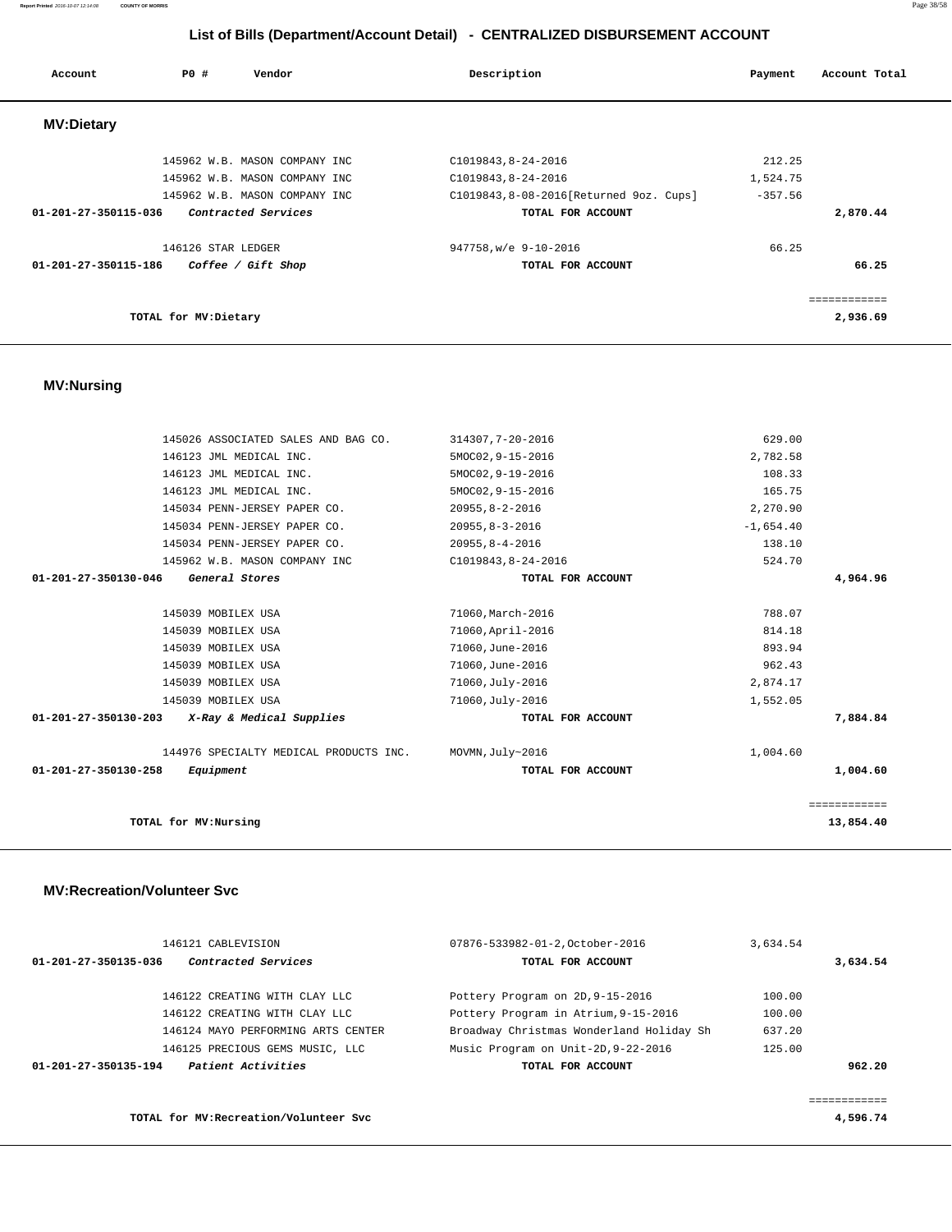## List of Bills (Department/Account Detail) - CENTRALIZED DISBURSEMENT ACCOUNT

| Account | PO # | Vendor | Description | Payment | Account Total |
|---|---|---|---|---|---|

### MV:Dietary

| Account | PO # | Vendor | Description | Payment | Account Total |
|---|---|---|---|---|---|
| | 145962 | W.B. MASON COMPANY INC | C1019843,8-24-2016 | 212.25 | |
| | 145962 | W.B. MASON COMPANY INC | C1019843,8-24-2016 | 1,524.75 | |
| | 145962 | W.B. MASON COMPANY INC | C1019843,8-08-2016[Returned 9oz. Cups] | -357.56 | |
| **01-201-27-350115-036** | | *Contracted Services* | **TOTAL FOR ACCOUNT** | | **2,870.44** |
| | 146126 | STAR LEDGER | 947758,w/e 9-10-2016 | 66.25 | |
| **01-201-27-350115-186** | | *Coffee / Gift Shop* | **TOTAL FOR ACCOUNT** | | **66.25** |
| | | | | | ============ |
| | | **TOTAL for MV:Dietary** | | | **2,936.69** |

### MV:Nursing

| Account | PO # | Vendor | Description | Payment | Account Total |
|---|---|---|---|---|---|
| | 145026 | ASSOCIATED SALES AND BAG CO. | 314307,7-20-2016 | 629.00 | |
| | 146123 | JML MEDICAL INC. | 5MOC02,9-15-2016 | 2,782.58 | |
| | 146123 | JML MEDICAL INC. | 5MOC02,9-19-2016 | 108.33 | |
| | 146123 | JML MEDICAL INC. | 5MOC02,9-15-2016 | 165.75 | |
| | 145034 | PENN-JERSEY PAPER CO. | 20955,8-2-2016 | 2,270.90 | |
| | 145034 | PENN-JERSEY PAPER CO. | 20955,8-3-2016 | -1,654.40 | |
| | 145034 | PENN-JERSEY PAPER CO. | 20955,8-4-2016 | 138.10 | |
| | 145962 | W.B. MASON COMPANY INC | C1019843,8-24-2016 | 524.70 | |
| **01-201-27-350130-046** | | *General Stores* | **TOTAL FOR ACCOUNT** | | **4,964.96** |
| | 145039 | MOBILEX USA | 71060,March-2016 | 788.07 | |
| | 145039 | MOBILEX USA | 71060,April-2016 | 814.18 | |
| | 145039 | MOBILEX USA | 71060,June-2016 | 893.94 | |
| | 145039 | MOBILEX USA | 71060,June-2016 | 962.43 | |
| | 145039 | MOBILEX USA | 71060,July-2016 | 2,874.17 | |
| | 145039 | MOBILEX USA | 71060,July-2016 | 1,552.05 | |
| **01-201-27-350130-203** | | *X-Ray & Medical Supplies* | **TOTAL FOR ACCOUNT** | | **7,884.84** |
| | 144976 | SPECIALTY MEDICAL PRODUCTS INC. | MOVMN,July~2016 | 1,004.60 | |
| **01-201-27-350130-258** | | *Equipment* | **TOTAL FOR ACCOUNT** | | **1,004.60** |
| | | | | | ============ |
| | | **TOTAL for MV:Nursing** | | | **13,854.40** |

### MV:Recreation/Volunteer Svc

| Account | PO # | Vendor | Description | Payment | Account Total |
|---|---|---|---|---|---|
| | 146121 | CABLEVISION | 07876-533982-01-2,October-2016 | 3,634.54 | |
| **01-201-27-350135-036** | | *Contracted Services* | **TOTAL FOR ACCOUNT** | | **3,634.54** |
| | 146122 | CREATING WITH CLAY LLC | Pottery Program on 2D,9-15-2016 | 100.00 | |
| | 146122 | CREATING WITH CLAY LLC | Pottery Program in Atrium,9-15-2016 | 100.00 | |
| | 146124 | MAYO PERFORMING ARTS CENTER | Broadway Christmas Wonderland Holiday Sh | 637.20 | |
| | 146125 | PRECIOUS GEMS MUSIC, LLC | Music Program on Unit-2D,9-22-2016 | 125.00 | |
| **01-201-27-350135-194** | | *Patient Activities* | **TOTAL FOR ACCOUNT** | | **962.20** |
| | | | | | ============ |
| | | **TOTAL for MV:Recreation/Volunteer Svc** | | | **4,596.74** |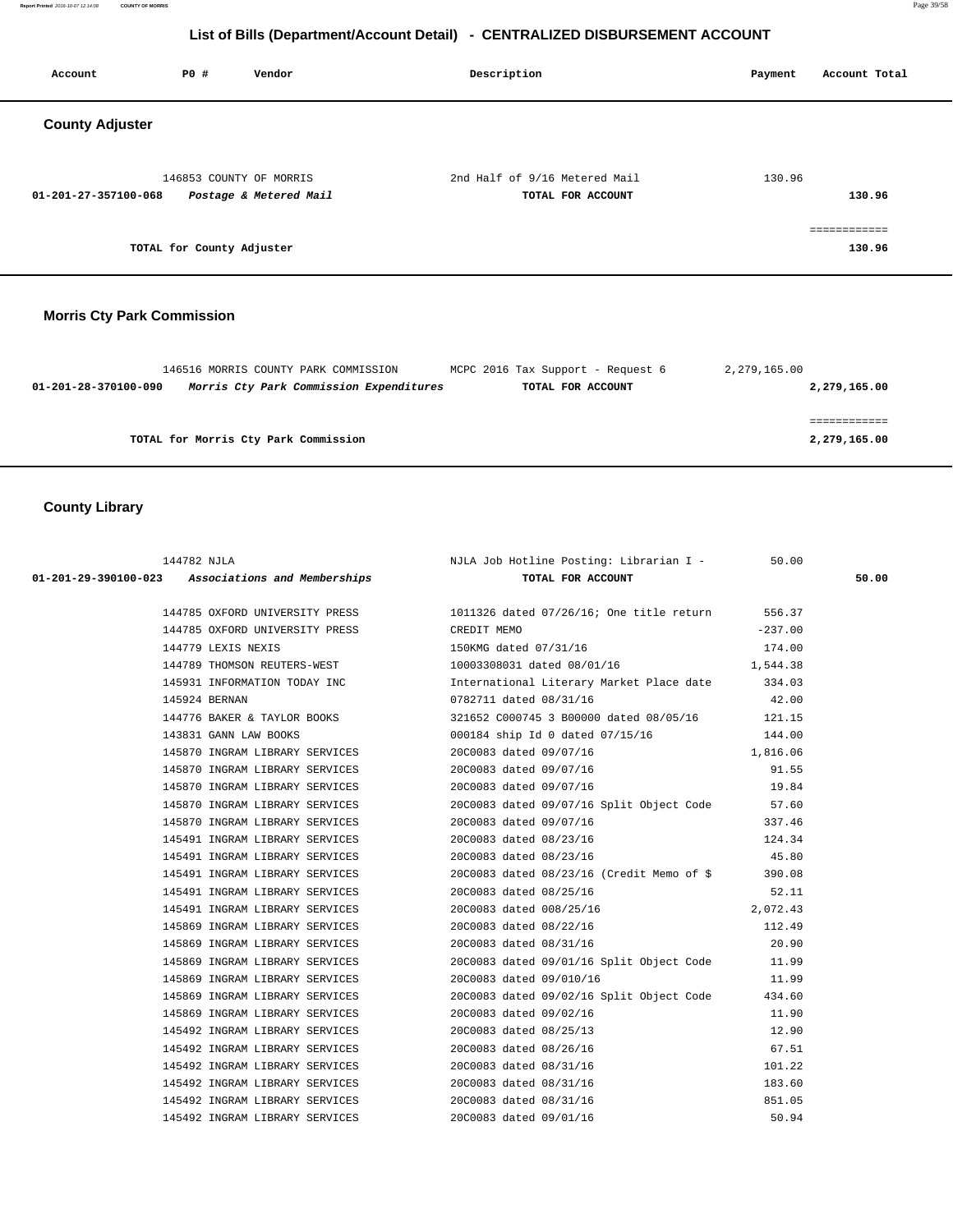## List of Bills (Department/Account Detail) - CENTRALIZED DISBURSEMENT ACCOUNT

| Account | PO # | Vendor | Description | Payment | Account Total |
|---|---|---|---|---|---|

### County Adjuster

| Account | PO # | Vendor | Description | Payment | Account Total |
|---|---|---|---|---|---|
| | 146853 | COUNTY OF MORRIS | 2nd Half of 9/16 Metered Mail | 130.96 | |
| 01-201-27-357100-068 | | *Postage & Metered Mail* | TOTAL FOR ACCOUNT | | 130.96 |
| | | | | | ============ |
| | | TOTAL for County Adjuster | | | 130.96 |

### Morris Cty Park Commission

| Account | PO # | Vendor | Description | Payment | Account Total |
|---|---|---|---|---|---|
| | 146516 | MORRIS COUNTY PARK COMMISSION | MCPC 2016 Tax Support - Request 6 | 2,279,165.00 | |
| 01-201-28-370100-090 | | *Morris Cty Park Commission Expenditures* | TOTAL FOR ACCOUNT | | 2,279,165.00 |
| | | | | | ============ |
| | | TOTAL for Morris Cty Park Commission | | | 2,279,165.00 |

### County Library

| Account | PO # | Vendor | Description | Payment | Account Total |
|---|---|---|---|---|---|
| | 144782 | NJLA | NJLA Job Hotline Posting: Librarian I - | 50.00 | |
| 01-201-29-390100-023 | | *Associations and Memberships* | TOTAL FOR ACCOUNT | | 50.00 |
| | 144785 | OXFORD UNIVERSITY PRESS | 1011326 dated 07/26/16; One title return | 556.37 | |
| | 144785 | OXFORD UNIVERSITY PRESS | CREDIT MEMO | -237.00 | |
| | 144779 | LEXIS NEXIS | 150KMG dated 07/31/16 | 174.00 | |
| | 144789 | THOMSON REUTERS-WEST | 10003308031 dated 08/01/16 | 1,544.38 | |
| | 145931 | INFORMATION TODAY INC | International Literary Market Place date | 334.03 | |
| | 145924 | BERNAN | 0782711 dated 08/31/16 | 42.00 | |
| | 144776 | BAKER & TAYLOR BOOKS | 321652 C000745 3 B00000 dated 08/05/16 | 121.15 | |
| | 143831 | GANN LAW BOOKS | 000184 ship Id 0 dated 07/15/16 | 144.00 | |
| | 145870 | INGRAM LIBRARY SERVICES | 20C0083 dated 09/07/16 | 1,816.06 | |
| | 145870 | INGRAM LIBRARY SERVICES | 20C0083 dated 09/07/16 | 91.55 | |
| | 145870 | INGRAM LIBRARY SERVICES | 20C0083 dated 09/07/16 | 19.84 | |
| | 145870 | INGRAM LIBRARY SERVICES | 20C0083 dated 09/07/16 Split Object Code | 57.60 | |
| | 145870 | INGRAM LIBRARY SERVICES | 20C0083 dated 09/07/16 | 337.46 | |
| | 145491 | INGRAM LIBRARY SERVICES | 20C0083 dated 08/23/16 | 124.34 | |
| | 145491 | INGRAM LIBRARY SERVICES | 20C0083 dated 08/23/16 | 45.80 | |
| | 145491 | INGRAM LIBRARY SERVICES | 20C0083 dated 08/23/16 (Credit Memo of $ | 390.08 | |
| | 145491 | INGRAM LIBRARY SERVICES | 20C0083 dated 08/25/16 | 52.11 | |
| | 145491 | INGRAM LIBRARY SERVICES | 20C0083 dated 008/25/16 | 2,072.43 | |
| | 145869 | INGRAM LIBRARY SERVICES | 20C0083 dated 08/22/16 | 112.49 | |
| | 145869 | INGRAM LIBRARY SERVICES | 20C0083 dated 08/31/16 | 20.90 | |
| | 145869 | INGRAM LIBRARY SERVICES | 20C0083 dated 09/01/16 Split Object Code | 11.99 | |
| | 145869 | INGRAM LIBRARY SERVICES | 20C0083 dated 09/010/16 | 11.99 | |
| | 145869 | INGRAM LIBRARY SERVICES | 20C0083 dated 09/02/16 Split Object Code | 434.60 | |
| | 145869 | INGRAM LIBRARY SERVICES | 20C0083 dated 09/02/16 | 11.90 | |
| | 145492 | INGRAM LIBRARY SERVICES | 20C0083 dated 08/25/13 | 12.90 | |
| | 145492 | INGRAM LIBRARY SERVICES | 20C0083 dated 08/26/16 | 67.51 | |
| | 145492 | INGRAM LIBRARY SERVICES | 20C0083 dated 08/31/16 | 101.22 | |
| | 145492 | INGRAM LIBRARY SERVICES | 20C0083 dated 08/31/16 | 183.60 | |
| | 145492 | INGRAM LIBRARY SERVICES | 20C0083 dated 08/31/16 | 851.05 | |
| | 145492 | INGRAM LIBRARY SERVICES | 20C0083 dated 09/01/16 | 50.94 | |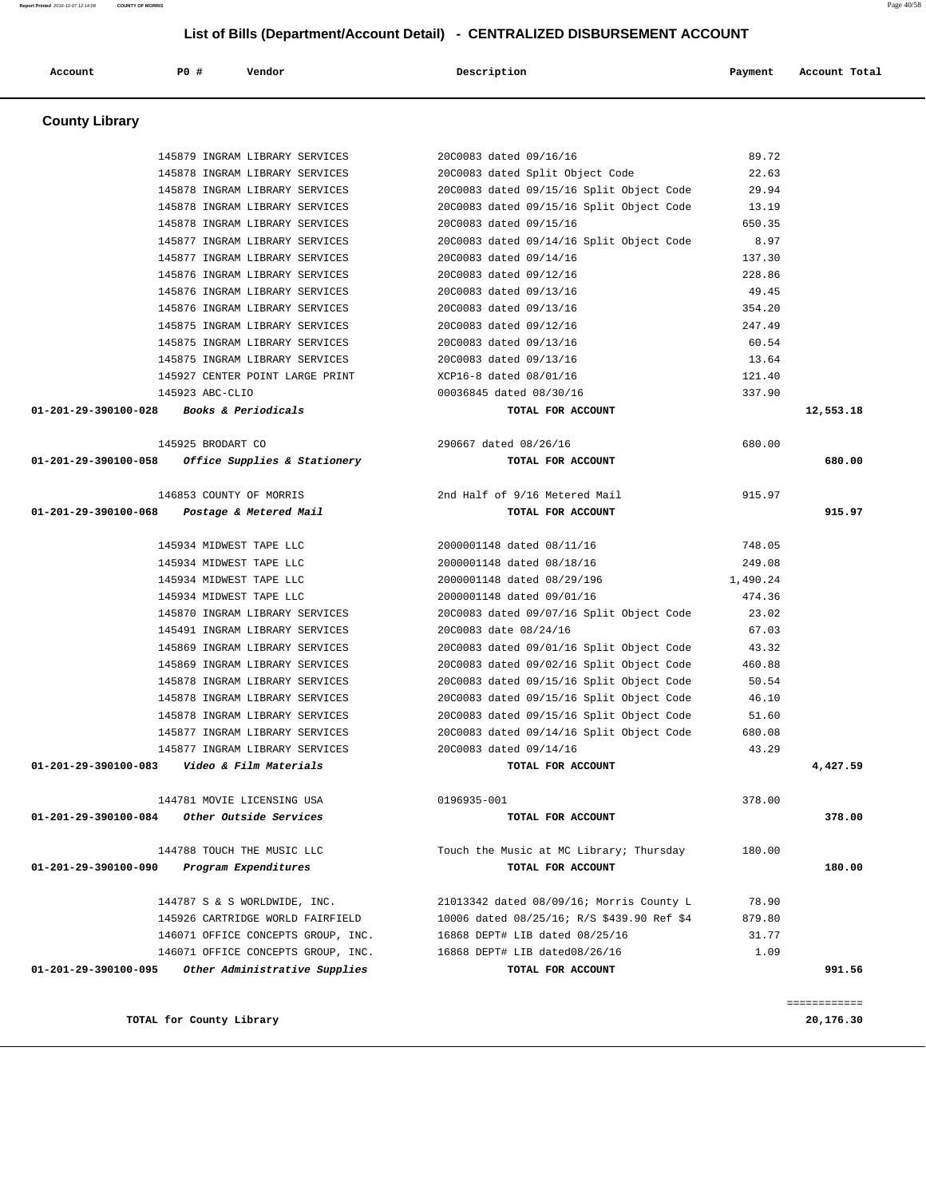## List of Bills (Department/Account Detail) - CENTRALIZED DISBURSEMENT ACCOUNT

| Account | PO # | Vendor | Description | Payment | Account Total |
|---|---|---|---|---|---|

### County Library

| Account | PO # | Vendor | Description | Payment | Account Total |
|---|---|---|---|---|---|
| | 145879 | INGRAM LIBRARY SERVICES | 20C0083 dated 09/16/16 | 89.72 | |
| | 145878 | INGRAM LIBRARY SERVICES | 20C0083 dated Split Object Code | 22.63 | |
| | 145878 | INGRAM LIBRARY SERVICES | 20C0083 dated 09/15/16 Split Object Code | 29.94 | |
| | 145878 | INGRAM LIBRARY SERVICES | 20C0083 dated 09/15/16 Split Object Code | 13.19 | |
| | 145878 | INGRAM LIBRARY SERVICES | 20C0083 dated 09/15/16 | 650.35 | |
| | 145877 | INGRAM LIBRARY SERVICES | 20C0083 dated 09/14/16 Split Object Code | 8.97 | |
| | 145877 | INGRAM LIBRARY SERVICES | 20C0083 dated 09/14/16 | 137.30 | |
| | 145876 | INGRAM LIBRARY SERVICES | 20C0083 dated 09/12/16 | 228.86 | |
| | 145876 | INGRAM LIBRARY SERVICES | 20C0083 dated 09/13/16 | 49.45 | |
| | 145876 | INGRAM LIBRARY SERVICES | 20C0083 dated 09/13/16 | 354.20 | |
| | 145875 | INGRAM LIBRARY SERVICES | 20C0083 dated 09/12/16 | 247.49 | |
| | 145875 | INGRAM LIBRARY SERVICES | 20C0083 dated 09/13/16 | 60.54 | |
| | 145875 | INGRAM LIBRARY SERVICES | 20C0083 dated 09/13/16 | 13.64 | |
| | 145927 | CENTER POINT LARGE PRINT | XCP16-8 dated 08/01/16 | 121.40 | |
| | 145923 | ABC-CLIO | 00036845 dated 08/30/16 | 337.90 | |
| **01-201-29-390100-028** | | ***Books & Periodicals*** | **TOTAL FOR ACCOUNT** | | **12,553.18** |
| | 145925 | BRODART CO | 290667 dated 08/26/16 | 680.00 | |
| **01-201-29-390100-058** | | ***Office Supplies & Stationery*** | **TOTAL FOR ACCOUNT** | | **680.00** |
| | 146853 | COUNTY OF MORRIS | 2nd Half of 9/16 Metered Mail | 915.97 | |
| **01-201-29-390100-068** | | ***Postage & Metered Mail*** | **TOTAL FOR ACCOUNT** | | **915.97** |
| | 145934 | MIDWEST TAPE LLC | 2000001148 dated 08/11/16 | 748.05 | |
| | 145934 | MIDWEST TAPE LLC | 2000001148 dated 08/18/16 | 249.08 | |
| | 145934 | MIDWEST TAPE LLC | 2000001148 dated 08/29/196 | 1,490.24 | |
| | 145934 | MIDWEST TAPE LLC | 2000001148 dated 09/01/16 | 474.36 | |
| | 145870 | INGRAM LIBRARY SERVICES | 20C0083 dated 09/07/16 Split Object Code | 23.02 | |
| | 145491 | INGRAM LIBRARY SERVICES | 20C0083 date 08/24/16 | 67.03 | |
| | 145869 | INGRAM LIBRARY SERVICES | 20C0083 dated 09/01/16 Split Object Code | 43.32 | |
| | 145869 | INGRAM LIBRARY SERVICES | 20C0083 dated 09/02/16 Split Object Code | 460.88 | |
| | 145878 | INGRAM LIBRARY SERVICES | 20C0083 dated 09/15/16 Split Object Code | 50.54 | |
| | 145878 | INGRAM LIBRARY SERVICES | 20C0083 dated 09/15/16 Split Object Code | 46.10 | |
| | 145878 | INGRAM LIBRARY SERVICES | 20C0083 dated 09/15/16 Split Object Code | 51.60 | |
| | 145877 | INGRAM LIBRARY SERVICES | 20C0083 dated 09/14/16 Split Object Code | 680.08 | |
| | 145877 | INGRAM LIBRARY SERVICES | 20C0083 dated 09/14/16 | 43.29 | |
| **01-201-29-390100-083** | | ***Video & Film Materials*** | **TOTAL FOR ACCOUNT** | | **4,427.59** |
| | 144781 | MOVIE LICENSING USA | 0196935-001 | 378.00 | |
| **01-201-29-390100-084** | | ***Other Outside Services*** | **TOTAL FOR ACCOUNT** | | **378.00** |
| | 144788 | TOUCH THE MUSIC LLC | Touch the Music at MC Library; Thursday | 180.00 | |
| **01-201-29-390100-090** | | ***Program Expenditures*** | **TOTAL FOR ACCOUNT** | | **180.00** |
| | 144787 | S & S WORLDWIDE, INC. | 21013342 dated 08/09/16; Morris County L | 78.90 | |
| | 145926 | CARTRIDGE WORLD FAIRFIELD | 10006 dated 08/25/16; R/S $439.90 Ref $4 | 879.80 | |
| | 146071 | OFFICE CONCEPTS GROUP, INC. | 16868 DEPT# LIB dated 08/25/16 | 31.77 | |
| | 146071 | OFFICE CONCEPTS GROUP, INC. | 16868 DEPT# LIB dated08/26/16 | 1.09 | |
| **01-201-29-390100-095** | | ***Other Administrative Supplies*** | **TOTAL FOR ACCOUNT** | | **991.56** |
| | | | | | ============ |
| | **TOTAL for County Library** | | | | **20,176.30** |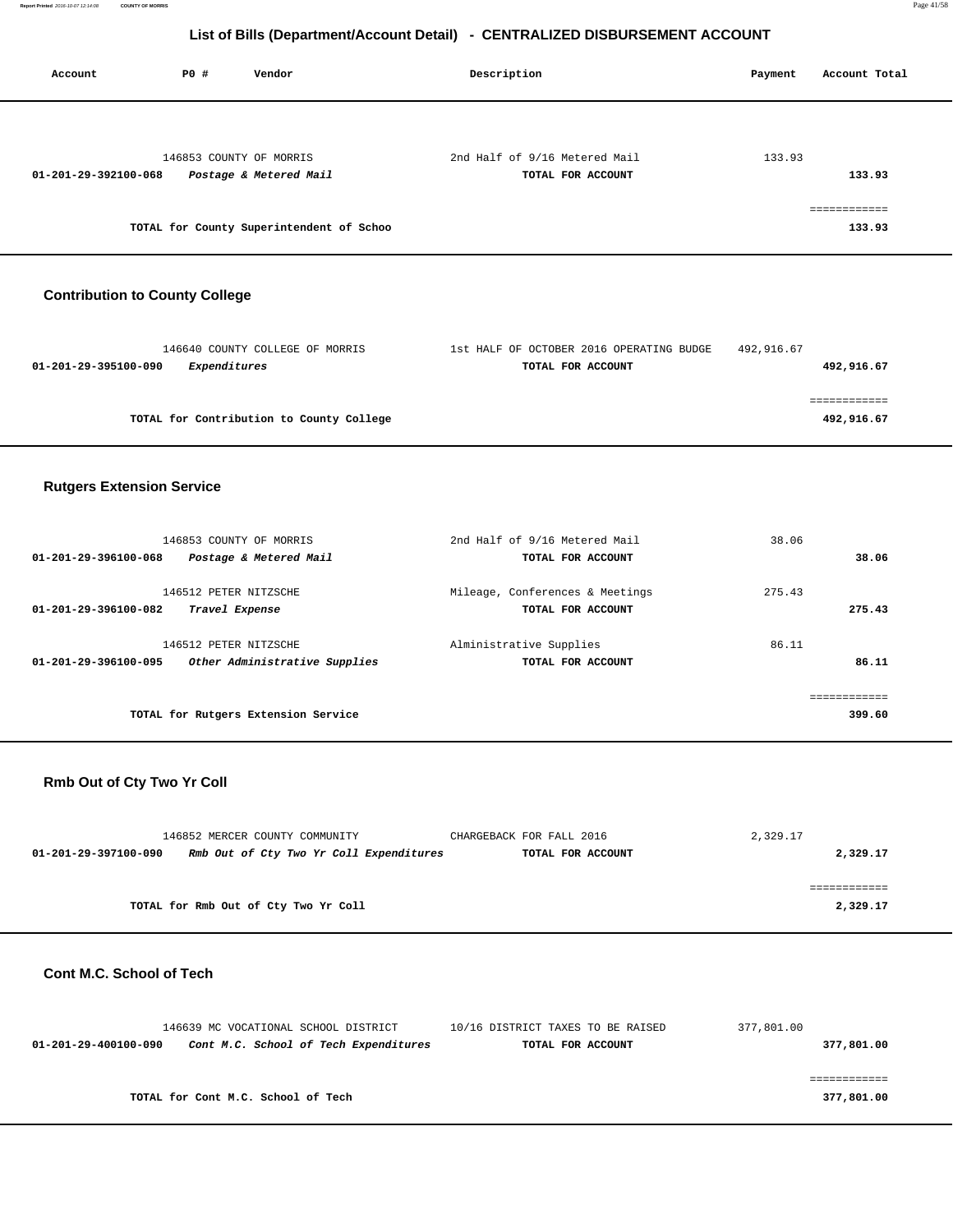# List of Bills (Department/Account Detail) - CENTRALIZED DISBURSEMENT ACCOUNT

| Account | PO # | Vendor | Description | Payment | Account Total |
|---|---|---|---|---|---|
| | 146853 | COUNTY OF MORRIS | 2nd Half of 9/16 Metered Mail | 133.93 | |
| **01-201-29-392100-068** | | ***Postage & Metered Mail*** | **TOTAL FOR ACCOUNT** | | **133.93** |
| | | | | | ============ |
| | | **TOTAL for County Superintendent of Schoo** | | | **133.93** |

## Contribution to County College

| Account | PO # | Vendor | Description | Payment | Account Total |
|---|---|---|---|---|---|
| | 146640 | COUNTY COLLEGE OF MORRIS | 1st HALF OF OCTOBER 2016 OPERATING BUDGE | 492,916.67 | |
| **01-201-29-395100-090** | | ***Expenditures*** | **TOTAL FOR ACCOUNT** | | **492,916.67** |
| | | | | | ============ |
| | | **TOTAL for Contribution to County College** | | | **492,916.67** |

## Rutgers Extension Service

| Account | PO # | Vendor | Description | Payment | Account Total |
|---|---|---|---|---|---|
| | 146853 | COUNTY OF MORRIS | 2nd Half of 9/16 Metered Mail | 38.06 | |
| **01-201-29-396100-068** | | ***Postage & Metered Mail*** | **TOTAL FOR ACCOUNT** | | **38.06** |
| | 146512 | PETER NITZSCHE | Mileage, Conferences & Meetings | 275.43 | |
| **01-201-29-396100-082** | | ***Travel Expense*** | **TOTAL FOR ACCOUNT** | | **275.43** |
| | 146512 | PETER NITZSCHE | Alministrative Supplies | 86.11 | |
| **01-201-29-396100-095** | | ***Other Administrative Supplies*** | **TOTAL FOR ACCOUNT** | | **86.11** |
| | | | | | ============ |
| | | **TOTAL for Rutgers Extension Service** | | | **399.60** |

## Rmb Out of Cty Two Yr Coll

| Account | PO # | Vendor | Description | Payment | Account Total |
|---|---|---|---|---|---|
| | 146852 | MERCER COUNTY COMMUNITY | CHARGEBACK FOR FALL 2016 | 2,329.17 | |
| **01-201-29-397100-090** | | ***Rmb Out of Cty Two Yr Coll Expenditures*** | **TOTAL FOR ACCOUNT** | | **2,329.17** |
| | | | | | ============ |
| | | **TOTAL for Rmb Out of Cty Two Yr Coll** | | | **2,329.17** |

## Cont M.C. School of Tech

| Account | PO # | Vendor | Description | Payment | Account Total |
|---|---|---|---|---|---|
| | 146639 | MC VOCATIONAL SCHOOL DISTRICT | 10/16 DISTRICT TAXES TO BE RAISED | 377,801.00 | |
| **01-201-29-400100-090** | | ***Cont M.C. School of Tech Expenditures*** | **TOTAL FOR ACCOUNT** | | **377,801.00** |
| | | | | | ============ |
| | | **TOTAL for Cont M.C. School of Tech** | | | **377,801.00** |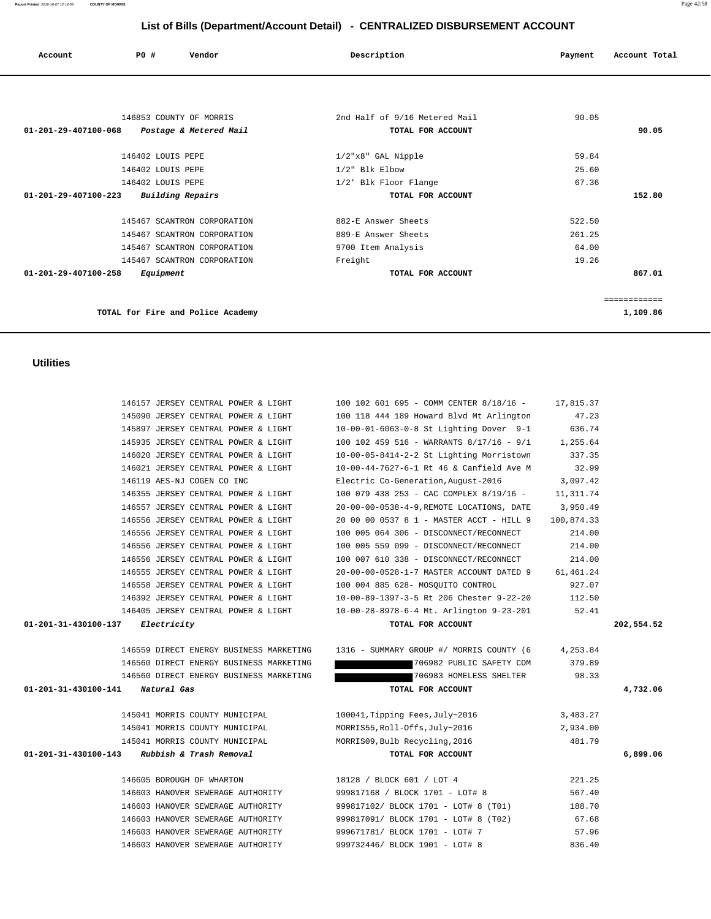# List of Bills (Department/Account Detail) - CENTRALIZED DISBURSEMENT ACCOUNT

| Account | PO # | Vendor | Description | Payment | Account Total |
|---|---|---|---|---|---|
| | 146853 | COUNTY OF MORRIS | 2nd Half of 9/16 Metered Mail | 90.05 | |
| **01-201-29-407100-068** | | *Postage & Metered Mail* | **TOTAL FOR ACCOUNT** | | **90.05** |
| | 146402 | LOUIS PEPE | 1/2"x8" GAL Nipple | 59.84 | |
| | 146402 | LOUIS PEPE | 1/2" Blk Elbow | 25.60 | |
| | 146402 | LOUIS PEPE | 1/2' Blk Floor Flange | 67.36 | |
| **01-201-29-407100-223** | | *Building Repairs* | **TOTAL FOR ACCOUNT** | | **152.80** |
| | 145467 | SCANTRON CORPORATION | 882-E Answer Sheets | 522.50 | |
| | 145467 | SCANTRON CORPORATION | 889-E Answer Sheets | 261.25 | |
| | 145467 | SCANTRON CORPORATION | 9700 Item Analysis | 64.00 | |
| | 145467 | SCANTRON CORPORATION | Freight | 19.26 | |
| **01-201-29-407100-258** | | *Equipment* | **TOTAL FOR ACCOUNT** | | **867.01** |
| | | | | | ============ |
| | | **TOTAL for Fire and Police Academy** | | | **1,109.86** |

## Utilities

| Account | PO # | Vendor | Description | Payment | Account Total |
|---|---|---|---|---|---|
| | 146157 | JERSEY CENTRAL POWER & LIGHT | 100 102 601 695 - COMM CENTER 8/18/16 - | 17,815.37 | |
| | 145090 | JERSEY CENTRAL POWER & LIGHT | 100 118 444 189 Howard Blvd Mt Arlington | 47.23 | |
| | 145897 | JERSEY CENTRAL POWER & LIGHT | 10-00-01-6063-0-8 St Lighting Dover 9-1 | 636.74 | |
| | 145935 | JERSEY CENTRAL POWER & LIGHT | 100 102 459 516 - WARRANTS 8/17/16 - 9/1 | 1,255.64 | |
| | 146020 | JERSEY CENTRAL POWER & LIGHT | 10-00-05-8414-2-2 St Lighting Morristown | 337.35 | |
| | 146021 | JERSEY CENTRAL POWER & LIGHT | 10-00-44-7627-6-1 Rt 46 & Canfield Ave M | 32.99 | |
| | 146119 | AES-NJ COGEN CO INC | Electric Co-Generation,August-2016 | 3,097.42 | |
| | 146355 | JERSEY CENTRAL POWER & LIGHT | 100 079 438 253 - CAC COMPLEX 8/19/16 - | 11,311.74 | |
| | 146557 | JERSEY CENTRAL POWER & LIGHT | 20-00-00-0538-4-9,REMOTE LOCATIONS, DATE | 3,950.49 | |
| | 146556 | JERSEY CENTRAL POWER & LIGHT | 20 00 00 0537 8 1 - MASTER ACCT - HILL 9 | 100,874.33 | |
| | 146556 | JERSEY CENTRAL POWER & LIGHT | 100 005 064 306 - DISCONNECT/RECONNECT | 214.00 | |
| | 146556 | JERSEY CENTRAL POWER & LIGHT | 100 005 559 099 - DISCONNECT/RECONNECT | 214.00 | |
| | 146556 | JERSEY CENTRAL POWER & LIGHT | 100 007 610 338 - DISCONNECT/RECONNECT | 214.00 | |
| | 146555 | JERSEY CENTRAL POWER & LIGHT | 20-00-00-0528-1-7 MASTER ACCOUNT DATED 9 | 61,461.24 | |
| | 146558 | JERSEY CENTRAL POWER & LIGHT | 100 004 885 628- MOSQUITO CONTROL | 927.07 | |
| | 146392 | JERSEY CENTRAL POWER & LIGHT | 10-00-89-1397-3-5 Rt 206 Chester 9-22-20 | 112.50 | |
| | 146405 | JERSEY CENTRAL POWER & LIGHT | 10-00-28-8978-6-4 Mt. Arlington 9-23-201 | 52.41 | |
| **01-201-31-430100-137** | | *Electricity* | **TOTAL FOR ACCOUNT** | | **202,554.52** |
| | 146559 | DIRECT ENERGY BUSINESS MARKETING | 1316 - SUMMARY GROUP #/ MORRIS COUNTY (6 | 4,253.84 | |
| | 146560 | DIRECT ENERGY BUSINESS MARKETING | 706982 PUBLIC SAFETY COM | 379.89 | |
| | 146560 | DIRECT ENERGY BUSINESS MARKETING | 706983 HOMELESS SHELTER | 98.33 | |
| **01-201-31-430100-141** | | *Natural Gas* | **TOTAL FOR ACCOUNT** | | **4,732.06** |
| | 145041 | MORRIS COUNTY MUNICIPAL | 100041,Tipping Fees,July~2016 | 3,483.27 | |
| | 145041 | MORRIS COUNTY MUNICIPAL | MORRIS55,Roll-Offs,July~2016 | 2,934.00 | |
| | 145041 | MORRIS COUNTY MUNICIPAL | MORRIS09,Bulb Recycling,2016 | 481.79 | |
| **01-201-31-430100-143** | | *Rubbish & Trash Removal* | **TOTAL FOR ACCOUNT** | | **6,899.06** |
| | 146605 | BOROUGH OF WHARTON | 18128 / BLOCK 601 / LOT 4 | 221.25 | |
| | 146603 | HANOVER SEWERAGE AUTHORITY | 999817168 / BLOCK 1701 - LOT# 8 | 567.40 | |
| | 146603 | HANOVER SEWERAGE AUTHORITY | 999817102/ BLOCK 1701 - LOT# 8 (T01) | 188.70 | |
| | 146603 | HANOVER SEWERAGE AUTHORITY | 999817091/ BLOCK 1701 - LOT# 8 (T02) | 67.68 | |
| | 146603 | HANOVER SEWERAGE AUTHORITY | 999671781/ BLOCK 1701 - LOT# 7 | 57.96 | |
| | 146603 | HANOVER SEWERAGE AUTHORITY | 999732446/ BLOCK 1901 - LOT# 8 | 836.40 | |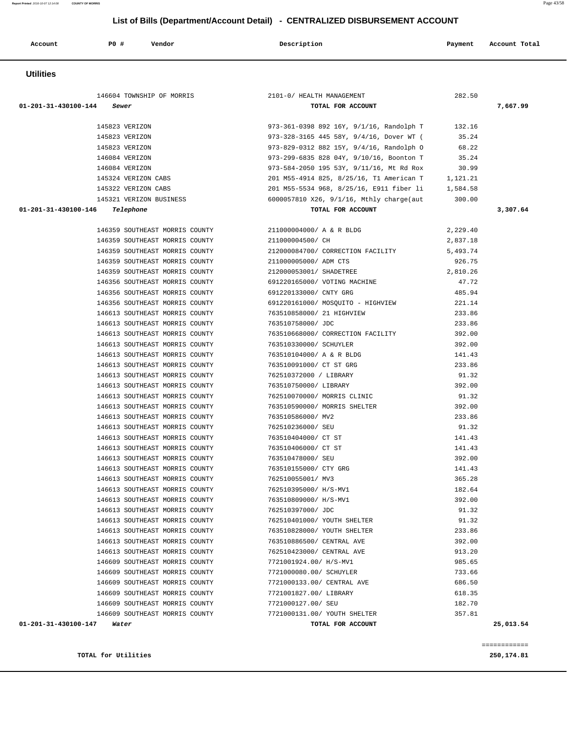## List of Bills (Department/Account Detail) - CENTRALIZED DISBURSEMENT ACCOUNT

| Account | PO # | Vendor | Description | Payment | Account Total |
|---|---|---|---|---|---|

### Utilities

| Account | PO # | Vendor | Description | Payment | Account Total |
|---|---|---|---|---|---|
| | 146604 | TOWNSHIP OF MORRIS | 2101-0/ HEALTH MANAGEMENT | 282.50 | |
| 01-201-31-430100-144 | | *Sewer* | **TOTAL FOR ACCOUNT** | | **7,667.99** |
| | 145823 | VERIZON | 973-361-0398 892 16Y, 9/1/16, Randolph T | 132.16 | |
| | 145823 | VERIZON | 973-328-3165 445 58Y, 9/4/16, Dover WT ( | 35.24 | |
| | 145823 | VERIZON | 973-829-0312 882 15Y, 9/4/16, Randolph O | 68.22 | |
| | 146084 | VERIZON | 973-299-6835 828 04Y, 9/10/16, Boonton T | 35.24 | |
| | 146084 | VERIZON | 973-584-2050 195 53Y, 9/11/16, Mt Rd Rox | 30.99 | |
| | 145324 | VERIZON CABS | 201 M55-4914 825, 8/25/16, T1 American T | 1,121.21 | |
| | 145322 | VERIZON CABS | 201 M55-5534 968, 8/25/16, E911 fiber li | 1,584.58 | |
| | 145321 | VERIZON BUSINESS | 6000057810 X26, 9/1/16, Mthly charge(aut | 300.00 | |
| 01-201-31-430100-146 | | *Telephone* | **TOTAL FOR ACCOUNT** | | **3,307.64** |
| | 146359 | SOUTHEAST MORRIS COUNTY | 211000004000/ A & R BLDG | 2,229.40 | |
| | 146359 | SOUTHEAST MORRIS COUNTY | 211000004500/ CH | 2,837.18 | |
| | 146359 | SOUTHEAST MORRIS COUNTY | 212000084700/ CORRECTION FACILITY | 5,493.74 | |
| | 146359 | SOUTHEAST MORRIS COUNTY | 211000005000/ ADM CTS | 926.75 | |
| | 146359 | SOUTHEAST MORRIS COUNTY | 212000053001/ SHADETREE | 2,810.26 | |
| | 146356 | SOUTHEAST MORRIS COUNTY | 691220165000/ VOTING MACHINE | 47.72 | |
| | 146356 | SOUTHEAST MORRIS COUNTY | 691220133000/ CNTY GRG | 485.94 | |
| | 146356 | SOUTHEAST MORRIS COUNTY | 691220161000/ MOSQUITO - HIGHVIEW | 221.14 | |
| | 146613 | SOUTHEAST MORRIS COUNTY | 763510858000/ 21 HIGHVIEW | 233.86 | |
| | 146613 | SOUTHEAST MORRIS COUNTY | 763510758000/ JDC | 233.86 | |
| | 146613 | SOUTHEAST MORRIS COUNTY | 763510668000/ CORRECTION FACILITY | 392.00 | |
| | 146613 | SOUTHEAST MORRIS COUNTY | 763510330000/ SCHUYLER | 392.00 | |
| | 146613 | SOUTHEAST MORRIS COUNTY | 763510104000/ A & R BLDG | 141.43 | |
| | 146613 | SOUTHEAST MORRIS COUNTY | 763510091000/ CT ST GRG | 233.86 | |
| | 146613 | SOUTHEAST MORRIS COUNTY | 762510372000 / LIBRARY | 91.32 | |
| | 146613 | SOUTHEAST MORRIS COUNTY | 763510750000/ LIBRARY | 392.00 | |
| | 146613 | SOUTHEAST MORRIS COUNTY | 762510070000/ MORRIS CLINIC | 91.32 | |
| | 146613 | SOUTHEAST MORRIS COUNTY | 763510590000/ MORRIS SHELTER | 392.00 | |
| | 146613 | SOUTHEAST MORRIS COUNTY | 763510586000/ MV2 | 233.86 | |
| | 146613 | SOUTHEAST MORRIS COUNTY | 762510236000/ SEU | 91.32 | |
| | 146613 | SOUTHEAST MORRIS COUNTY | 763510404000/ CT ST | 141.43 | |
| | 146613 | SOUTHEAST MORRIS COUNTY | 763510406000/ CT ST | 141.43 | |
| | 146613 | SOUTHEAST MORRIS COUNTY | 763510478000/ SEU | 392.00 | |
| | 146613 | SOUTHEAST MORRIS COUNTY | 763510155000/ CTY GRG | 141.43 | |
| | 146613 | SOUTHEAST MORRIS COUNTY | 762510055001/ MV3 | 365.28 | |
| | 146613 | SOUTHEAST MORRIS COUNTY | 762510395000/ H/S-MV1 | 182.64 | |
| | 146613 | SOUTHEAST MORRIS COUNTY | 763510809000/ H/S-MV1 | 392.00 | |
| | 146613 | SOUTHEAST MORRIS COUNTY | 762510397000/ JDC | 91.32 | |
| | 146613 | SOUTHEAST MORRIS COUNTY | 762510401000/ YOUTH SHELTER | 91.32 | |
| | 146613 | SOUTHEAST MORRIS COUNTY | 763510828000/ YOUTH SHELTER | 233.86 | |
| | 146613 | SOUTHEAST MORRIS COUNTY | 763510886500/ CENTRAL AVE | 392.00 | |
| | 146613 | SOUTHEAST MORRIS COUNTY | 762510423000/ CENTRAL AVE | 913.20 | |
| | 146609 | SOUTHEAST MORRIS COUNTY | 7721001924.00/ H/S-MV1 | 985.65 | |
| | 146609 | SOUTHEAST MORRIS COUNTY | 7721000080.00/ SCHUYLER | 733.66 | |
| | 146609 | SOUTHEAST MORRIS COUNTY | 7721000133.00/ CENTRAL AVE | 686.50 | |
| | 146609 | SOUTHEAST MORRIS COUNTY | 7721001827.00/ LIBRARY | 618.35 | |
| | 146609 | SOUTHEAST MORRIS COUNTY | 7721000127.00/ SEU | 182.70 | |
| | 146609 | SOUTHEAST MORRIS COUNTY | 7721000131.00/ YOUTH SHELTER | 357.81 | |
| 01-201-31-430100-147 | | *Water* | **TOTAL FOR ACCOUNT** | | **25,013.54** |

**TOTAL for Utilities** ============ **250,174.81**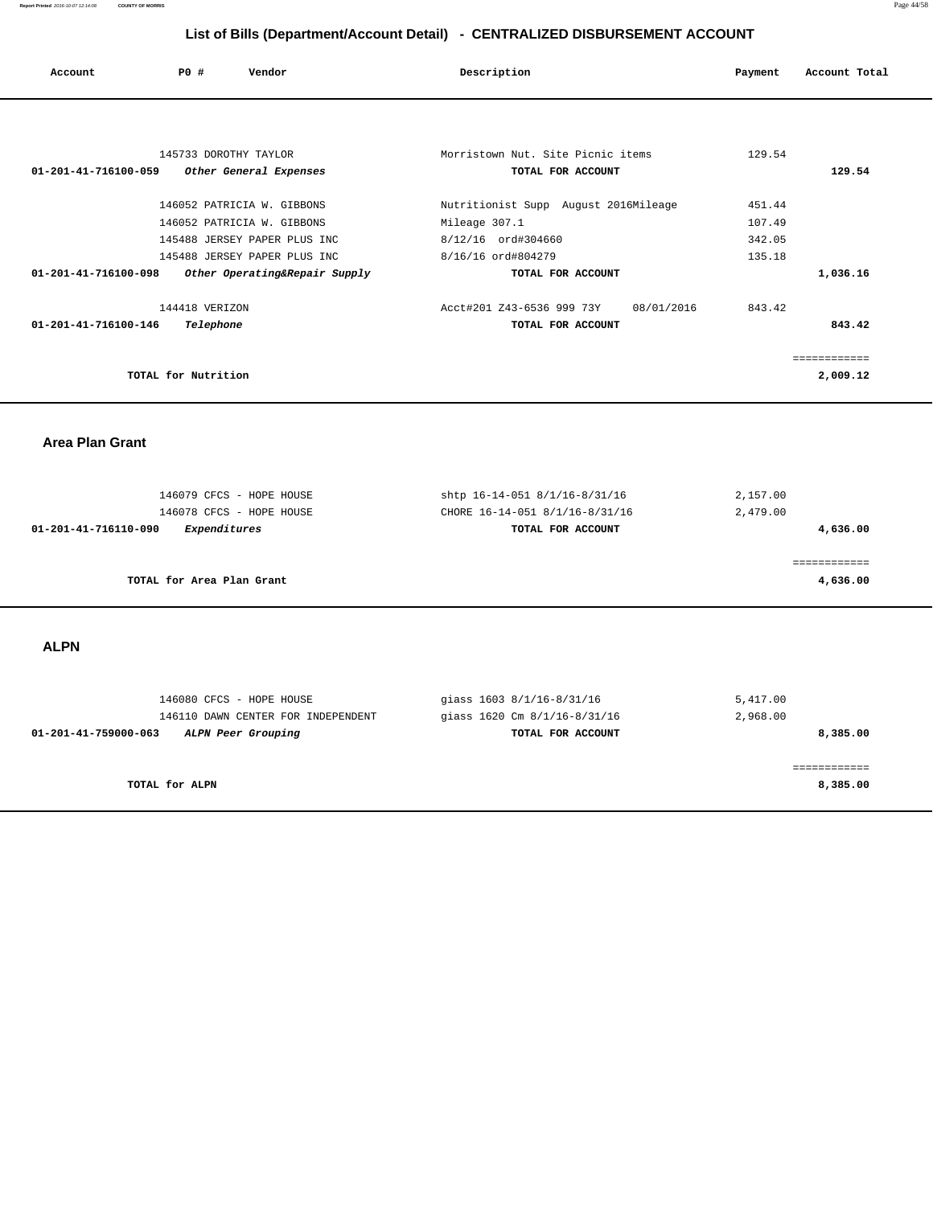## List of Bills (Department/Account Detail) - CENTRALIZED DISBURSEMENT ACCOUNT

| Account | PO # | Vendor | Description | Payment | Account Total |
|---|---|---|---|---|---|
| | 145733 | DOROTHY TAYLOR | Morristown Nut. Site Picnic items | 129.54 | |
| 01-201-41-716100-059 | | *Other General Expenses* | TOTAL FOR ACCOUNT | | 129.54 |
| | 146052 | PATRICIA W. GIBBONS | Nutritionist Supp August 2016Mileage | 451.44 | |
| | 146052 | PATRICIA W. GIBBONS | Mileage 307.1 | 107.49 | |
| | 145488 | JERSEY PAPER PLUS INC | 8/12/16 ord#304660 | 342.05 | |
| | 145488 | JERSEY PAPER PLUS INC | 8/16/16 ord#804279 | 135.18 | |
| 01-201-41-716100-098 | | *Other Operating&Repair Supply* | TOTAL FOR ACCOUNT | | 1,036.16 |
| | 144418 | VERIZON | Acct#201 Z43-6536 999 73Y 08/01/2016 | 843.42 | |
| 01-201-41-716100-146 | | *Telephone* | TOTAL FOR ACCOUNT | | 843.42 |

**TOTAL for Nutrition** 2,009.12

### Area Plan Grant

| Account | PO # | Vendor | Description | Payment | Account Total |
|---|---|---|---|---|---|
| | 146079 | CFCS - HOPE HOUSE | shtp 16-14-051 8/1/16-8/31/16 | 2,157.00 | |
| | 146078 | CFCS - HOPE HOUSE | CHORE 16-14-051 8/1/16-8/31/16 | 2,479.00 | |
| 01-201-41-716110-090 | | *Expenditures* | TOTAL FOR ACCOUNT | | 4,636.00 |

**TOTAL for Area Plan Grant** 4,636.00

### ALPN

| Account | PO # | Vendor | Description | Payment | Account Total |
|---|---|---|---|---|---|
| | 146080 | CFCS - HOPE HOUSE | giass 1603 8/1/16-8/31/16 | 5,417.00 | |
| | 146110 | DAWN CENTER FOR INDEPENDENT | giass 1620 Cm 8/1/16-8/31/16 | 2,968.00 | |
| 01-201-41-759000-063 | | *ALPN Peer Grouping* | TOTAL FOR ACCOUNT | | 8,385.00 |

**TOTAL for ALPN** 8,385.00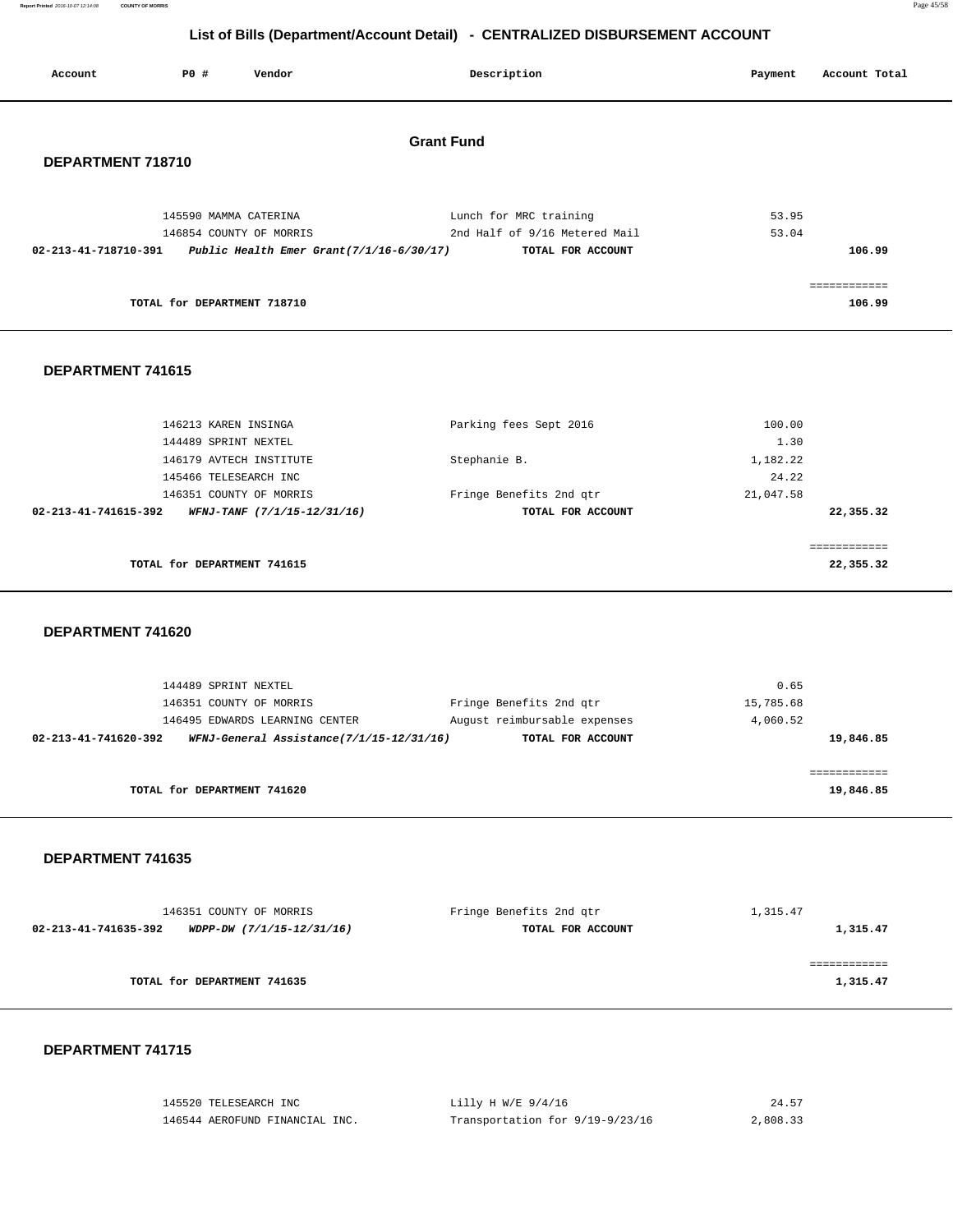## List of Bills (Department/Account Detail) - CENTRALIZED DISBURSEMENT ACCOUNT

| Account | PO # | Vendor | Description | Payment | Account Total |
|---|---|---|---|---|---|

### Grant Fund

### DEPARTMENT 718710

| Account | PO # | Vendor | Description | Payment | Account Total |
|---|---|---|---|---|---|
| | 145590 | MAMMA CATERINA | Lunch for MRC training | 53.95 | |
| | 146854 | COUNTY OF MORRIS | 2nd Half of 9/16 Metered Mail | 53.04 | |
| **02-213-41-718710-391** | | ***Public Health Emer Grant(7/1/16-6/30/17)*** | **TOTAL FOR ACCOUNT** | | **106.99** |

**TOTAL for DEPARTMENT 718710** — **106.99**

### DEPARTMENT 741615

| Account | PO # | Vendor | Description | Payment | Account Total |
|---|---|---|---|---|---|
| | 146213 | KAREN INSINGA | Parking fees Sept 2016 | 100.00 | |
| | 144489 | SPRINT NEXTEL | | 1.30 | |
| | 146179 | AVTECH INSTITUTE | Stephanie B. | 1,182.22 | |
| | 145466 | TELESEARCH INC | | 24.22 | |
| | 146351 | COUNTY OF MORRIS | Fringe Benefits 2nd qtr | 21,047.58 | |
| **02-213-41-741615-392** | | ***WFNJ-TANF (7/1/15-12/31/16)*** | **TOTAL FOR ACCOUNT** | | **22,355.32** |

**TOTAL for DEPARTMENT 741615** — **22,355.32**

### DEPARTMENT 741620

| Account | PO # | Vendor | Description | Payment | Account Total |
|---|---|---|---|---|---|
| | 144489 | SPRINT NEXTEL | | 0.65 | |
| | 146351 | COUNTY OF MORRIS | Fringe Benefits 2nd qtr | 15,785.68 | |
| | 146495 | EDWARDS LEARNING CENTER | August reimbursable expenses | 4,060.52 | |
| **02-213-41-741620-392** | | ***WFNJ-General Assistance(7/1/15-12/31/16)*** | **TOTAL FOR ACCOUNT** | | **19,846.85** |

**TOTAL for DEPARTMENT 741620** — **19,846.85**

### DEPARTMENT 741635

| Account | PO # | Vendor | Description | Payment | Account Total |
|---|---|---|---|---|---|
| | 146351 | COUNTY OF MORRIS | Fringe Benefits 2nd qtr | 1,315.47 | |
| **02-213-41-741635-392** | | ***WDPP-DW (7/1/15-12/31/16)*** | **TOTAL FOR ACCOUNT** | | **1,315.47** |

**TOTAL for DEPARTMENT 741635** — **1,315.47**

### DEPARTMENT 741715

| Account | PO # | Vendor | Description | Payment | Account Total |
|---|---|---|---|---|---|
| | 145520 | TELESEARCH INC | Lilly H W/E 9/4/16 | 24.57 | |
| | 146544 | AEROFUND FINANCIAL INC. | Transportation for 9/19-9/23/16 | 2,808.33 | |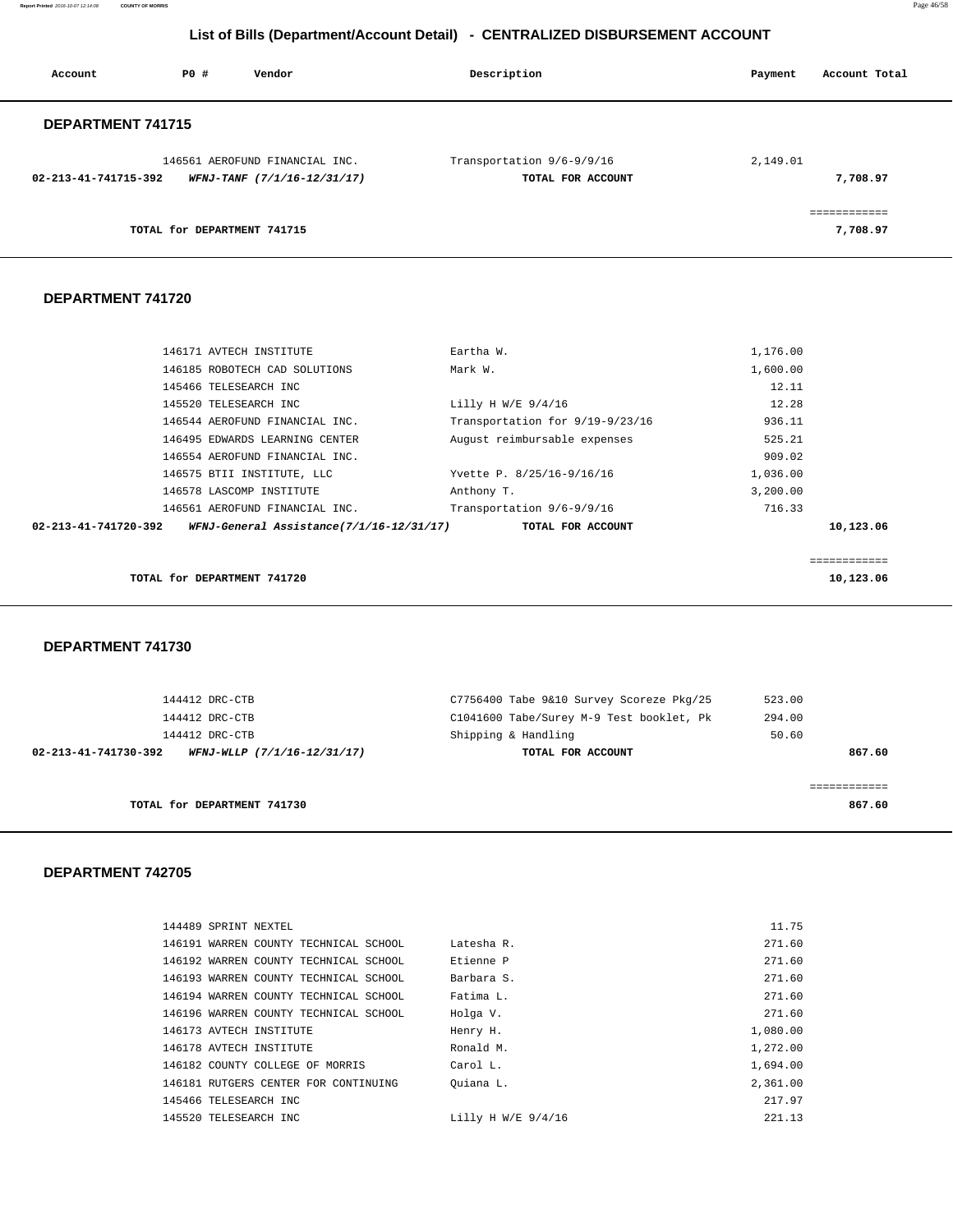## List of Bills (Department/Account Detail) - CENTRALIZED DISBURSEMENT ACCOUNT

| Account | PO # | Vendor | Description | Payment | Account Total |
|---|---|---|---|---|---|

### DEPARTMENT 741715

| Account | PO # | Vendor | Description | Payment | Account Total |
|---|---|---|---|---|---|
| | 146561 | AEROFUND FINANCIAL INC. | Transportation 9/6-9/9/16 | 2,149.01 | |
| 02-213-41-741715-392 | | *WFNJ-TANF (7/1/16-12/31/17)* | **TOTAL FOR ACCOUNT** | | **7,708.97** |

**TOTAL for DEPARTMENT 741715** — **7,708.97**

### DEPARTMENT 741720

| Account | PO # | Vendor | Description | Payment | Account Total |
|---|---|---|---|---|---|
| | 146171 | AVTECH INSTITUTE | Eartha W. | 1,176.00 | |
| | 146185 | ROBOTECH CAD SOLUTIONS | Mark W. | 1,600.00 | |
| | 145466 | TELESEARCH INC | | 12.11 | |
| | 145520 | TELESEARCH INC | Lilly H W/E 9/4/16 | 12.28 | |
| | 146544 | AEROFUND FINANCIAL INC. | Transportation for 9/19-9/23/16 | 936.11 | |
| | 146495 | EDWARDS LEARNING CENTER | August reimbursable expenses | 525.21 | |
| | 146554 | AEROFUND FINANCIAL INC. | | 909.02 | |
| | 146575 | BTII INSTITUTE, LLC | Yvette P. 8/25/16-9/16/16 | 1,036.00 | |
| | 146578 | LASCOMP INSTITUTE | Anthony T. | 3,200.00 | |
| | 146561 | AEROFUND FINANCIAL INC. | Transportation 9/6-9/9/16 | 716.33 | |
| 02-213-41-741720-392 | | *WFNJ-General Assistance(7/1/16-12/31/17)* | **TOTAL FOR ACCOUNT** | | **10,123.06** |

**TOTAL for DEPARTMENT 741720** — **10,123.06**

### DEPARTMENT 741730

| Account | PO # | Vendor | Description | Payment | Account Total |
|---|---|---|---|---|---|
| | 144412 | DRC-CTB | C7756400 Tabe 9&10 Survey Scoreze Pkg/25 | 523.00 | |
| | 144412 | DRC-CTB | C1041600 Tabe/Surey M-9 Test booklet, Pk | 294.00 | |
| | 144412 | DRC-CTB | Shipping & Handling | 50.60 | |
| 02-213-41-741730-392 | | *WFNJ-WLLP (7/1/16-12/31/17)* | **TOTAL FOR ACCOUNT** | | **867.60** |

**TOTAL for DEPARTMENT 741730** — **867.60**

### DEPARTMENT 742705

| Account | PO # | Vendor | Description | Payment | Account Total |
|---|---|---|---|---|---|
| | 144489 | SPRINT NEXTEL | | 11.75 | |
| | 146191 | WARREN COUNTY TECHNICAL SCHOOL | Latesha R. | 271.60 | |
| | 146192 | WARREN COUNTY TECHNICAL SCHOOL | Etienne P | 271.60 | |
| | 146193 | WARREN COUNTY TECHNICAL SCHOOL | Barbara S. | 271.60 | |
| | 146194 | WARREN COUNTY TECHNICAL SCHOOL | Fatima L. | 271.60 | |
| | 146196 | WARREN COUNTY TECHNICAL SCHOOL | Holga V. | 271.60 | |
| | 146173 | AVTECH INSTITUTE | Henry H. | 1,080.00 | |
| | 146178 | AVTECH INSTITUTE | Ronald M. | 1,272.00 | |
| | 146182 | COUNTY COLLEGE OF MORRIS | Carol L. | 1,694.00 | |
| | 146181 | RUTGERS CENTER FOR CONTINUING | Quiana L. | 2,361.00 | |
| | 145466 | TELESEARCH INC | | 217.97 | |
| | 145520 | TELESEARCH INC | Lilly H W/E 9/4/16 | 221.13 | |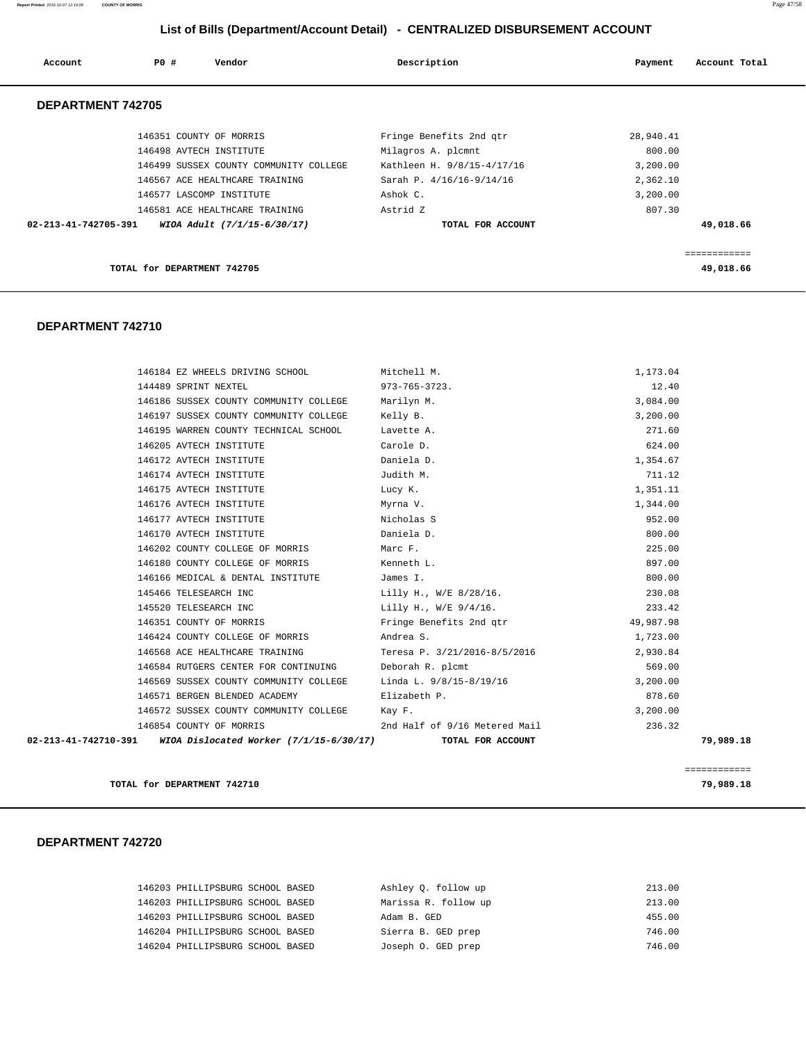## List of Bills (Department/Account Detail) - CENTRALIZED DISBURSEMENT ACCOUNT

| Account | PO # | Vendor | Description | Payment | Account Total |
|---|---|---|---|---|---|

### DEPARTMENT 742705

| Account | PO # | Vendor | Description | Payment | Account Total |
|---|---|---|---|---|---|
| | 146351 | COUNTY OF MORRIS | Fringe Benefits 2nd qtr | 28,940.41 | |
| | 146498 | AVTECH INSTITUTE | Milagros A. plcmnt | 800.00 | |
| | 146499 | SUSSEX COUNTY COMMUNITY COLLEGE | Kathleen H. 9/8/15-4/17/16 | 3,200.00 | |
| | 146567 | ACE HEALTHCARE TRAINING | Sarah P. 4/16/16-9/14/16 | 2,362.10 | |
| | 146577 | LASCOMP INSTITUTE | Ashok C. | 3,200.00 | |
| | 146581 | ACE HEALTHCARE TRAINING | Astrid Z | 807.30 | |
| **02-213-41-742705-391** | | ***WIOA Adult (7/1/15-6/30/17)*** | **TOTAL FOR ACCOUNT** | | **49,018.66** |

**TOTAL for DEPARTMENT 742705** — **49,018.66**

### DEPARTMENT 742710

| Account | PO # | Vendor | Description | Payment | Account Total |
|---|---|---|---|---|---|
| | 146184 | EZ WHEELS DRIVING SCHOOL | Mitchell M. | 1,173.04 | |
| | 144489 | SPRINT NEXTEL | 973-765-3723. | 12.40 | |
| | 146186 | SUSSEX COUNTY COMMUNITY COLLEGE | Marilyn M. | 3,084.00 | |
| | 146197 | SUSSEX COUNTY COMMUNITY COLLEGE | Kelly B. | 3,200.00 | |
| | 146195 | WARREN COUNTY TECHNICAL SCHOOL | Lavette A. | 271.60 | |
| | 146205 | AVTECH INSTITUTE | Carole D. | 624.00 | |
| | 146172 | AVTECH INSTITUTE | Daniela D. | 1,354.67 | |
| | 146174 | AVTECH INSTITUTE | Judith M. | 711.12 | |
| | 146175 | AVTECH INSTITUTE | Lucy K. | 1,351.11 | |
| | 146176 | AVTECH INSTITUTE | Myrna V. | 1,344.00 | |
| | 146177 | AVTECH INSTITUTE | Nicholas S | 952.00 | |
| | 146170 | AVTECH INSTITUTE | Daniela D. | 800.00 | |
| | 146202 | COUNTY COLLEGE OF MORRIS | Marc F. | 225.00 | |
| | 146180 | COUNTY COLLEGE OF MORRIS | Kenneth L. | 897.00 | |
| | 146166 | MEDICAL & DENTAL INSTITUTE | James I. | 800.00 | |
| | 145466 | TELESEARCH INC | Lilly H., W/E 8/28/16. | 230.08 | |
| | 145520 | TELESEARCH INC | Lilly H., W/E 9/4/16. | 233.42 | |
| | 146351 | COUNTY OF MORRIS | Fringe Benefits 2nd qtr | 49,987.98 | |
| | 146424 | COUNTY COLLEGE OF MORRIS | Andrea S. | 1,723.00 | |
| | 146568 | ACE HEALTHCARE TRAINING | Teresa P. 3/21/2016-8/5/2016 | 2,930.84 | |
| | 146584 | RUTGERS CENTER FOR CONTINUING | Deborah R. plcmt | 569.00 | |
| | 146569 | SUSSEX COUNTY COMMUNITY COLLEGE | Linda L. 9/8/15-8/19/16 | 3,200.00 | |
| | 146571 | BERGEN BLENDED ACADEMY | Elizabeth P. | 878.60 | |
| | 146572 | SUSSEX COUNTY COMMUNITY COLLEGE | Kay F. | 3,200.00 | |
| | 146854 | COUNTY OF MORRIS | 2nd Half of 9/16 Metered Mail | 236.32 | |
| **02-213-41-742710-391** | | ***WIOA Dislocated Worker (7/1/15-6/30/17)*** | **TOTAL FOR ACCOUNT** | | **79,989.18** |

**TOTAL for DEPARTMENT 742710** — **79,989.18**

### DEPARTMENT 742720

| Account | PO # | Vendor | Description | Payment | Account Total |
|---|---|---|---|---|---|
| | 146203 | PHILLIPSBURG SCHOOL BASED | Ashley Q. follow up | 213.00 | |
| | 146203 | PHILLIPSBURG SCHOOL BASED | Marissa R. follow up | 213.00 | |
| | 146203 | PHILLIPSBURG SCHOOL BASED | Adam B. GED | 455.00 | |
| | 146204 | PHILLIPSBURG SCHOOL BASED | Sierra B. GED prep | 746.00 | |
| | 146204 | PHILLIPSBURG SCHOOL BASED | Joseph O. GED prep | 746.00 | |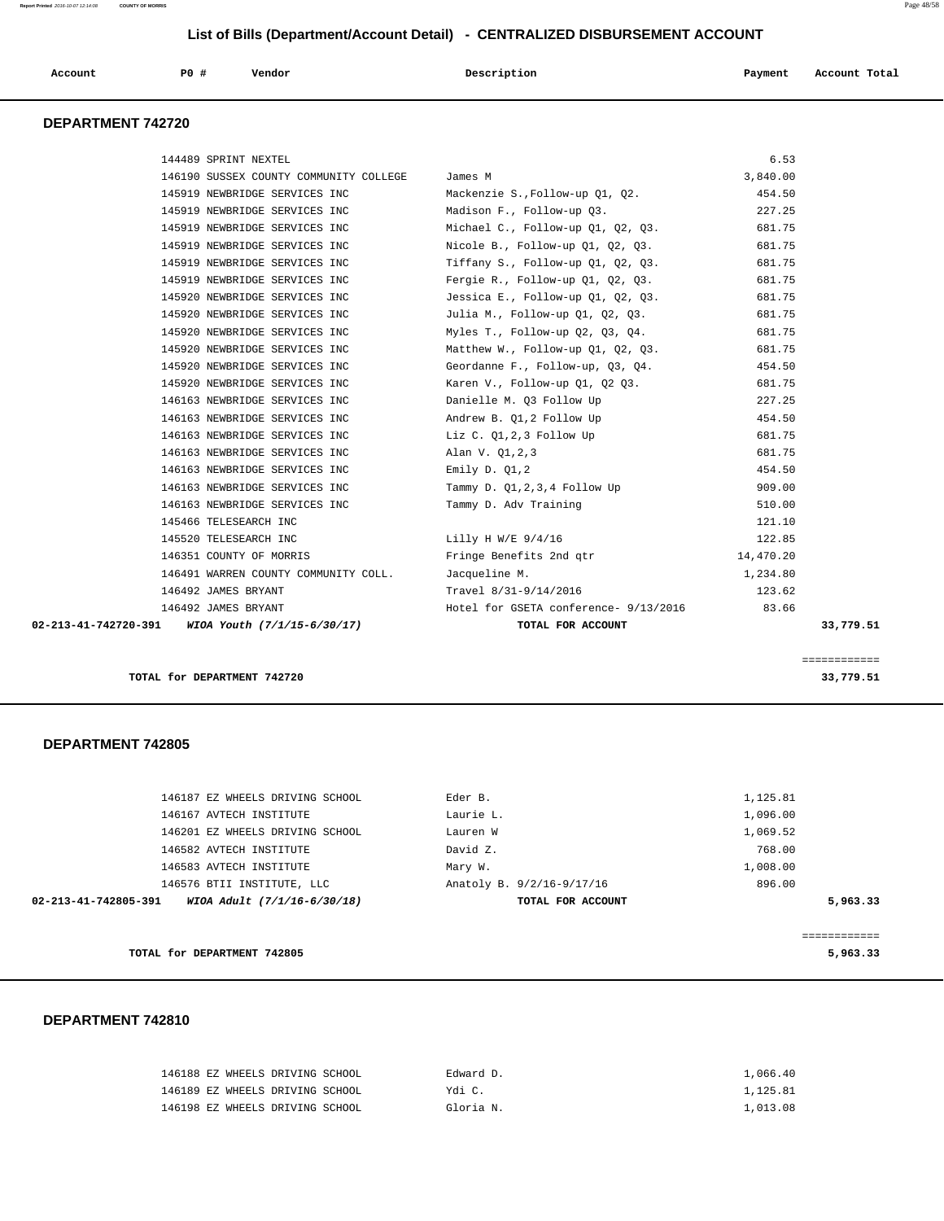## List of Bills (Department/Account Detail) - CENTRALIZED DISBURSEMENT ACCOUNT

| Account | PO # | Vendor | Description | Payment | Account Total |
|---|---|---|---|---|---|

### DEPARTMENT 742720

| Account | PO # | Vendor | Description | Payment | Account Total |
|---|---|---|---|---|---|
| | 144489 | SPRINT NEXTEL | | 6.53 | |
| | 146190 | SUSSEX COUNTY COMMUNITY COLLEGE | James M | 3,840.00 | |
| | 145919 | NEWBRIDGE SERVICES INC | Mackenzie S.,Follow-up Q1, Q2. | 454.50 | |
| | 145919 | NEWBRIDGE SERVICES INC | Madison F., Follow-up Q3. | 227.25 | |
| | 145919 | NEWBRIDGE SERVICES INC | Michael C., Follow-up Q1, Q2, Q3. | 681.75 | |
| | 145919 | NEWBRIDGE SERVICES INC | Nicole B., Follow-up Q1, Q2, Q3. | 681.75 | |
| | 145919 | NEWBRIDGE SERVICES INC | Tiffany S., Follow-up Q1, Q2, Q3. | 681.75 | |
| | 145919 | NEWBRIDGE SERVICES INC | Fergie R., Follow-up Q1, Q2, Q3. | 681.75 | |
| | 145920 | NEWBRIDGE SERVICES INC | Jessica E., Follow-up Q1, Q2, Q3. | 681.75 | |
| | 145920 | NEWBRIDGE SERVICES INC | Julia M., Follow-up Q1, Q2, Q3. | 681.75 | |
| | 145920 | NEWBRIDGE SERVICES INC | Myles T., Follow-up Q2, Q3, Q4. | 681.75 | |
| | 145920 | NEWBRIDGE SERVICES INC | Matthew W., Follow-up Q1, Q2, Q3. | 681.75 | |
| | 145920 | NEWBRIDGE SERVICES INC | Geordanne F., Follow-up, Q3, Q4. | 454.50 | |
| | 145920 | NEWBRIDGE SERVICES INC | Karen V., Follow-up Q1, Q2 Q3. | 681.75 | |
| | 146163 | NEWBRIDGE SERVICES INC | Danielle M. Q3 Follow Up | 227.25 | |
| | 146163 | NEWBRIDGE SERVICES INC | Andrew B. Q1,2 Follow Up | 454.50 | |
| | 146163 | NEWBRIDGE SERVICES INC | Liz C. Q1,2,3 Follow Up | 681.75 | |
| | 146163 | NEWBRIDGE SERVICES INC | Alan V. Q1,2,3 | 681.75 | |
| | 146163 | NEWBRIDGE SERVICES INC | Emily D. Q1,2 | 454.50 | |
| | 146163 | NEWBRIDGE SERVICES INC | Tammy D. Q1,2,3,4 Follow Up | 909.00 | |
| | 146163 | NEWBRIDGE SERVICES INC | Tammy D. Adv Training | 510.00 | |
| | 145466 | TELESEARCH INC | | 121.10 | |
| | 145520 | TELESEARCH INC | Lilly H W/E 9/4/16 | 122.85 | |
| | 146351 | COUNTY OF MORRIS | Fringe Benefits 2nd qtr | 14,470.20 | |
| | 146491 | WARREN COUNTY COMMUNITY COLL. | Jacqueline M. | 1,234.80 | |
| | 146492 | JAMES BRYANT | Travel 8/31-9/14/2016 | 123.62 | |
| | 146492 | JAMES BRYANT | Hotel for GSETA conference- 9/13/2016 | 83.66 | |
| **02-213-41-742720-391** | | ***WIOA Youth (7/1/15-6/30/17)*** | **TOTAL FOR ACCOUNT** | | **33,779.51** |

**TOTAL for DEPARTMENT 742720** **33,779.51**

### DEPARTMENT 742805

| Account | PO # | Vendor | Description | Payment | Account Total |
|---|---|---|---|---|---|
| | 146187 | EZ WHEELS DRIVING SCHOOL | Eder B. | 1,125.81 | |
| | 146167 | AVTECH INSTITUTE | Laurie L. | 1,096.00 | |
| | 146201 | EZ WHEELS DRIVING SCHOOL | Lauren W | 1,069.52 | |
| | 146582 | AVTECH INSTITUTE | David Z. | 768.00 | |
| | 146583 | AVTECH INSTITUTE | Mary W. | 1,008.00 | |
| | 146576 | BTII INSTITUTE, LLC | Anatoly B. 9/2/16-9/17/16 | 896.00 | |
| **02-213-41-742805-391** | | ***WIOA Adult (7/1/16-6/30/18)*** | **TOTAL FOR ACCOUNT** | | **5,963.33** |

**TOTAL for DEPARTMENT 742805** **5,963.33**

### DEPARTMENT 742810

| Account | PO # | Vendor | Description | Payment | Account Total |
|---|---|---|---|---|---|
| | 146188 | EZ WHEELS DRIVING SCHOOL | Edward D. | 1,066.40 | |
| | 146189 | EZ WHEELS DRIVING SCHOOL | Ydi C. | 1,125.81 | |
| | 146198 | EZ WHEELS DRIVING SCHOOL | Gloria N. | 1,013.08 | |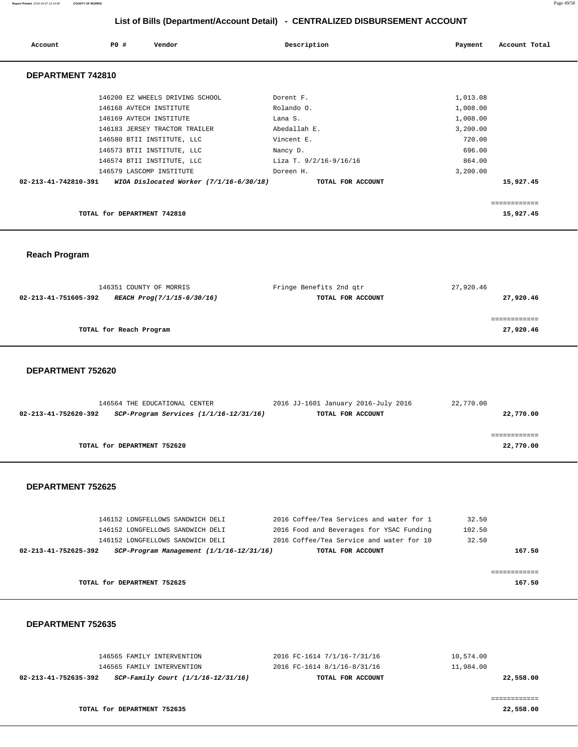## List of Bills (Department/Account Detail) - CENTRALIZED DISBURSEMENT ACCOUNT

| Account | PO # | Vendor | Description | Payment | Account Total |
|---|---|---|---|---|---|

### DEPARTMENT 742810

| Account | PO # | Vendor | Description | Payment | Account Total |
|---|---|---|---|---|---|
| | 146200 | EZ WHEELS DRIVING SCHOOL | Dorent F. | 1,013.08 | |
| | 146168 | AVTECH INSTITUTE | Rolando O. | 1,008.00 | |
| | 146169 | AVTECH INSTITUTE | Lana S. | 1,008.00 | |
| | 146183 | JERSEY TRACTOR TRAILER | Abedallah E. | 3,200.00 | |
| | 146580 | BTII INSTITUTE, LLC | Vincent E. | 720.00 | |
| | 146573 | BTII INSTITUTE, LLC | Nancy D. | 696.00 | |
| | 146574 | BTII INSTITUTE, LLC | Liza T. 9/2/16-9/16/16 | 864.00 | |
| | 146579 | LASCOMP INSTITUTE | Doreen H. | 3,200.00 | |
| **02-213-41-742810-391** | | ***WIOA Dislocated Worker (7/1/16-6/30/18)*** | **TOTAL FOR ACCOUNT** | | **15,927.45** |

**TOTAL for DEPARTMENT 742810** — **15,927.45**

### Reach Program

| Account | PO # | Vendor | Description | Payment | Account Total |
|---|---|---|---|---|---|
| | 146351 | COUNTY OF MORRIS | Fringe Benefits 2nd qtr | 27,920.46 | |
| **02-213-41-751605-392** | | ***REACH Prog(7/1/15-6/30/16)*** | **TOTAL FOR ACCOUNT** | | **27,920.46** |

**TOTAL for Reach Program** — **27,920.46**

### DEPARTMENT 752620

| Account | PO # | Vendor | Description | Payment | Account Total |
|---|---|---|---|---|---|
| | 146564 | THE EDUCATIONAL CENTER | 2016 JJ-1601 January 2016-July 2016 | 22,770.00 | |
| **02-213-41-752620-392** | | ***SCP-Program Services (1/1/16-12/31/16)*** | **TOTAL FOR ACCOUNT** | | **22,770.00** |

**TOTAL for DEPARTMENT 752620** — **22,770.00**

### DEPARTMENT 752625

| Account | PO # | Vendor | Description | Payment | Account Total |
|---|---|---|---|---|---|
| | 146152 | LONGFELLOWS SANDWICH DELI | 2016 Coffee/Tea Services and water for 1 | 32.50 | |
| | 146152 | LONGFELLOWS SANDWICH DELI | 2016 Food and Beverages for YSAC Funding | 102.50 | |
| | 146152 | LONGFELLOWS SANDWICH DELI | 2016 Coffee/Tea Service and water for 10 | 32.50 | |
| **02-213-41-752625-392** | | ***SCP-Program Management (1/1/16-12/31/16)*** | **TOTAL FOR ACCOUNT** | | **167.50** |

**TOTAL for DEPARTMENT 752625** — **167.50**

### DEPARTMENT 752635

| Account | PO # | Vendor | Description | Payment | Account Total |
|---|---|---|---|---|---|
| | 146565 | FAMILY INTERVENTION | 2016 FC-1614 7/1/16-7/31/16 | 10,574.00 | |
| | 146565 | FAMILY INTERVENTION | 2016 FC-1614 8/1/16-8/31/16 | 11,984.00 | |
| **02-213-41-752635-392** | | ***SCP-Family Court (1/1/16-12/31/16)*** | **TOTAL FOR ACCOUNT** | | **22,558.00** |

**TOTAL for DEPARTMENT 752635** — **22,558.00**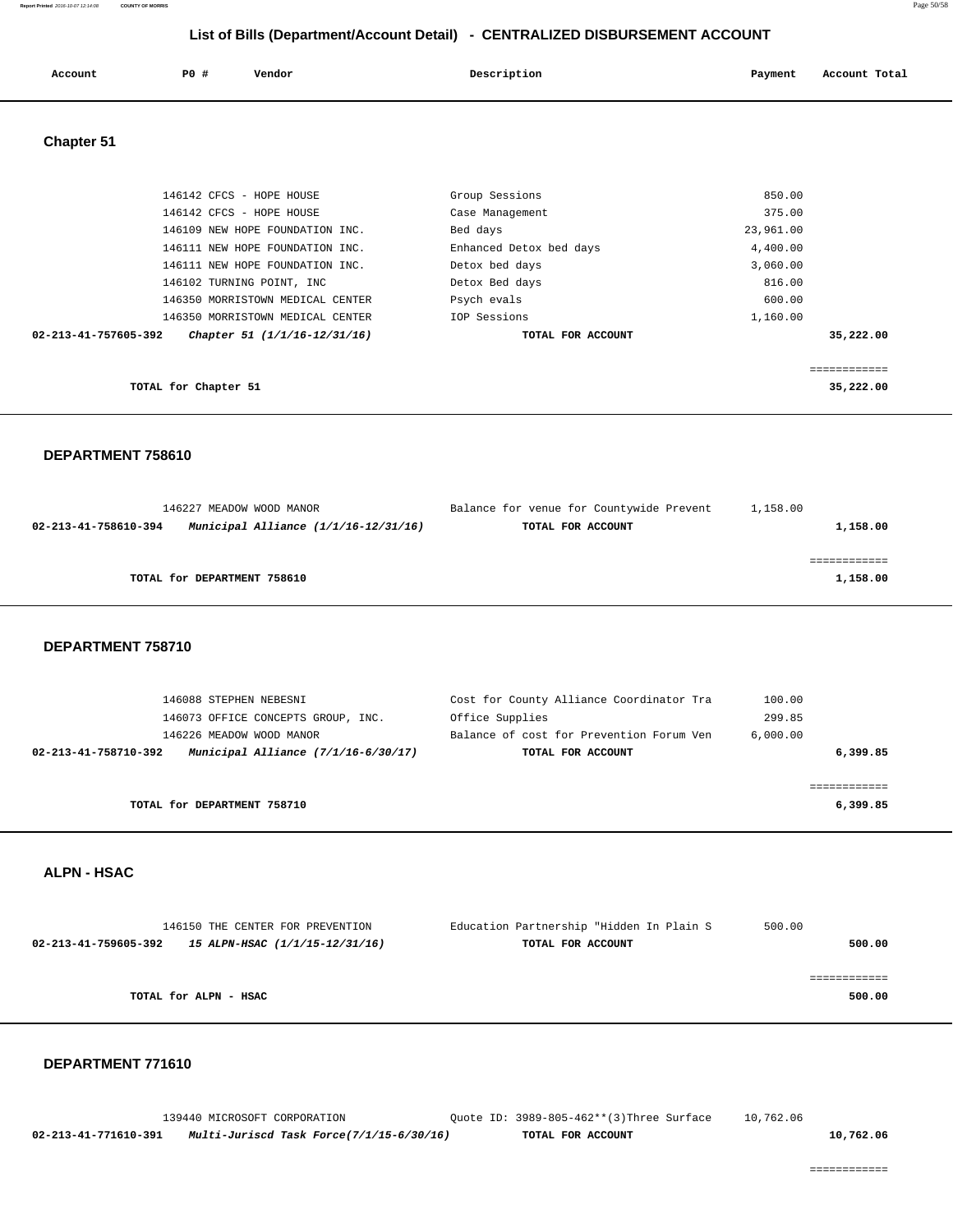## List of Bills (Department/Account Detail) - CENTRALIZED DISBURSEMENT ACCOUNT

| Account | PO # | Vendor | Description | Payment | Account Total |
|---|---|---|---|---|---|

### Chapter 51

| Account | PO # | Vendor | Description | Payment | Account Total |
|---|---|---|---|---|---|
| | 146142 | CFCS - HOPE HOUSE | Group Sessions | 850.00 | |
| | 146142 | CFCS - HOPE HOUSE | Case Management | 375.00 | |
| | 146109 | NEW HOPE FOUNDATION INC. | Bed days | 23,961.00 | |
| | 146111 | NEW HOPE FOUNDATION INC. | Enhanced Detox bed days | 4,400.00 | |
| | 146111 | NEW HOPE FOUNDATION INC. | Detox bed days | 3,060.00 | |
| | 146102 | TURNING POINT, INC | Detox Bed days | 816.00 | |
| | 146350 | MORRISTOWN MEDICAL CENTER | Psych evals | 600.00 | |
| | 146350 | MORRISTOWN MEDICAL CENTER | IOP Sessions | 1,160.00 | |
| **02-213-41-757605-392** | | ***Chapter 51 (1/1/16-12/31/16)*** | **TOTAL FOR ACCOUNT** | | **35,222.00** |

**TOTAL for Chapter 51** — **35,222.00**

### DEPARTMENT 758610

| Account | PO # | Vendor | Description | Payment | Account Total |
|---|---|---|---|---|---|
| | 146227 | MEADOW WOOD MANOR | Balance for venue for Countywide Prevent | 1,158.00 | |
| **02-213-41-758610-394** | | ***Municipal Alliance (1/1/16-12/31/16)*** | **TOTAL FOR ACCOUNT** | | **1,158.00** |

**TOTAL for DEPARTMENT 758610** — **1,158.00**

### DEPARTMENT 758710

| Account | PO # | Vendor | Description | Payment | Account Total |
|---|---|---|---|---|---|
| | 146088 | STEPHEN NEBESNI | Cost for County Alliance Coordinator Tra | 100.00 | |
| | 146073 | OFFICE CONCEPTS GROUP, INC. | Office Supplies | 299.85 | |
| | 146226 | MEADOW WOOD MANOR | Balance of cost for Prevention Forum Ven | 6,000.00 | |
| **02-213-41-758710-392** | | ***Municipal Alliance (7/1/16-6/30/17)*** | **TOTAL FOR ACCOUNT** | | **6,399.85** |

**TOTAL for DEPARTMENT 758710** — **6,399.85**

### ALPN - HSAC

| Account | PO # | Vendor | Description | Payment | Account Total |
|---|---|---|---|---|---|
| | 146150 | THE CENTER FOR PREVENTION | Education Partnership "Hidden In Plain S | 500.00 | |
| **02-213-41-759605-392** | | ***15 ALPN-HSAC (1/1/15-12/31/16)*** | **TOTAL FOR ACCOUNT** | | **500.00** |

**TOTAL for ALPN - HSAC** — **500.00**

### DEPARTMENT 771610

| Account | PO # | Vendor | Description | Payment | Account Total |
|---|---|---|---|---|---|
| | 139440 | MICROSOFT CORPORATION | Quote ID: 3989-805-462**(3)Three Surface | 10,762.06 | |
| **02-213-41-771610-391** | | ***Multi-Jurisd Task Force(7/1/15-6/30/16)*** | **TOTAL FOR ACCOUNT** | | **10,762.06** |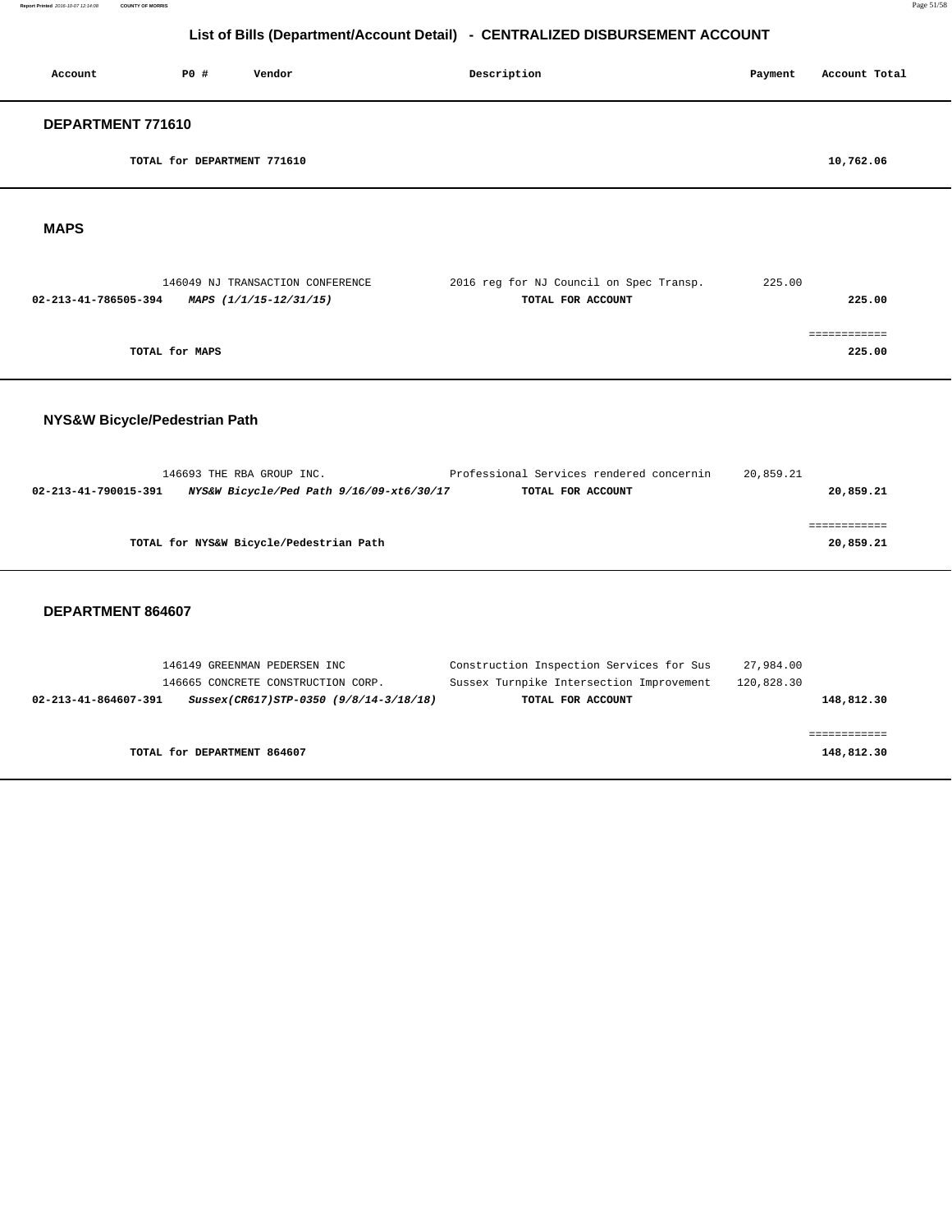## List of Bills (Department/Account Detail) - CENTRALIZED DISBURSEMENT ACCOUNT

| Account | PO # | Vendor | Description | Payment | Account Total |
|---|---|---|---|---|---|

### DEPARTMENT 771610

| | | | |
|---|---|---|---|
| | TOTAL for DEPARTMENT 771610 | | 10,762.06 |

### MAPS

| Account | PO # / Vendor | Description | Payment | Account Total |
|---|---|---|---|---|
| | 146049 NJ TRANSACTION CONFERENCE | 2016 reg for NJ Council on Spec Transp. | 225.00 | |
| **02-213-41-786505-394** | ***MAPS (1/1/15-12/31/15)*** | **TOTAL FOR ACCOUNT** | | **225.00** |
| | | | | ============ |
| | **TOTAL for MAPS** | | | **225.00** |

### NYS&W Bicycle/Pedestrian Path

| Account | PO # / Vendor | Description | Payment | Account Total |
|---|---|---|---|---|
| | 146693 THE RBA GROUP INC. | Professional Services rendered concernin | 20,859.21 | |
| **02-213-41-790015-391** | ***NYS&W Bicycle/Ped Path 9/16/09-xt6/30/17*** | **TOTAL FOR ACCOUNT** | | **20,859.21** |
| | | | | ============ |
| | **TOTAL for NYS&W Bicycle/Pedestrian Path** | | | **20,859.21** |

### DEPARTMENT 864607

| Account | PO # / Vendor | Description | Payment | Account Total |
|---|---|---|---|---|
| | 146149 GREENMAN PEDERSEN INC | Construction Inspection Services for Sus | 27,984.00 | |
| | 146665 CONCRETE CONSTRUCTION CORP. | Sussex Turnpike Intersection Improvement | 120,828.30 | |
| **02-213-41-864607-391** | ***Sussex(CR617)STP-0350 (9/8/14-3/18/18)*** | **TOTAL FOR ACCOUNT** | | **148,812.30** |
| | | | | ============ |
| | **TOTAL for DEPARTMENT 864607** | | | **148,812.30** |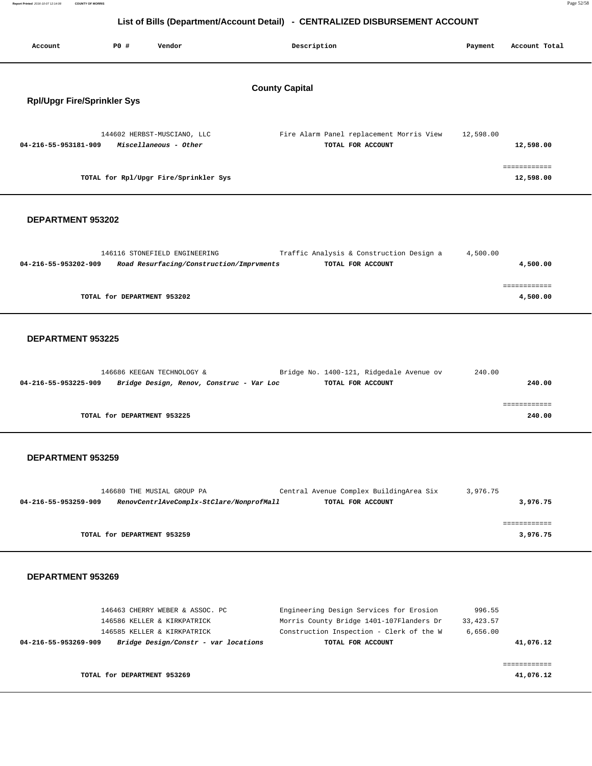# List of Bills (Department/Account Detail) - CENTRALIZED DISBURSEMENT ACCOUNT

| Account | PO # | Vendor | Description | Payment | Account Total |
|---|---|---|---|---|---|

## County Capital

### Rpl/Upgr Fire/Sprinkler Sys

| Account | PO # | Vendor | Description | Payment | Account Total |
|---|---|---|---|---|---|
| | 144602 | HERBST-MUSCIANO, LLC | Fire Alarm Panel replacement Morris View | 12,598.00 | |
| 04-216-55-953181-909 | | *Miscellaneous - Other* | TOTAL FOR ACCOUNT | | 12,598.00 |
| | | TOTAL for Rpl/Upgr Fire/Sprinkler Sys | | | 12,598.00 |

### DEPARTMENT 953202

| Account | PO # | Vendor | Description | Payment | Account Total |
|---|---|---|---|---|---|
| | 146116 | STONEFIELD ENGINEERING | Traffic Analysis & Construction Design a | 4,500.00 | |
| 04-216-55-953202-909 | | *Road Resurfacing/Construction/Imprvments* | TOTAL FOR ACCOUNT | | 4,500.00 |
| | | TOTAL for DEPARTMENT 953202 | | | 4,500.00 |

### DEPARTMENT 953225

| Account | PO # | Vendor | Description | Payment | Account Total |
|---|---|---|---|---|---|
| | 146686 | KEEGAN TECHNOLOGY & | Bridge No. 1400-121, Ridgedale Avenue ov | 240.00 | |
| 04-216-55-953225-909 | | *Bridge Design, Renov, Construc - Var Loc* | TOTAL FOR ACCOUNT | | 240.00 |
| | | TOTAL for DEPARTMENT 953225 | | | 240.00 |

### DEPARTMENT 953259

| Account | PO # | Vendor | Description | Payment | Account Total |
|---|---|---|---|---|---|
| | 146680 | THE MUSIAL GROUP PA | Central Avenue Complex BuildingArea Six | 3,976.75 | |
| 04-216-55-953259-909 | | *RenovCentrlAveComplx-StClare/NonprofMall* | TOTAL FOR ACCOUNT | | 3,976.75 |
| | | TOTAL for DEPARTMENT 953259 | | | 3,976.75 |

### DEPARTMENT 953269

| Account | PO # | Vendor | Description | Payment | Account Total |
|---|---|---|---|---|---|
| | 146463 | CHERRY WEBER & ASSOC. PC | Engineering Design Services for Erosion | 996.55 | |
| | 146586 | KELLER & KIRKPATRICK | Morris County Bridge 1401-107Flanders Dr | 33,423.57 | |
| | 146585 | KELLER & KIRKPATRICK | Construction Inspection - Clerk of the W | 6,656.00 | |
| 04-216-55-953269-909 | | *Bridge Design/Constr - var locations* | TOTAL FOR ACCOUNT | | 41,076.12 |
| | | TOTAL for DEPARTMENT 953269 | | | 41,076.12 |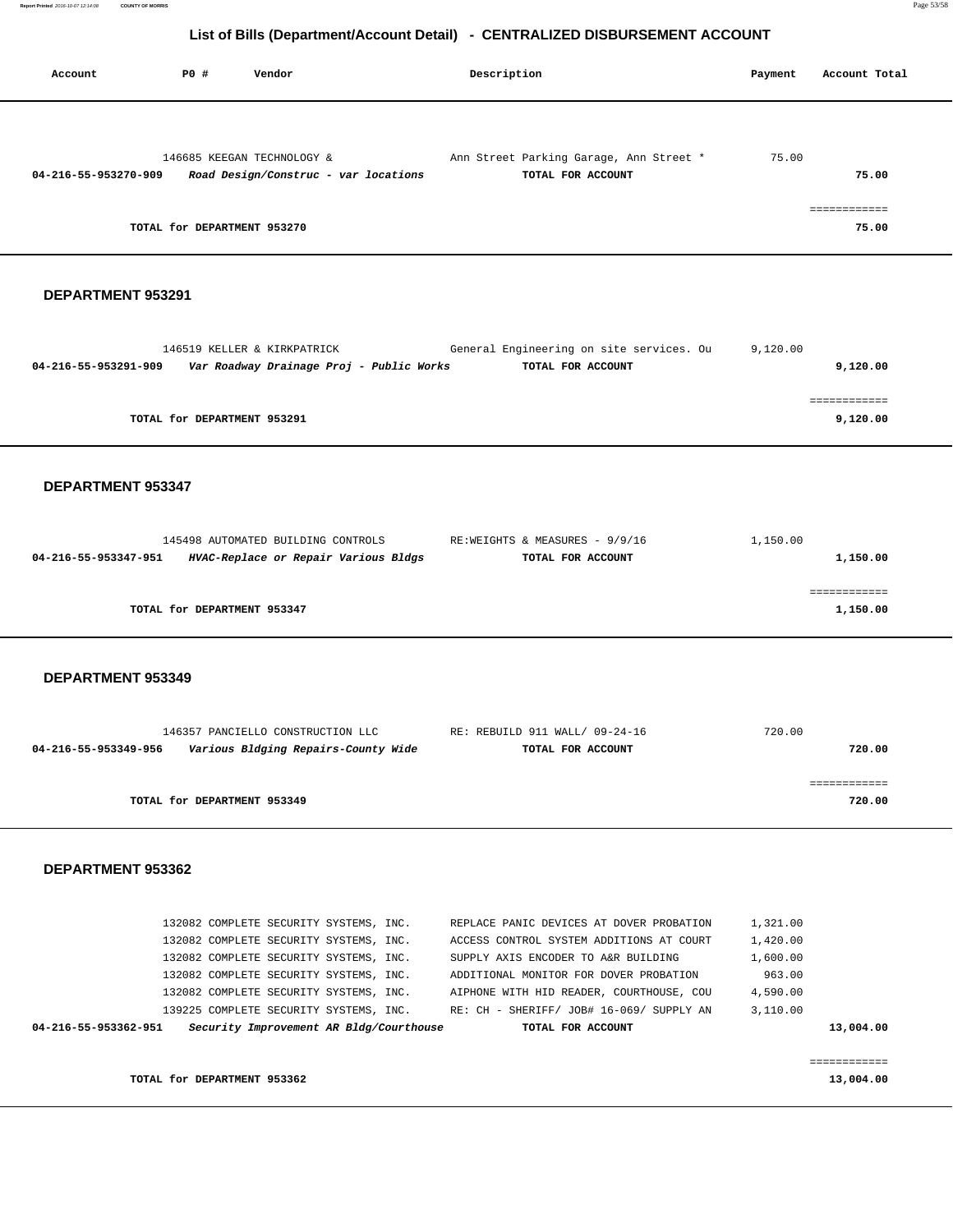## List of Bills (Department/Account Detail) - CENTRALIZED DISBURSEMENT ACCOUNT

| Account | PO # | Vendor | Description | Payment | Account Total |
|---|---|---|---|---|---|
| | 146685 | KEEGAN TECHNOLOGY & | Ann Street Parking Garage, Ann Street * | 75.00 | |
| **04-216-55-953270-909** | | ***Road Design/Construc - var locations*** | **TOTAL FOR ACCOUNT** | | **75.00** |
| | | | | | ============ |
| | **TOTAL for DEPARTMENT 953270** | | | | **75.00** |

### DEPARTMENT 953291

| Account | PO # | Vendor | Description | Payment | Account Total |
|---|---|---|---|---|---|
| | 146519 | KELLER & KIRKPATRICK | General Engineering on site services. Ou | 9,120.00 | |
| **04-216-55-953291-909** | | ***Var Roadway Drainage Proj - Public Works*** | **TOTAL FOR ACCOUNT** | | **9,120.00** |
| | | | | | ============ |
| | **TOTAL for DEPARTMENT 953291** | | | | **9,120.00** |

### DEPARTMENT 953347

| Account | PO # | Vendor | Description | Payment | Account Total |
|---|---|---|---|---|---|
| | 145498 | AUTOMATED BUILDING CONTROLS | RE:WEIGHTS & MEASURES - 9/9/16 | 1,150.00 | |
| **04-216-55-953347-951** | | ***HVAC-Replace or Repair Various Bldgs*** | **TOTAL FOR ACCOUNT** | | **1,150.00** |
| | | | | | ============ |
| | **TOTAL for DEPARTMENT 953347** | | | | **1,150.00** |

### DEPARTMENT 953349

| Account | PO # | Vendor | Description | Payment | Account Total |
|---|---|---|---|---|---|
| | 146357 | PANCIELLO CONSTRUCTION LLC | RE: REBUILD 911 WALL/ 09-24-16 | 720.00 | |
| **04-216-55-953349-956** | | ***Various Bldging Repairs-County Wide*** | **TOTAL FOR ACCOUNT** | | **720.00** |
| | | | | | ============ |
| | **TOTAL for DEPARTMENT 953349** | | | | **720.00** |

### DEPARTMENT 953362

| Account | PO # | Vendor | Description | Payment | Account Total |
|---|---|---|---|---|---|
| | 132082 | COMPLETE SECURITY SYSTEMS, INC. | REPLACE PANIC DEVICES AT DOVER PROBATION | 1,321.00 | |
| | 132082 | COMPLETE SECURITY SYSTEMS, INC. | ACCESS CONTROL SYSTEM ADDITIONS AT COURT | 1,420.00 | |
| | 132082 | COMPLETE SECURITY SYSTEMS, INC. | SUPPLY AXIS ENCODER TO A&R BUILDING | 1,600.00 | |
| | 132082 | COMPLETE SECURITY SYSTEMS, INC. | ADDITIONAL MONITOR FOR DOVER PROBATION | 963.00 | |
| | 132082 | COMPLETE SECURITY SYSTEMS, INC. | AIPHONE WITH HID READER, COURTHOUSE, COU | 4,590.00 | |
| | 139225 | COMPLETE SECURITY SYSTEMS, INC. | RE: CH - SHERIFF/ JOB# 16-069/ SUPPLY AN | 3,110.00 | |
| **04-216-55-953362-951** | | ***Security Improvement AR Bldg/Courthouse*** | **TOTAL FOR ACCOUNT** | | **13,004.00** |
| | | | | | ============ |
| | **TOTAL for DEPARTMENT 953362** | | | | **13,004.00** |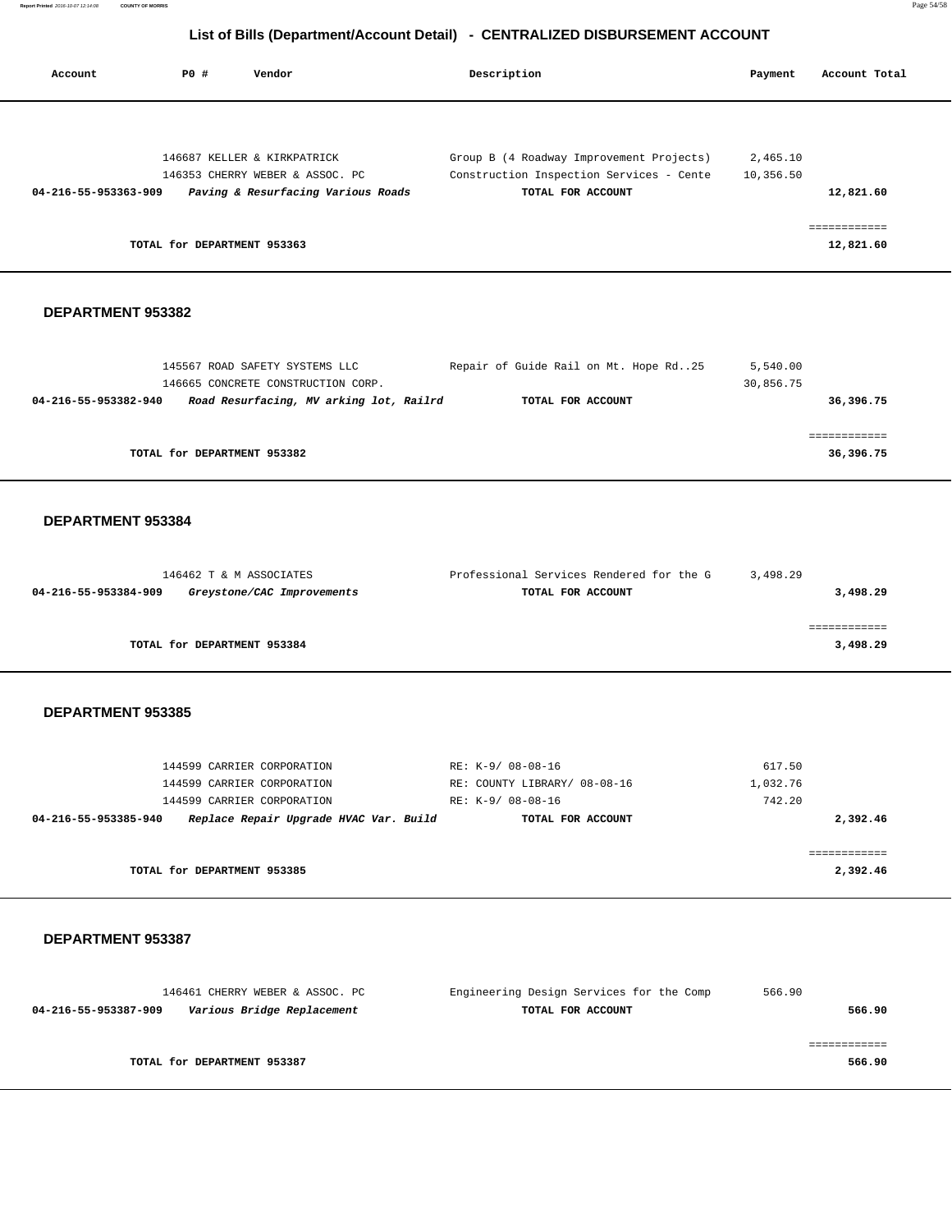# List of Bills (Department/Account Detail) - CENTRALIZED DISBURSEMENT ACCOUNT

| Account | PO # | Vendor | Description | Payment | Account Total |
|---|---|---|---|---|---|
| | 146687 | KELLER & KIRKPATRICK | Group B (4 Roadway Improvement Projects) | 2,465.10 | |
| | 146353 | CHERRY WEBER & ASSOC. PC | Construction Inspection Services - Cente | 10,356.50 | |
| **04-216-55-953363-909** | | ***Paving & Resurfacing Various Roads*** | **TOTAL FOR ACCOUNT** | | **12,821.60** |
| | | | | | ============ |
| | **TOTAL for DEPARTMENT 953363** | | | | **12,821.60** |

## DEPARTMENT 953382

| Account | PO # | Vendor | Description | Payment | Account Total |
|---|---|---|---|---|---|
| | 145567 | ROAD SAFETY SYSTEMS LLC | Repair of Guide Rail on Mt. Hope Rd..25 | 5,540.00 | |
| | 146665 | CONCRETE CONSTRUCTION CORP. | | 30,856.75 | |
| **04-216-55-953382-940** | | ***Road Resurfacing, MV arking lot, Railrd*** | **TOTAL FOR ACCOUNT** | | **36,396.75** |
| | | | | | ============ |
| | **TOTAL for DEPARTMENT 953382** | | | | **36,396.75** |

## DEPARTMENT 953384

| Account | PO # | Vendor | Description | Payment | Account Total |
|---|---|---|---|---|---|
| | 146462 | T & M ASSOCIATES | Professional Services Rendered for the G | 3,498.29 | |
| **04-216-55-953384-909** | | ***Greystone/CAC Improvements*** | **TOTAL FOR ACCOUNT** | | **3,498.29** |
| | | | | | ============ |
| | **TOTAL for DEPARTMENT 953384** | | | | **3,498.29** |

## DEPARTMENT 953385

| Account | PO # | Vendor | Description | Payment | Account Total |
|---|---|---|---|---|---|
| | 144599 | CARRIER CORPORATION | RE: K-9/ 08-08-16 | 617.50 | |
| | 144599 | CARRIER CORPORATION | RE: COUNTY LIBRARY/ 08-08-16 | 1,032.76 | |
| | 144599 | CARRIER CORPORATION | RE: K-9/ 08-08-16 | 742.20 | |
| **04-216-55-953385-940** | | ***Replace Repair Upgrade HVAC Var. Build*** | **TOTAL FOR ACCOUNT** | | **2,392.46** |
| | | | | | ============ |
| | **TOTAL for DEPARTMENT 953385** | | | | **2,392.46** |

## DEPARTMENT 953387

| Account | PO # | Vendor | Description | Payment | Account Total |
|---|---|---|---|---|---|
| | 146461 | CHERRY WEBER & ASSOC. PC | Engineering Design Services for the Comp | 566.90 | |
| **04-216-55-953387-909** | | ***Various Bridge Replacement*** | **TOTAL FOR ACCOUNT** | | **566.90** |
| | | | | | ============ |
| | **TOTAL for DEPARTMENT 953387** | | | | **566.90** |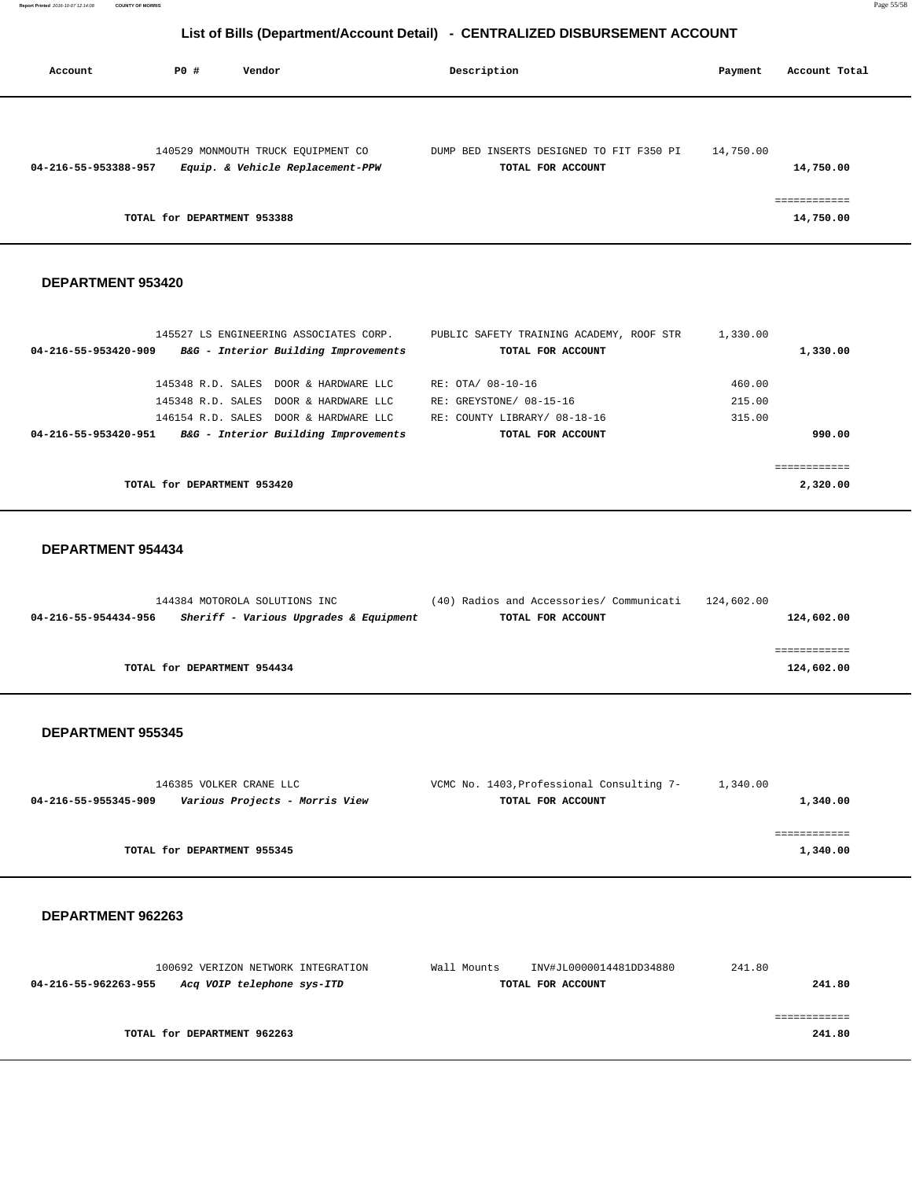# List of Bills (Department/Account Detail) - CENTRALIZED DISBURSEMENT ACCOUNT

| Account | PO # | Vendor | Description | Payment | Account Total |
|---|---|---|---|---|---|
| | 140529 | MONMOUTH TRUCK EQUIPMENT CO | DUMP BED INSERTS DESIGNED TO FIT F350 PI | 14,750.00 | |
| **04-216-55-953388-957** | | ***Equip. & Vehicle Replacement-PPW*** | **TOTAL FOR ACCOUNT** | | **14,750.00** |
| | | | | | ============ |
| | **TOTAL for DEPARTMENT 953388** | | | | **14,750.00** |

## DEPARTMENT 953420

| Account | PO # | Vendor | Description | Payment | Account Total |
|---|---|---|---|---|---|
| | 145527 | LS ENGINEERING ASSOCIATES CORP. | PUBLIC SAFETY TRAINING ACADEMY, ROOF STR | 1,330.00 | |
| **04-216-55-953420-909** | | ***B&G - Interior Building Improvements*** | **TOTAL FOR ACCOUNT** | | **1,330.00** |
| | 145348 | R.D. SALES DOOR & HARDWARE LLC | RE: OTA/ 08-10-16 | 460.00 | |
| | 145348 | R.D. SALES DOOR & HARDWARE LLC | RE: GREYSTONE/ 08-15-16 | 215.00 | |
| | 146154 | R.D. SALES DOOR & HARDWARE LLC | RE: COUNTY LIBRARY/ 08-18-16 | 315.00 | |
| **04-216-55-953420-951** | | ***B&G - Interior Building Improvements*** | **TOTAL FOR ACCOUNT** | | **990.00** |
| | | | | | ============ |
| | **TOTAL for DEPARTMENT 953420** | | | | **2,320.00** |

## DEPARTMENT 954434

| Account | PO # | Vendor | Description | Payment | Account Total |
|---|---|---|---|---|---|
| | 144384 | MOTOROLA SOLUTIONS INC | (40) Radios and Accessories/ Communicati | 124,602.00 | |
| **04-216-55-954434-956** | | ***Sheriff - Various Upgrades & Equipment*** | **TOTAL FOR ACCOUNT** | | **124,602.00** |
| | | | | | ============ |
| | **TOTAL for DEPARTMENT 954434** | | | | **124,602.00** |

## DEPARTMENT 955345

| Account | PO # | Vendor | Description | Payment | Account Total |
|---|---|---|---|---|---|
| | 146385 | VOLKER CRANE LLC | VCMC No. 1403,Professional Consulting 7- | 1,340.00 | |
| **04-216-55-955345-909** | | ***Various Projects - Morris View*** | **TOTAL FOR ACCOUNT** | | **1,340.00** |
| | | | | | ============ |
| | **TOTAL for DEPARTMENT 955345** | | | | **1,340.00** |

## DEPARTMENT 962263

| Account | PO # | Vendor | Description | Payment | Account Total |
|---|---|---|---|---|---|
| | 100692 | VERIZON NETWORK INTEGRATION | Wall Mounts INV#JL0000014481DD34880 | 241.80 | |
| **04-216-55-962263-955** | | ***Acq VOIP telephone sys-ITD*** | **TOTAL FOR ACCOUNT** | | **241.80** |
| | | | | | ============ |
| | **TOTAL for DEPARTMENT 962263** | | | | **241.80** |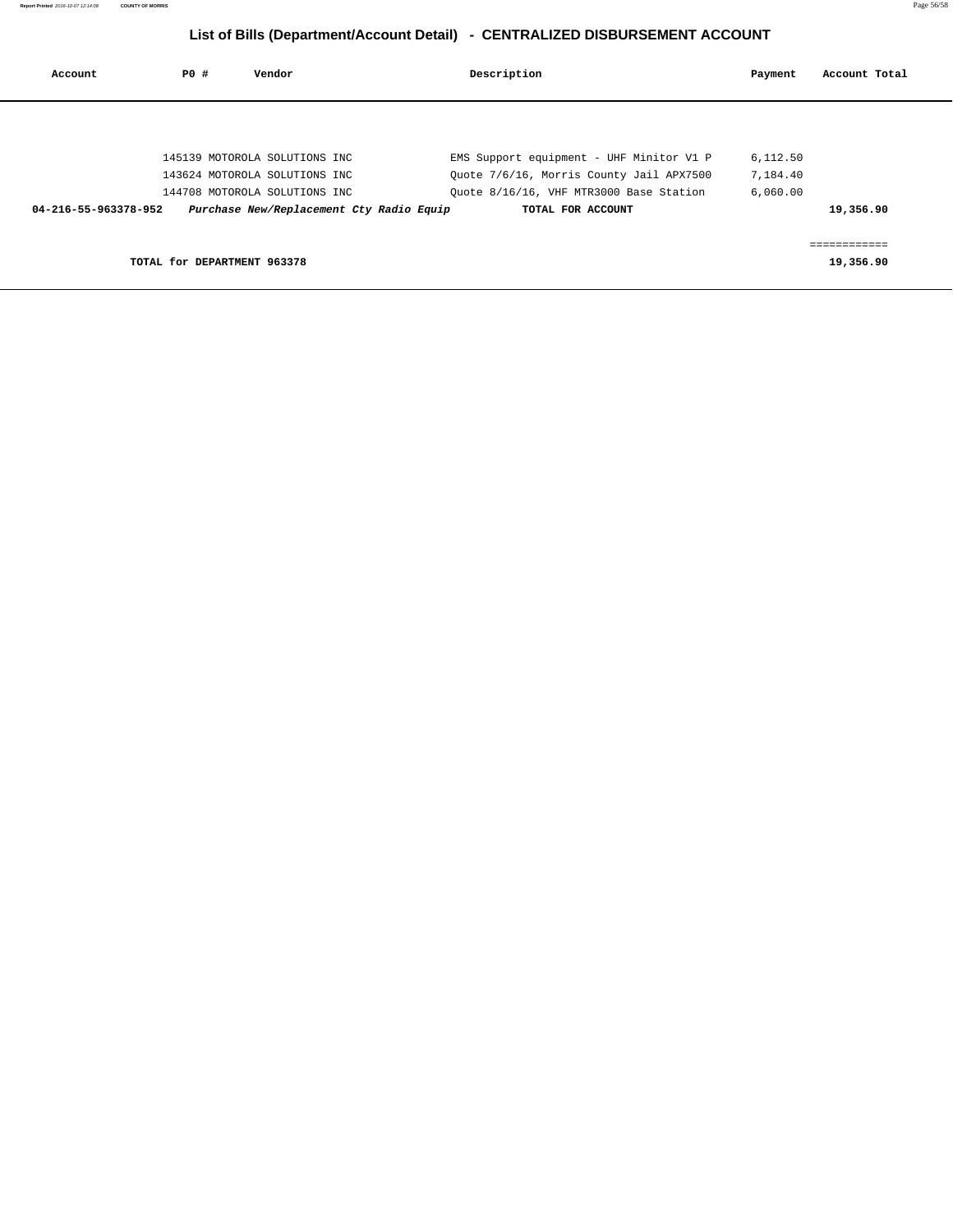## List of Bills (Department/Account Detail) - CENTRALIZED DISBURSEMENT ACCOUNT

| Account | PO # | Vendor | Description | Payment | Account Total |
|---|---|---|---|---|---|
| | 145139 | MOTOROLA SOLUTIONS INC | EMS Support equipment - UHF Minitor V1 P | 6,112.50 | |
| | 143624 | MOTOROLA SOLUTIONS INC | Quote 7/6/16, Morris County Jail APX7500 | 7,184.40 | |
| | 144708 | MOTOROLA SOLUTIONS INC | Quote 8/16/16, VHF MTR3000 Base Station | 6,060.00 | |
| **04-216-55-963378-952** | | ***Purchase New/Replacement Cty Radio Equip*** | **TOTAL FOR ACCOUNT** | | **19,356.90** |
| | | | | | ============ |
| **TOTAL for DEPARTMENT 963378** | | | | | **19,356.90** |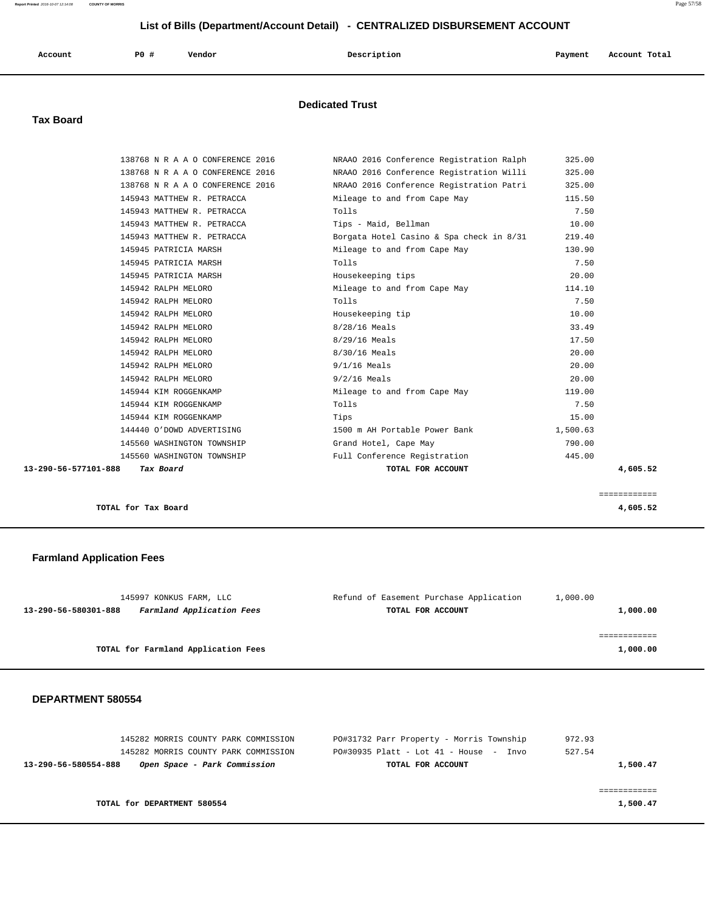## List of Bills (Department/Account Detail) - CENTRALIZED DISBURSEMENT ACCOUNT

| Account | PO # | Vendor | Description | Payment | Account Total |
|---|---|---|---|---|---|

### Dedicated Trust

### Tax Board

| Account | PO # | Vendor | Description | Payment | Account Total |
|---|---|---|---|---|---|
| | 138768 | N R A A O CONFERENCE 2016 | NRAAO 2016 Conference Registration Ralph | 325.00 | |
| | 138768 | N R A A O CONFERENCE 2016 | NRAAO 2016 Conference Registration Willi | 325.00 | |
| | 138768 | N R A A O CONFERENCE 2016 | NRAAO 2016 Conference Registration Patri | 325.00 | |
| | 145943 | MATTHEW R. PETRACCA | Mileage to and from Cape May | 115.50 | |
| | 145943 | MATTHEW R. PETRACCA | Tolls | 7.50 | |
| | 145943 | MATTHEW R. PETRACCA | Tips - Maid, Bellman | 10.00 | |
| | 145943 | MATTHEW R. PETRACCA | Borgata Hotel Casino & Spa check in 8/31 | 219.40 | |
| | 145945 | PATRICIA MARSH | Mileage to and from Cape May | 130.90 | |
| | 145945 | PATRICIA MARSH | Tolls | 7.50 | |
| | 145945 | PATRICIA MARSH | Housekeeping tips | 20.00 | |
| | 145942 | RALPH MELORO | Mileage to and from Cape May | 114.10 | |
| | 145942 | RALPH MELORO | Tolls | 7.50 | |
| | 145942 | RALPH MELORO | Housekeeping tip | 10.00 | |
| | 145942 | RALPH MELORO | 8/28/16 Meals | 33.49 | |
| | 145942 | RALPH MELORO | 8/29/16 Meals | 17.50 | |
| | 145942 | RALPH MELORO | 8/30/16 Meals | 20.00 | |
| | 145942 | RALPH MELORO | 9/1/16 Meals | 20.00 | |
| | 145942 | RALPH MELORO | 9/2/16 Meals | 20.00 | |
| | 145944 | KIM ROGGENKAMP | Mileage to and from Cape May | 119.00 | |
| | 145944 | KIM ROGGENKAMP | Tolls | 7.50 | |
| | 145944 | KIM ROGGENKAMP | Tips | 15.00 | |
| | 144440 | O'DOWD ADVERTISING | 1500 m AH Portable Power Bank | 1,500.63 | |
| | 145560 | WASHINGTON TOWNSHIP | Grand Hotel, Cape May | 790.00 | |
| | 145560 | WASHINGTON TOWNSHIP | Full Conference Registration | 445.00 | |
| **13-290-56-577101-888** | | ***Tax Board*** | **TOTAL FOR ACCOUNT** | | **4,605.52** |

**TOTAL for Tax Board** **4,605.52**

### Farmland Application Fees

| Account | PO # | Vendor | Description | Payment | Account Total |
|---|---|---|---|---|---|
| | 145997 | KONKUS FARM, LLC | Refund of Easement Purchase Application | 1,000.00 | |
| **13-290-56-580301-888** | | ***Farmland Application Fees*** | **TOTAL FOR ACCOUNT** | | **1,000.00** |

**TOTAL for Farmland Application Fees** **1,000.00**

### DEPARTMENT 580554

| Account | PO # | Vendor | Description | Payment | Account Total |
|---|---|---|---|---|---|
| | 145282 | MORRIS COUNTY PARK COMMISSION | PO#31732 Parr Property - Morris Township | 972.93 | |
| | 145282 | MORRIS COUNTY PARK COMMISSION | PO#30935 Platt - Lot 41 - House - Invo | 527.54 | |
| **13-290-56-580554-888** | | ***Open Space - Park Commission*** | **TOTAL FOR ACCOUNT** | | **1,500.47** |

**TOTAL for DEPARTMENT 580554** **1,500.47**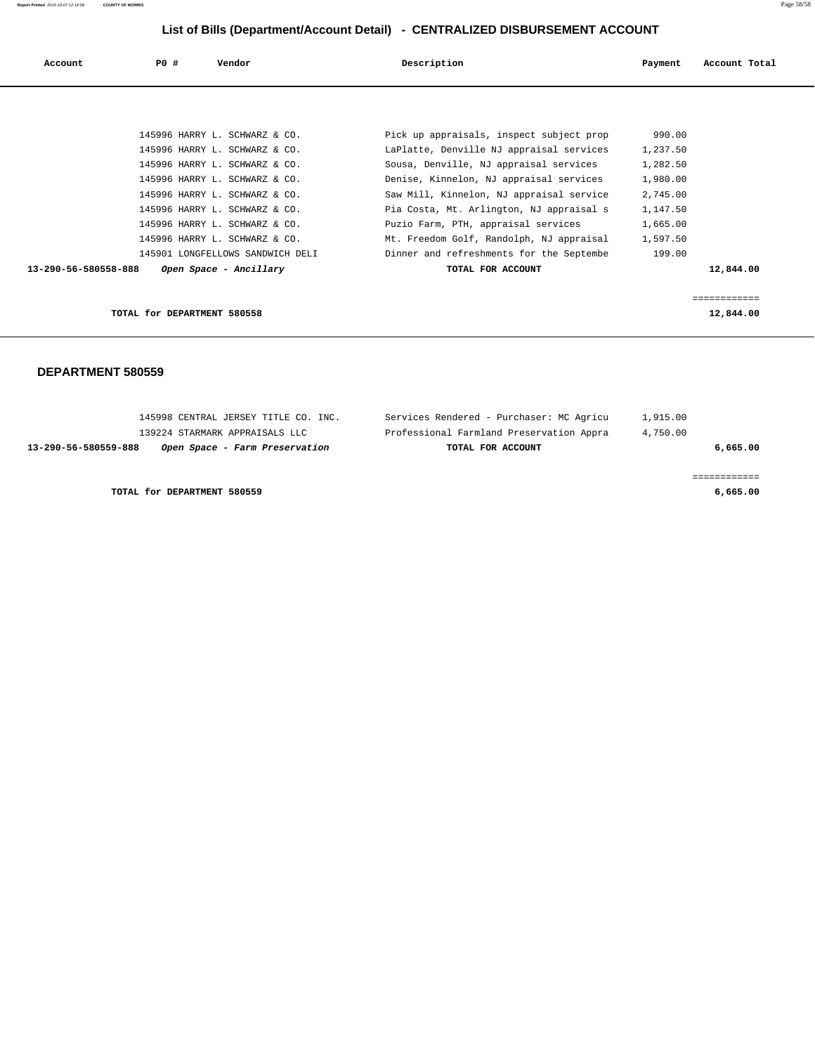## List of Bills (Department/Account Detail) - CENTRALIZED DISBURSEMENT ACCOUNT

| Account | PO # | Vendor | Description | Payment | Account Total |
|---|---|---|---|---|---|
| | 145996 | HARRY L. SCHWARZ & CO. | Pick up appraisals, inspect subject prop | 990.00 | |
| | 145996 | HARRY L. SCHWARZ & CO. | LaPlatte, Denville NJ appraisal services | 1,237.50 | |
| | 145996 | HARRY L. SCHWARZ & CO. | Sousa, Denville, NJ appraisal services | 1,282.50 | |
| | 145996 | HARRY L. SCHWARZ & CO. | Denise, Kinnelon, NJ appraisal services | 1,980.00 | |
| | 145996 | HARRY L. SCHWARZ & CO. | Saw Mill, Kinnelon, NJ appraisal service | 2,745.00 | |
| | 145996 | HARRY L. SCHWARZ & CO. | Pia Costa, Mt. Arlington, NJ appraisal s | 1,147.50 | |
| | 145996 | HARRY L. SCHWARZ & CO. | Puzio Farm, PTH, appraisal services | 1,665.00 | |
| | 145996 | HARRY L. SCHWARZ & CO. | Mt. Freedom Golf, Randolph, NJ appraisal | 1,597.50 | |
| | 145901 | LONGFELLOWS SANDWICH DELI | Dinner and refreshments for the Septembe | 199.00 | |
| **13-290-56-580558-888** | | ***Open Space - Ancillary*** | **TOTAL FOR ACCOUNT** | | **12,844.00** |
| | | | | | ============ |
| **TOTAL for DEPARTMENT 580558** | | | | | **12,844.00** |

### DEPARTMENT 580559

| Account | PO # | Vendor | Description | Payment | Account Total |
|---|---|---|---|---|---|
| | 145998 | CENTRAL JERSEY TITLE CO. INC. | Services Rendered - Purchaser: MC Agricu | 1,915.00 | |
| | 139224 | STARMARK APPRAISALS LLC | Professional Farmland Preservation Appra | 4,750.00 | |
| **13-290-56-580559-888** | | ***Open Space - Farm Preservation*** | **TOTAL FOR ACCOUNT** | | **6,665.00** |
| | | | | | ============ |
| **TOTAL for DEPARTMENT 580559** | | | | | **6,665.00** |